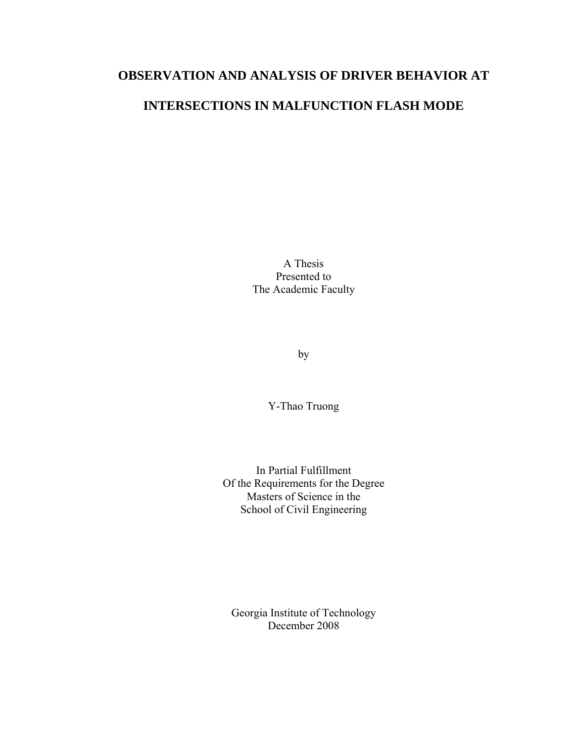# OBSERVATION AND ANALYSIS OF DRIVER BEHAVIOR AT INTERSECTIONS IN MALFUNCTION FLASH MODE

A Thesis
Presented to
The Academic Faculty

by

Y-Thao Truong

In Partial Fulfillment
Of the Requirements for the Degree
Masters of Science in the
School of Civil Engineering

Georgia Institute of Technology
December 2008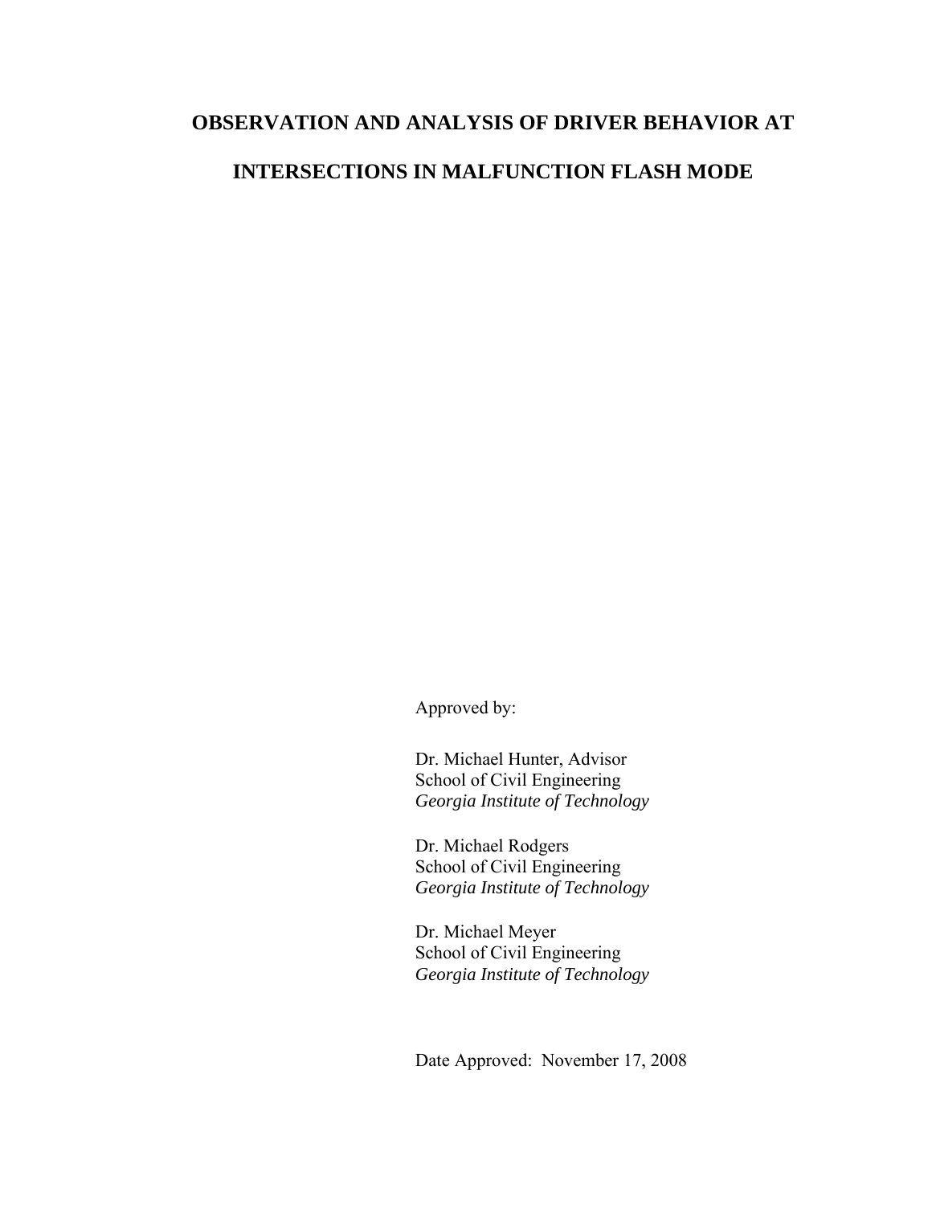# OBSERVATION AND ANALYSIS OF DRIVER BEHAVIOR AT INTERSECTIONS IN MALFUNCTION FLASH MODE

Approved by:

Dr. Michael Hunter, Advisor  
School of Civil Engineering  
*Georgia Institute of Technology*

Dr. Michael Rodgers  
School of Civil Engineering  
*Georgia Institute of Technology*

Dr. Michael Meyer  
School of Civil Engineering  
*Georgia Institute of Technology*

Date Approved: November 17, 2008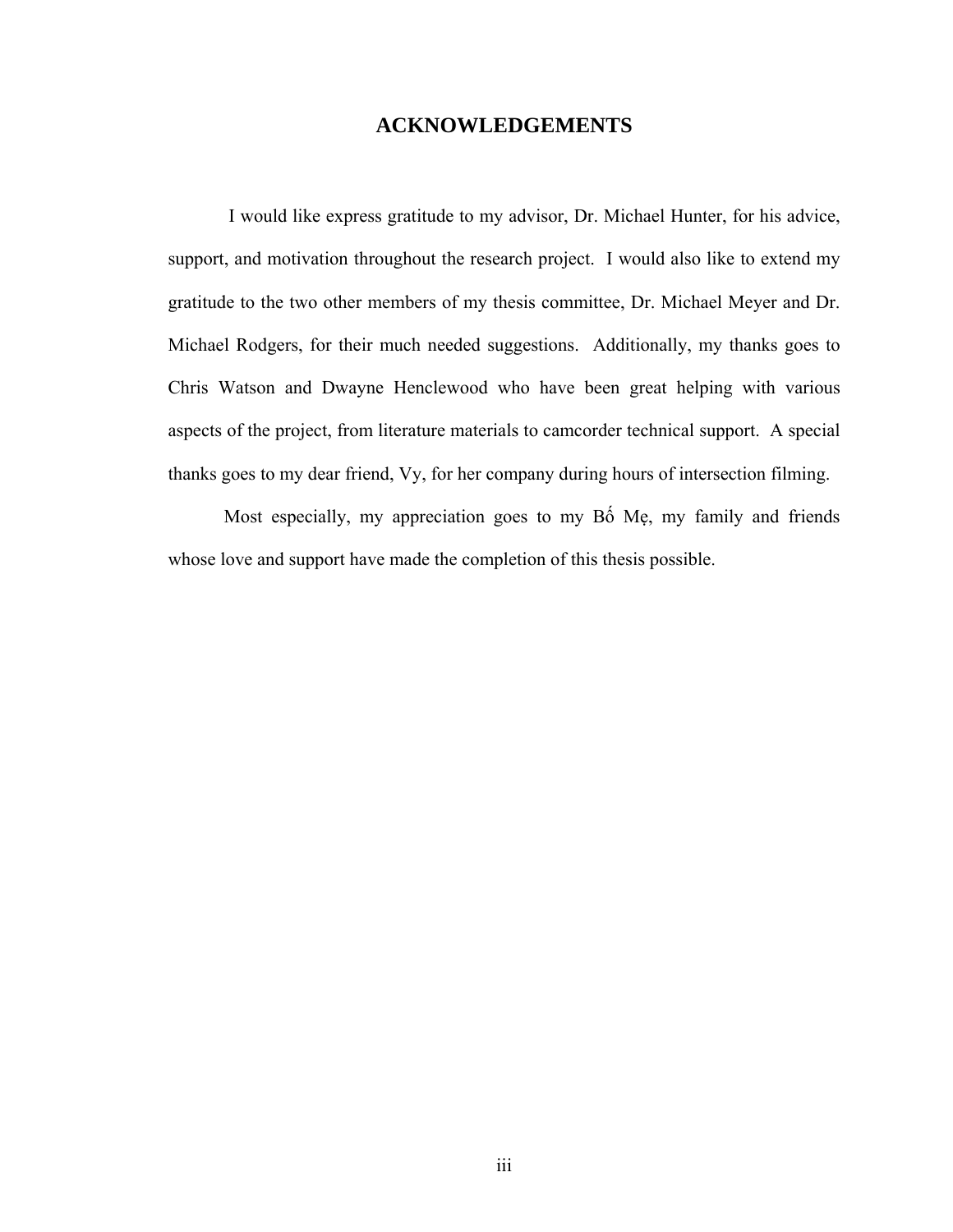# ACKNOWLEDGEMENTS

I would like express gratitude to my advisor, Dr. Michael Hunter, for his advice, support, and motivation throughout the research project. I would also like to extend my gratitude to the two other members of my thesis committee, Dr. Michael Meyer and Dr. Michael Rodgers, for their much needed suggestions. Additionally, my thanks goes to Chris Watson and Dwayne Henclewood who have been great helping with various aspects of the project, from literature materials to camcorder technical support. A special thanks goes to my dear friend, Vy, for her company during hours of intersection filming.

Most especially, my appreciation goes to my Bố Mẹ, my family and friends whose love and support have made the completion of this thesis possible.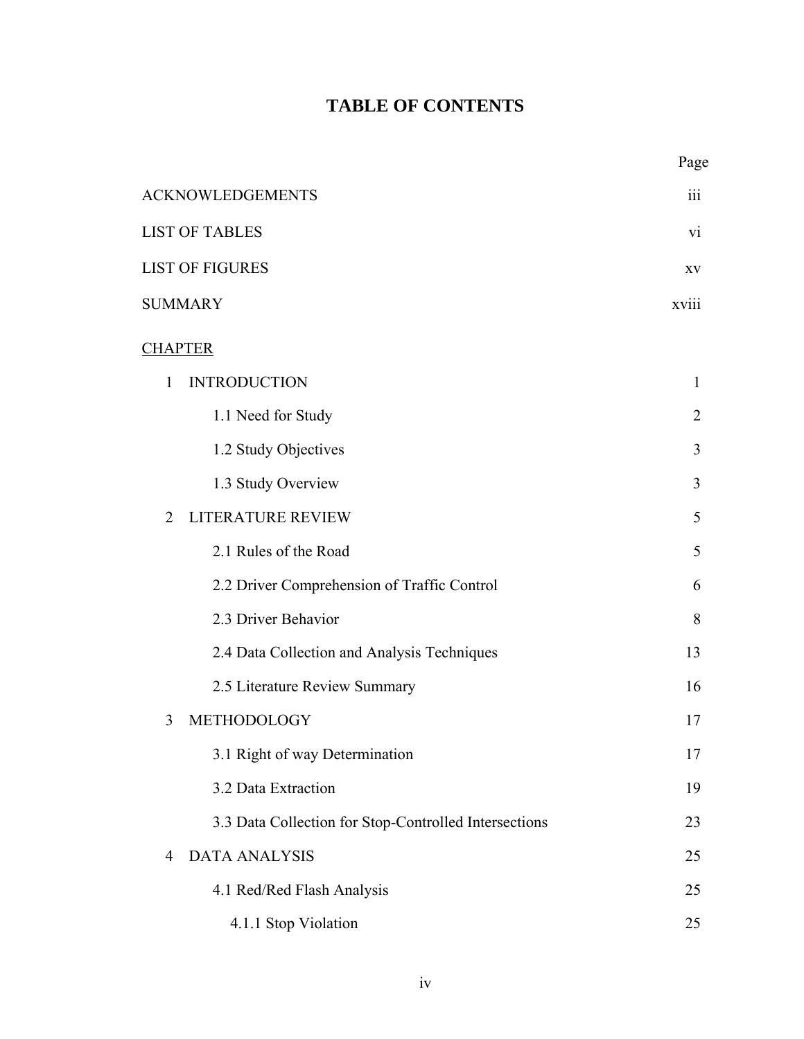# TABLE OF CONTENTS

| | Page |
|---|---|
| ACKNOWLEDGEMENTS | iii |
| LIST OF TABLES | vi |
| LIST OF FIGURES | xv |
| SUMMARY | xviii |
| CHAPTER | |
| 1 INTRODUCTION | 1 |
| 1.1 Need for Study | 2 |
| 1.2 Study Objectives | 3 |
| 1.3 Study Overview | 3 |
| 2 LITERATURE REVIEW | 5 |
| 2.1 Rules of the Road | 5 |
| 2.2 Driver Comprehension of Traffic Control | 6 |
| 2.3 Driver Behavior | 8 |
| 2.4 Data Collection and Analysis Techniques | 13 |
| 2.5 Literature Review Summary | 16 |
| 3 METHODOLOGY | 17 |
| 3.1 Right of way Determination | 17 |
| 3.2 Data Extraction | 19 |
| 3.3 Data Collection for Stop-Controlled Intersections | 23 |
| 4 DATA ANALYSIS | 25 |
| 4.1 Red/Red Flash Analysis | 25 |
| 4.1.1 Stop Violation | 25 |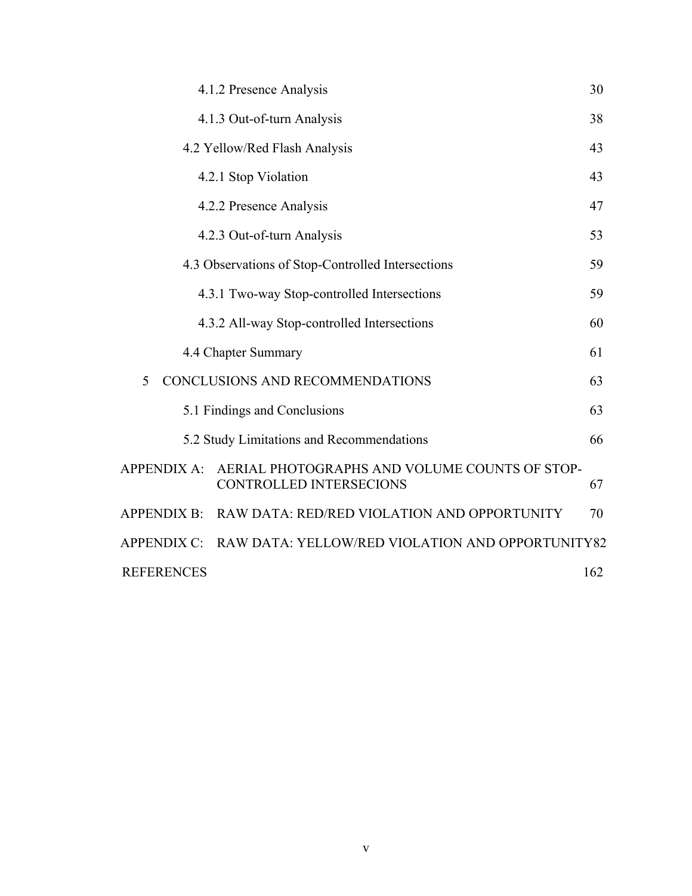4.1.2 Presence Analysis 30

4.1.3 Out-of-turn Analysis 38

4.2 Yellow/Red Flash Analysis 43

4.2.1 Stop Violation 43

4.2.2 Presence Analysis 47

4.2.3 Out-of-turn Analysis 53

4.3 Observations of Stop-Controlled Intersections 59

4.3.1 Two-way Stop-controlled Intersections 59

4.3.2 All-way Stop-controlled Intersections 60

4.4 Chapter Summary 61

5 CONCLUSIONS AND RECOMMENDATIONS 63

5.1 Findings and Conclusions 63

5.2 Study Limitations and Recommendations 66

APPENDIX A: AERIAL PHOTOGRAPHS AND VOLUME COUNTS OF STOP-CONTROLLED INTERSECIONS 67

APPENDIX B: RAW DATA: RED/RED VIOLATION AND OPPORTUNITY 70

APPENDIX C: RAW DATA: YELLOW/RED VIOLATION AND OPPORTUNITY 82

REFERENCES 162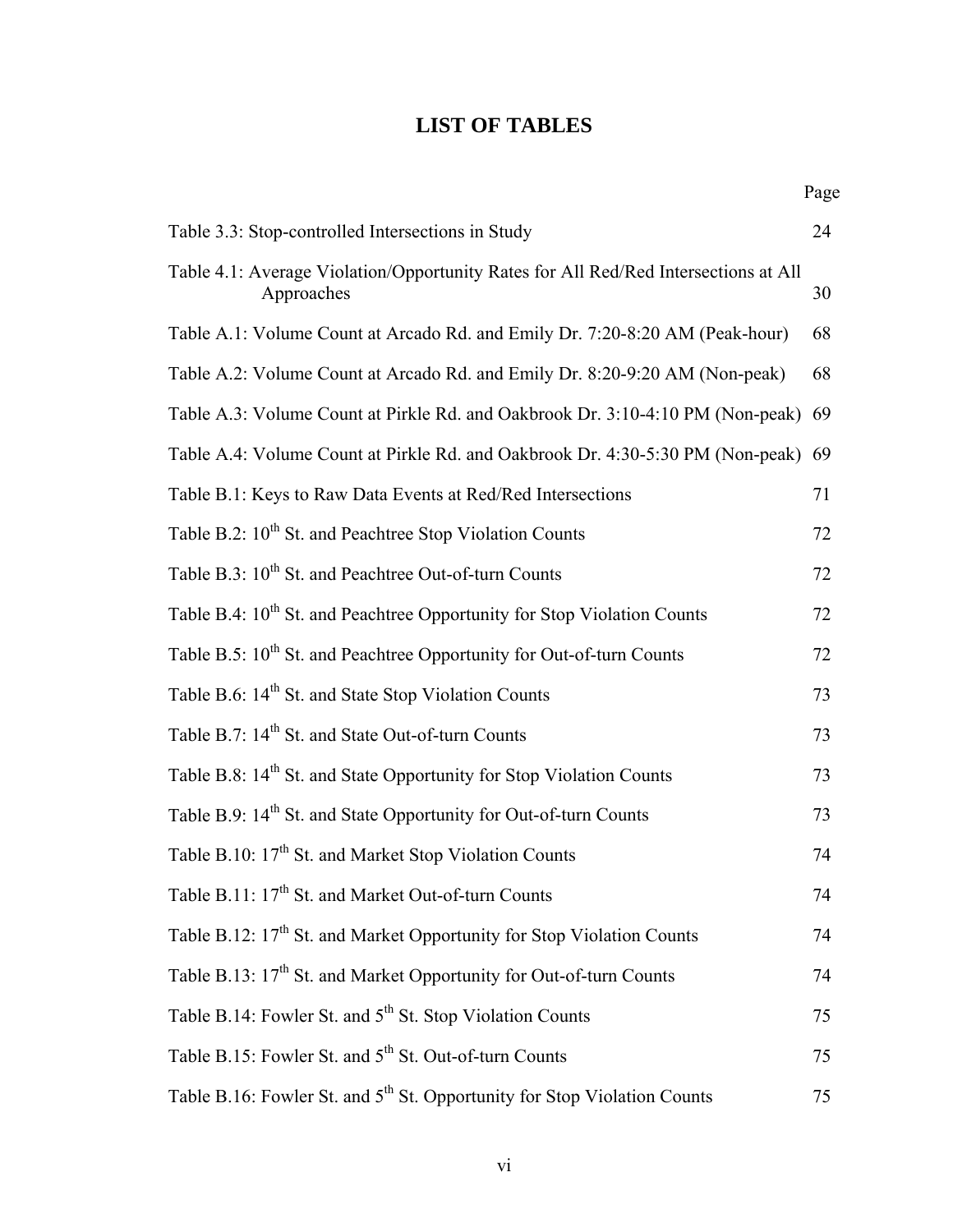# LIST OF TABLES

| | Page |
|---|---|
| Table 3.3: Stop-controlled Intersections in Study | 24 |
| Table 4.1: Average Violation/Opportunity Rates for All Red/Red Intersections at All Approaches | 30 |
| Table A.1: Volume Count at Arcado Rd. and Emily Dr. 7:20-8:20 AM (Peak-hour) | 68 |
| Table A.2: Volume Count at Arcado Rd. and Emily Dr. 8:20-9:20 AM (Non-peak) | 68 |
| Table A.3: Volume Count at Pirkle Rd. and Oakbrook Dr. 3:10-4:10 PM (Non-peak) | 69 |
| Table A.4: Volume Count at Pirkle Rd. and Oakbrook Dr. 4:30-5:30 PM (Non-peak) | 69 |
| Table B.1: Keys to Raw Data Events at Red/Red Intersections | 71 |
| Table B.2: 10th St. and Peachtree Stop Violation Counts | 72 |
| Table B.3: 10th St. and Peachtree Out-of-turn Counts | 72 |
| Table B.4: 10th St. and Peachtree Opportunity for Stop Violation Counts | 72 |
| Table B.5: 10th St. and Peachtree Opportunity for Out-of-turn Counts | 72 |
| Table B.6: 14th St. and State Stop Violation Counts | 73 |
| Table B.7: 14th St. and State Out-of-turn Counts | 73 |
| Table B.8: 14th St. and State Opportunity for Stop Violation Counts | 73 |
| Table B.9: 14th St. and State Opportunity for Out-of-turn Counts | 73 |
| Table B.10: 17th St. and Market Stop Violation Counts | 74 |
| Table B.11: 17th St. and Market Out-of-turn Counts | 74 |
| Table B.12: 17th St. and Market Opportunity for Stop Violation Counts | 74 |
| Table B.13: 17th St. and Market Opportunity for Out-of-turn Counts | 74 |
| Table B.14: Fowler St. and 5th St. Stop Violation Counts | 75 |
| Table B.15: Fowler St. and 5th St. Out-of-turn Counts | 75 |
| Table B.16: Fowler St. and 5th St. Opportunity for Stop Violation Counts | 75 |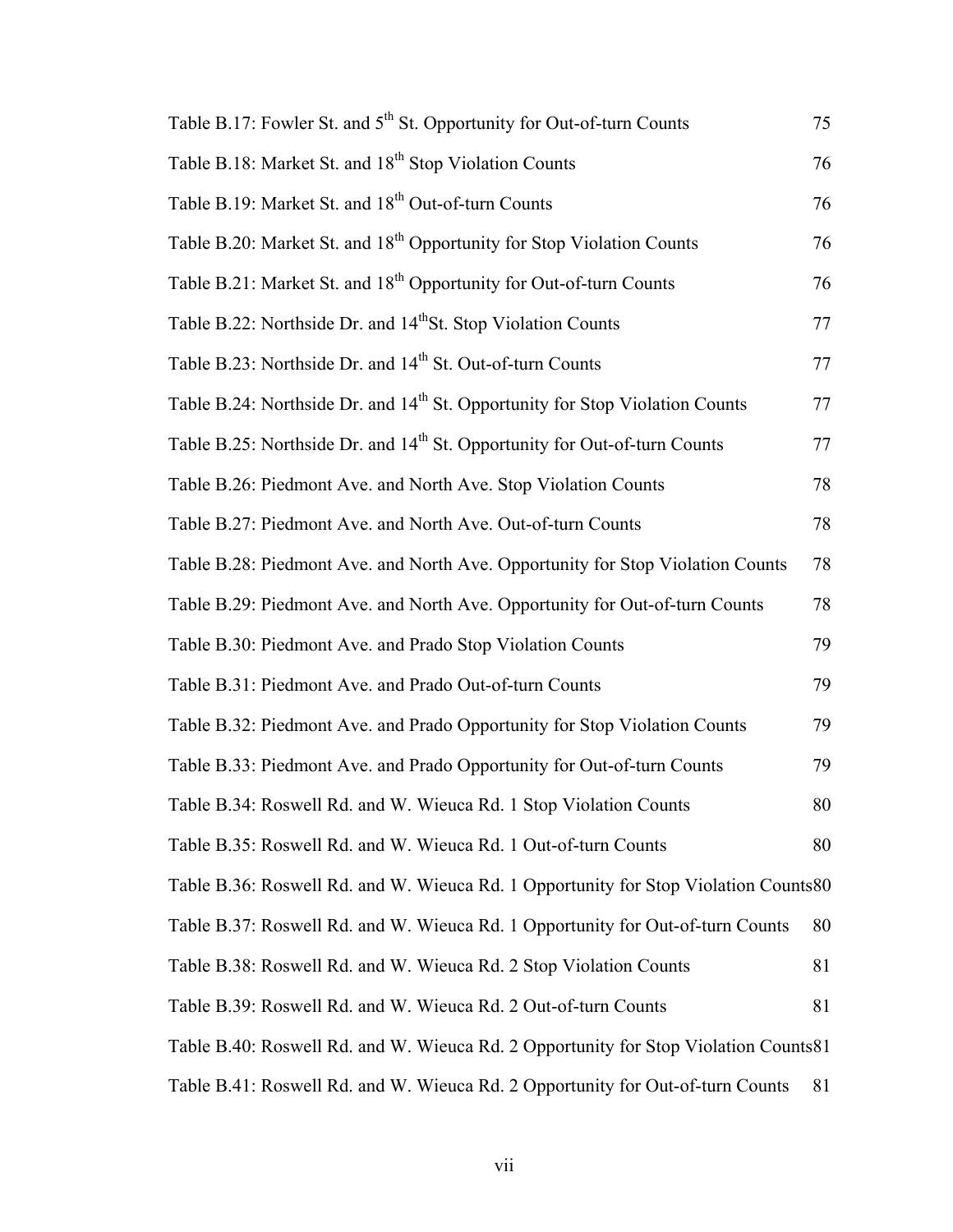Table B.17: Fowler St. and 5th St. Opportunity for Out-of-turn Counts 75

Table B.18: Market St. and 18th Stop Violation Counts 76

Table B.19: Market St. and 18th Out-of-turn Counts 76

Table B.20: Market St. and 18th Opportunity for Stop Violation Counts 76

Table B.21: Market St. and 18th Opportunity for Out-of-turn Counts 76

Table B.22: Northside Dr. and 14thSt. Stop Violation Counts 77

Table B.23: Northside Dr. and 14th St. Out-of-turn Counts 77

Table B.24: Northside Dr. and 14th St. Opportunity for Stop Violation Counts 77

Table B.25: Northside Dr. and 14th St. Opportunity for Out-of-turn Counts 77

Table B.26: Piedmont Ave. and North Ave. Stop Violation Counts 78

Table B.27: Piedmont Ave. and North Ave. Out-of-turn Counts 78

Table B.28: Piedmont Ave. and North Ave. Opportunity for Stop Violation Counts 78

Table B.29: Piedmont Ave. and North Ave. Opportunity for Out-of-turn Counts 78

Table B.30: Piedmont Ave. and Prado Stop Violation Counts 79

Table B.31: Piedmont Ave. and Prado Out-of-turn Counts 79

Table B.32: Piedmont Ave. and Prado Opportunity for Stop Violation Counts 79

Table B.33: Piedmont Ave. and Prado Opportunity for Out-of-turn Counts 79

Table B.34: Roswell Rd. and W. Wieuca Rd. 1 Stop Violation Counts 80

Table B.35: Roswell Rd. and W. Wieuca Rd. 1 Out-of-turn Counts 80

Table B.36: Roswell Rd. and W. Wieuca Rd. 1 Opportunity for Stop Violation Counts 80

Table B.37: Roswell Rd. and W. Wieuca Rd. 1 Opportunity for Out-of-turn Counts 80

Table B.38: Roswell Rd. and W. Wieuca Rd. 2 Stop Violation Counts 81

Table B.39: Roswell Rd. and W. Wieuca Rd. 2 Out-of-turn Counts 81

Table B.40: Roswell Rd. and W. Wieuca Rd. 2 Opportunity for Stop Violation Counts 81

Table B.41: Roswell Rd. and W. Wieuca Rd. 2 Opportunity for Out-of-turn Counts 81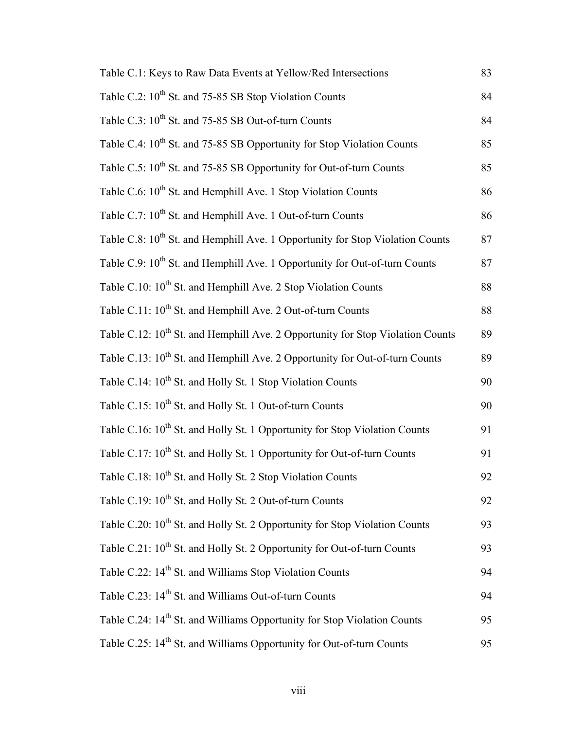Table C.1: Keys to Raw Data Events at Yellow/Red Intersections 83

Table C.2: 10$^{th}$ St. and 75-85 SB Stop Violation Counts 84

Table C.3: 10$^{th}$ St. and 75-85 SB Out-of-turn Counts 84

Table C.4: 10$^{th}$ St. and 75-85 SB Opportunity for Stop Violation Counts 85

Table C.5: 10$^{th}$ St. and 75-85 SB Opportunity for Out-of-turn Counts 85

Table C.6: 10$^{th}$ St. and Hemphill Ave. 1 Stop Violation Counts 86

Table C.7: 10$^{th}$ St. and Hemphill Ave. 1 Out-of-turn Counts 86

Table C.8: 10$^{th}$ St. and Hemphill Ave. 1 Opportunity for Stop Violation Counts 87

Table C.9: 10$^{th}$ St. and Hemphill Ave. 1 Opportunity for Out-of-turn Counts 87

Table C.10: 10$^{th}$ St. and Hemphill Ave. 2 Stop Violation Counts 88

Table C.11: 10$^{th}$ St. and Hemphill Ave. 2 Out-of-turn Counts 88

Table C.12: 10$^{th}$ St. and Hemphill Ave. 2 Opportunity for Stop Violation Counts 89

Table C.13: 10$^{th}$ St. and Hemphill Ave. 2 Opportunity for Out-of-turn Counts 89

Table C.14: 10$^{th}$ St. and Holly St. 1 Stop Violation Counts 90

Table C.15: 10$^{th}$ St. and Holly St. 1 Out-of-turn Counts 90

Table C.16: 10$^{th}$ St. and Holly St. 1 Opportunity for Stop Violation Counts 91

Table C.17: 10$^{th}$ St. and Holly St. 1 Opportunity for Out-of-turn Counts 91

Table C.18: 10$^{th}$ St. and Holly St. 2 Stop Violation Counts 92

Table C.19: 10$^{th}$ St. and Holly St. 2 Out-of-turn Counts 92

Table C.20: 10$^{th}$ St. and Holly St. 2 Opportunity for Stop Violation Counts 93

Table C.21: 10$^{th}$ St. and Holly St. 2 Opportunity for Out-of-turn Counts 93

Table C.22: 14$^{th}$ St. and Williams Stop Violation Counts 94

Table C.23: 14$^{th}$ St. and Williams Out-of-turn Counts 94

Table C.24: 14$^{th}$ St. and Williams Opportunity for Stop Violation Counts 95

Table C.25: 14$^{th}$ St. and Williams Opportunity for Out-of-turn Counts 95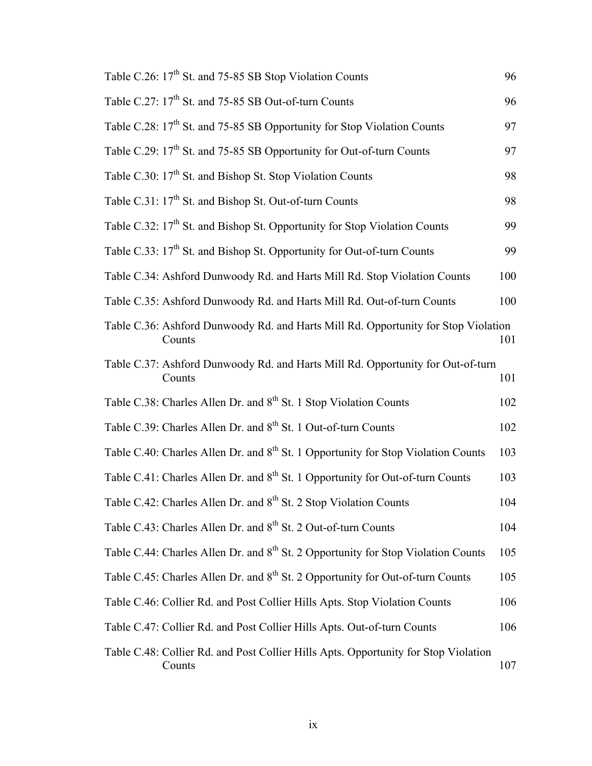Table C.26: 17th St. and 75-85 SB Stop Violation Counts 96

Table C.27: 17th St. and 75-85 SB Out-of-turn Counts 96

Table C.28: 17th St. and 75-85 SB Opportunity for Stop Violation Counts 97

Table C.29: 17th St. and 75-85 SB Opportunity for Out-of-turn Counts 97

Table C.30: 17th St. and Bishop St. Stop Violation Counts 98

Table C.31: 17th St. and Bishop St. Out-of-turn Counts 98

Table C.32: 17th St. and Bishop St. Opportunity for Stop Violation Counts 99

Table C.33: 17th St. and Bishop St. Opportunity for Out-of-turn Counts 99

Table C.34: Ashford Dunwoody Rd. and Harts Mill Rd. Stop Violation Counts 100

Table C.35: Ashford Dunwoody Rd. and Harts Mill Rd. Out-of-turn Counts 100

Table C.36: Ashford Dunwoody Rd. and Harts Mill Rd. Opportunity for Stop Violation Counts 101

Table C.37: Ashford Dunwoody Rd. and Harts Mill Rd. Opportunity for Out-of-turn Counts 101

Table C.38: Charles Allen Dr. and 8th St. 1 Stop Violation Counts 102

Table C.39: Charles Allen Dr. and 8th St. 1 Out-of-turn Counts 102

Table C.40: Charles Allen Dr. and 8th St. 1 Opportunity for Stop Violation Counts 103

Table C.41: Charles Allen Dr. and 8th St. 1 Opportunity for Out-of-turn Counts 103

Table C.42: Charles Allen Dr. and 8th St. 2 Stop Violation Counts 104

Table C.43: Charles Allen Dr. and 8th St. 2 Out-of-turn Counts 104

Table C.44: Charles Allen Dr. and 8th St. 2 Opportunity for Stop Violation Counts 105

Table C.45: Charles Allen Dr. and 8th St. 2 Opportunity for Out-of-turn Counts 105

Table C.46: Collier Rd. and Post Collier Hills Apts. Stop Violation Counts 106

Table C.47: Collier Rd. and Post Collier Hills Apts. Out-of-turn Counts 106

Table C.48: Collier Rd. and Post Collier Hills Apts. Opportunity for Stop Violation Counts 107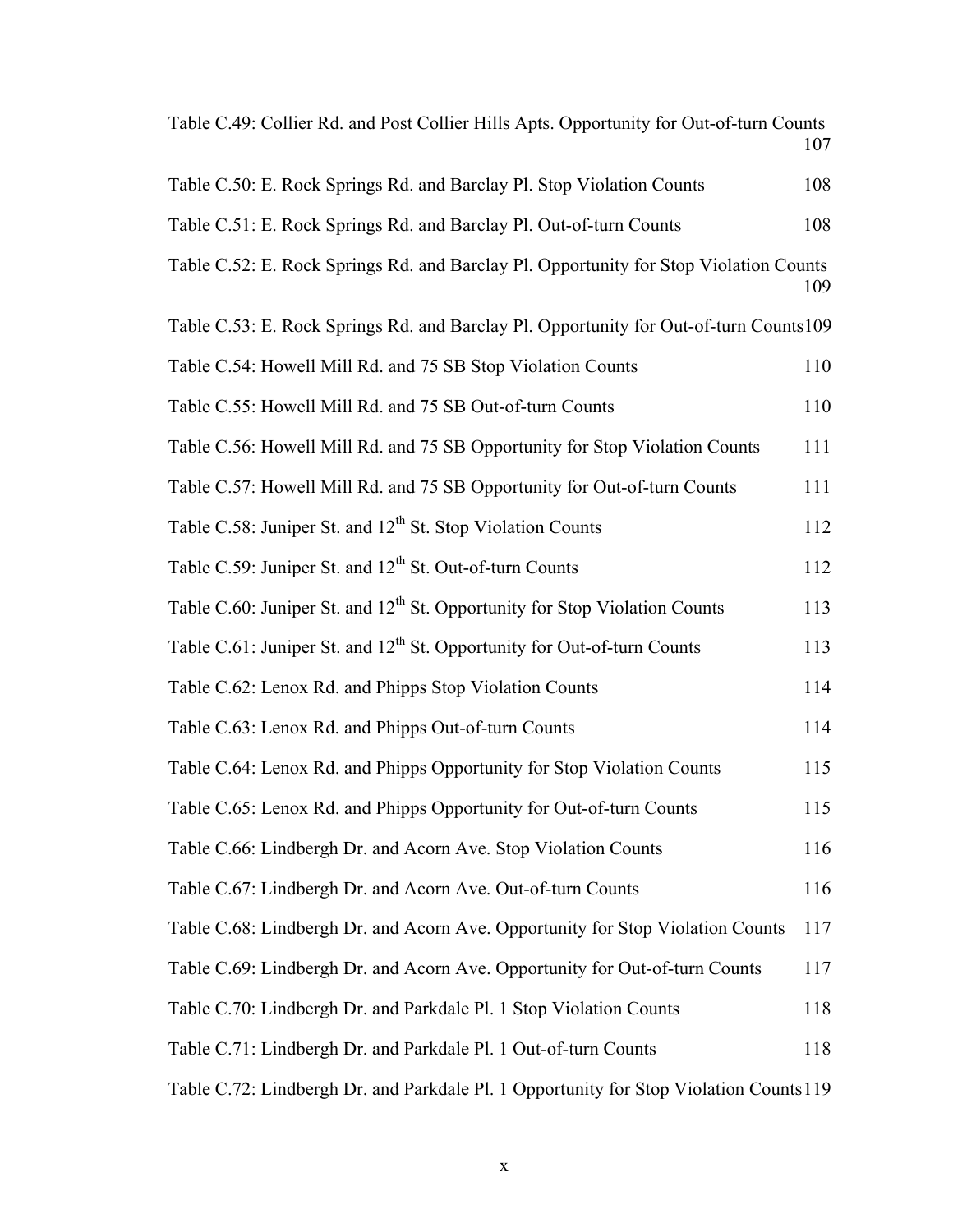Table C.49: Collier Rd. and Post Collier Hills Apts. Opportunity for Out-of-turn Counts 107

Table C.50: E. Rock Springs Rd. and Barclay Pl. Stop Violation Counts 108

Table C.51: E. Rock Springs Rd. and Barclay Pl. Out-of-turn Counts 108

Table C.52: E. Rock Springs Rd. and Barclay Pl. Opportunity for Stop Violation Counts 109

Table C.53: E. Rock Springs Rd. and Barclay Pl. Opportunity for Out-of-turn Counts 109

Table C.54: Howell Mill Rd. and 75 SB Stop Violation Counts 110

Table C.55: Howell Mill Rd. and 75 SB Out-of-turn Counts 110

Table C.56: Howell Mill Rd. and 75 SB Opportunity for Stop Violation Counts 111

Table C.57: Howell Mill Rd. and 75 SB Opportunity for Out-of-turn Counts 111

Table C.58: Juniper St. and 12th St. Stop Violation Counts 112

Table C.59: Juniper St. and 12th St. Out-of-turn Counts 112

Table C.60: Juniper St. and 12th St. Opportunity for Stop Violation Counts 113

Table C.61: Juniper St. and 12th St. Opportunity for Out-of-turn Counts 113

Table C.62: Lenox Rd. and Phipps Stop Violation Counts 114

Table C.63: Lenox Rd. and Phipps Out-of-turn Counts 114

Table C.64: Lenox Rd. and Phipps Opportunity for Stop Violation Counts 115

Table C.65: Lenox Rd. and Phipps Opportunity for Out-of-turn Counts 115

Table C.66: Lindbergh Dr. and Acorn Ave. Stop Violation Counts 116

Table C.67: Lindbergh Dr. and Acorn Ave. Out-of-turn Counts 116

Table C.68: Lindbergh Dr. and Acorn Ave. Opportunity for Stop Violation Counts 117

Table C.69: Lindbergh Dr. and Acorn Ave. Opportunity for Out-of-turn Counts 117

Table C.70: Lindbergh Dr. and Parkdale Pl. 1 Stop Violation Counts 118

Table C.71: Lindbergh Dr. and Parkdale Pl. 1 Out-of-turn Counts 118

Table C.72: Lindbergh Dr. and Parkdale Pl. 1 Opportunity for Stop Violation Counts 119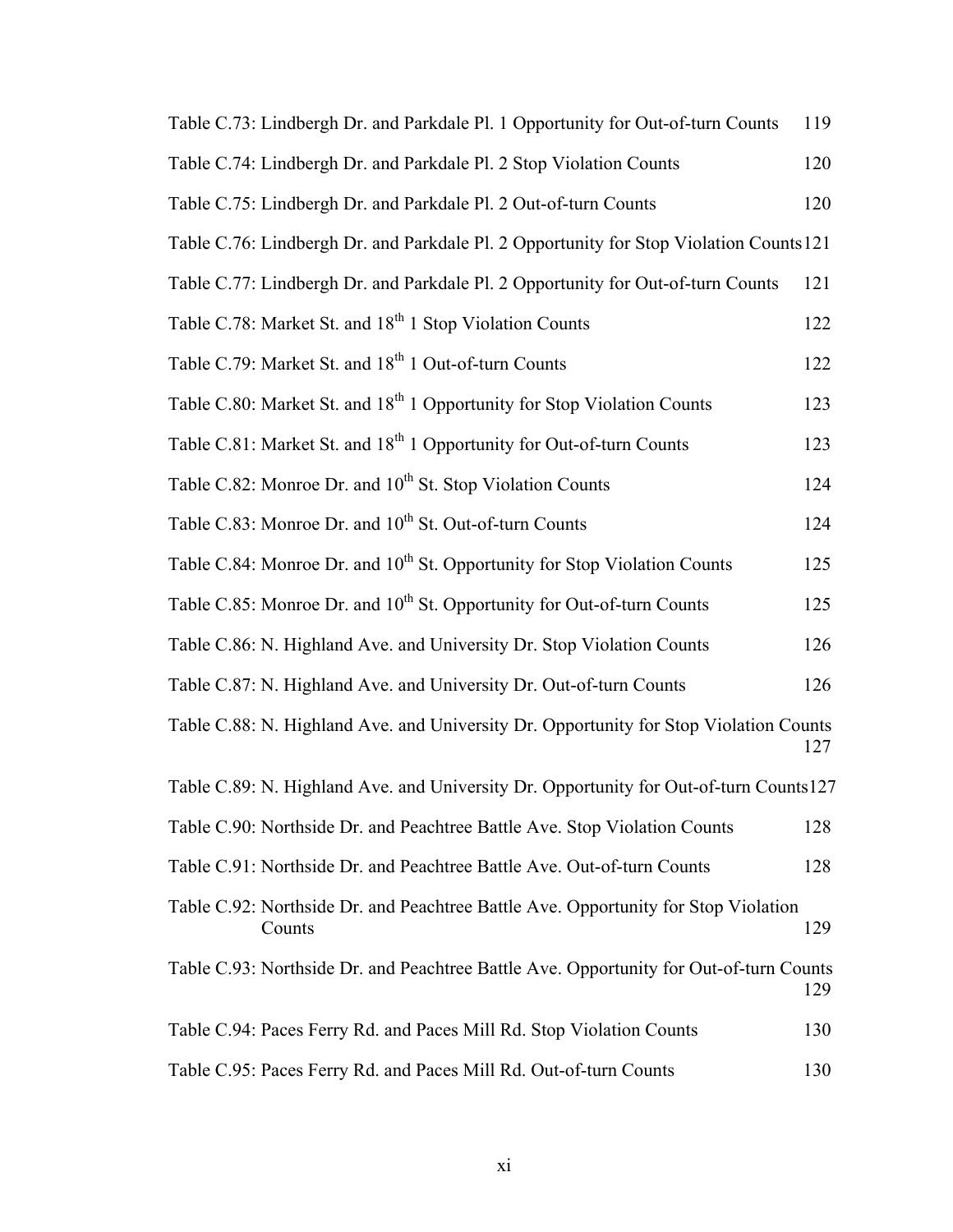Table C.73: Lindbergh Dr. and Parkdale Pl. 1 Opportunity for Out-of-turn Counts 119

Table C.74: Lindbergh Dr. and Parkdale Pl. 2 Stop Violation Counts 120

Table C.75: Lindbergh Dr. and Parkdale Pl. 2 Out-of-turn Counts 120

Table C.76: Lindbergh Dr. and Parkdale Pl. 2 Opportunity for Stop Violation Counts 121

Table C.77: Lindbergh Dr. and Parkdale Pl. 2 Opportunity for Out-of-turn Counts 121

Table C.78: Market St. and 18th 1 Stop Violation Counts 122

Table C.79: Market St. and 18th 1 Out-of-turn Counts 122

Table C.80: Market St. and 18th 1 Opportunity for Stop Violation Counts 123

Table C.81: Market St. and 18th 1 Opportunity for Out-of-turn Counts 123

Table C.82: Monroe Dr. and 10th St. Stop Violation Counts 124

Table C.83: Monroe Dr. and 10th St. Out-of-turn Counts 124

Table C.84: Monroe Dr. and 10th St. Opportunity for Stop Violation Counts 125

Table C.85: Monroe Dr. and 10th St. Opportunity for Out-of-turn Counts 125

Table C.86: N. Highland Ave. and University Dr. Stop Violation Counts 126

Table C.87: N. Highland Ave. and University Dr. Out-of-turn Counts 126

Table C.88: N. Highland Ave. and University Dr. Opportunity for Stop Violation Counts 127

Table C.89: N. Highland Ave. and University Dr. Opportunity for Out-of-turn Counts 127

Table C.90: Northside Dr. and Peachtree Battle Ave. Stop Violation Counts 128

Table C.91: Northside Dr. and Peachtree Battle Ave. Out-of-turn Counts 128

Table C.92: Northside Dr. and Peachtree Battle Ave. Opportunity for Stop Violation Counts 129

Table C.93: Northside Dr. and Peachtree Battle Ave. Opportunity for Out-of-turn Counts 129

Table C.94: Paces Ferry Rd. and Paces Mill Rd. Stop Violation Counts 130

Table C.95: Paces Ferry Rd. and Paces Mill Rd. Out-of-turn Counts 130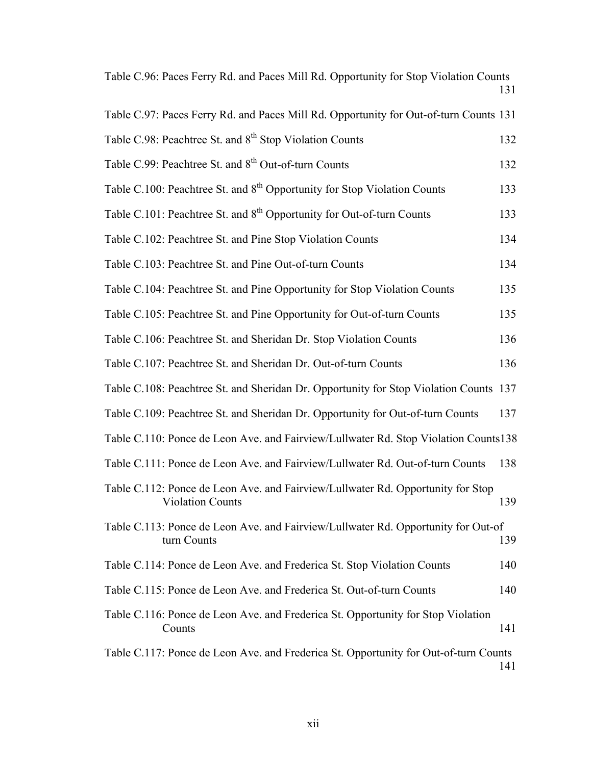Table C.96: Paces Ferry Rd. and Paces Mill Rd. Opportunity for Stop Violation Counts 131

Table C.97: Paces Ferry Rd. and Paces Mill Rd. Opportunity for Out-of-turn Counts 131

Table C.98: Peachtree St. and 8th Stop Violation Counts 132

Table C.99: Peachtree St. and 8th Out-of-turn Counts 132

Table C.100: Peachtree St. and 8th Opportunity for Stop Violation Counts 133

Table C.101: Peachtree St. and 8th Opportunity for Out-of-turn Counts 133

Table C.102: Peachtree St. and Pine Stop Violation Counts 134

Table C.103: Peachtree St. and Pine Out-of-turn Counts 134

Table C.104: Peachtree St. and Pine Opportunity for Stop Violation Counts 135

Table C.105: Peachtree St. and Pine Opportunity for Out-of-turn Counts 135

Table C.106: Peachtree St. and Sheridan Dr. Stop Violation Counts 136

Table C.107: Peachtree St. and Sheridan Dr. Out-of-turn Counts 136

Table C.108: Peachtree St. and Sheridan Dr. Opportunity for Stop Violation Counts 137

Table C.109: Peachtree St. and Sheridan Dr. Opportunity for Out-of-turn Counts 137

Table C.110: Ponce de Leon Ave. and Fairview/Lullwater Rd. Stop Violation Counts 138

Table C.111: Ponce de Leon Ave. and Fairview/Lullwater Rd. Out-of-turn Counts 138

Table C.112: Ponce de Leon Ave. and Fairview/Lullwater Rd. Opportunity for Stop Violation Counts 139

Table C.113: Ponce de Leon Ave. and Fairview/Lullwater Rd. Opportunity for Out-of turn Counts 139

Table C.114: Ponce de Leon Ave. and Frederica St. Stop Violation Counts 140

Table C.115: Ponce de Leon Ave. and Frederica St. Out-of-turn Counts 140

Table C.116: Ponce de Leon Ave. and Frederica St. Opportunity for Stop Violation Counts 141

Table C.117: Ponce de Leon Ave. and Frederica St. Opportunity for Out-of-turn Counts 141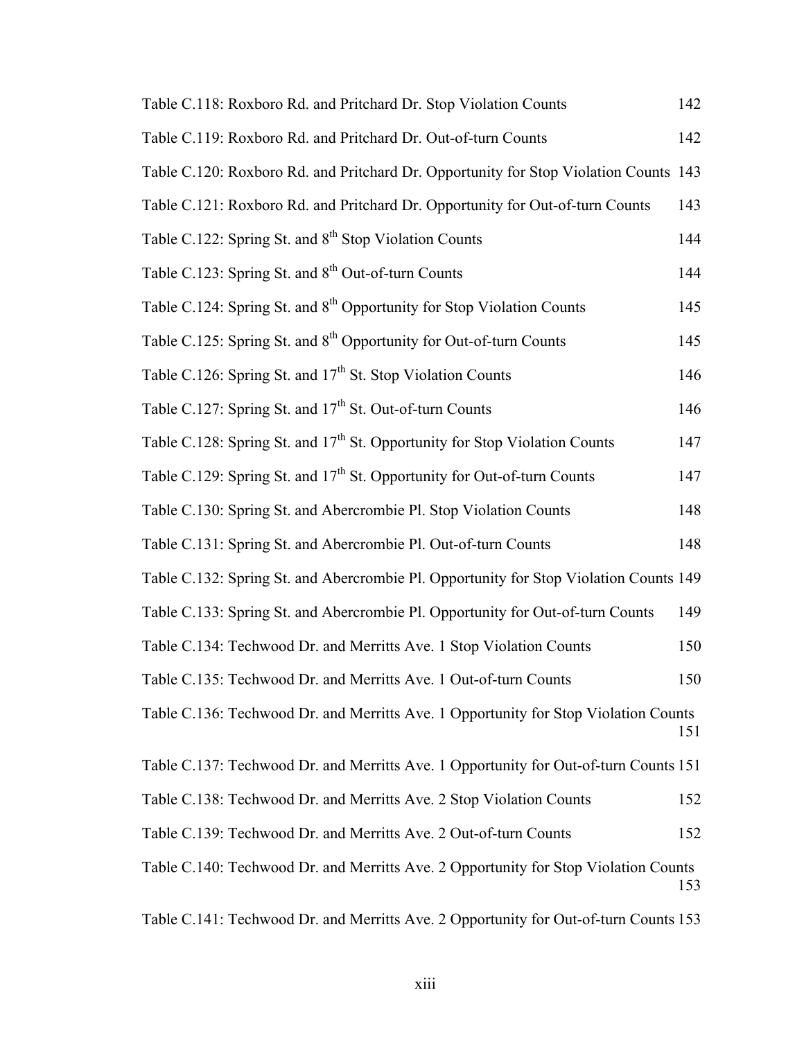Table C.118: Roxboro Rd. and Pritchard Dr. Stop Violation Counts 142

Table C.119: Roxboro Rd. and Pritchard Dr. Out-of-turn Counts 142

Table C.120: Roxboro Rd. and Pritchard Dr. Opportunity for Stop Violation Counts 143

Table C.121: Roxboro Rd. and Pritchard Dr. Opportunity for Out-of-turn Counts 143

Table C.122: Spring St. and 8th Stop Violation Counts 144

Table C.123: Spring St. and 8th Out-of-turn Counts 144

Table C.124: Spring St. and 8th Opportunity for Stop Violation Counts 145

Table C.125: Spring St. and 8th Opportunity for Out-of-turn Counts 145

Table C.126: Spring St. and 17th St. Stop Violation Counts 146

Table C.127: Spring St. and 17th St. Out-of-turn Counts 146

Table C.128: Spring St. and 17th St. Opportunity for Stop Violation Counts 147

Table C.129: Spring St. and 17th St. Opportunity for Out-of-turn Counts 147

Table C.130: Spring St. and Abercrombie Pl. Stop Violation Counts 148

Table C.131: Spring St. and Abercrombie Pl. Out-of-turn Counts 148

Table C.132: Spring St. and Abercrombie Pl. Opportunity for Stop Violation Counts 149

Table C.133: Spring St. and Abercrombie Pl. Opportunity for Out-of-turn Counts 149

Table C.134: Techwood Dr. and Merritts Ave. 1 Stop Violation Counts 150

Table C.135: Techwood Dr. and Merritts Ave. 1 Out-of-turn Counts 150

Table C.136: Techwood Dr. and Merritts Ave. 1 Opportunity for Stop Violation Counts 151

Table C.137: Techwood Dr. and Merritts Ave. 1 Opportunity for Out-of-turn Counts 151

Table C.138: Techwood Dr. and Merritts Ave. 2 Stop Violation Counts 152

Table C.139: Techwood Dr. and Merritts Ave. 2 Out-of-turn Counts 152

Table C.140: Techwood Dr. and Merritts Ave. 2 Opportunity for Stop Violation Counts 153

Table C.141: Techwood Dr. and Merritts Ave. 2 Opportunity for Out-of-turn Counts 153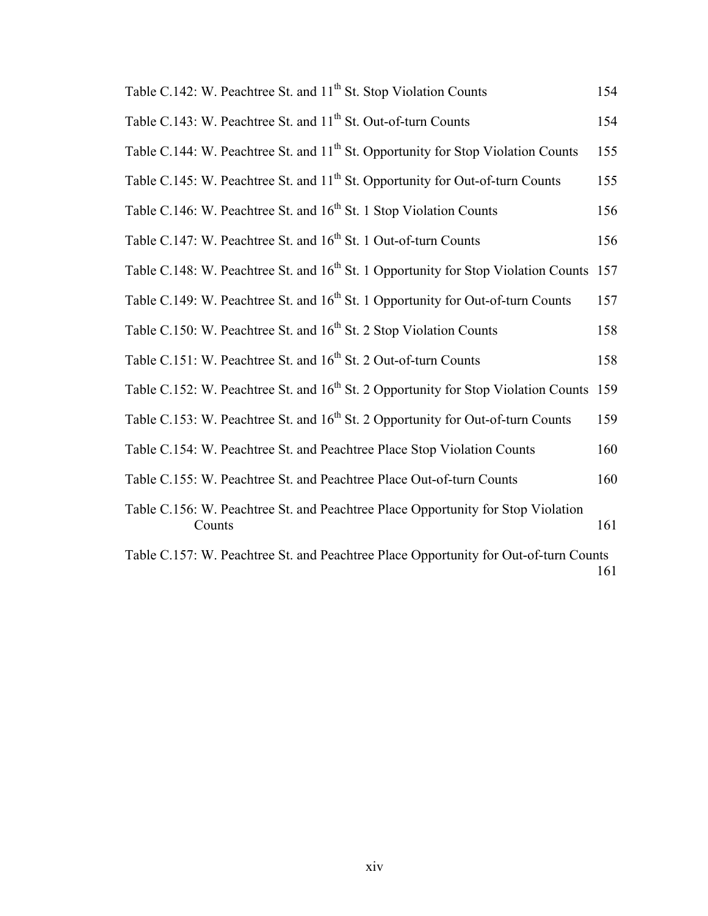Table C.142: W. Peachtree St. and 11th St. Stop Violation Counts 154

Table C.143: W. Peachtree St. and 11th St. Out-of-turn Counts 154

Table C.144: W. Peachtree St. and 11th St. Opportunity for Stop Violation Counts 155

Table C.145: W. Peachtree St. and 11th St. Opportunity for Out-of-turn Counts 155

Table C.146: W. Peachtree St. and 16th St. 1 Stop Violation Counts 156

Table C.147: W. Peachtree St. and 16th St. 1 Out-of-turn Counts 156

Table C.148: W. Peachtree St. and 16th St. 1 Opportunity for Stop Violation Counts 157

Table C.149: W. Peachtree St. and 16th St. 1 Opportunity for Out-of-turn Counts 157

Table C.150: W. Peachtree St. and 16th St. 2 Stop Violation Counts 158

Table C.151: W. Peachtree St. and 16th St. 2 Out-of-turn Counts 158

Table C.152: W. Peachtree St. and 16th St. 2 Opportunity for Stop Violation Counts 159

Table C.153: W. Peachtree St. and 16th St. 2 Opportunity for Out-of-turn Counts 159

Table C.154: W. Peachtree St. and Peachtree Place Stop Violation Counts 160

Table C.155: W. Peachtree St. and Peachtree Place Out-of-turn Counts 160

Table C.156: W. Peachtree St. and Peachtree Place Opportunity for Stop Violation Counts 161

Table C.157: W. Peachtree St. and Peachtree Place Opportunity for Out-of-turn Counts 161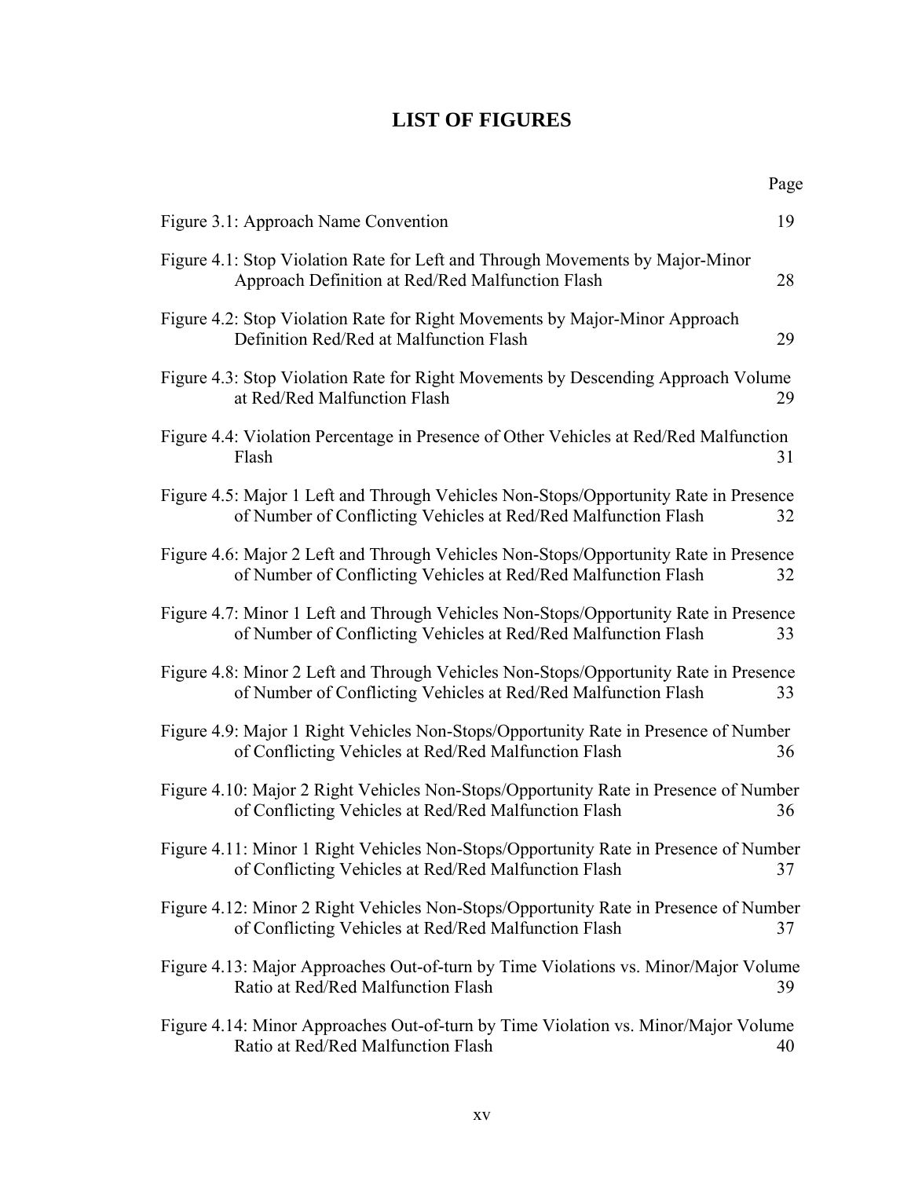# LIST OF FIGURES

| | Page |
|---|---|
| Figure 3.1: Approach Name Convention | 19 |
| Figure 4.1: Stop Violation Rate for Left and Through Movements by Major-Minor Approach Definition at Red/Red Malfunction Flash | 28 |
| Figure 4.2: Stop Violation Rate for Right Movements by Major-Minor Approach Definition Red/Red at Malfunction Flash | 29 |
| Figure 4.3: Stop Violation Rate for Right Movements by Descending Approach Volume at Red/Red Malfunction Flash | 29 |
| Figure 4.4: Violation Percentage in Presence of Other Vehicles at Red/Red Malfunction Flash | 31 |
| Figure 4.5: Major 1 Left and Through Vehicles Non-Stops/Opportunity Rate in Presence of Number of Conflicting Vehicles at Red/Red Malfunction Flash | 32 |
| Figure 4.6: Major 2 Left and Through Vehicles Non-Stops/Opportunity Rate in Presence of Number of Conflicting Vehicles at Red/Red Malfunction Flash | 32 |
| Figure 4.7: Minor 1 Left and Through Vehicles Non-Stops/Opportunity Rate in Presence of Number of Conflicting Vehicles at Red/Red Malfunction Flash | 33 |
| Figure 4.8: Minor 2 Left and Through Vehicles Non-Stops/Opportunity Rate in Presence of Number of Conflicting Vehicles at Red/Red Malfunction Flash | 33 |
| Figure 4.9: Major 1 Right Vehicles Non-Stops/Opportunity Rate in Presence of Number of Conflicting Vehicles at Red/Red Malfunction Flash | 36 |
| Figure 4.10: Major 2 Right Vehicles Non-Stops/Opportunity Rate in Presence of Number of Conflicting Vehicles at Red/Red Malfunction Flash | 36 |
| Figure 4.11: Minor 1 Right Vehicles Non-Stops/Opportunity Rate in Presence of Number of Conflicting Vehicles at Red/Red Malfunction Flash | 37 |
| Figure 4.12: Minor 2 Right Vehicles Non-Stops/Opportunity Rate in Presence of Number of Conflicting Vehicles at Red/Red Malfunction Flash | 37 |
| Figure 4.13: Major Approaches Out-of-turn by Time Violations vs. Minor/Major Volume Ratio at Red/Red Malfunction Flash | 39 |
| Figure 4.14: Minor Approaches Out-of-turn by Time Violation vs. Minor/Major Volume Ratio at Red/Red Malfunction Flash | 40 |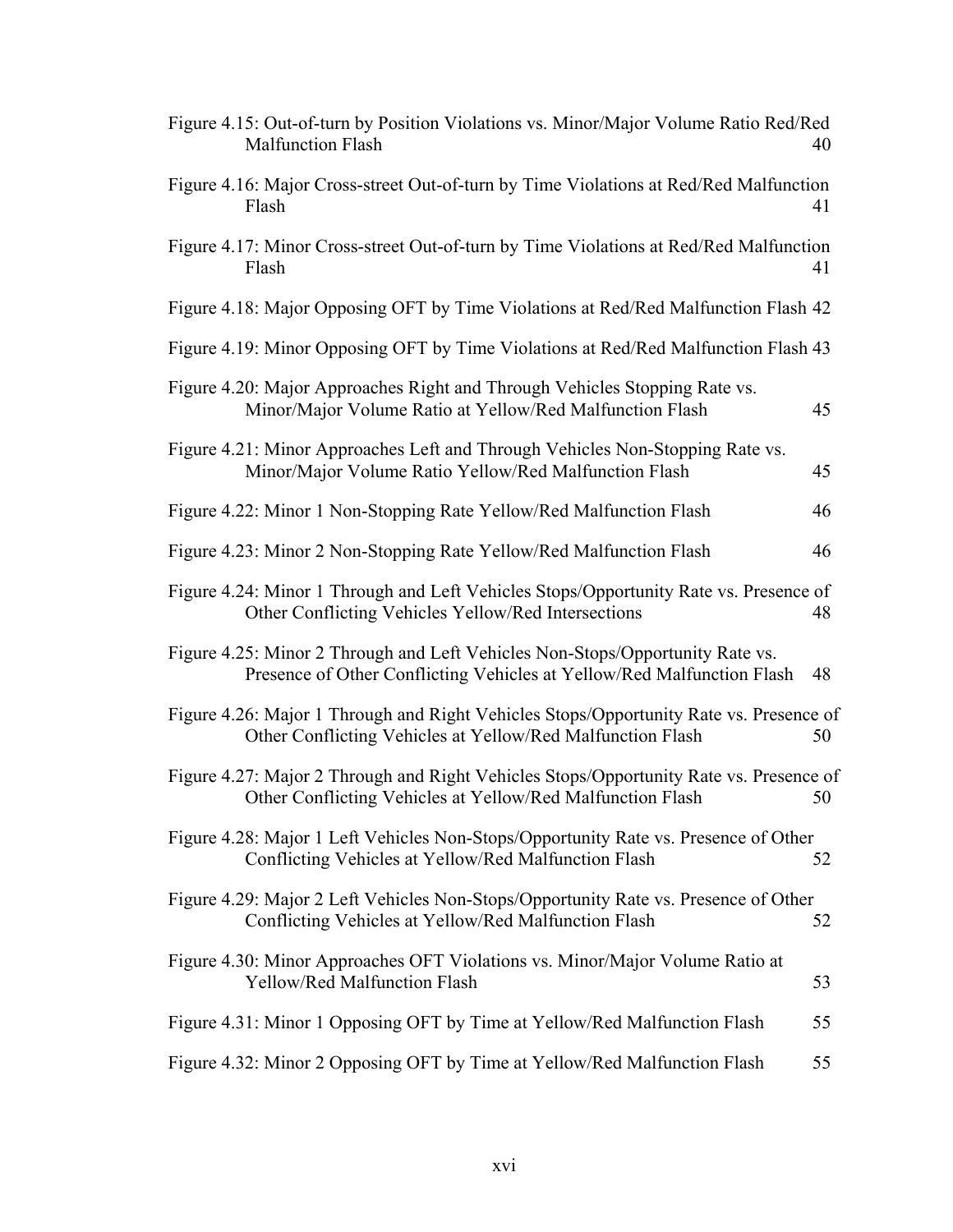Figure 4.15: Out-of-turn by Position Violations vs. Minor/Major Volume Ratio Red/Red Malfunction Flash 40

Figure 4.16: Major Cross-street Out-of-turn by Time Violations at Red/Red Malfunction Flash 41

Figure 4.17: Minor Cross-street Out-of-turn by Time Violations at Red/Red Malfunction Flash 41

Figure 4.18: Major Opposing OFT by Time Violations at Red/Red Malfunction Flash 42

Figure 4.19: Minor Opposing OFT by Time Violations at Red/Red Malfunction Flash 43

Figure 4.20: Major Approaches Right and Through Vehicles Stopping Rate vs. Minor/Major Volume Ratio at Yellow/Red Malfunction Flash 45

Figure 4.21: Minor Approaches Left and Through Vehicles Non-Stopping Rate vs. Minor/Major Volume Ratio Yellow/Red Malfunction Flash 45

Figure 4.22: Minor 1 Non-Stopping Rate Yellow/Red Malfunction Flash 46

Figure 4.23: Minor 2 Non-Stopping Rate Yellow/Red Malfunction Flash 46

Figure 4.24: Minor 1 Through and Left Vehicles Stops/Opportunity Rate vs. Presence of Other Conflicting Vehicles Yellow/Red Intersections 48

Figure 4.25: Minor 2 Through and Left Vehicles Non-Stops/Opportunity Rate vs. Presence of Other Conflicting Vehicles at Yellow/Red Malfunction Flash 48

Figure 4.26: Major 1 Through and Right Vehicles Stops/Opportunity Rate vs. Presence of Other Conflicting Vehicles at Yellow/Red Malfunction Flash 50

Figure 4.27: Major 2 Through and Right Vehicles Stops/Opportunity Rate vs. Presence of Other Conflicting Vehicles at Yellow/Red Malfunction Flash 50

Figure 4.28: Major 1 Left Vehicles Non-Stops/Opportunity Rate vs. Presence of Other Conflicting Vehicles at Yellow/Red Malfunction Flash 52

Figure 4.29: Major 2 Left Vehicles Non-Stops/Opportunity Rate vs. Presence of Other Conflicting Vehicles at Yellow/Red Malfunction Flash 52

Figure 4.30: Minor Approaches OFT Violations vs. Minor/Major Volume Ratio at Yellow/Red Malfunction Flash 53

Figure 4.31: Minor 1 Opposing OFT by Time at Yellow/Red Malfunction Flash 55

Figure 4.32: Minor 2 Opposing OFT by Time at Yellow/Red Malfunction Flash 55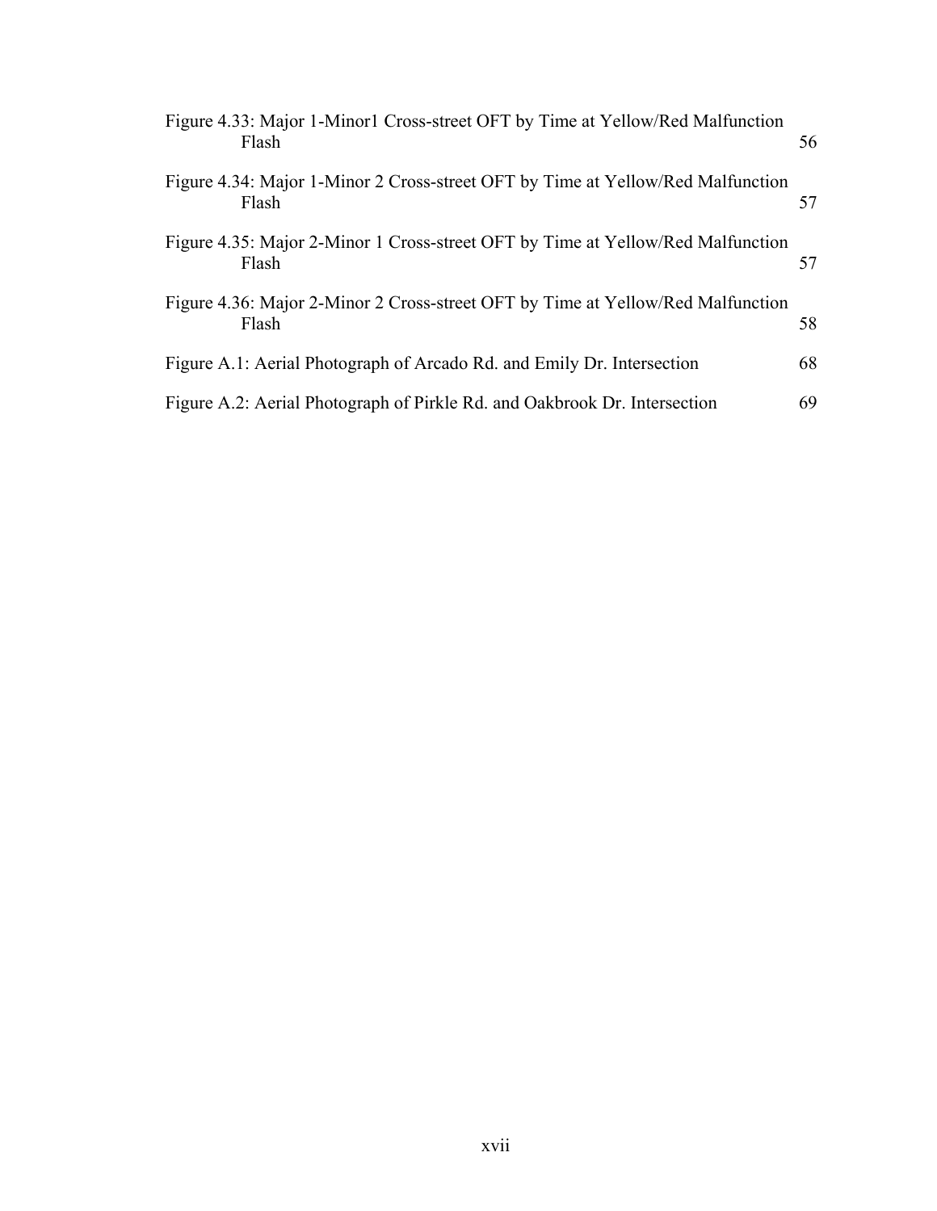Figure 4.33: Major 1-Minor1 Cross-street OFT by Time at Yellow/Red Malfunction Flash 56

Figure 4.34: Major 1-Minor 2 Cross-street OFT by Time at Yellow/Red Malfunction Flash 57

Figure 4.35: Major 2-Minor 1 Cross-street OFT by Time at Yellow/Red Malfunction Flash 57

Figure 4.36: Major 2-Minor 2 Cross-street OFT by Time at Yellow/Red Malfunction Flash 58

Figure A.1: Aerial Photograph of Arcado Rd. and Emily Dr. Intersection 68

Figure A.2: Aerial Photograph of Pirkle Rd. and Oakbrook Dr. Intersection 69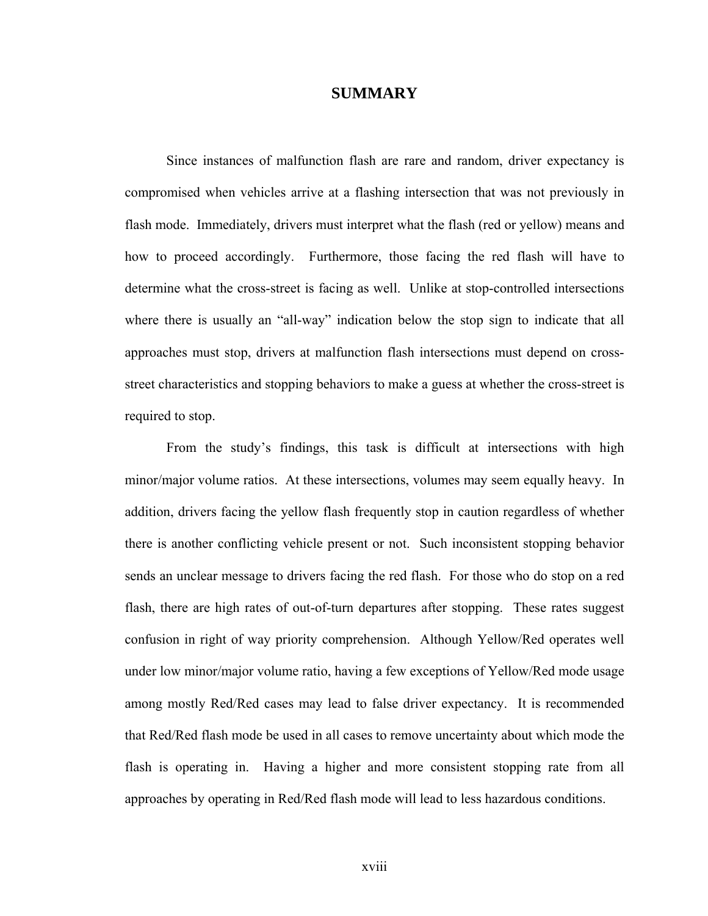# SUMMARY

Since instances of malfunction flash are rare and random, driver expectancy is compromised when vehicles arrive at a flashing intersection that was not previously in flash mode. Immediately, drivers must interpret what the flash (red or yellow) means and how to proceed accordingly. Furthermore, those facing the red flash will have to determine what the cross-street is facing as well. Unlike at stop-controlled intersections where there is usually an "all-way" indication below the stop sign to indicate that all approaches must stop, drivers at malfunction flash intersections must depend on cross-street characteristics and stopping behaviors to make a guess at whether the cross-street is required to stop.

From the study's findings, this task is difficult at intersections with high minor/major volume ratios. At these intersections, volumes may seem equally heavy. In addition, drivers facing the yellow flash frequently stop in caution regardless of whether there is another conflicting vehicle present or not. Such inconsistent stopping behavior sends an unclear message to drivers facing the red flash. For those who do stop on a red flash, there are high rates of out-of-turn departures after stopping. These rates suggest confusion in right of way priority comprehension. Although Yellow/Red operates well under low minor/major volume ratio, having a few exceptions of Yellow/Red mode usage among mostly Red/Red cases may lead to false driver expectancy. It is recommended that Red/Red flash mode be used in all cases to remove uncertainty about which mode the flash is operating in. Having a higher and more consistent stopping rate from all approaches by operating in Red/Red flash mode will lead to less hazardous conditions.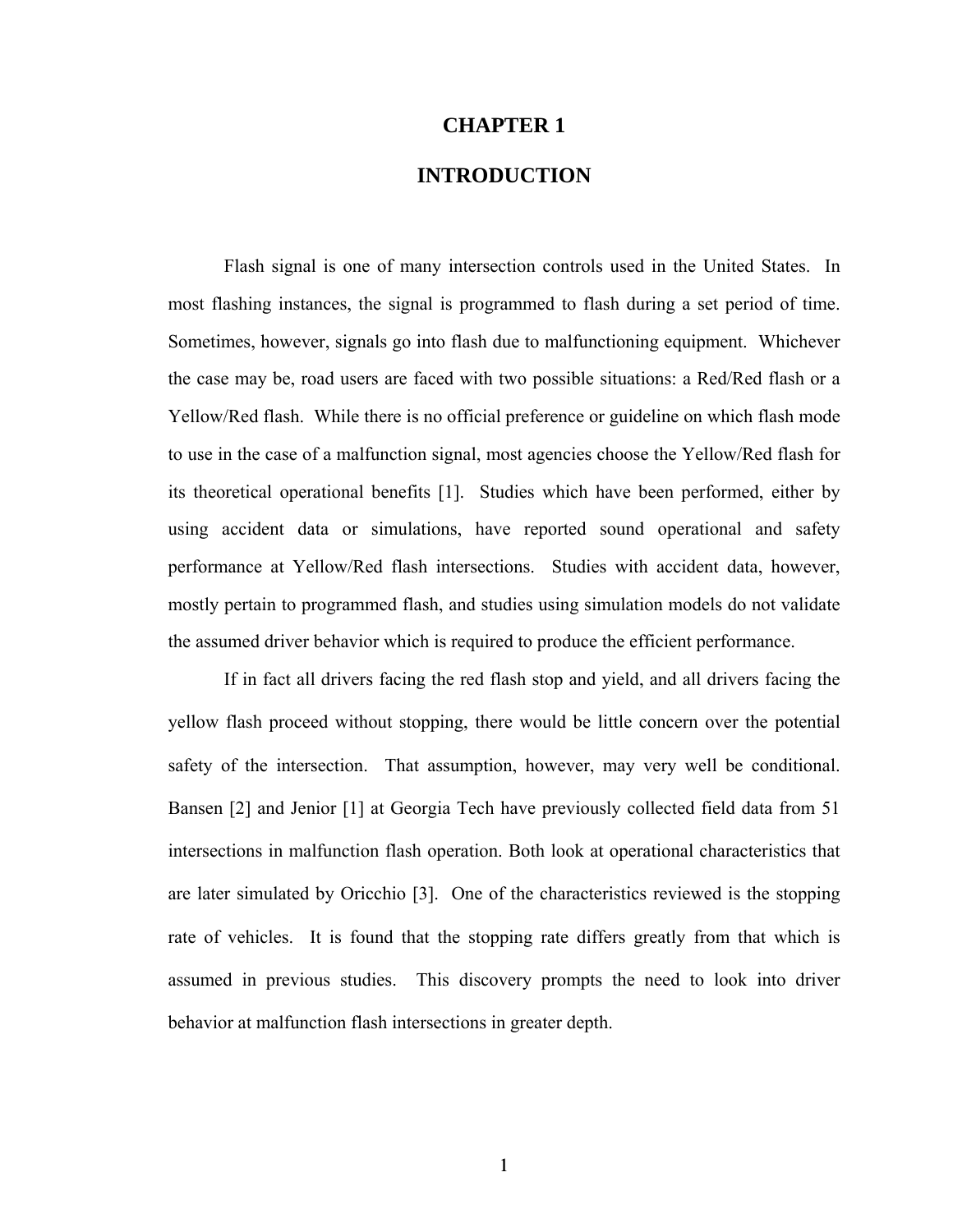# CHAPTER 1

# INTRODUCTION

Flash signal is one of many intersection controls used in the United States. In most flashing instances, the signal is programmed to flash during a set period of time. Sometimes, however, signals go into flash due to malfunctioning equipment. Whichever the case may be, road users are faced with two possible situations: a Red/Red flash or a Yellow/Red flash. While there is no official preference or guideline on which flash mode to use in the case of a malfunction signal, most agencies choose the Yellow/Red flash for its theoretical operational benefits [1]. Studies which have been performed, either by using accident data or simulations, have reported sound operational and safety performance at Yellow/Red flash intersections. Studies with accident data, however, mostly pertain to programmed flash, and studies using simulation models do not validate the assumed driver behavior which is required to produce the efficient performance.

If in fact all drivers facing the red flash stop and yield, and all drivers facing the yellow flash proceed without stopping, there would be little concern over the potential safety of the intersection. That assumption, however, may very well be conditional. Bansen [2] and Jenior [1] at Georgia Tech have previously collected field data from 51 intersections in malfunction flash operation. Both look at operational characteristics that are later simulated by Oricchio [3]. One of the characteristics reviewed is the stopping rate of vehicles. It is found that the stopping rate differs greatly from that which is assumed in previous studies. This discovery prompts the need to look into driver behavior at malfunction flash intersections in greater depth.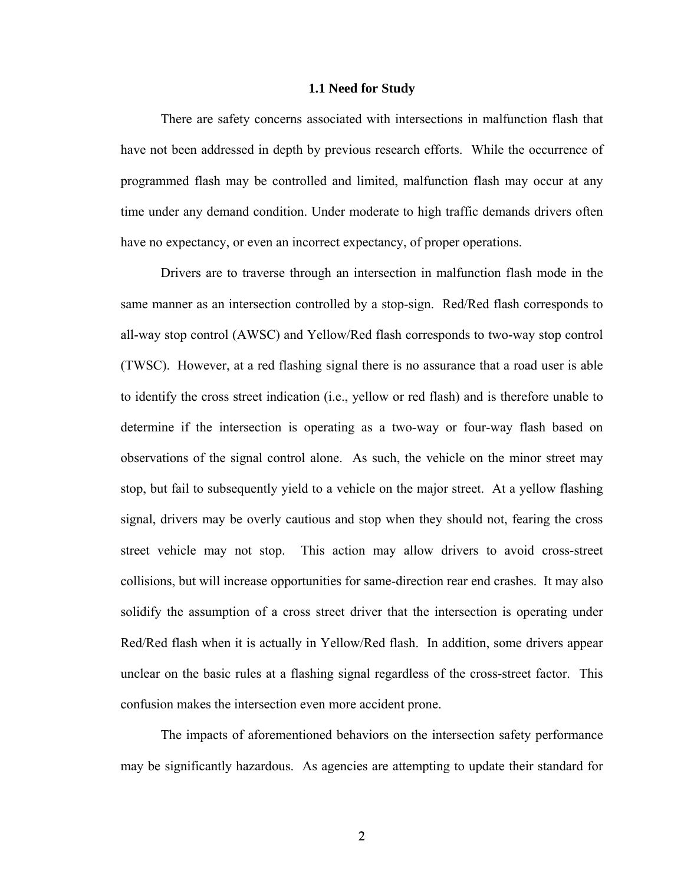### 1.1 Need for Study

There are safety concerns associated with intersections in malfunction flash that have not been addressed in depth by previous research efforts. While the occurrence of programmed flash may be controlled and limited, malfunction flash may occur at any time under any demand condition. Under moderate to high traffic demands drivers often have no expectancy, or even an incorrect expectancy, of proper operations.

Drivers are to traverse through an intersection in malfunction flash mode in the same manner as an intersection controlled by a stop-sign. Red/Red flash corresponds to all-way stop control (AWSC) and Yellow/Red flash corresponds to two-way stop control (TWSC). However, at a red flashing signal there is no assurance that a road user is able to identify the cross street indication (i.e., yellow or red flash) and is therefore unable to determine if the intersection is operating as a two-way or four-way flash based on observations of the signal control alone. As such, the vehicle on the minor street may stop, but fail to subsequently yield to a vehicle on the major street. At a yellow flashing signal, drivers may be overly cautious and stop when they should not, fearing the cross street vehicle may not stop. This action may allow drivers to avoid cross-street collisions, but will increase opportunities for same-direction rear end crashes. It may also solidify the assumption of a cross street driver that the intersection is operating under Red/Red flash when it is actually in Yellow/Red flash. In addition, some drivers appear unclear on the basic rules at a flashing signal regardless of the cross-street factor. This confusion makes the intersection even more accident prone.

The impacts of aforementioned behaviors on the intersection safety performance may be significantly hazardous. As agencies are attempting to update their standard for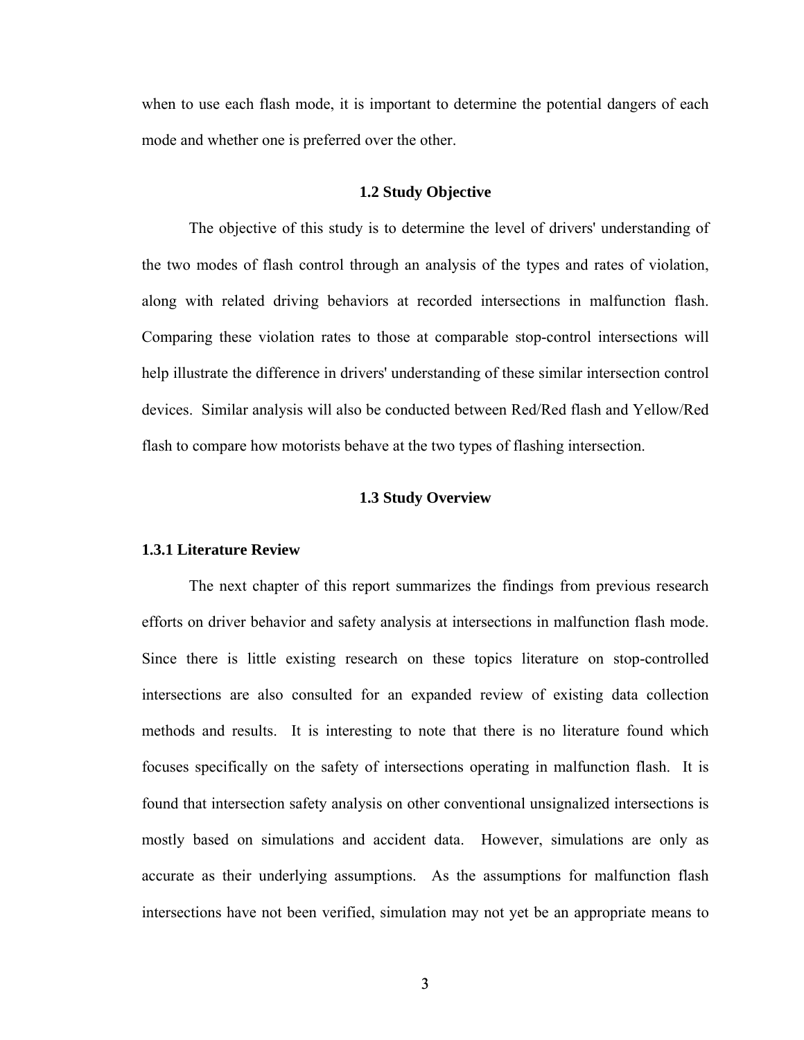when to use each flash mode, it is important to determine the potential dangers of each mode and whether one is preferred over the other.

## 1.2 Study Objective

The objective of this study is to determine the level of drivers' understanding of the two modes of flash control through an analysis of the types and rates of violation, along with related driving behaviors at recorded intersections in malfunction flash. Comparing these violation rates to those at comparable stop-control intersections will help illustrate the difference in drivers' understanding of these similar intersection control devices. Similar analysis will also be conducted between Red/Red flash and Yellow/Red flash to compare how motorists behave at the two types of flashing intersection.

## 1.3 Study Overview

### 1.3.1 Literature Review

The next chapter of this report summarizes the findings from previous research efforts on driver behavior and safety analysis at intersections in malfunction flash mode. Since there is little existing research on these topics literature on stop-controlled intersections are also consulted for an expanded review of existing data collection methods and results. It is interesting to note that there is no literature found which focuses specifically on the safety of intersections operating in malfunction flash. It is found that intersection safety analysis on other conventional unsignalized intersections is mostly based on simulations and accident data. However, simulations are only as accurate as their underlying assumptions. As the assumptions for malfunction flash intersections have not been verified, simulation may not yet be an appropriate means to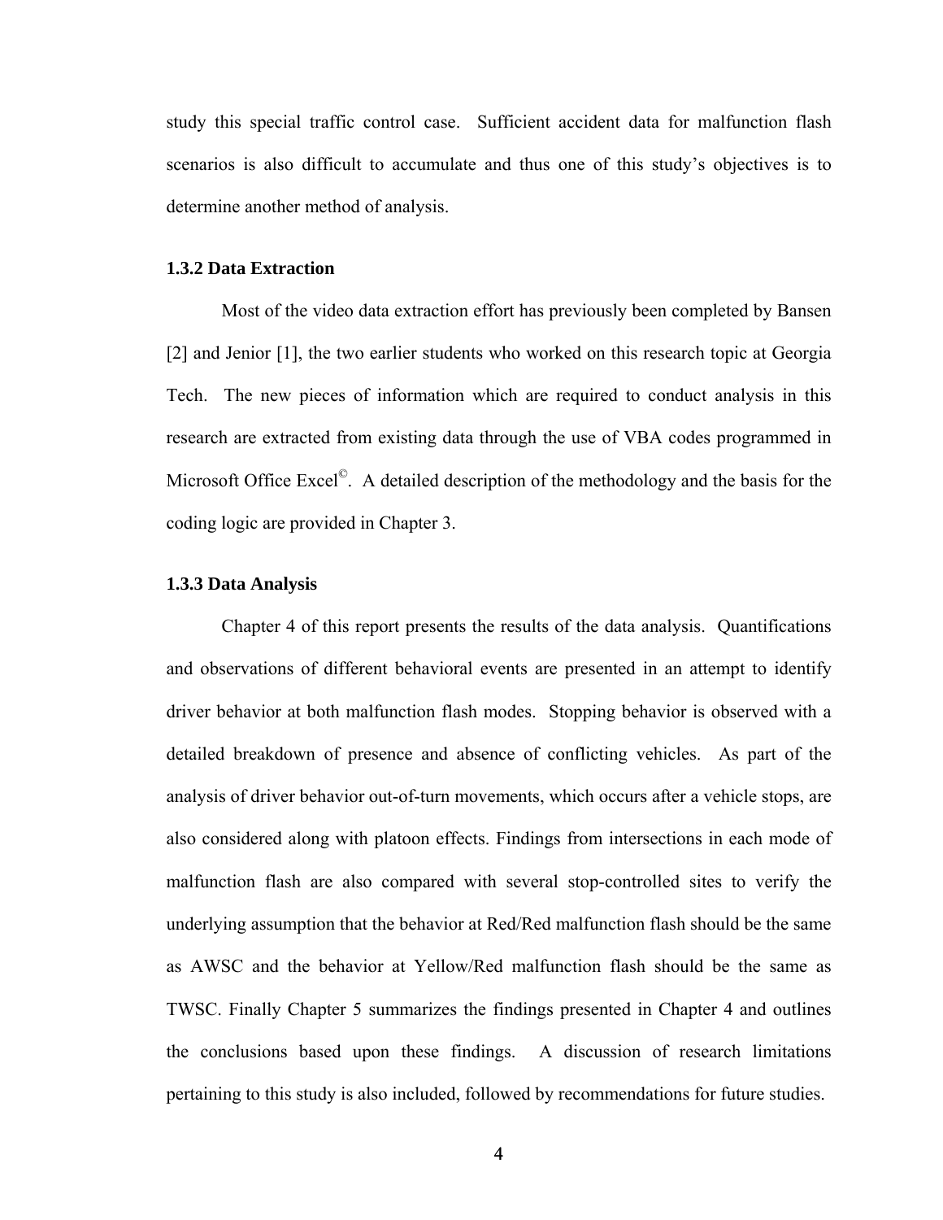study this special traffic control case. Sufficient accident data for malfunction flash scenarios is also difficult to accumulate and thus one of this study's objectives is to determine another method of analysis.

### 1.3.2 Data Extraction

Most of the video data extraction effort has previously been completed by Bansen [2] and Jenior [1], the two earlier students who worked on this research topic at Georgia Tech. The new pieces of information which are required to conduct analysis in this research are extracted from existing data through the use of VBA codes programmed in Microsoft Office Excel©. A detailed description of the methodology and the basis for the coding logic are provided in Chapter 3.

### 1.3.3 Data Analysis

Chapter 4 of this report presents the results of the data analysis. Quantifications and observations of different behavioral events are presented in an attempt to identify driver behavior at both malfunction flash modes. Stopping behavior is observed with a detailed breakdown of presence and absence of conflicting vehicles. As part of the analysis of driver behavior out-of-turn movements, which occurs after a vehicle stops, are also considered along with platoon effects. Findings from intersections in each mode of malfunction flash are also compared with several stop-controlled sites to verify the underlying assumption that the behavior at Red/Red malfunction flash should be the same as AWSC and the behavior at Yellow/Red malfunction flash should be the same as TWSC. Finally Chapter 5 summarizes the findings presented in Chapter 4 and outlines the conclusions based upon these findings. A discussion of research limitations pertaining to this study is also included, followed by recommendations for future studies.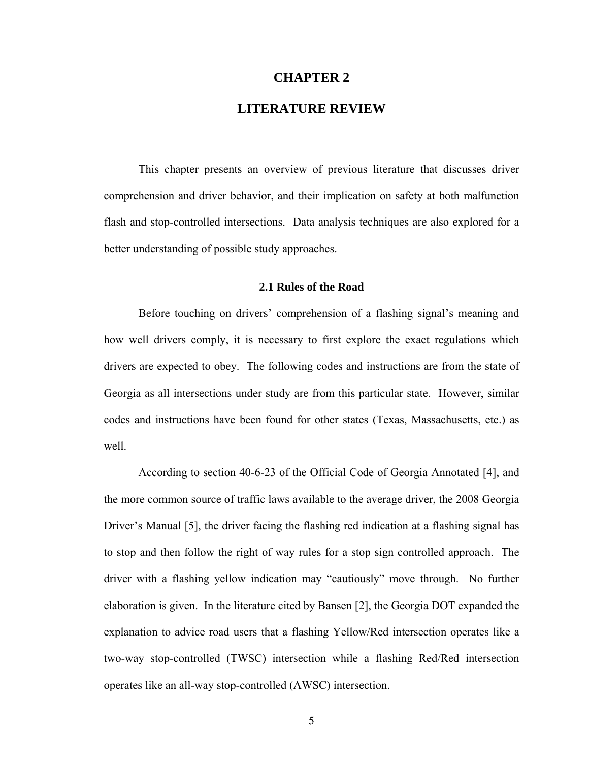# CHAPTER 2

# LITERATURE REVIEW

This chapter presents an overview of previous literature that discusses driver comprehension and driver behavior, and their implication on safety at both malfunction flash and stop-controlled intersections. Data analysis techniques are also explored for a better understanding of possible study approaches.

## 2.1 Rules of the Road

Before touching on drivers' comprehension of a flashing signal's meaning and how well drivers comply, it is necessary to first explore the exact regulations which drivers are expected to obey. The following codes and instructions are from the state of Georgia as all intersections under study are from this particular state. However, similar codes and instructions have been found for other states (Texas, Massachusetts, etc.) as well.

According to section 40-6-23 of the Official Code of Georgia Annotated [4], and the more common source of traffic laws available to the average driver, the 2008 Georgia Driver's Manual [5], the driver facing the flashing red indication at a flashing signal has to stop and then follow the right of way rules for a stop sign controlled approach. The driver with a flashing yellow indication may "cautiously" move through. No further elaboration is given. In the literature cited by Bansen [2], the Georgia DOT expanded the explanation to advice road users that a flashing Yellow/Red intersection operates like a two-way stop-controlled (TWSC) intersection while a flashing Red/Red intersection operates like an all-way stop-controlled (AWSC) intersection.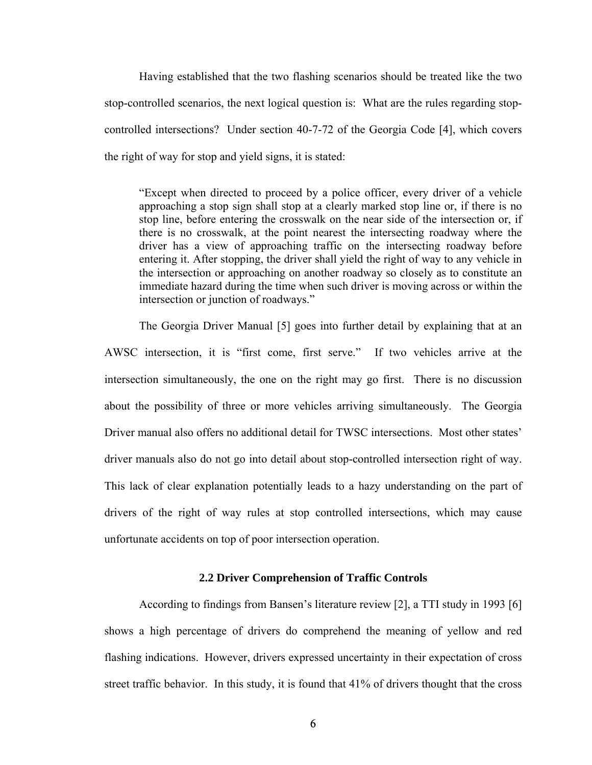Having established that the two flashing scenarios should be treated like the two stop-controlled scenarios, the next logical question is: What are the rules regarding stop-controlled intersections? Under section 40-7-72 of the Georgia Code [4], which covers the right of way for stop and yield signs, it is stated:

> "Except when directed to proceed by a police officer, every driver of a vehicle approaching a stop sign shall stop at a clearly marked stop line or, if there is no stop line, before entering the crosswalk on the near side of the intersection or, if there is no crosswalk, at the point nearest the intersecting roadway where the driver has a view of approaching traffic on the intersecting roadway before entering it. After stopping, the driver shall yield the right of way to any vehicle in the intersection or approaching on another roadway so closely as to constitute an immediate hazard during the time when such driver is moving across or within the intersection or junction of roadways."

The Georgia Driver Manual [5] goes into further detail by explaining that at an AWSC intersection, it is "first come, first serve." If two vehicles arrive at the intersection simultaneously, the one on the right may go first. There is no discussion about the possibility of three or more vehicles arriving simultaneously. The Georgia Driver manual also offers no additional detail for TWSC intersections. Most other states' driver manuals also do not go into detail about stop-controlled intersection right of way. This lack of clear explanation potentially leads to a hazy understanding on the part of drivers of the right of way rules at stop controlled intersections, which may cause unfortunate accidents on top of poor intersection operation.

## 2.2 Driver Comprehension of Traffic Controls

According to findings from Bansen's literature review [2], a TTI study in 1993 [6] shows a high percentage of drivers do comprehend the meaning of yellow and red flashing indications. However, drivers expressed uncertainty in their expectation of cross street traffic behavior. In this study, it is found that 41% of drivers thought that the cross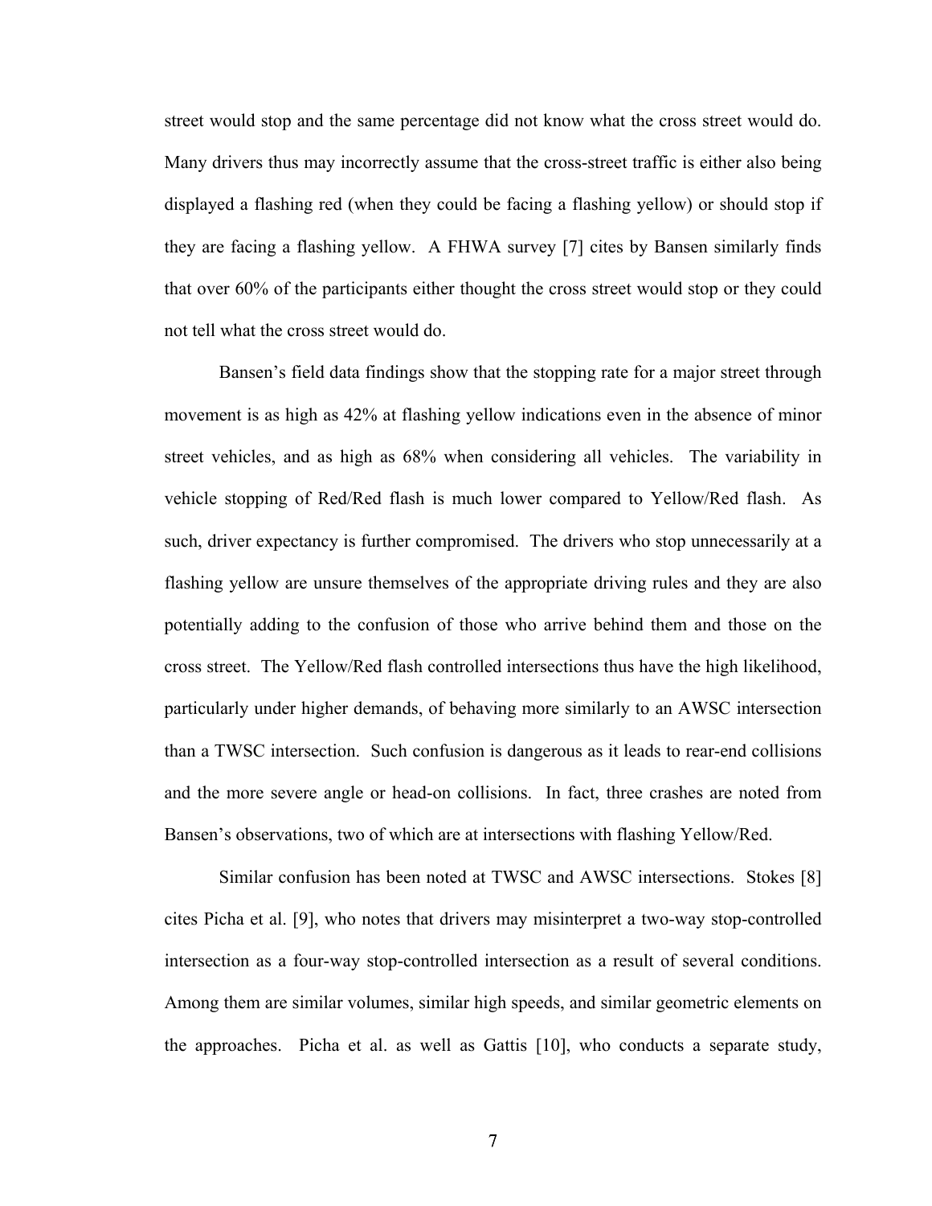street would stop and the same percentage did not know what the cross street would do. Many drivers thus may incorrectly assume that the cross-street traffic is either also being displayed a flashing red (when they could be facing a flashing yellow) or should stop if they are facing a flashing yellow. A FHWA survey [7] cites by Bansen similarly finds that over 60% of the participants either thought the cross street would stop or they could not tell what the cross street would do.

Bansen's field data findings show that the stopping rate for a major street through movement is as high as 42% at flashing yellow indications even in the absence of minor street vehicles, and as high as 68% when considering all vehicles. The variability in vehicle stopping of Red/Red flash is much lower compared to Yellow/Red flash. As such, driver expectancy is further compromised. The drivers who stop unnecessarily at a flashing yellow are unsure themselves of the appropriate driving rules and they are also potentially adding to the confusion of those who arrive behind them and those on the cross street. The Yellow/Red flash controlled intersections thus have the high likelihood, particularly under higher demands, of behaving more similarly to an AWSC intersection than a TWSC intersection. Such confusion is dangerous as it leads to rear-end collisions and the more severe angle or head-on collisions. In fact, three crashes are noted from Bansen's observations, two of which are at intersections with flashing Yellow/Red.

Similar confusion has been noted at TWSC and AWSC intersections. Stokes [8] cites Picha et al. [9], who notes that drivers may misinterpret a two-way stop-controlled intersection as a four-way stop-controlled intersection as a result of several conditions. Among them are similar volumes, similar high speeds, and similar geometric elements on the approaches. Picha et al. as well as Gattis [10], who conducts a separate study,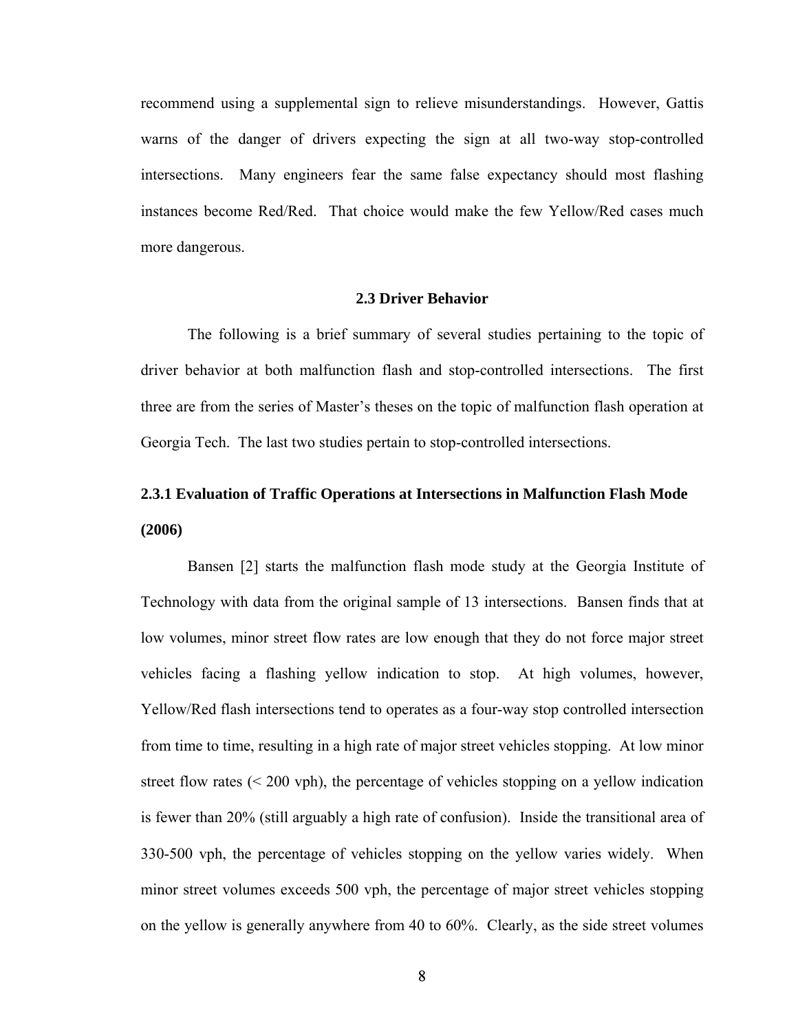recommend using a supplemental sign to relieve misunderstandings. However, Gattis warns of the danger of drivers expecting the sign at all two-way stop-controlled intersections. Many engineers fear the same false expectancy should most flashing instances become Red/Red. That choice would make the few Yellow/Red cases much more dangerous.

## 2.3 Driver Behavior

The following is a brief summary of several studies pertaining to the topic of driver behavior at both malfunction flash and stop-controlled intersections. The first three are from the series of Master's theses on the topic of malfunction flash operation at Georgia Tech. The last two studies pertain to stop-controlled intersections.

### 2.3.1 Evaluation of Traffic Operations at Intersections in Malfunction Flash Mode (2006)

Bansen [2] starts the malfunction flash mode study at the Georgia Institute of Technology with data from the original sample of 13 intersections. Bansen finds that at low volumes, minor street flow rates are low enough that they do not force major street vehicles facing a flashing yellow indication to stop. At high volumes, however, Yellow/Red flash intersections tend to operates as a four-way stop controlled intersection from time to time, resulting in a high rate of major street vehicles stopping. At low minor street flow rates (< 200 vph), the percentage of vehicles stopping on a yellow indication is fewer than 20% (still arguably a high rate of confusion). Inside the transitional area of 330-500 vph, the percentage of vehicles stopping on the yellow varies widely. When minor street volumes exceeds 500 vph, the percentage of major street vehicles stopping on the yellow is generally anywhere from 40 to 60%. Clearly, as the side street volumes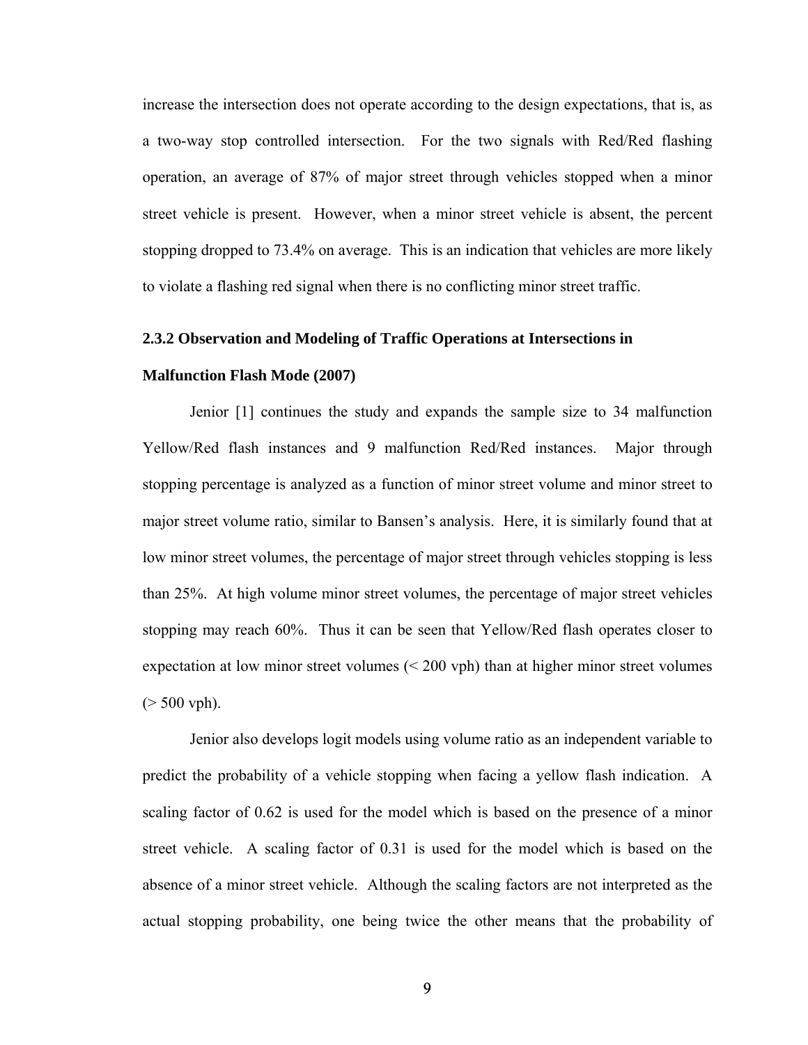increase the intersection does not operate according to the design expectations, that is, as a two-way stop controlled intersection.  For the two signals with Red/Red flashing operation, an average of 87% of major street through vehicles stopped when a minor street vehicle is present.  However, when a minor street vehicle is absent, the percent stopping dropped to 73.4% on average.  This is an indication that vehicles are more likely to violate a flashing red signal when there is no conflicting minor street traffic.

### 2.3.2 Observation and Modeling of Traffic Operations at Intersections in Malfunction Flash Mode (2007)

Jenior [1] continues the study and expands the sample size to 34 malfunction Yellow/Red flash instances and 9 malfunction Red/Red instances.  Major through stopping percentage is analyzed as a function of minor street volume and minor street to major street volume ratio, similar to Bansen's analysis.  Here, it is similarly found that at low minor street volumes, the percentage of major street through vehicles stopping is less than 25%.  At high volume minor street volumes, the percentage of major street vehicles stopping may reach 60%.  Thus it can be seen that Yellow/Red flash operates closer to expectation at low minor street volumes (< 200 vph) than at higher minor street volumes (> 500 vph).

Jenior also develops logit models using volume ratio as an independent variable to predict the probability of a vehicle stopping when facing a yellow flash indication.  A scaling factor of 0.62 is used for the model which is based on the presence of a minor street vehicle.  A scaling factor of 0.31 is used for the model which is based on the absence of a minor street vehicle.  Although the scaling factors are not interpreted as the actual stopping probability, one being twice the other means that the probability of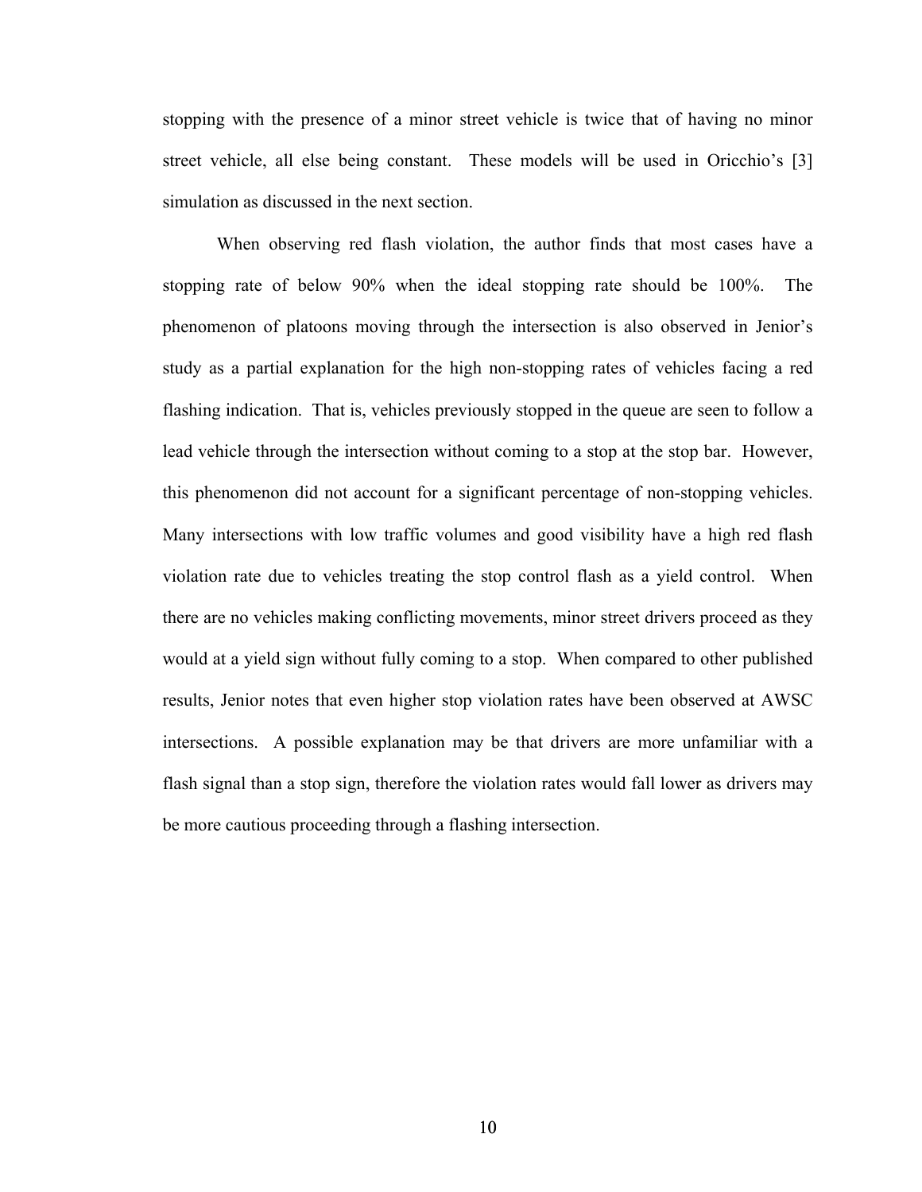stopping with the presence of a minor street vehicle is twice that of having no minor street vehicle, all else being constant. These models will be used in Oricchio's [3] simulation as discussed in the next section.

When observing red flash violation, the author finds that most cases have a stopping rate of below 90% when the ideal stopping rate should be 100%. The phenomenon of platoons moving through the intersection is also observed in Jenior's study as a partial explanation for the high non-stopping rates of vehicles facing a red flashing indication. That is, vehicles previously stopped in the queue are seen to follow a lead vehicle through the intersection without coming to a stop at the stop bar. However, this phenomenon did not account for a significant percentage of non-stopping vehicles. Many intersections with low traffic volumes and good visibility have a high red flash violation rate due to vehicles treating the stop control flash as a yield control. When there are no vehicles making conflicting movements, minor street drivers proceed as they would at a yield sign without fully coming to a stop. When compared to other published results, Jenior notes that even higher stop violation rates have been observed at AWSC intersections. A possible explanation may be that drivers are more unfamiliar with a flash signal than a stop sign, therefore the violation rates would fall lower as drivers may be more cautious proceeding through a flashing intersection.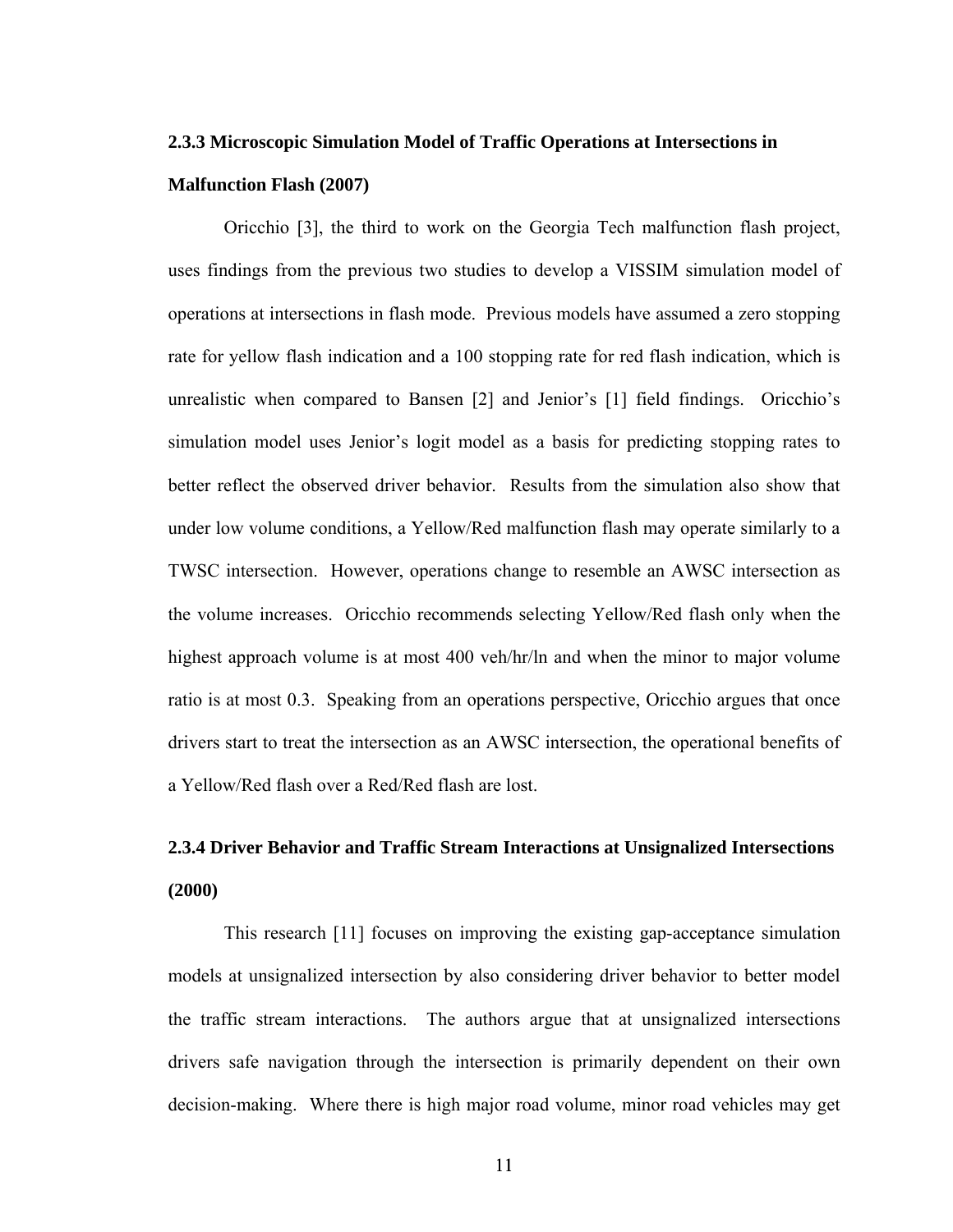### 2.3.3 Microscopic Simulation Model of Traffic Operations at Intersections in Malfunction Flash (2007)

Oricchio [3], the third to work on the Georgia Tech malfunction flash project, uses findings from the previous two studies to develop a VISSIM simulation model of operations at intersections in flash mode. Previous models have assumed a zero stopping rate for yellow flash indication and a 100 stopping rate for red flash indication, which is unrealistic when compared to Bansen [2] and Jenior's [1] field findings. Oricchio's simulation model uses Jenior's logit model as a basis for predicting stopping rates to better reflect the observed driver behavior. Results from the simulation also show that under low volume conditions, a Yellow/Red malfunction flash may operate similarly to a TWSC intersection. However, operations change to resemble an AWSC intersection as the volume increases. Oricchio recommends selecting Yellow/Red flash only when the highest approach volume is at most 400 veh/hr/ln and when the minor to major volume ratio is at most 0.3. Speaking from an operations perspective, Oricchio argues that once drivers start to treat the intersection as an AWSC intersection, the operational benefits of a Yellow/Red flash over a Red/Red flash are lost.

### 2.3.4 Driver Behavior and Traffic Stream Interactions at Unsignalized Intersections (2000)

This research [11] focuses on improving the existing gap-acceptance simulation models at unsignalized intersection by also considering driver behavior to better model the traffic stream interactions. The authors argue that at unsignalized intersections drivers safe navigation through the intersection is primarily dependent on their own decision-making. Where there is high major road volume, minor road vehicles may get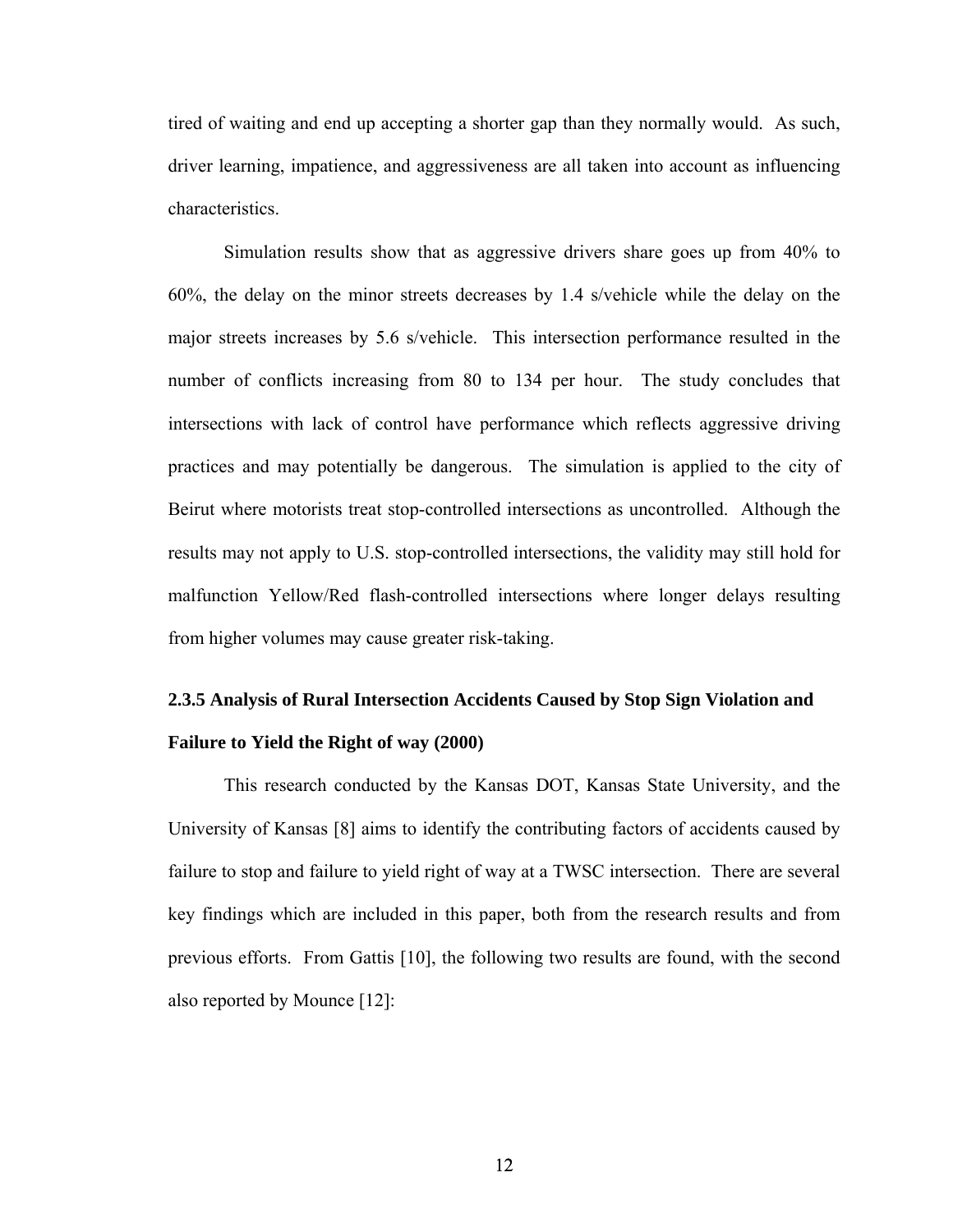tired of waiting and end up accepting a shorter gap than they normally would. As such, driver learning, impatience, and aggressiveness are all taken into account as influencing characteristics.

Simulation results show that as aggressive drivers share goes up from 40% to 60%, the delay on the minor streets decreases by 1.4 s/vehicle while the delay on the major streets increases by 5.6 s/vehicle. This intersection performance resulted in the number of conflicts increasing from 80 to 134 per hour. The study concludes that intersections with lack of control have performance which reflects aggressive driving practices and may potentially be dangerous. The simulation is applied to the city of Beirut where motorists treat stop-controlled intersections as uncontrolled. Although the results may not apply to U.S. stop-controlled intersections, the validity may still hold for malfunction Yellow/Red flash-controlled intersections where longer delays resulting from higher volumes may cause greater risk-taking.

### 2.3.5 Analysis of Rural Intersection Accidents Caused by Stop Sign Violation and Failure to Yield the Right of way (2000)

This research conducted by the Kansas DOT, Kansas State University, and the University of Kansas [8] aims to identify the contributing factors of accidents caused by failure to stop and failure to yield right of way at a TWSC intersection. There are several key findings which are included in this paper, both from the research results and from previous efforts. From Gattis [10], the following two results are found, with the second also reported by Mounce [12]: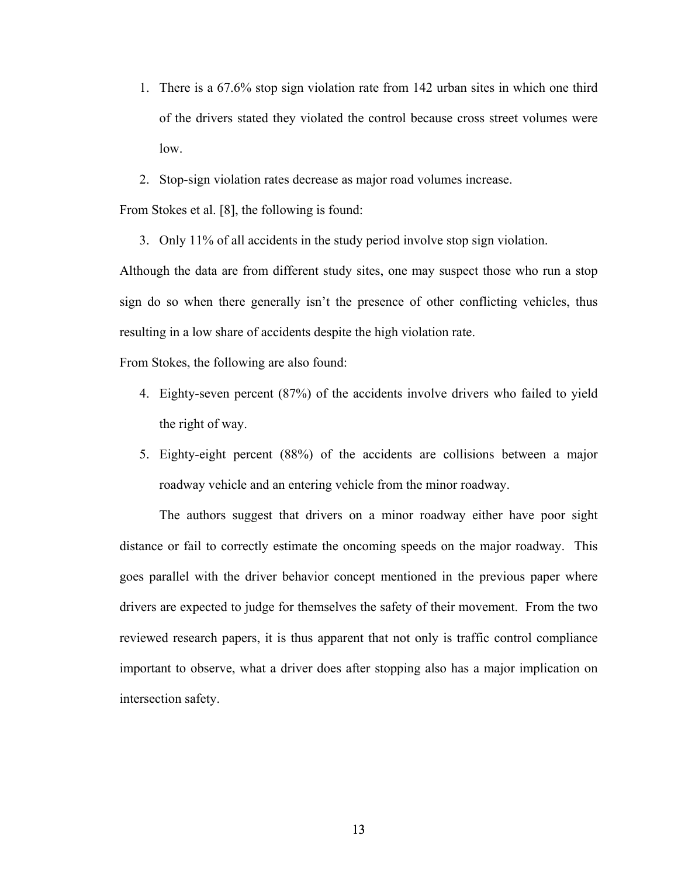1. There is a 67.6% stop sign violation rate from 142 urban sites in which one third of the drivers stated they violated the control because cross street volumes were low.
2. Stop-sign violation rates decrease as major road volumes increase.

From Stokes et al. [8], the following is found:

3. Only 11% of all accidents in the study period involve stop sign violation.

Although the data are from different study sites, one may suspect those who run a stop sign do so when there generally isn't the presence of other conflicting vehicles, thus resulting in a low share of accidents despite the high violation rate.

From Stokes, the following are also found:

4. Eighty-seven percent (87%) of the accidents involve drivers who failed to yield the right of way.
5. Eighty-eight percent (88%) of the accidents are collisions between a major roadway vehicle and an entering vehicle from the minor roadway.

The authors suggest that drivers on a minor roadway either have poor sight distance or fail to correctly estimate the oncoming speeds on the major roadway. This goes parallel with the driver behavior concept mentioned in the previous paper where drivers are expected to judge for themselves the safety of their movement. From the two reviewed research papers, it is thus apparent that not only is traffic control compliance important to observe, what a driver does after stopping also has a major implication on intersection safety.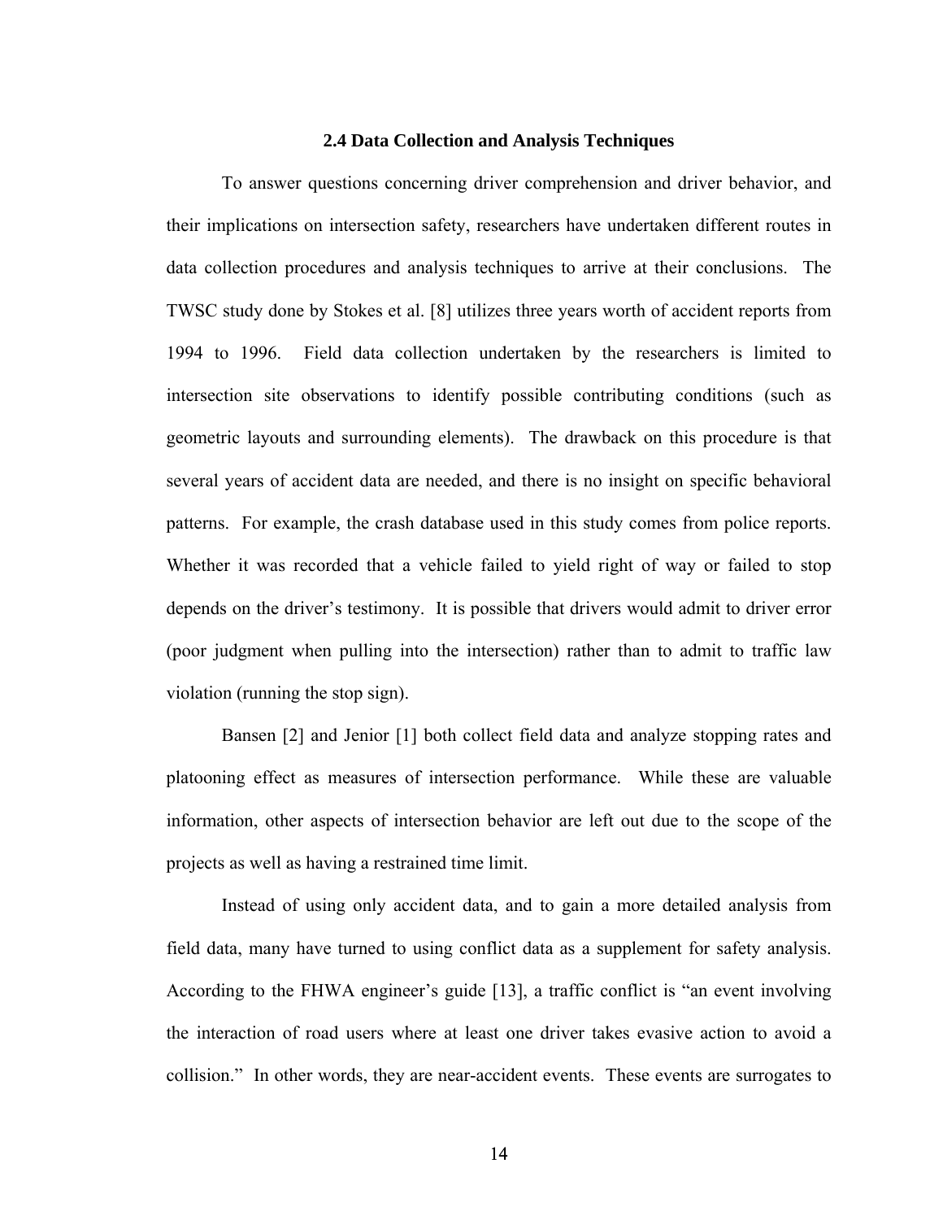### 2.4 Data Collection and Analysis Techniques

To answer questions concerning driver comprehension and driver behavior, and their implications on intersection safety, researchers have undertaken different routes in data collection procedures and analysis techniques to arrive at their conclusions. The TWSC study done by Stokes et al. [8] utilizes three years worth of accident reports from 1994 to 1996. Field data collection undertaken by the researchers is limited to intersection site observations to identify possible contributing conditions (such as geometric layouts and surrounding elements). The drawback on this procedure is that several years of accident data are needed, and there is no insight on specific behavioral patterns. For example, the crash database used in this study comes from police reports. Whether it was recorded that a vehicle failed to yield right of way or failed to stop depends on the driver's testimony. It is possible that drivers would admit to driver error (poor judgment when pulling into the intersection) rather than to admit to traffic law violation (running the stop sign).

Bansen [2] and Jenior [1] both collect field data and analyze stopping rates and platooning effect as measures of intersection performance. While these are valuable information, other aspects of intersection behavior are left out due to the scope of the projects as well as having a restrained time limit.

Instead of using only accident data, and to gain a more detailed analysis from field data, many have turned to using conflict data as a supplement for safety analysis. According to the FHWA engineer's guide [13], a traffic conflict is "an event involving the interaction of road users where at least one driver takes evasive action to avoid a collision." In other words, they are near-accident events. These events are surrogates to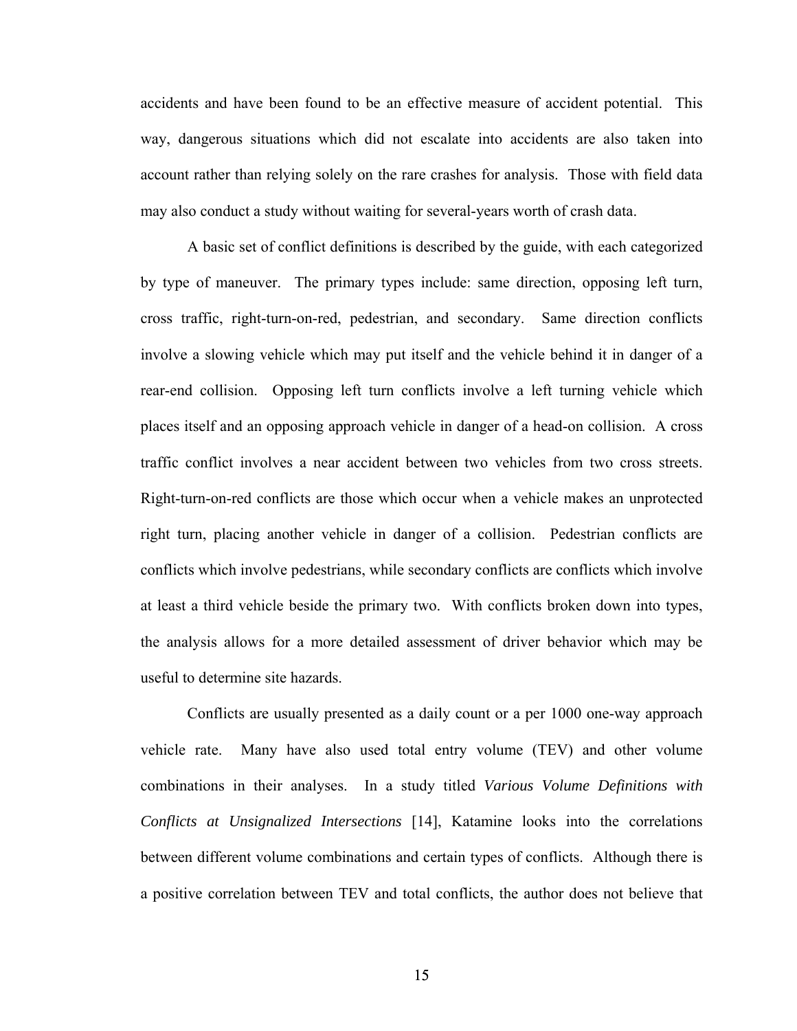accidents and have been found to be an effective measure of accident potential. This way, dangerous situations which did not escalate into accidents are also taken into account rather than relying solely on the rare crashes for analysis. Those with field data may also conduct a study without waiting for several-years worth of crash data.

A basic set of conflict definitions is described by the guide, with each categorized by type of maneuver. The primary types include: same direction, opposing left turn, cross traffic, right-turn-on-red, pedestrian, and secondary. Same direction conflicts involve a slowing vehicle which may put itself and the vehicle behind it in danger of a rear-end collision. Opposing left turn conflicts involve a left turning vehicle which places itself and an opposing approach vehicle in danger of a head-on collision. A cross traffic conflict involves a near accident between two vehicles from two cross streets. Right-turn-on-red conflicts are those which occur when a vehicle makes an unprotected right turn, placing another vehicle in danger of a collision. Pedestrian conflicts are conflicts which involve pedestrians, while secondary conflicts are conflicts which involve at least a third vehicle beside the primary two. With conflicts broken down into types, the analysis allows for a more detailed assessment of driver behavior which may be useful to determine site hazards.

Conflicts are usually presented as a daily count or a per 1000 one-way approach vehicle rate. Many have also used total entry volume (TEV) and other volume combinations in their analyses. In a study titled *Various Volume Definitions with Conflicts at Unsignalized Intersections* [14], Katamine looks into the correlations between different volume combinations and certain types of conflicts. Although there is a positive correlation between TEV and total conflicts, the author does not believe that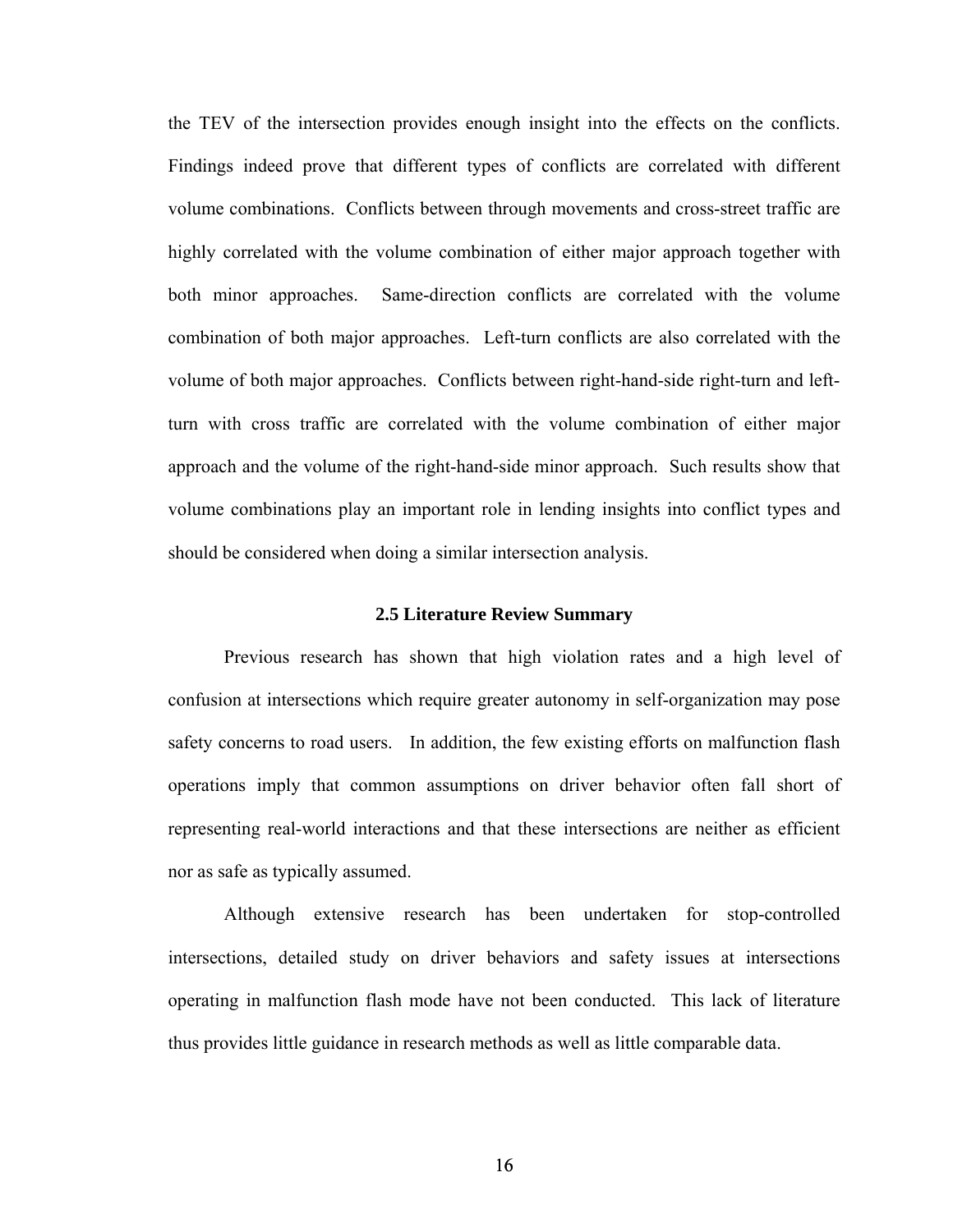the TEV of the intersection provides enough insight into the effects on the conflicts. Findings indeed prove that different types of conflicts are correlated with different volume combinations. Conflicts between through movements and cross-street traffic are highly correlated with the volume combination of either major approach together with both minor approaches. Same-direction conflicts are correlated with the volume combination of both major approaches. Left-turn conflicts are also correlated with the volume of both major approaches. Conflicts between right-hand-side right-turn and left-turn with cross traffic are correlated with the volume combination of either major approach and the volume of the right-hand-side minor approach. Such results show that volume combinations play an important role in lending insights into conflict types and should be considered when doing a similar intersection analysis.

### 2.5 Literature Review Summary

Previous research has shown that high violation rates and a high level of confusion at intersections which require greater autonomy in self-organization may pose safety concerns to road users. In addition, the few existing efforts on malfunction flash operations imply that common assumptions on driver behavior often fall short of representing real-world interactions and that these intersections are neither as efficient nor as safe as typically assumed.

Although extensive research has been undertaken for stop-controlled intersections, detailed study on driver behaviors and safety issues at intersections operating in malfunction flash mode have not been conducted. This lack of literature thus provides little guidance in research methods as well as little comparable data.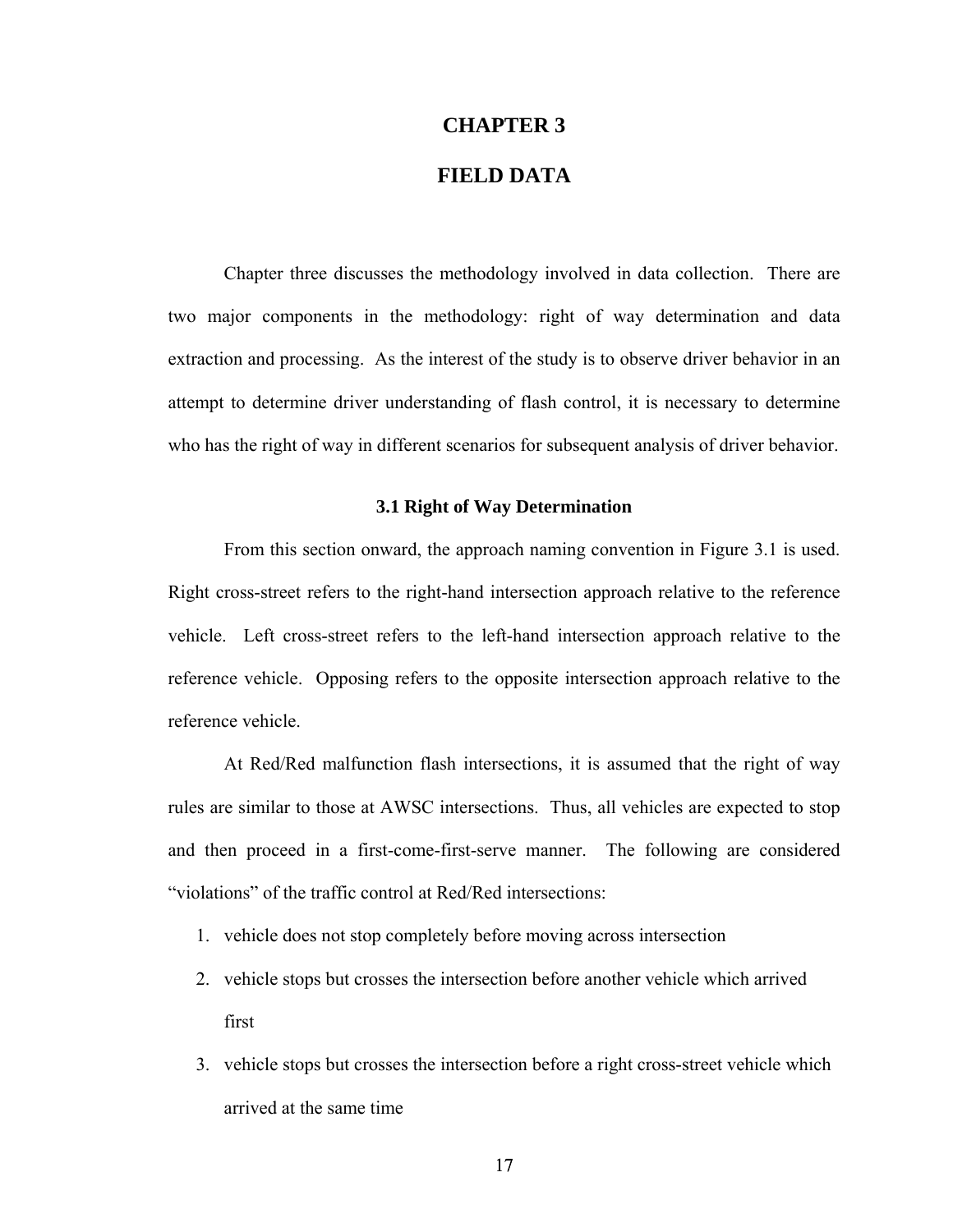# CHAPTER 3

# FIELD DATA

Chapter three discusses the methodology involved in data collection. There are two major components in the methodology: right of way determination and data extraction and processing. As the interest of the study is to observe driver behavior in an attempt to determine driver understanding of flash control, it is necessary to determine who has the right of way in different scenarios for subsequent analysis of driver behavior.

## 3.1 Right of Way Determination

From this section onward, the approach naming convention in Figure 3.1 is used. Right cross-street refers to the right-hand intersection approach relative to the reference vehicle. Left cross-street refers to the left-hand intersection approach relative to the reference vehicle. Opposing refers to the opposite intersection approach relative to the reference vehicle.

At Red/Red malfunction flash intersections, it is assumed that the right of way rules are similar to those at AWSC intersections. Thus, all vehicles are expected to stop and then proceed in a first-come-first-serve manner. The following are considered "violations" of the traffic control at Red/Red intersections:

1. vehicle does not stop completely before moving across intersection
2. vehicle stops but crosses the intersection before another vehicle which arrived first
3. vehicle stops but crosses the intersection before a right cross-street vehicle which arrived at the same time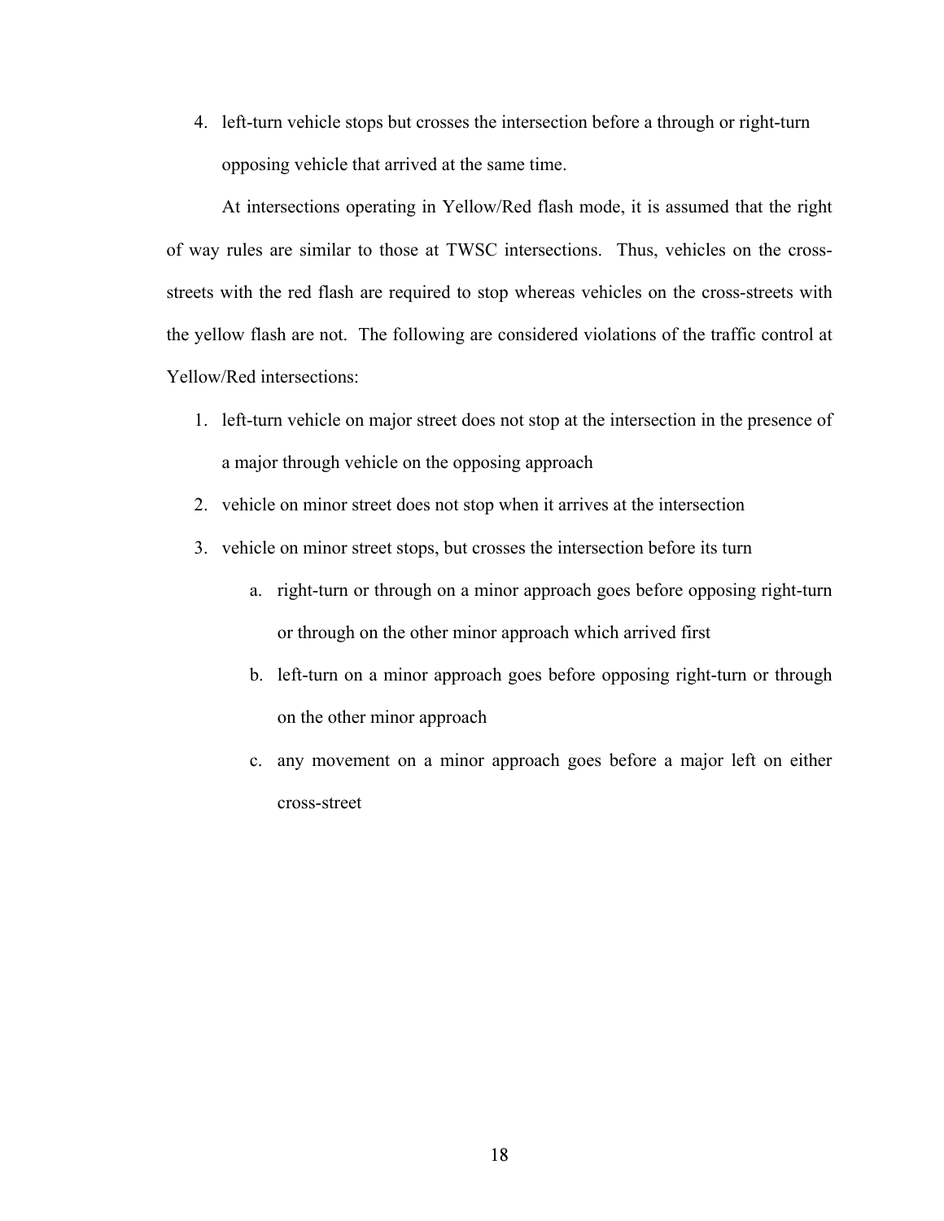4. left-turn vehicle stops but crosses the intersection before a through or right-turn opposing vehicle that arrived at the same time.

At intersections operating in Yellow/Red flash mode, it is assumed that the right of way rules are similar to those at TWSC intersections. Thus, vehicles on the cross-streets with the red flash are required to stop whereas vehicles on the cross-streets with the yellow flash are not. The following are considered violations of the traffic control at Yellow/Red intersections:

1. left-turn vehicle on major street does not stop at the intersection in the presence of a major through vehicle on the opposing approach
2. vehicle on minor street does not stop when it arrives at the intersection
3. vehicle on minor street stops, but crosses the intersection before its turn
   a. right-turn or through on a minor approach goes before opposing right-turn or through on the other minor approach which arrived first
   b. left-turn on a minor approach goes before opposing right-turn or through on the other minor approach
   c. any movement on a minor approach goes before a major left on either cross-street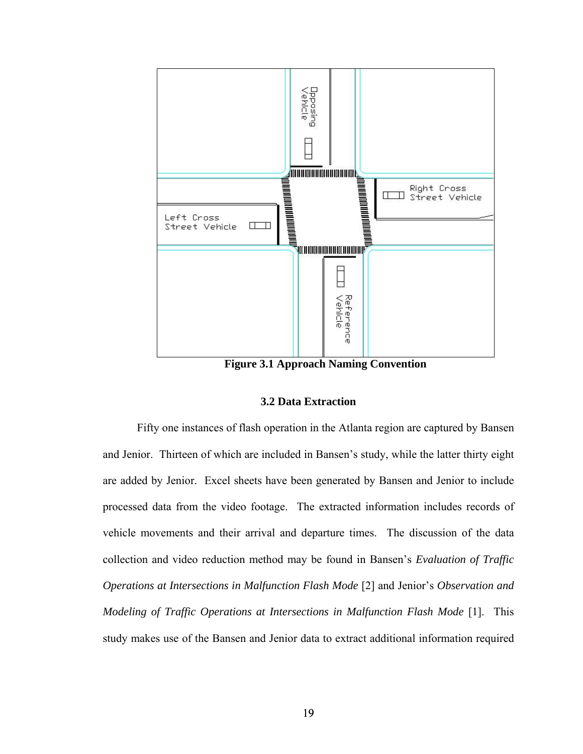**Figure 3.1 Approach Naming Convention**

### 3.2 Data Extraction

Fifty one instances of flash operation in the Atlanta region are captured by Bansen and Jenior. Thirteen of which are included in Bansen's study, while the latter thirty eight are added by Jenior. Excel sheets have been generated by Bansen and Jenior to include processed data from the video footage. The extracted information includes records of vehicle movements and their arrival and departure times. The discussion of the data collection and video reduction method may be found in Bansen's *Evaluation of Traffic Operations at Intersections in Malfunction Flash Mode* [2] and Jenior's *Observation and Modeling of Traffic Operations at Intersections in Malfunction Flash Mode* [1]. This study makes use of the Bansen and Jenior data to extract additional information required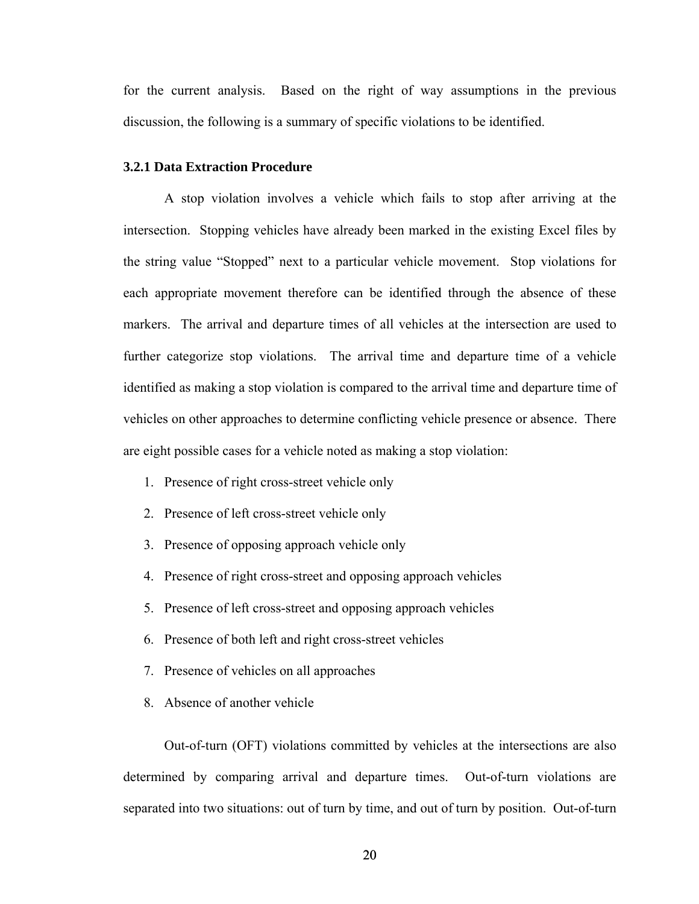for the current analysis. Based on the right of way assumptions in the previous discussion, the following is a summary of specific violations to be identified.

### 3.2.1 Data Extraction Procedure

A stop violation involves a vehicle which fails to stop after arriving at the intersection. Stopping vehicles have already been marked in the existing Excel files by the string value "Stopped" next to a particular vehicle movement. Stop violations for each appropriate movement therefore can be identified through the absence of these markers. The arrival and departure times of all vehicles at the intersection are used to further categorize stop violations. The arrival time and departure time of a vehicle identified as making a stop violation is compared to the arrival time and departure time of vehicles on other approaches to determine conflicting vehicle presence or absence. There are eight possible cases for a vehicle noted as making a stop violation:

1. Presence of right cross-street vehicle only
2. Presence of left cross-street vehicle only
3. Presence of opposing approach vehicle only
4. Presence of right cross-street and opposing approach vehicles
5. Presence of left cross-street and opposing approach vehicles
6. Presence of both left and right cross-street vehicles
7. Presence of vehicles on all approaches
8. Absence of another vehicle

Out-of-turn (OFT) violations committed by vehicles at the intersections are also determined by comparing arrival and departure times. Out-of-turn violations are separated into two situations: out of turn by time, and out of turn by position. Out-of-turn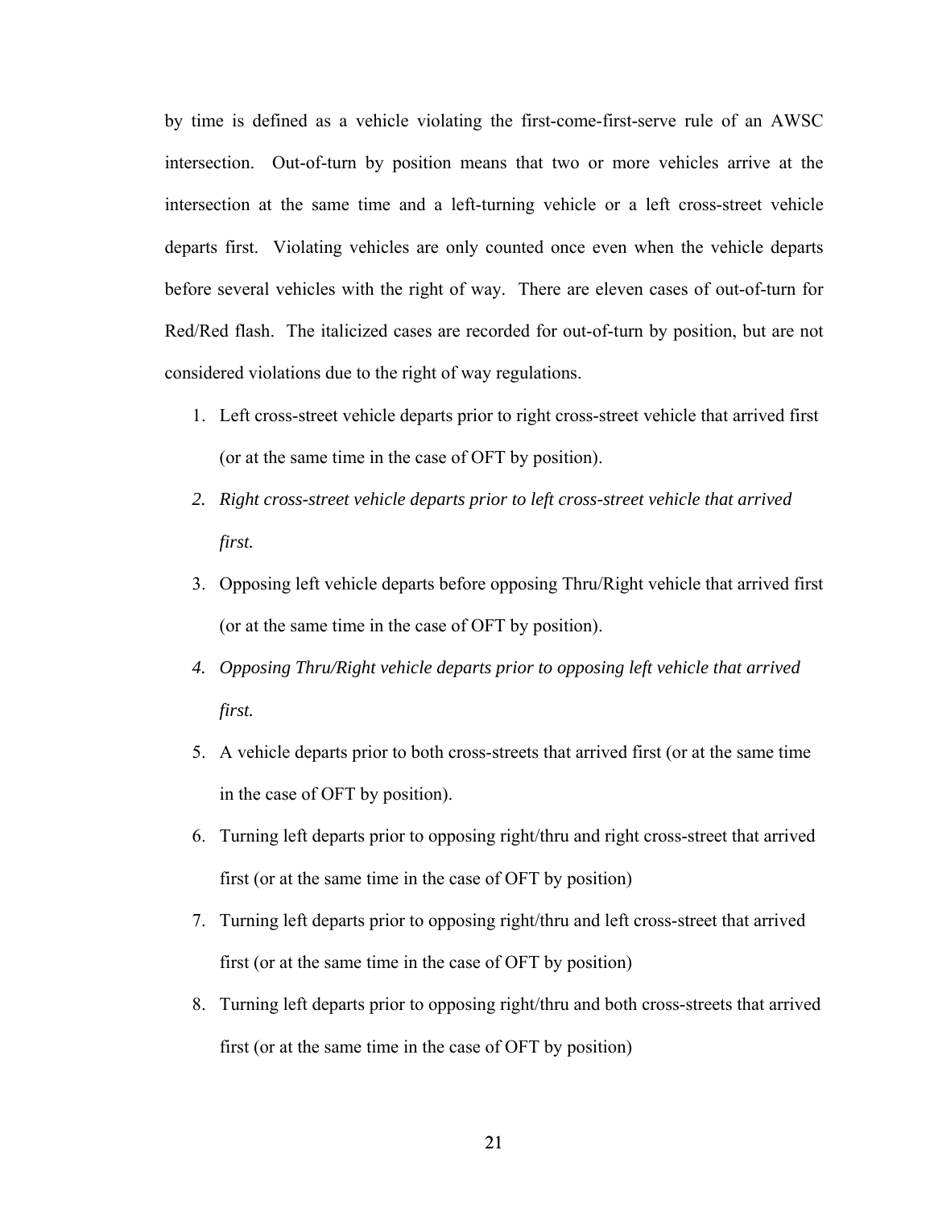by time is defined as a vehicle violating the first-come-first-serve rule of an AWSC intersection. Out-of-turn by position means that two or more vehicles arrive at the intersection at the same time and a left-turning vehicle or a left cross-street vehicle departs first. Violating vehicles are only counted once even when the vehicle departs before several vehicles with the right of way. There are eleven cases of out-of-turn for Red/Red flash. The italicized cases are recorded for out-of-turn by position, but are not considered violations due to the right of way regulations.

1. Left cross-street vehicle departs prior to right cross-street vehicle that arrived first (or at the same time in the case of OFT by position).
2. *Right cross-street vehicle departs prior to left cross-street vehicle that arrived first.*
3. Opposing left vehicle departs before opposing Thru/Right vehicle that arrived first (or at the same time in the case of OFT by position).
4. *Opposing Thru/Right vehicle departs prior to opposing left vehicle that arrived first.*
5. A vehicle departs prior to both cross-streets that arrived first (or at the same time in the case of OFT by position).
6. Turning left departs prior to opposing right/thru and right cross-street that arrived first (or at the same time in the case of OFT by position)
7. Turning left departs prior to opposing right/thru and left cross-street that arrived first (or at the same time in the case of OFT by position)
8. Turning left departs prior to opposing right/thru and both cross-streets that arrived first (or at the same time in the case of OFT by position)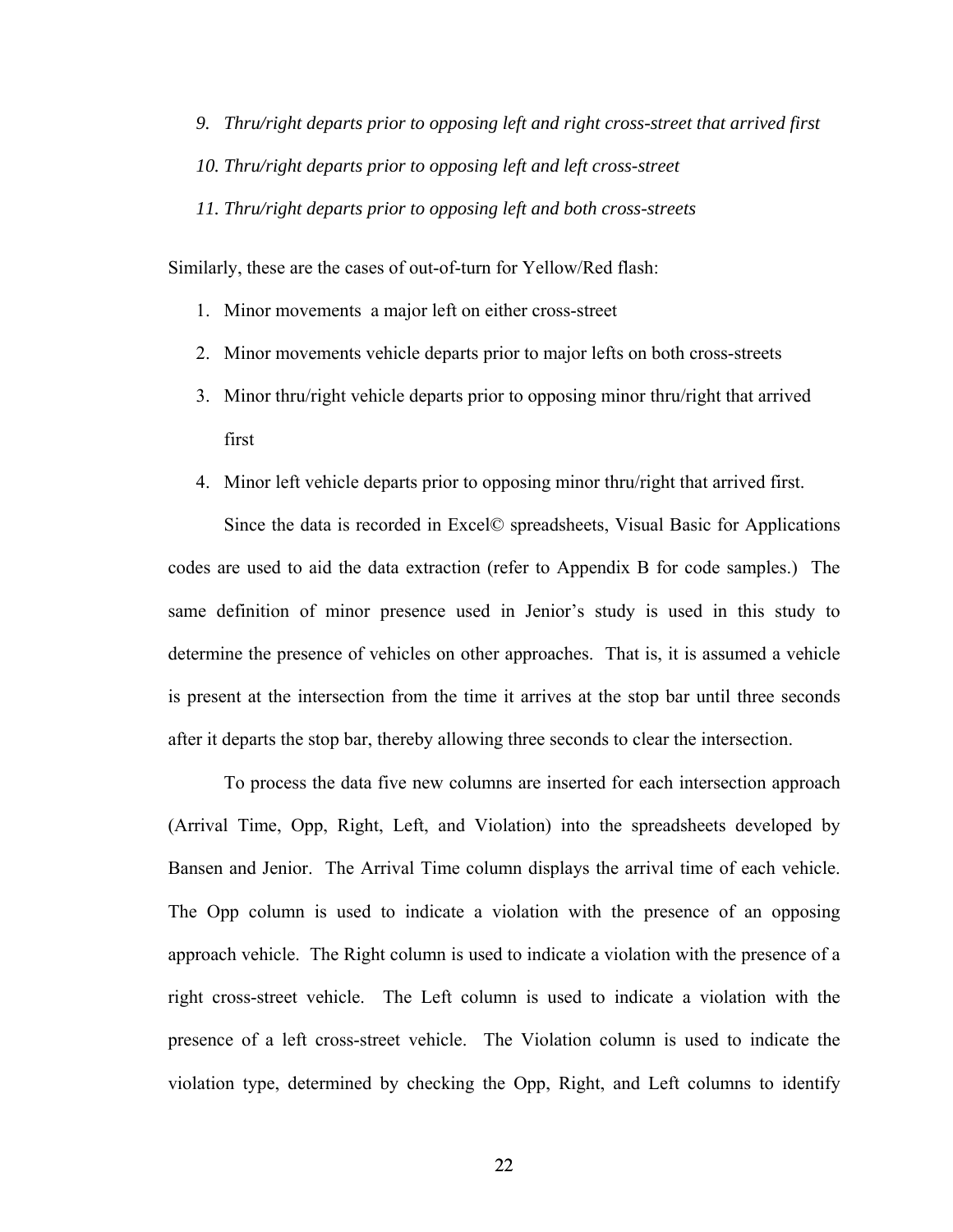9. *Thru/right departs prior to opposing left and right cross-street that arrived first*
10. *Thru/right departs prior to opposing left and left cross-street*
11. *Thru/right departs prior to opposing left and both cross-streets*

Similarly, these are the cases of out-of-turn for Yellow/Red flash:

1. Minor movements  a major left on either cross-street
2. Minor movements vehicle departs prior to major lefts on both cross-streets
3. Minor thru/right vehicle departs prior to opposing minor thru/right that arrived first
4. Minor left vehicle departs prior to opposing minor thru/right that arrived first.

Since the data is recorded in Excel© spreadsheets, Visual Basic for Applications codes are used to aid the data extraction (refer to Appendix B for code samples.) The same definition of minor presence used in Jenior's study is used in this study to determine the presence of vehicles on other approaches. That is, it is assumed a vehicle is present at the intersection from the time it arrives at the stop bar until three seconds after it departs the stop bar, thereby allowing three seconds to clear the intersection.

To process the data five new columns are inserted for each intersection approach (Arrival Time, Opp, Right, Left, and Violation) into the spreadsheets developed by Bansen and Jenior. The Arrival Time column displays the arrival time of each vehicle. The Opp column is used to indicate a violation with the presence of an opposing approach vehicle. The Right column is used to indicate a violation with the presence of a right cross-street vehicle. The Left column is used to indicate a violation with the presence of a left cross-street vehicle. The Violation column is used to indicate the violation type, determined by checking the Opp, Right, and Left columns to identify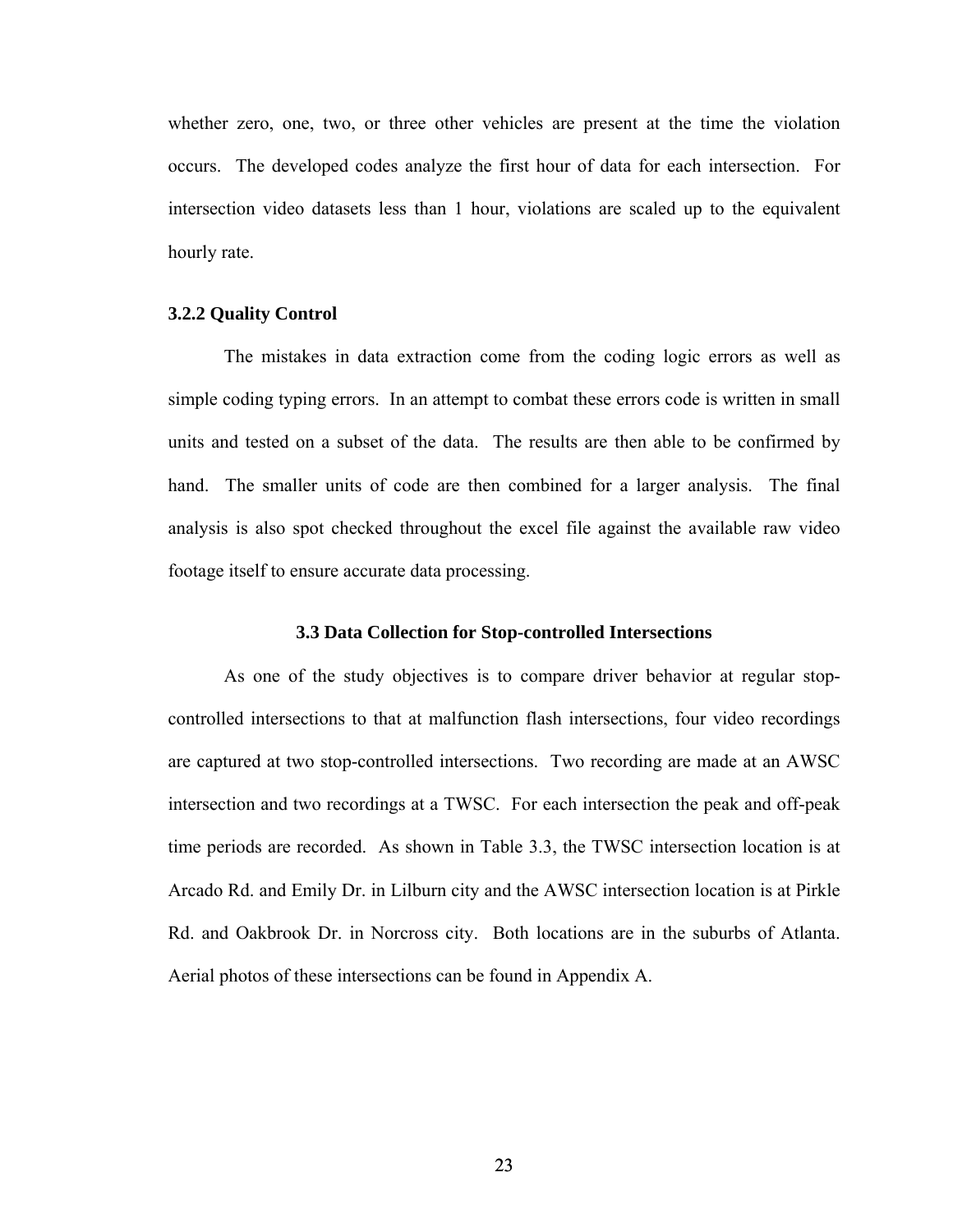whether zero, one, two, or three other vehicles are present at the time the violation occurs. The developed codes analyze the first hour of data for each intersection. For intersection video datasets less than 1 hour, violations are scaled up to the equivalent hourly rate.

### 3.2.2 Quality Control

The mistakes in data extraction come from the coding logic errors as well as simple coding typing errors. In an attempt to combat these errors code is written in small units and tested on a subset of the data. The results are then able to be confirmed by hand. The smaller units of code are then combined for a larger analysis. The final analysis is also spot checked throughout the excel file against the available raw video footage itself to ensure accurate data processing.

## 3.3 Data Collection for Stop-controlled Intersections

As one of the study objectives is to compare driver behavior at regular stop-controlled intersections to that at malfunction flash intersections, four video recordings are captured at two stop-controlled intersections. Two recording are made at an AWSC intersection and two recordings at a TWSC. For each intersection the peak and off-peak time periods are recorded. As shown in Table 3.3, the TWSC intersection location is at Arcado Rd. and Emily Dr. in Lilburn city and the AWSC intersection location is at Pirkle Rd. and Oakbrook Dr. in Norcross city. Both locations are in the suburbs of Atlanta. Aerial photos of these intersections can be found in Appendix A.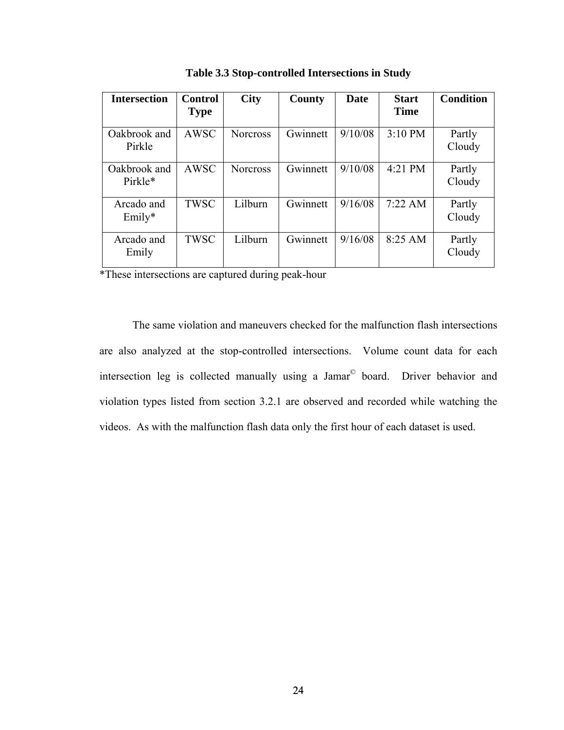**Table 3.3 Stop-controlled Intersections in Study**

| Intersection | Control Type | City | County | Date | Start Time | Condition |
|---|---|---|---|---|---|---|
| Oakbrook and Pirkle | AWSC | Norcross | Gwinnett | 9/10/08 | 3:10 PM | Partly Cloudy |
| Oakbrook and Pirkle* | AWSC | Norcross | Gwinnett | 9/10/08 | 4:21 PM | Partly Cloudy |
| Arcado and Emily* | TWSC | Lilburn | Gwinnett | 9/16/08 | 7:22 AM | Partly Cloudy |
| Arcado and Emily | TWSC | Lilburn | Gwinnett | 9/16/08 | 8:25 AM | Partly Cloudy |

*These intersections are captured during peak-hour

The same violation and maneuvers checked for the malfunction flash intersections are also analyzed at the stop-controlled intersections. Volume count data for each intersection leg is collected manually using a Jamar© board. Driver behavior and violation types listed from section 3.2.1 are observed and recorded while watching the videos. As with the malfunction flash data only the first hour of each dataset is used.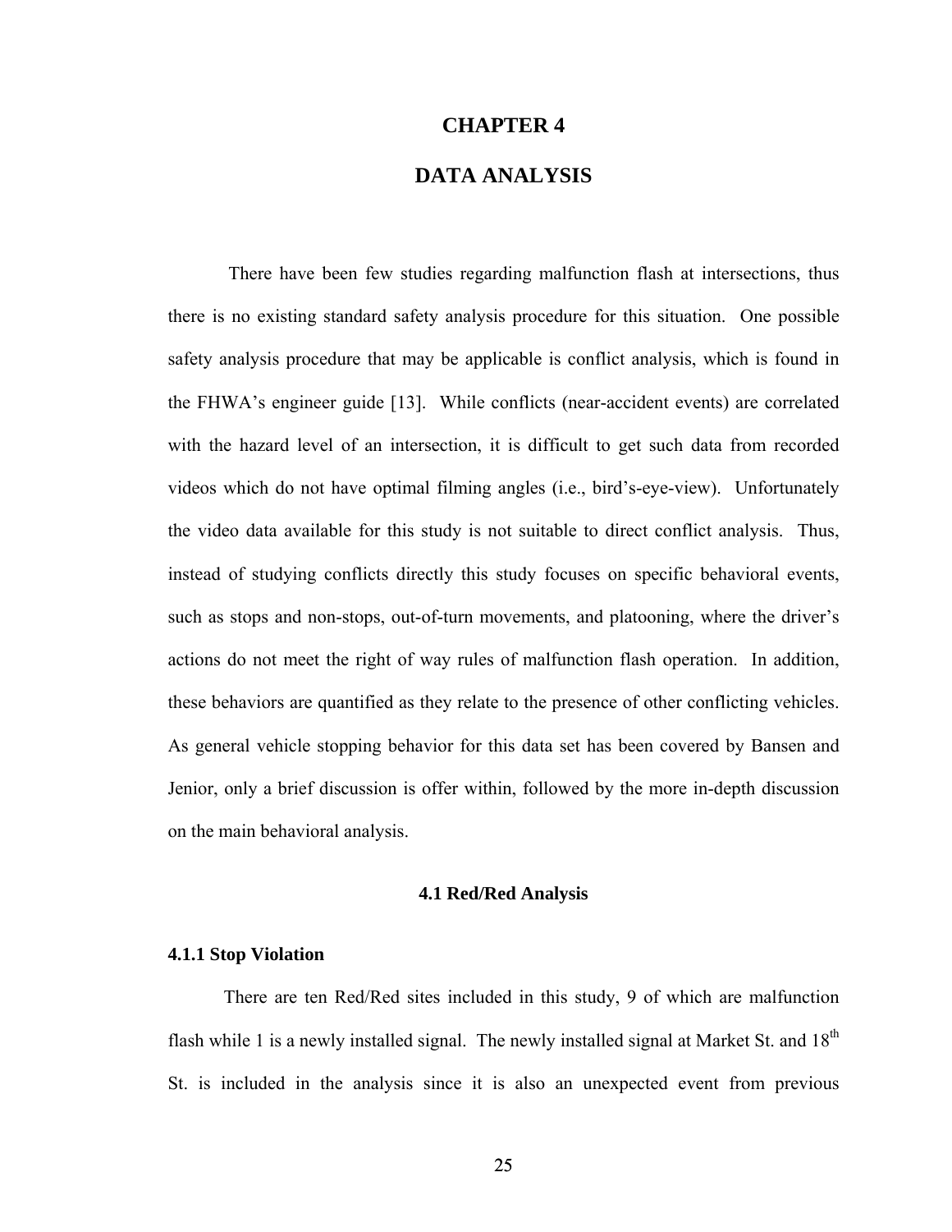# CHAPTER 4

# DATA ANALYSIS

There have been few studies regarding malfunction flash at intersections, thus there is no existing standard safety analysis procedure for this situation. One possible safety analysis procedure that may be applicable is conflict analysis, which is found in the FHWA's engineer guide [13]. While conflicts (near-accident events) are correlated with the hazard level of an intersection, it is difficult to get such data from recorded videos which do not have optimal filming angles (i.e., bird's-eye-view). Unfortunately the video data available for this study is not suitable to direct conflict analysis. Thus, instead of studying conflicts directly this study focuses on specific behavioral events, such as stops and non-stops, out-of-turn movements, and platooning, where the driver's actions do not meet the right of way rules of malfunction flash operation. In addition, these behaviors are quantified as they relate to the presence of other conflicting vehicles. As general vehicle stopping behavior for this data set has been covered by Bansen and Jenior, only a brief discussion is offer within, followed by the more in-depth discussion on the main behavioral analysis.

## 4.1 Red/Red Analysis

### 4.1.1 Stop Violation

There are ten Red/Red sites included in this study, 9 of which are malfunction flash while 1 is a newly installed signal. The newly installed signal at Market St. and 18th St. is included in the analysis since it is also an unexpected event from previous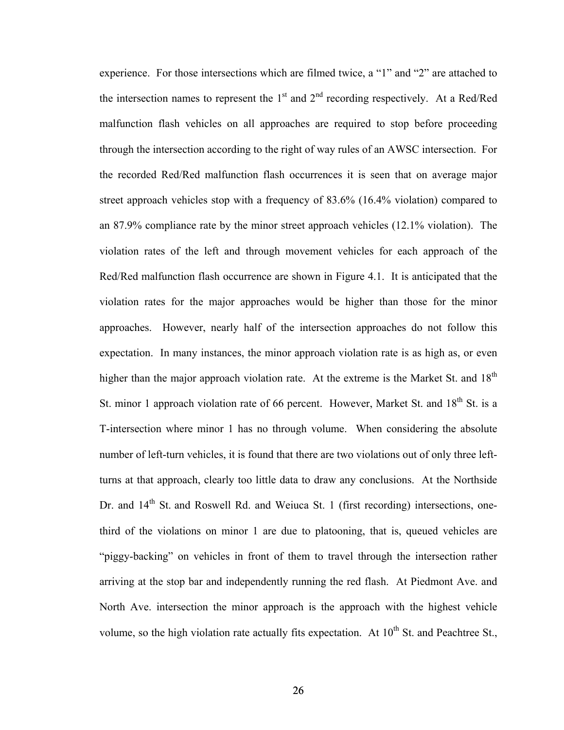experience. For those intersections which are filmed twice, a "1" and "2" are attached to the intersection names to represent the 1st and 2nd recording respectively. At a Red/Red malfunction flash vehicles on all approaches are required to stop before proceeding through the intersection according to the right of way rules of an AWSC intersection. For the recorded Red/Red malfunction flash occurrences it is seen that on average major street approach vehicles stop with a frequency of 83.6% (16.4% violation) compared to an 87.9% compliance rate by the minor street approach vehicles (12.1% violation). The violation rates of the left and through movement vehicles for each approach of the Red/Red malfunction flash occurrence are shown in Figure 4.1. It is anticipated that the violation rates for the major approaches would be higher than those for the minor approaches. However, nearly half of the intersection approaches do not follow this expectation. In many instances, the minor approach violation rate is as high as, or even higher than the major approach violation rate. At the extreme is the Market St. and 18th St. minor 1 approach violation rate of 66 percent. However, Market St. and 18th St. is a T-intersection where minor 1 has no through volume. When considering the absolute number of left-turn vehicles, it is found that there are two violations out of only three left-turns at that approach, clearly too little data to draw any conclusions. At the Northside Dr. and 14th St. and Roswell Rd. and Weiuca St. 1 (first recording) intersections, one-third of the violations on minor 1 are due to platooning, that is, queued vehicles are "piggy-backing" on vehicles in front of them to travel through the intersection rather arriving at the stop bar and independently running the red flash. At Piedmont Ave. and North Ave. intersection the minor approach is the approach with the highest vehicle volume, so the high violation rate actually fits expectation. At 10th St. and Peachtree St.,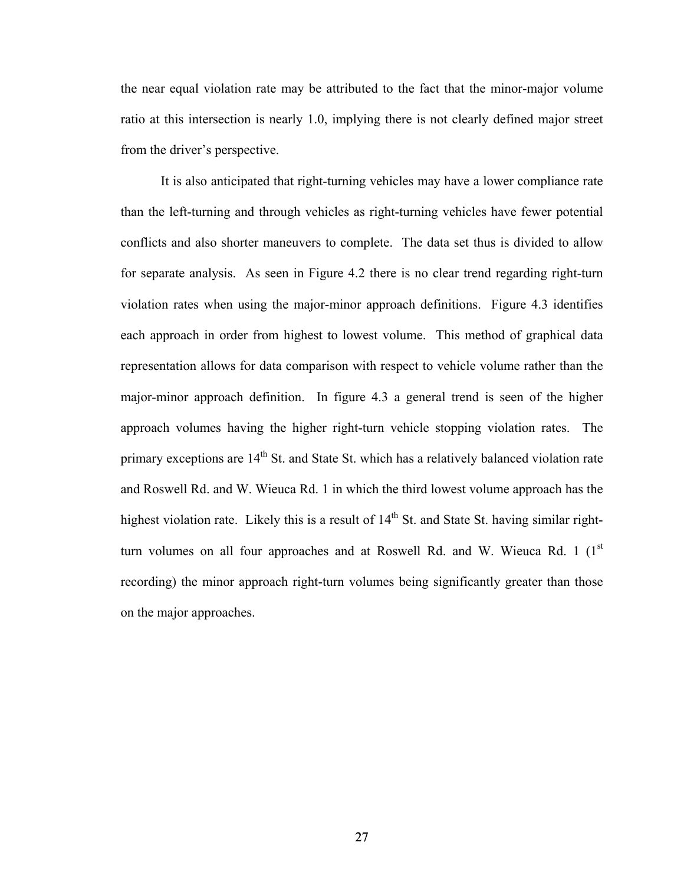the near equal violation rate may be attributed to the fact that the minor-major volume ratio at this intersection is nearly 1.0, implying there is not clearly defined major street from the driver's perspective.

It is also anticipated that right-turning vehicles may have a lower compliance rate than the left-turning and through vehicles as right-turning vehicles have fewer potential conflicts and also shorter maneuvers to complete. The data set thus is divided to allow for separate analysis. As seen in Figure 4.2 there is no clear trend regarding right-turn violation rates when using the major-minor approach definitions. Figure 4.3 identifies each approach in order from highest to lowest volume. This method of graphical data representation allows for data comparison with respect to vehicle volume rather than the major-minor approach definition. In figure 4.3 a general trend is seen of the higher approach volumes having the higher right-turn vehicle stopping violation rates. The primary exceptions are 14th St. and State St. which has a relatively balanced violation rate and Roswell Rd. and W. Wieuca Rd. 1 in which the third lowest volume approach has the highest violation rate. Likely this is a result of 14th St. and State St. having similar right-turn volumes on all four approaches and at Roswell Rd. and W. Wieuca Rd. 1 (1st recording) the minor approach right-turn volumes being significantly greater than those on the major approaches.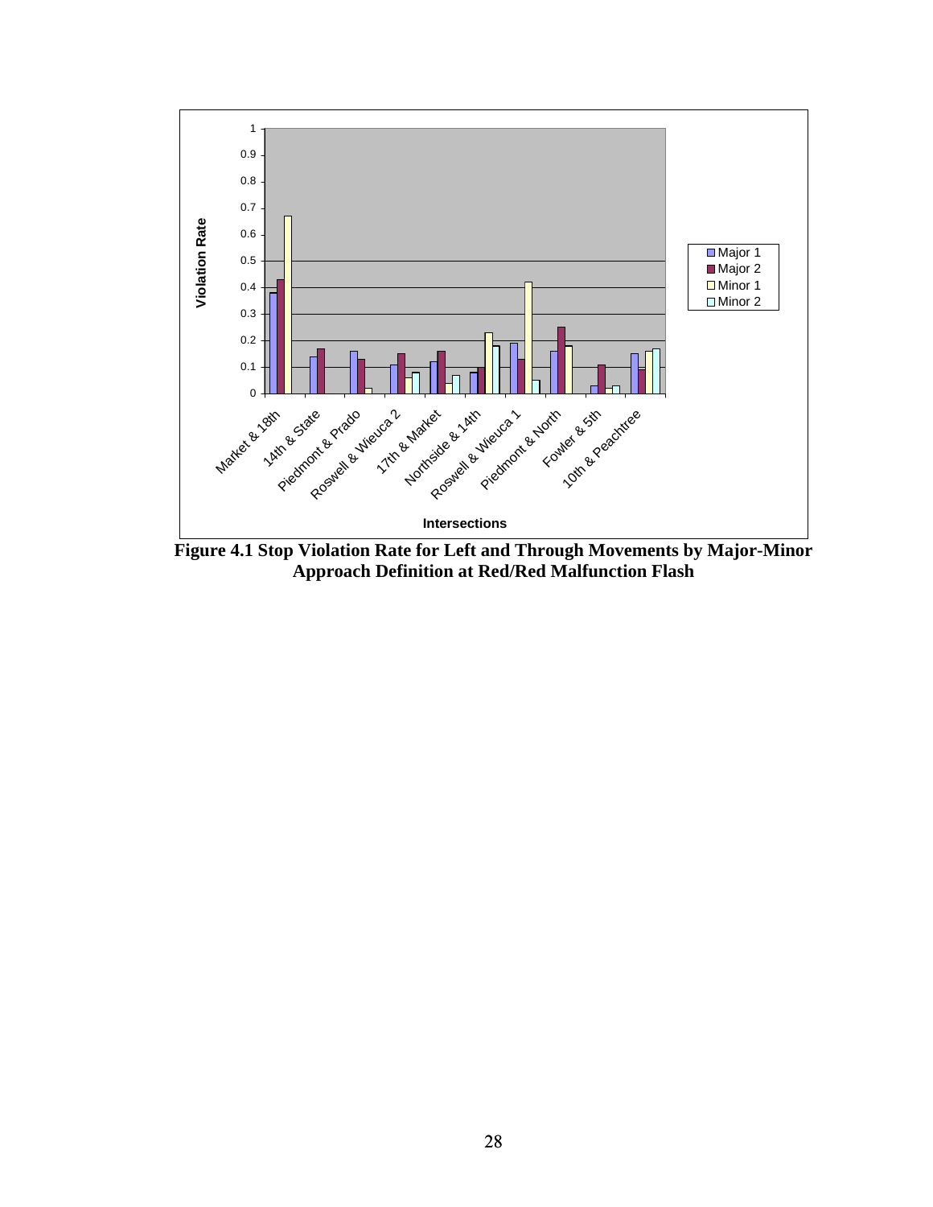Figure 4.1 Stop Violation Rate for Left and Through Movements by Major-Minor Approach Definition at Red/Red Malfunction Flash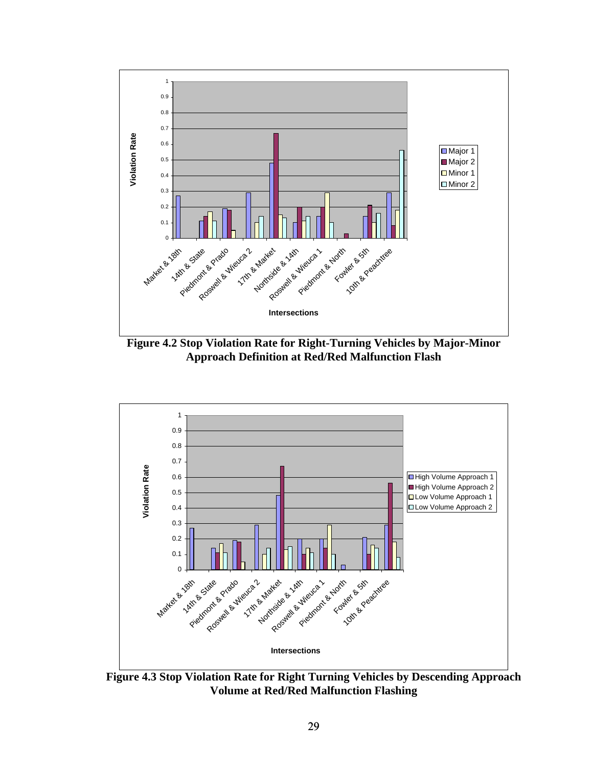Figure 4.2 Stop Violation Rate for Right-Turning Vehicles by Major-Minor Approach Definition at Red/Red Malfunction Flash

Figure 4.3 Stop Violation Rate for Right Turning Vehicles by Descending Approach Volume at Red/Red Malfunction Flashing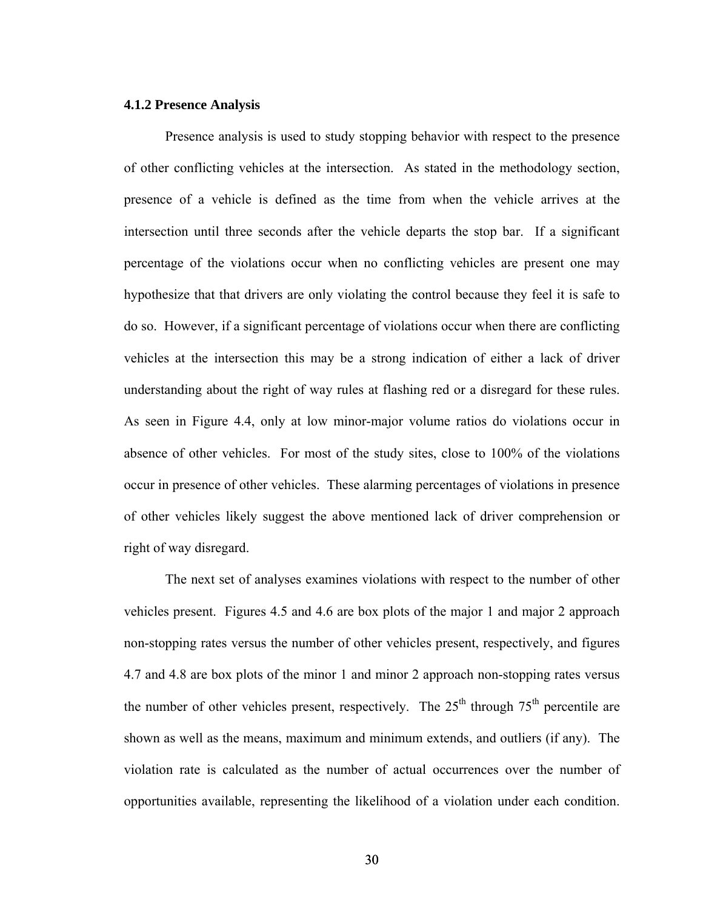### 4.1.2 Presence Analysis

Presence analysis is used to study stopping behavior with respect to the presence of other conflicting vehicles at the intersection. As stated in the methodology section, presence of a vehicle is defined as the time from when the vehicle arrives at the intersection until three seconds after the vehicle departs the stop bar. If a significant percentage of the violations occur when no conflicting vehicles are present one may hypothesize that that drivers are only violating the control because they feel it is safe to do so. However, if a significant percentage of violations occur when there are conflicting vehicles at the intersection this may be a strong indication of either a lack of driver understanding about the right of way rules at flashing red or a disregard for these rules. As seen in Figure 4.4, only at low minor-major volume ratios do violations occur in absence of other vehicles. For most of the study sites, close to 100% of the violations occur in presence of other vehicles. These alarming percentages of violations in presence of other vehicles likely suggest the above mentioned lack of driver comprehension or right of way disregard.

The next set of analyses examines violations with respect to the number of other vehicles present. Figures 4.5 and 4.6 are box plots of the major 1 and major 2 approach non-stopping rates versus the number of other vehicles present, respectively, and figures 4.7 and 4.8 are box plots of the minor 1 and minor 2 approach non-stopping rates versus the number of other vehicles present, respectively. The 25th through 75th percentile are shown as well as the means, maximum and minimum extends, and outliers (if any). The violation rate is calculated as the number of actual occurrences over the number of opportunities available, representing the likelihood of a violation under each condition.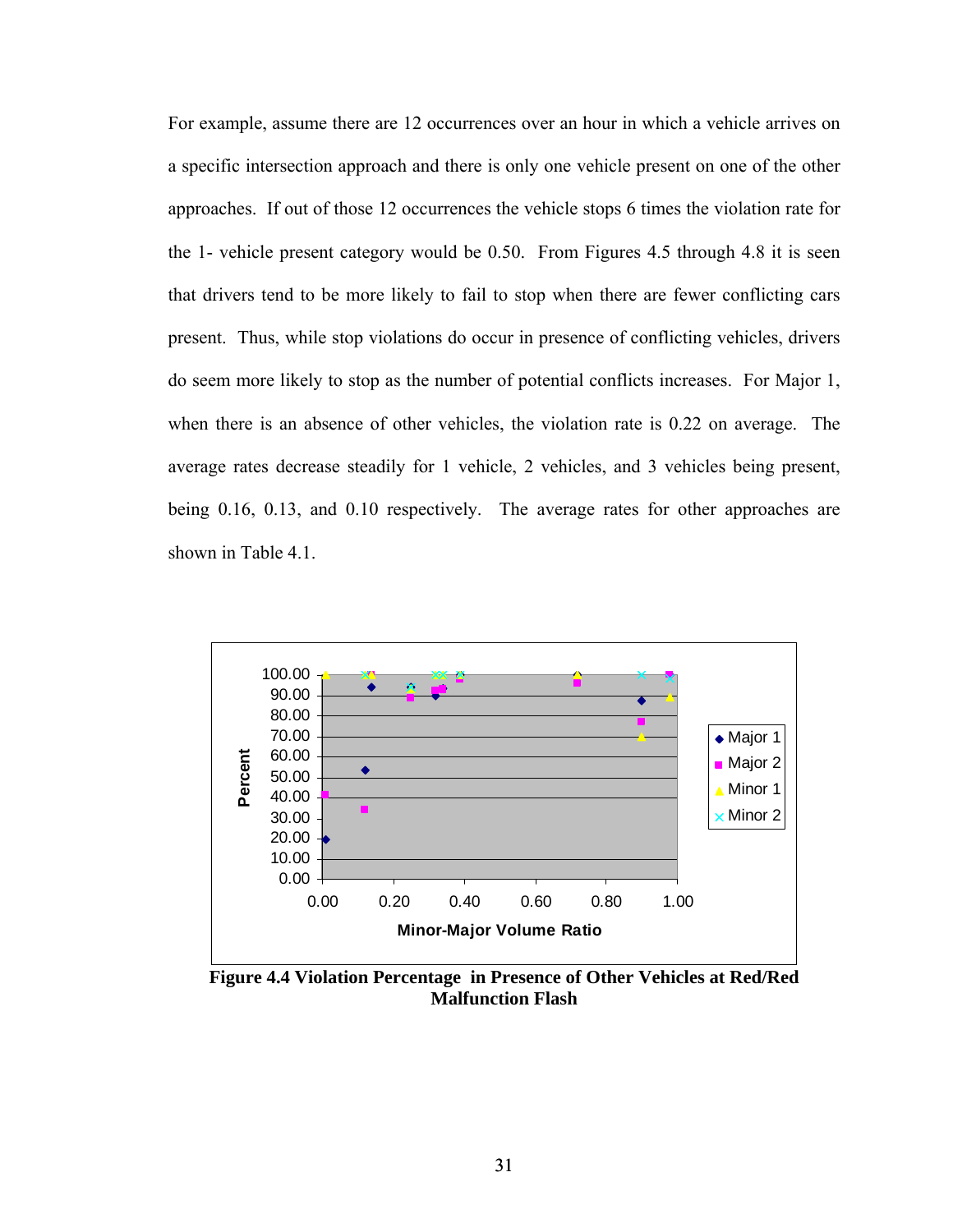For example, assume there are 12 occurrences over an hour in which a vehicle arrives on a specific intersection approach and there is only one vehicle present on one of the other approaches. If out of those 12 occurrences the vehicle stops 6 times the violation rate for the 1- vehicle present category would be 0.50. From Figures 4.5 through 4.8 it is seen that drivers tend to be more likely to fail to stop when there are fewer conflicting cars present. Thus, while stop violations do occur in presence of conflicting vehicles, drivers do seem more likely to stop as the number of potential conflicts increases. For Major 1, when there is an absence of other vehicles, the violation rate is 0.22 on average. The average rates decrease steadily for 1 vehicle, 2 vehicles, and 3 vehicles being present, being 0.16, 0.13, and 0.10 respectively. The average rates for other approaches are shown in Table 4.1.

**Figure 4.4 Violation Percentage in Presence of Other Vehicles at Red/Red Malfunction Flash**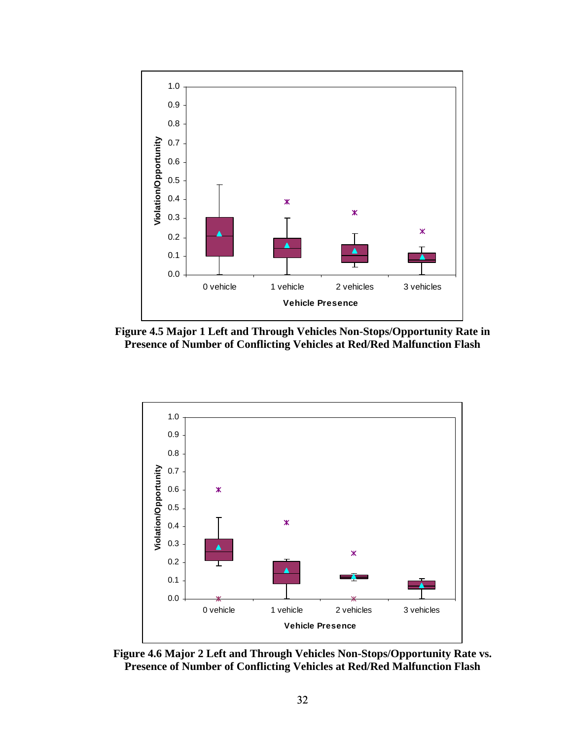**Figure 4.5 Major 1 Left and Through Vehicles Non-Stops/Opportunity Rate in Presence of Number of Conflicting Vehicles at Red/Red Malfunction Flash**

**Figure 4.6 Major 2 Left and Through Vehicles Non-Stops/Opportunity Rate vs. Presence of Number of Conflicting Vehicles at Red/Red Malfunction Flash**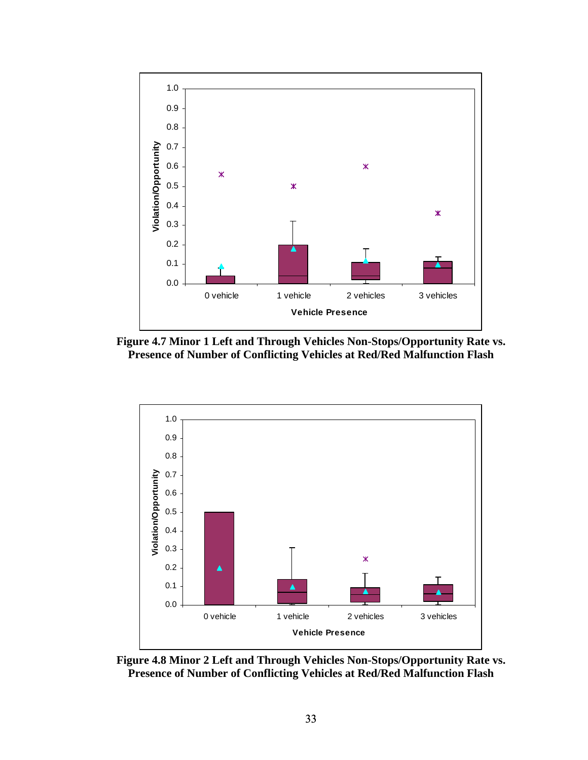**Figure 4.7 Minor 1 Left and Through Vehicles Non-Stops/Opportunity Rate vs. Presence of Number of Conflicting Vehicles at Red/Red Malfunction Flash**

**Figure 4.8 Minor 2 Left and Through Vehicles Non-Stops/Opportunity Rate vs. Presence of Number of Conflicting Vehicles at Red/Red Malfunction Flash**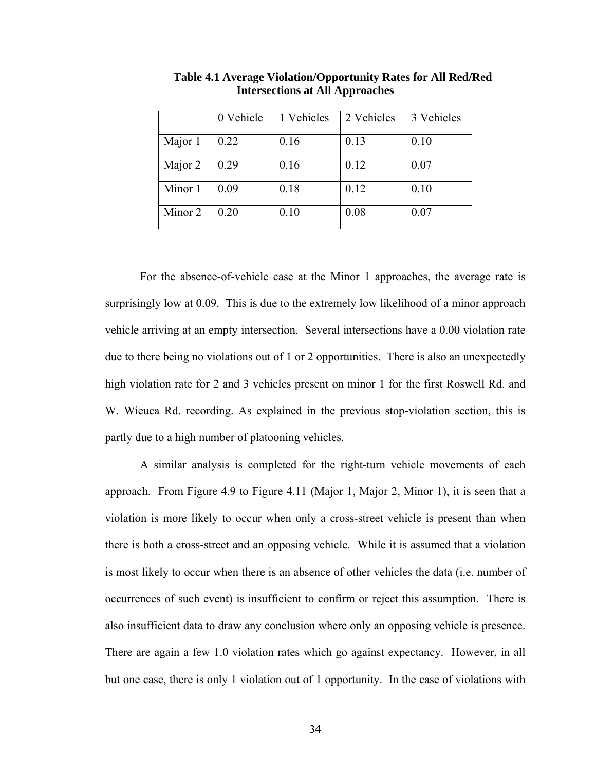**Table 4.1 Average Violation/Opportunity Rates for All Red/Red Intersections at All Approaches**

| | 0 Vehicle | 1 Vehicles | 2 Vehicles | 3 Vehicles |
|---|---|---|---|---|
| Major 1 | 0.22 | 0.16 | 0.13 | 0.10 |
| Major 2 | 0.29 | 0.16 | 0.12 | 0.07 |
| Minor 1 | 0.09 | 0.18 | 0.12 | 0.10 |
| Minor 2 | 0.20 | 0.10 | 0.08 | 0.07 |

For the absence-of-vehicle case at the Minor 1 approaches, the average rate is surprisingly low at 0.09. This is due to the extremely low likelihood of a minor approach vehicle arriving at an empty intersection. Several intersections have a 0.00 violation rate due to there being no violations out of 1 or 2 opportunities. There is also an unexpectedly high violation rate for 2 and 3 vehicles present on minor 1 for the first Roswell Rd. and W. Wieuca Rd. recording. As explained in the previous stop-violation section, this is partly due to a high number of platooning vehicles.

A similar analysis is completed for the right-turn vehicle movements of each approach. From Figure 4.9 to Figure 4.11 (Major 1, Major 2, Minor 1), it is seen that a violation is more likely to occur when only a cross-street vehicle is present than when there is both a cross-street and an opposing vehicle. While it is assumed that a violation is most likely to occur when there is an absence of other vehicles the data (i.e. number of occurrences of such event) is insufficient to confirm or reject this assumption. There is also insufficient data to draw any conclusion where only an opposing vehicle is presence. There are again a few 1.0 violation rates which go against expectancy. However, in all but one case, there is only 1 violation out of 1 opportunity. In the case of violations with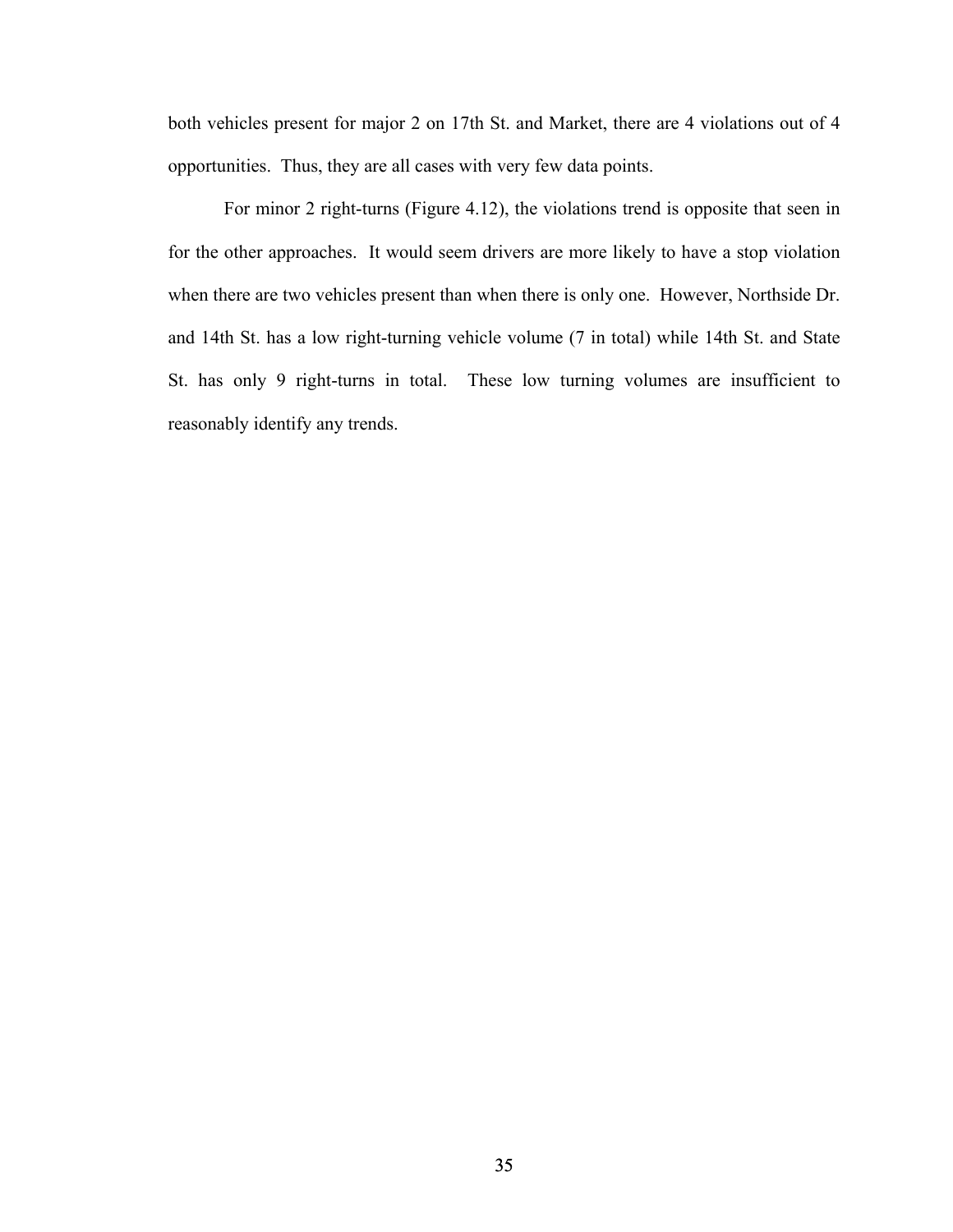both vehicles present for major 2 on 17th St. and Market, there are 4 violations out of 4 opportunities. Thus, they are all cases with very few data points.

For minor 2 right-turns (Figure 4.12), the violations trend is opposite that seen in for the other approaches. It would seem drivers are more likely to have a stop violation when there are two vehicles present than when there is only one. However, Northside Dr. and 14th St. has a low right-turning vehicle volume (7 in total) while 14th St. and State St. has only 9 right-turns in total. These low turning volumes are insufficient to reasonably identify any trends.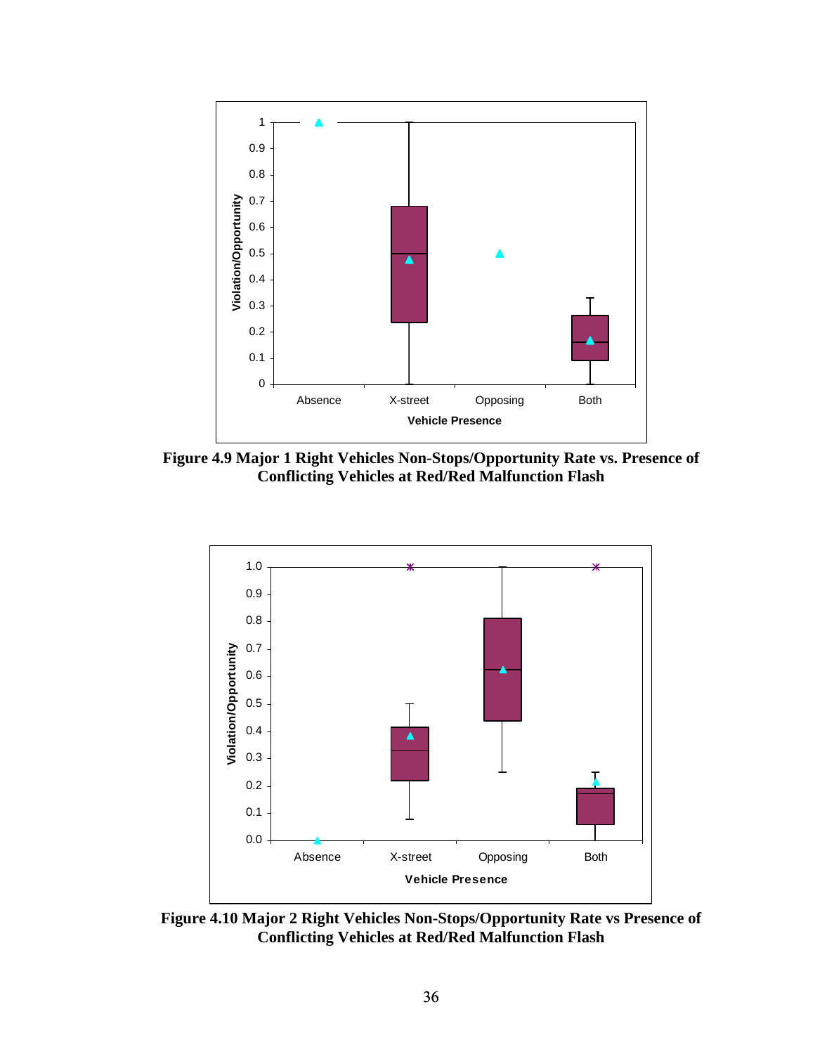**Figure 4.9 Major 1 Right Vehicles Non-Stops/Opportunity Rate vs. Presence of Conflicting Vehicles at Red/Red Malfunction Flash**

**Figure 4.10 Major 2 Right Vehicles Non-Stops/Opportunity Rate vs Presence of Conflicting Vehicles at Red/Red Malfunction Flash**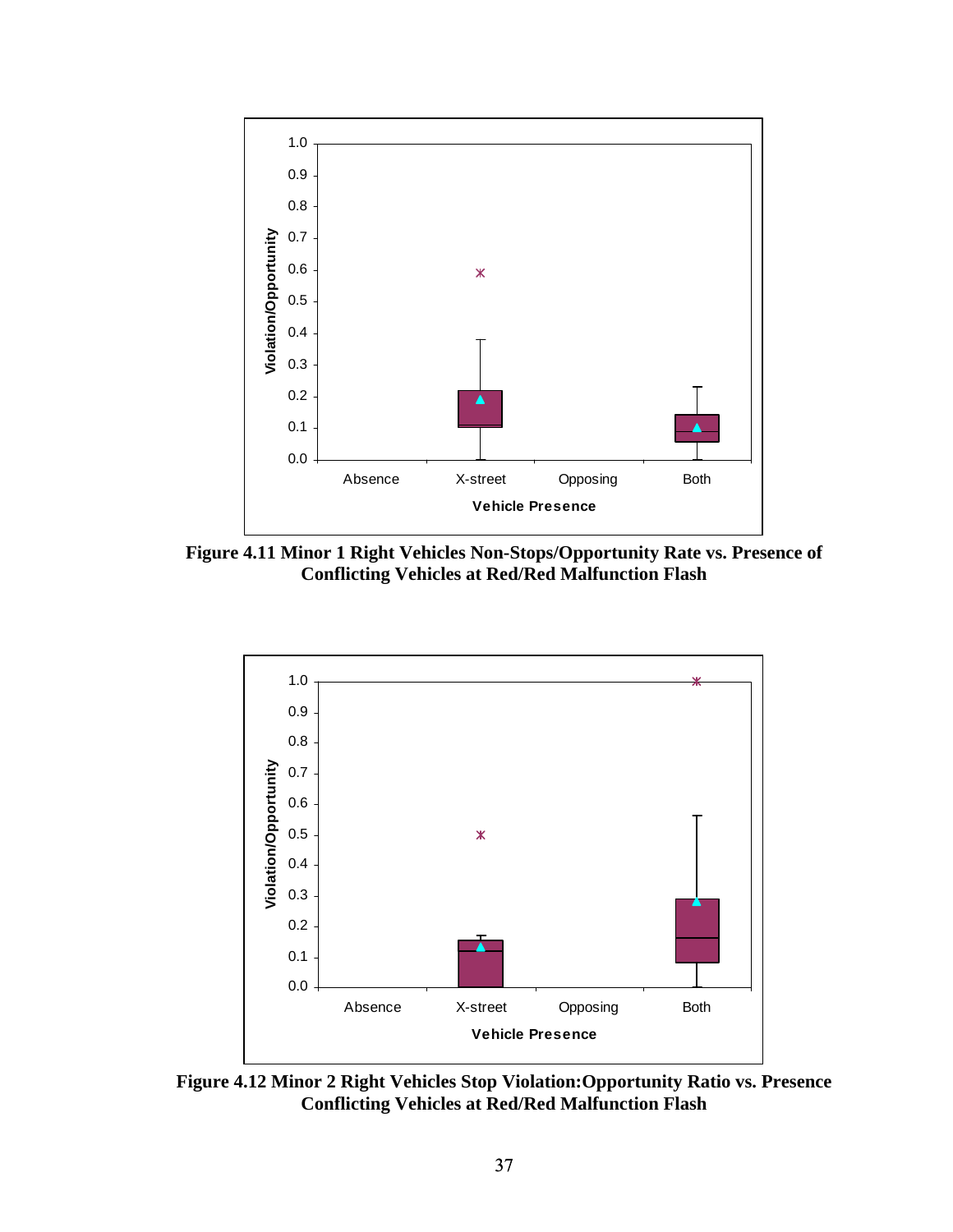Figure 4.11 Minor 1 Right Vehicles Non-Stops/Opportunity Rate vs. Presence of Conflicting Vehicles at Red/Red Malfunction Flash

Figure 4.12 Minor 2 Right Vehicles Stop Violation:Opportunity Ratio vs. Presence Conflicting Vehicles at Red/Red Malfunction Flash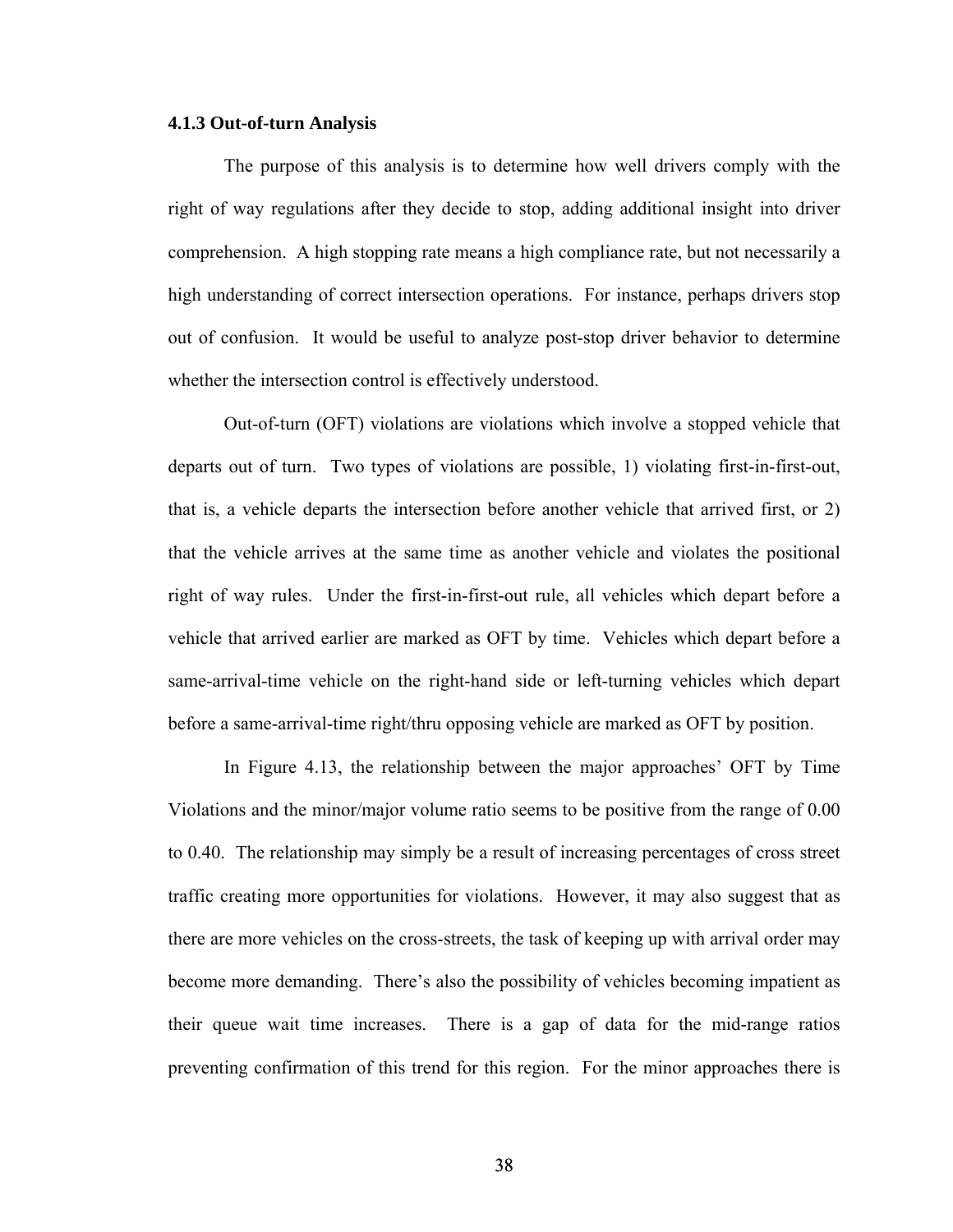### 4.1.3 Out-of-turn Analysis

The purpose of this analysis is to determine how well drivers comply with the right of way regulations after they decide to stop, adding additional insight into driver comprehension. A high stopping rate means a high compliance rate, but not necessarily a high understanding of correct intersection operations. For instance, perhaps drivers stop out of confusion. It would be useful to analyze post-stop driver behavior to determine whether the intersection control is effectively understood.

Out-of-turn (OFT) violations are violations which involve a stopped vehicle that departs out of turn. Two types of violations are possible, 1) violating first-in-first-out, that is, a vehicle departs the intersection before another vehicle that arrived first, or 2) that the vehicle arrives at the same time as another vehicle and violates the positional right of way rules. Under the first-in-first-out rule, all vehicles which depart before a vehicle that arrived earlier are marked as OFT by time. Vehicles which depart before a same-arrival-time vehicle on the right-hand side or left-turning vehicles which depart before a same-arrival-time right/thru opposing vehicle are marked as OFT by position.

In Figure 4.13, the relationship between the major approaches' OFT by Time Violations and the minor/major volume ratio seems to be positive from the range of 0.00 to 0.40. The relationship may simply be a result of increasing percentages of cross street traffic creating more opportunities for violations. However, it may also suggest that as there are more vehicles on the cross-streets, the task of keeping up with arrival order may become more demanding. There's also the possibility of vehicles becoming impatient as their queue wait time increases. There is a gap of data for the mid-range ratios preventing confirmation of this trend for this region. For the minor approaches there is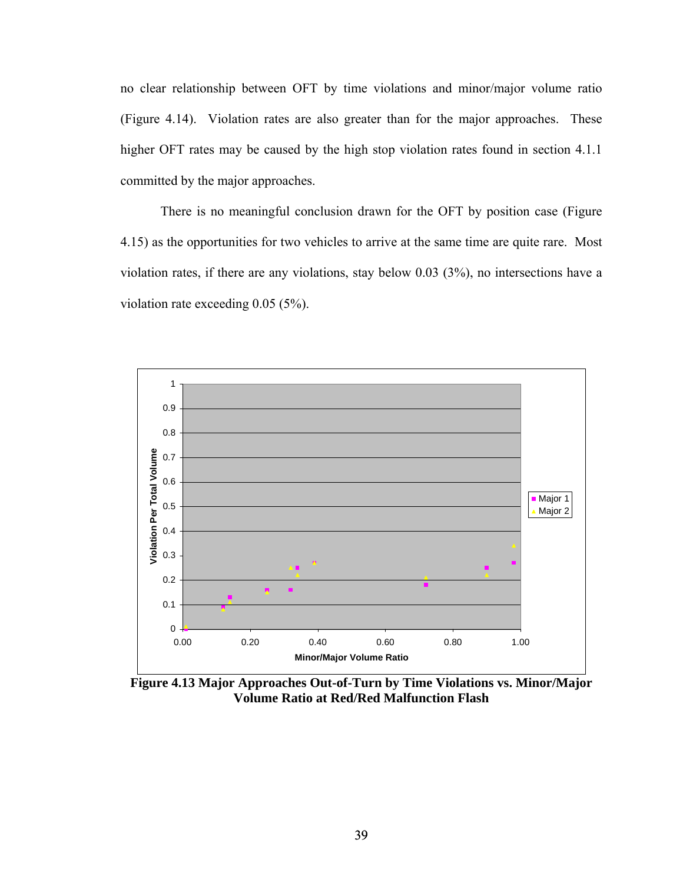no clear relationship between OFT by time violations and minor/major volume ratio (Figure 4.14). Violation rates are also greater than for the major approaches. These higher OFT rates may be caused by the high stop violation rates found in section 4.1.1 committed by the major approaches.

There is no meaningful conclusion drawn for the OFT by position case (Figure 4.15) as the opportunities for two vehicles to arrive at the same time are quite rare. Most violation rates, if there are any violations, stay below 0.03 (3%), no intersections have a violation rate exceeding 0.05 (5%).

**Figure 4.13 Major Approaches Out-of-Turn by Time Violations vs. Minor/Major Volume Ratio at Red/Red Malfunction Flash**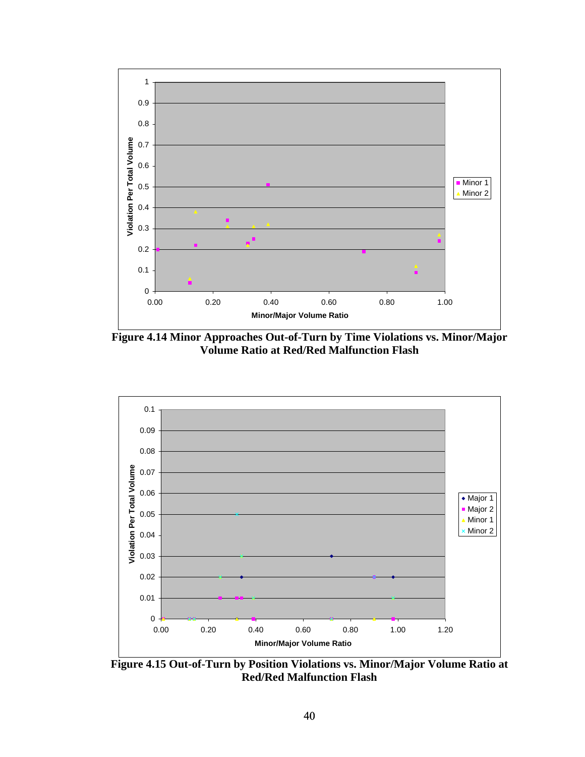Figure 4.14 Minor Approaches Out-of-Turn by Time Violations vs. Minor/Major Volume Ratio at Red/Red Malfunction Flash

Figure 4.15 Out-of-Turn by Position Violations vs. Minor/Major Volume Ratio at Red/Red Malfunction Flash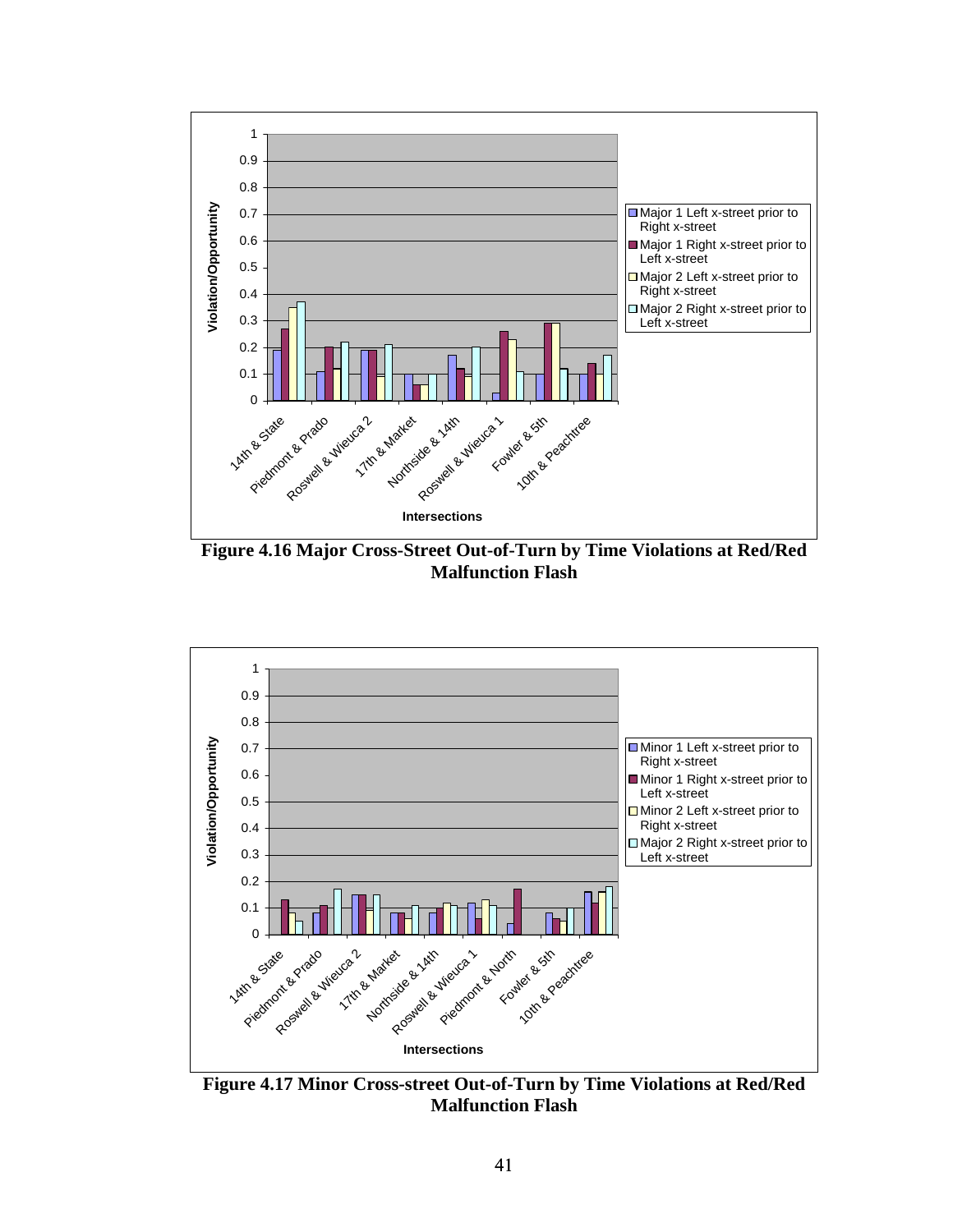Figure 4.16 Major Cross-Street Out-of-Turn by Time Violations at Red/Red Malfunction Flash

Figure 4.17 Minor Cross-street Out-of-Turn by Time Violations at Red/Red Malfunction Flash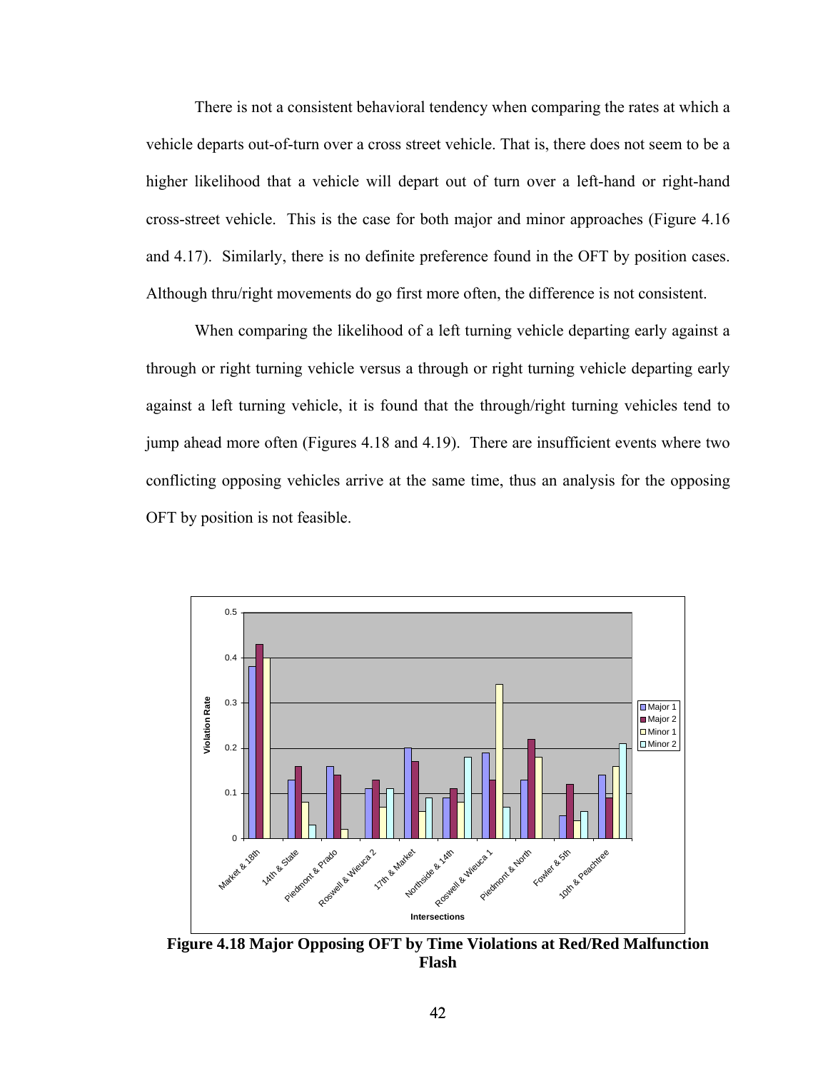There is not a consistent behavioral tendency when comparing the rates at which a vehicle departs out-of-turn over a cross street vehicle. That is, there does not seem to be a higher likelihood that a vehicle will depart out of turn over a left-hand or right-hand cross-street vehicle. This is the case for both major and minor approaches (Figure 4.16 and 4.17). Similarly, there is no definite preference found in the OFT by position cases. Although thru/right movements do go first more often, the difference is not consistent.

When comparing the likelihood of a left turning vehicle departing early against a through or right turning vehicle versus a through or right turning vehicle departing early against a left turning vehicle, it is found that the through/right turning vehicles tend to jump ahead more often (Figures 4.18 and 4.19). There are insufficient events where two conflicting opposing vehicles arrive at the same time, thus an analysis for the opposing OFT by position is not feasible.

**Figure 4.18 Major Opposing OFT by Time Violations at Red/Red Malfunction Flash**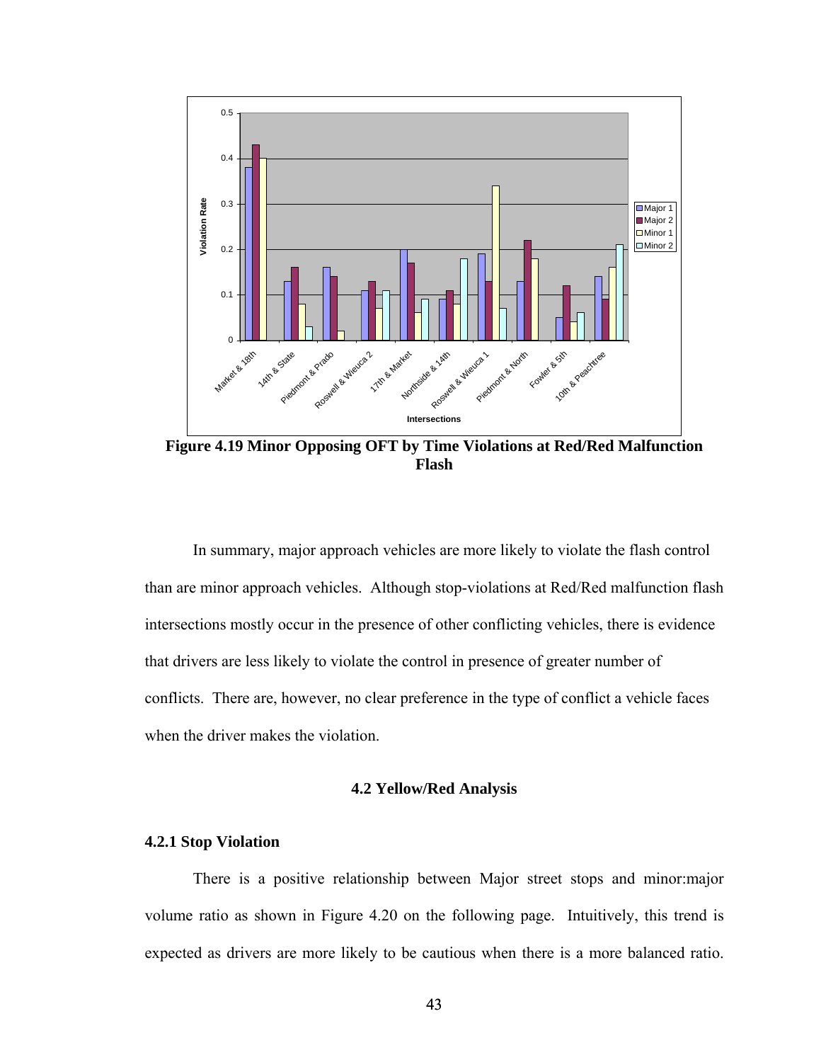**Figure 4.19 Minor Opposing OFT by Time Violations at Red/Red Malfunction Flash**

In summary, major approach vehicles are more likely to violate the flash control than are minor approach vehicles. Although stop-violations at Red/Red malfunction flash intersections mostly occur in the presence of other conflicting vehicles, there is evidence that drivers are less likely to violate the control in presence of greater number of conflicts. There are, however, no clear preference in the type of conflict a vehicle faces when the driver makes the violation.

## 4.2 Yellow/Red Analysis

### 4.2.1 Stop Violation

There is a positive relationship between Major street stops and minor:major volume ratio as shown in Figure 4.20 on the following page. Intuitively, this trend is expected as drivers are more likely to be cautious when there is a more balanced ratio.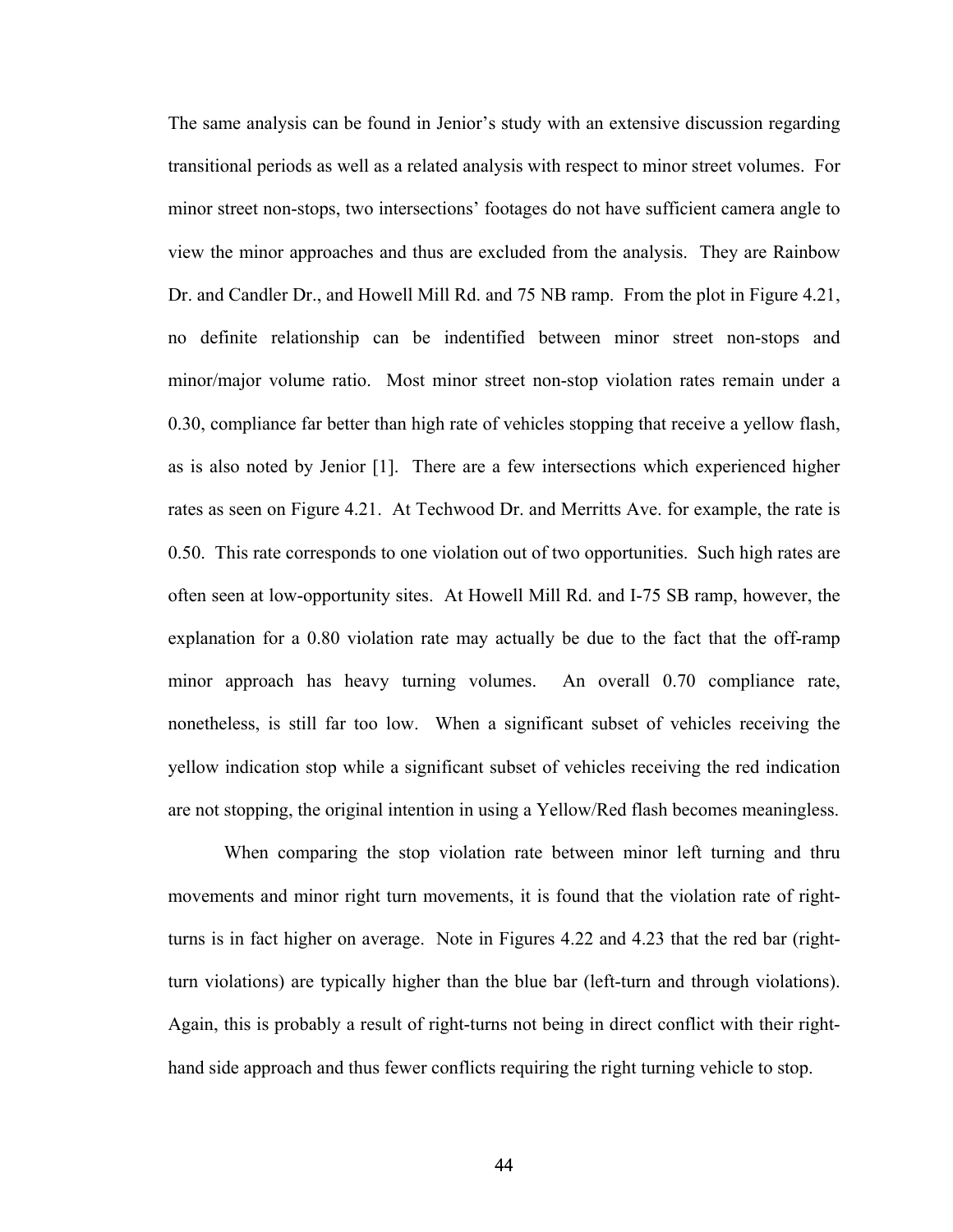The same analysis can be found in Jenior's study with an extensive discussion regarding transitional periods as well as a related analysis with respect to minor street volumes. For minor street non-stops, two intersections' footages do not have sufficient camera angle to view the minor approaches and thus are excluded from the analysis. They are Rainbow Dr. and Candler Dr., and Howell Mill Rd. and 75 NB ramp. From the plot in Figure 4.21, no definite relationship can be indentified between minor street non-stops and minor/major volume ratio. Most minor street non-stop violation rates remain under a 0.30, compliance far better than high rate of vehicles stopping that receive a yellow flash, as is also noted by Jenior [1]. There are a few intersections which experienced higher rates as seen on Figure 4.21. At Techwood Dr. and Merritts Ave. for example, the rate is 0.50. This rate corresponds to one violation out of two opportunities. Such high rates are often seen at low-opportunity sites. At Howell Mill Rd. and I-75 SB ramp, however, the explanation for a 0.80 violation rate may actually be due to the fact that the off-ramp minor approach has heavy turning volumes. An overall 0.70 compliance rate, nonetheless, is still far too low. When a significant subset of vehicles receiving the yellow indication stop while a significant subset of vehicles receiving the red indication are not stopping, the original intention in using a Yellow/Red flash becomes meaningless.

When comparing the stop violation rate between minor left turning and thru movements and minor right turn movements, it is found that the violation rate of right-turns is in fact higher on average. Note in Figures 4.22 and 4.23 that the red bar (right-turn violations) are typically higher than the blue bar (left-turn and through violations). Again, this is probably a result of right-turns not being in direct conflict with their right-hand side approach and thus fewer conflicts requiring the right turning vehicle to stop.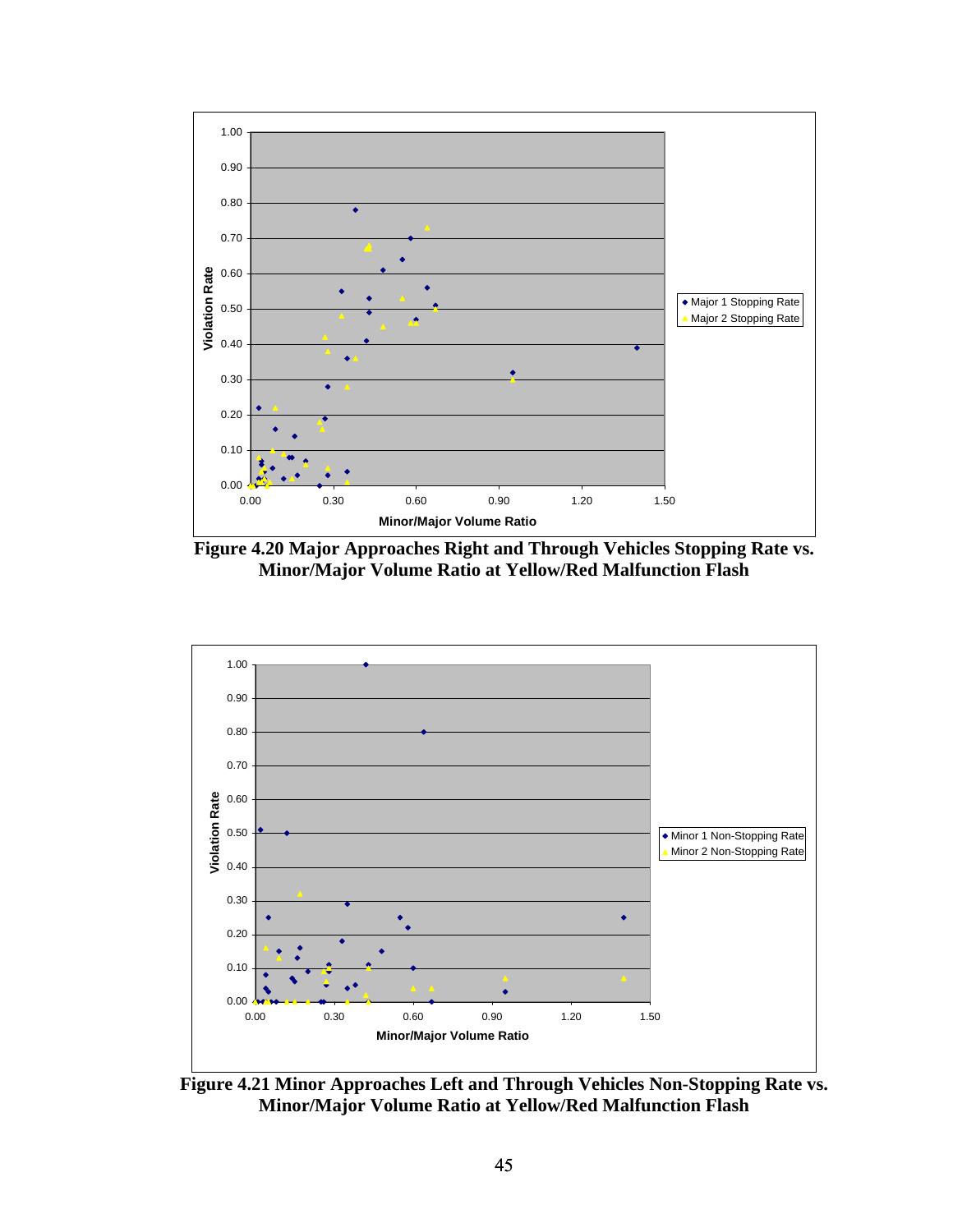**Figure 4.20 Major Approaches Right and Through Vehicles Stopping Rate vs. Minor/Major Volume Ratio at Yellow/Red Malfunction Flash**

**Figure 4.21 Minor Approaches Left and Through Vehicles Non-Stopping Rate vs. Minor/Major Volume Ratio at Yellow/Red Malfunction Flash**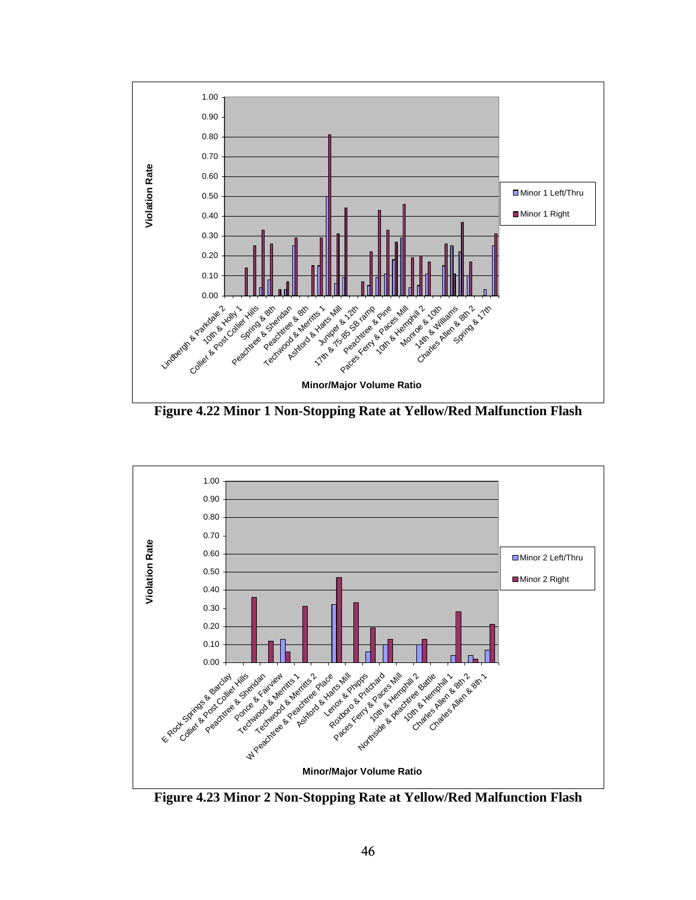Figure 4.22 Minor 1 Non-Stopping Rate at Yellow/Red Malfunction Flash

Figure 4.23 Minor 2 Non-Stopping Rate at Yellow/Red Malfunction Flash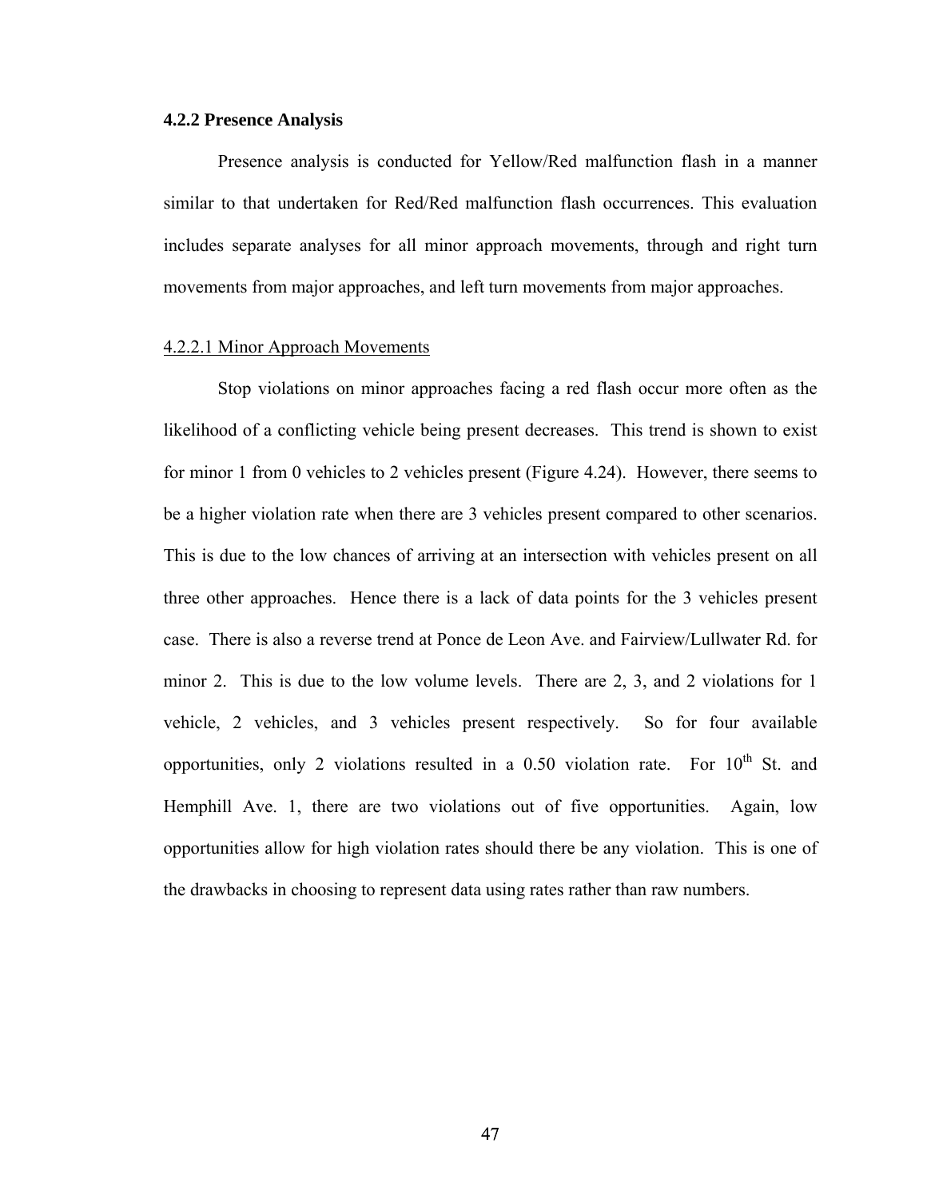### 4.2.2 Presence Analysis

Presence analysis is conducted for Yellow/Red malfunction flash in a manner similar to that undertaken for Red/Red malfunction flash occurrences. This evaluation includes separate analyses for all minor approach movements, through and right turn movements from major approaches, and left turn movements from major approaches.

#### 4.2.2.1 Minor Approach Movements

Stop violations on minor approaches facing a red flash occur more often as the likelihood of a conflicting vehicle being present decreases. This trend is shown to exist for minor 1 from 0 vehicles to 2 vehicles present (Figure 4.24). However, there seems to be a higher violation rate when there are 3 vehicles present compared to other scenarios. This is due to the low chances of arriving at an intersection with vehicles present on all three other approaches. Hence there is a lack of data points for the 3 vehicles present case. There is also a reverse trend at Ponce de Leon Ave. and Fairview/Lullwater Rd. for minor 2. This is due to the low volume levels. There are 2, 3, and 2 violations for 1 vehicle, 2 vehicles, and 3 vehicles present respectively. So for four available opportunities, only 2 violations resulted in a 0.50 violation rate. For 10$^{th}$ St. and Hemphill Ave. 1, there are two violations out of five opportunities. Again, low opportunities allow for high violation rates should there be any violation. This is one of the drawbacks in choosing to represent data using rates rather than raw numbers.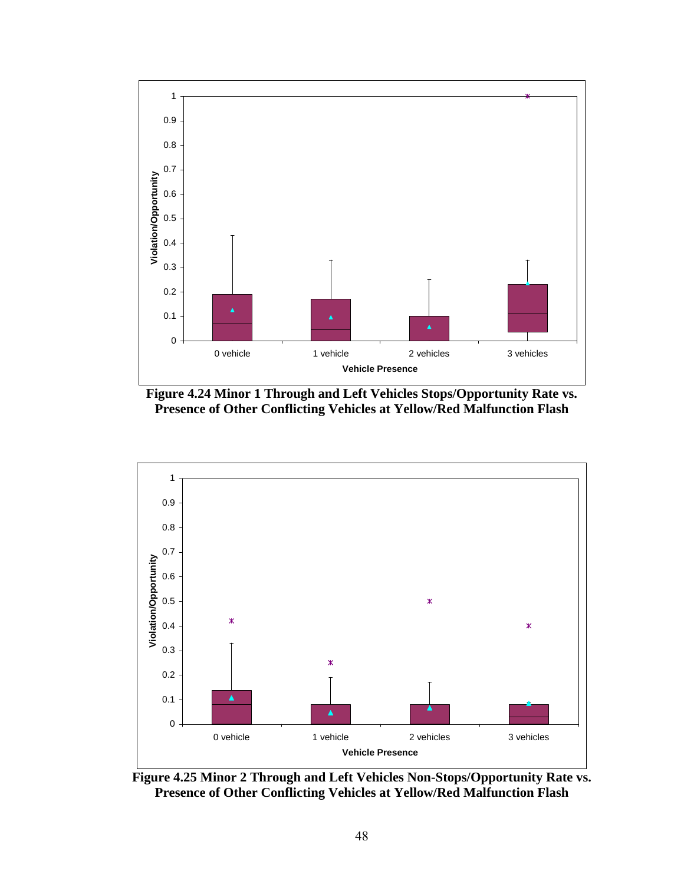**Figure 4.24 Minor 1 Through and Left Vehicles Stops/Opportunity Rate vs. Presence of Other Conflicting Vehicles at Yellow/Red Malfunction Flash**

**Figure 4.25 Minor 2 Through and Left Vehicles Non-Stops/Opportunity Rate vs. Presence of Other Conflicting Vehicles at Yellow/Red Malfunction Flash**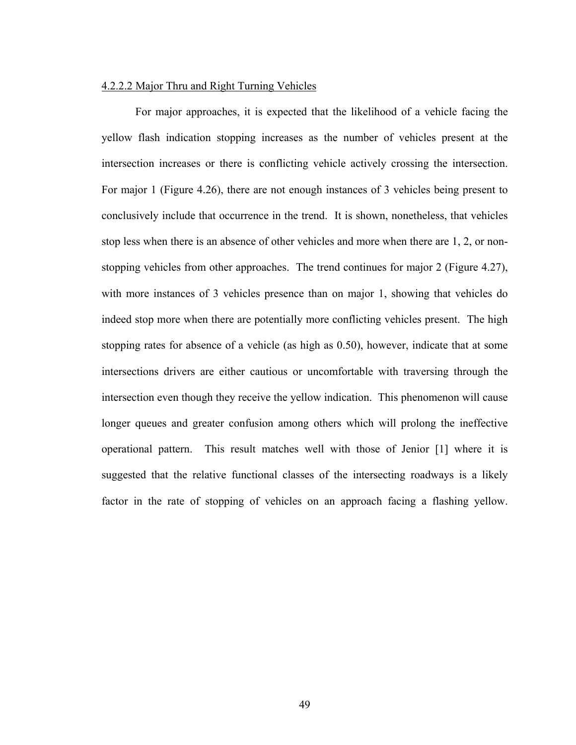#### 4.2.2.2 Major Thru and Right Turning Vehicles

For major approaches, it is expected that the likelihood of a vehicle facing the yellow flash indication stopping increases as the number of vehicles present at the intersection increases or there is conflicting vehicle actively crossing the intersection. For major 1 (Figure 4.26), there are not enough instances of 3 vehicles being present to conclusively include that occurrence in the trend. It is shown, nonetheless, that vehicles stop less when there is an absence of other vehicles and more when there are 1, 2, or non-stopping vehicles from other approaches. The trend continues for major 2 (Figure 4.27), with more instances of 3 vehicles presence than on major 1, showing that vehicles do indeed stop more when there are potentially more conflicting vehicles present. The high stopping rates for absence of a vehicle (as high as 0.50), however, indicate that at some intersections drivers are either cautious or uncomfortable with traversing through the intersection even though they receive the yellow indication. This phenomenon will cause longer queues and greater confusion among others which will prolong the ineffective operational pattern. This result matches well with those of Jenior [1] where it is suggested that the relative functional classes of the intersecting roadways is a likely factor in the rate of stopping of vehicles on an approach facing a flashing yellow.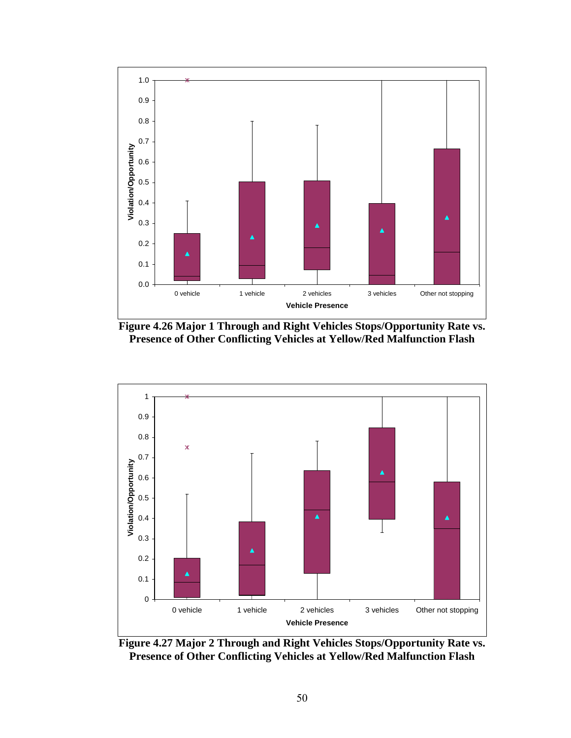Figure 4.26 Major 1 Through and Right Vehicles Stops/Opportunity Rate vs. Presence of Other Conflicting Vehicles at Yellow/Red Malfunction Flash

Figure 4.27 Major 2 Through and Right Vehicles Stops/Opportunity Rate vs. Presence of Other Conflicting Vehicles at Yellow/Red Malfunction Flash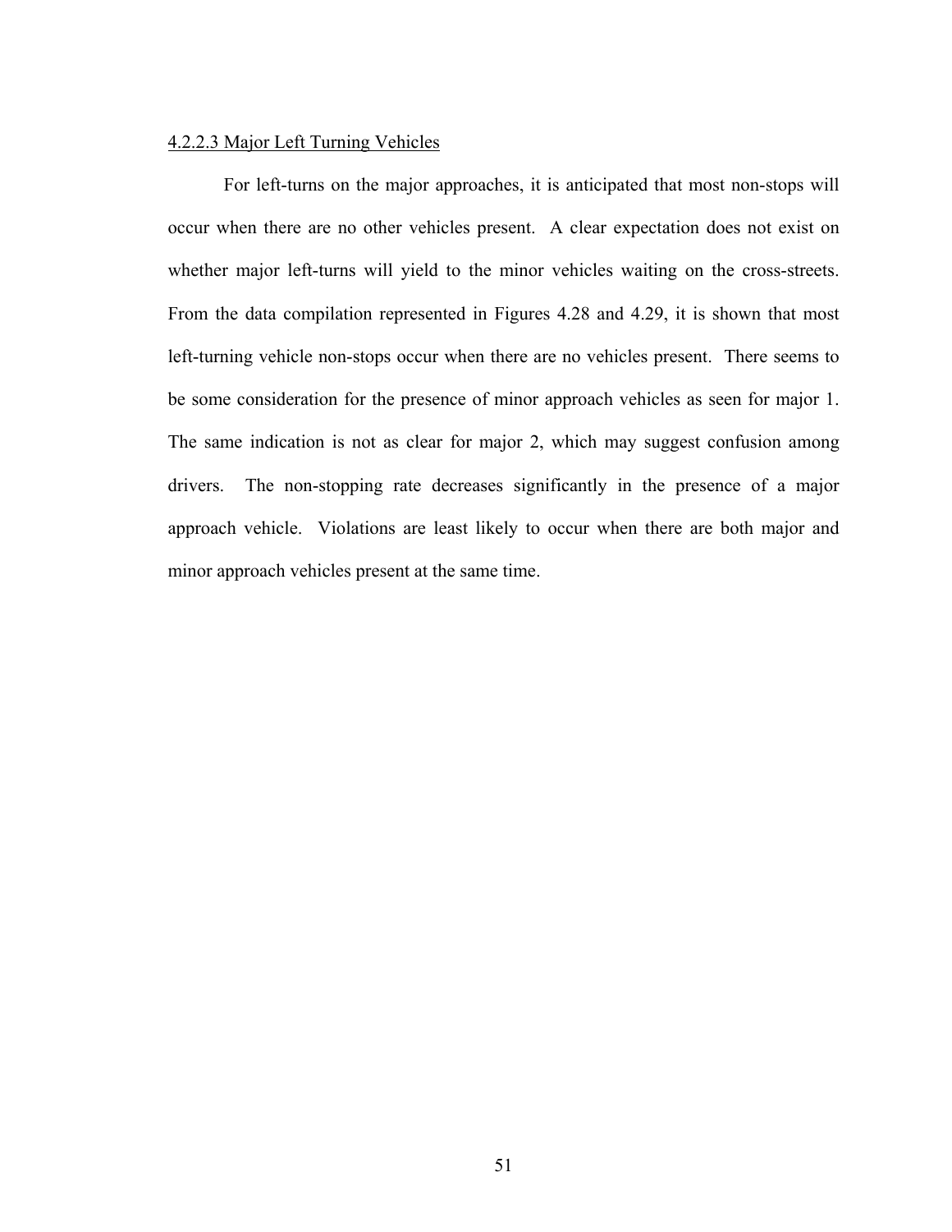#### 4.2.2.3 Major Left Turning Vehicles

For left-turns on the major approaches, it is anticipated that most non-stops will occur when there are no other vehicles present. A clear expectation does not exist on whether major left-turns will yield to the minor vehicles waiting on the cross-streets. From the data compilation represented in Figures 4.28 and 4.29, it is shown that most left-turning vehicle non-stops occur when there are no vehicles present. There seems to be some consideration for the presence of minor approach vehicles as seen for major 1. The same indication is not as clear for major 2, which may suggest confusion among drivers. The non-stopping rate decreases significantly in the presence of a major approach vehicle. Violations are least likely to occur when there are both major and minor approach vehicles present at the same time.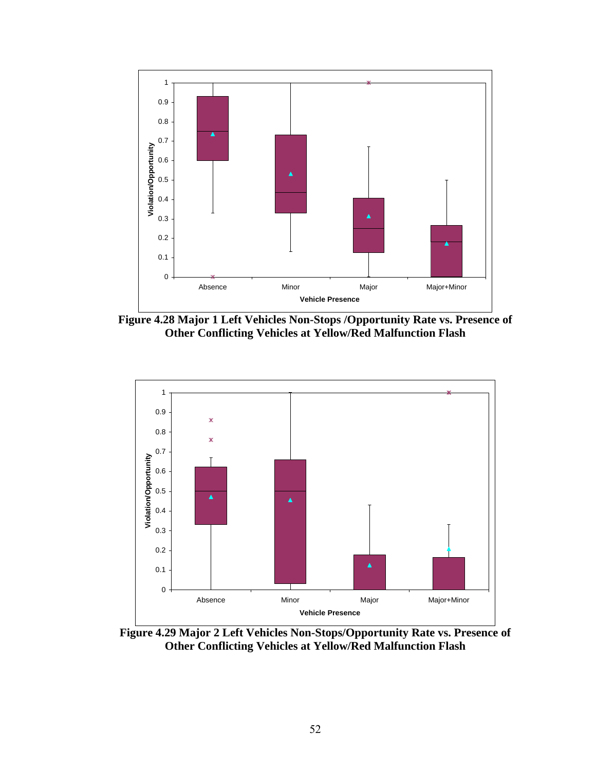Figure 4.28 Major 1 Left Vehicles Non-Stops /Opportunity Rate vs. Presence of Other Conflicting Vehicles at Yellow/Red Malfunction Flash

Figure 4.29 Major 2 Left Vehicles Non-Stops/Opportunity Rate vs. Presence of Other Conflicting Vehicles at Yellow/Red Malfunction Flash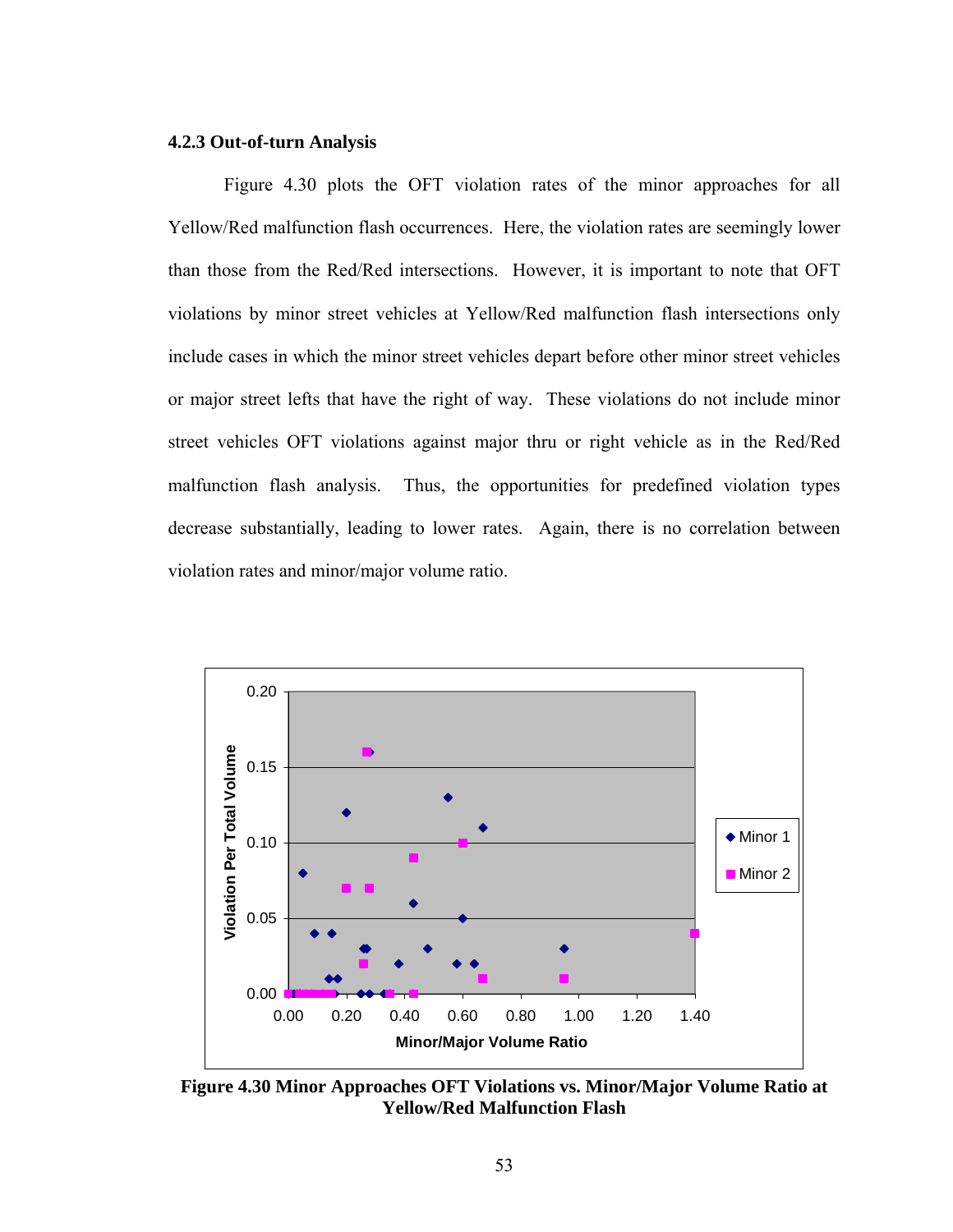### 4.2.3 Out-of-turn Analysis

Figure 4.30 plots the OFT violation rates of the minor approaches for all Yellow/Red malfunction flash occurrences. Here, the violation rates are seemingly lower than those from the Red/Red intersections. However, it is important to note that OFT violations by minor street vehicles at Yellow/Red malfunction flash intersections only include cases in which the minor street vehicles depart before other minor street vehicles or major street lefts that have the right of way. These violations do not include minor street vehicles OFT violations against major thru or right vehicle as in the Red/Red malfunction flash analysis. Thus, the opportunities for predefined violation types decrease substantially, leading to lower rates. Again, there is no correlation between violation rates and minor/major volume ratio.

**Figure 4.30 Minor Approaches OFT Violations vs. Minor/Major Volume Ratio at Yellow/Red Malfunction Flash**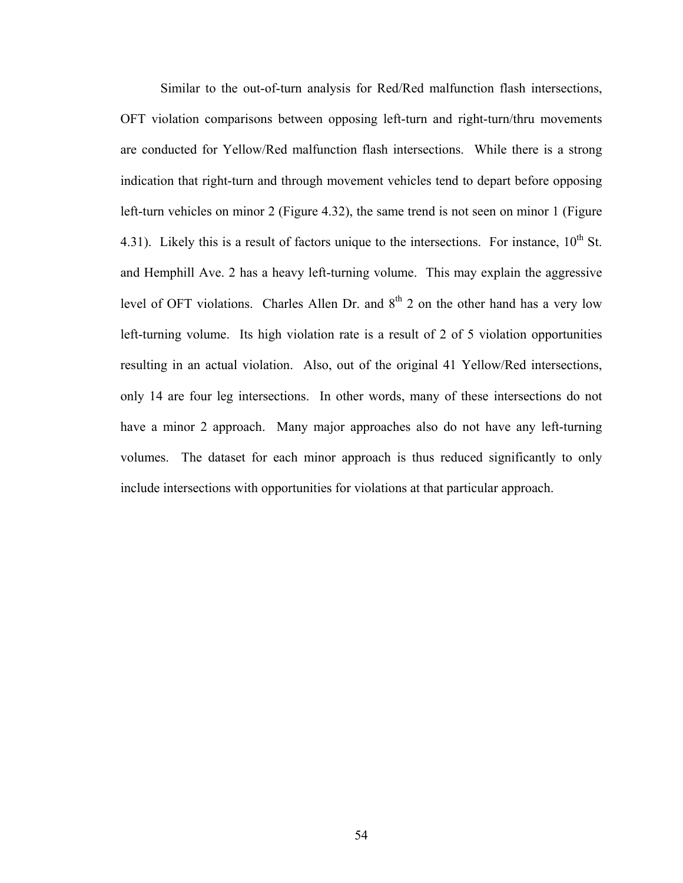Similar to the out-of-turn analysis for Red/Red malfunction flash intersections, OFT violation comparisons between opposing left-turn and right-turn/thru movements are conducted for Yellow/Red malfunction flash intersections. While there is a strong indication that right-turn and through movement vehicles tend to depart before opposing left-turn vehicles on minor 2 (Figure 4.32), the same trend is not seen on minor 1 (Figure 4.31). Likely this is a result of factors unique to the intersections. For instance, 10th St. and Hemphill Ave. 2 has a heavy left-turning volume. This may explain the aggressive level of OFT violations. Charles Allen Dr. and 8th 2 on the other hand has a very low left-turning volume. Its high violation rate is a result of 2 of 5 violation opportunities resulting in an actual violation. Also, out of the original 41 Yellow/Red intersections, only 14 are four leg intersections. In other words, many of these intersections do not have a minor 2 approach. Many major approaches also do not have any left-turning volumes. The dataset for each minor approach is thus reduced significantly to only include intersections with opportunities for violations at that particular approach.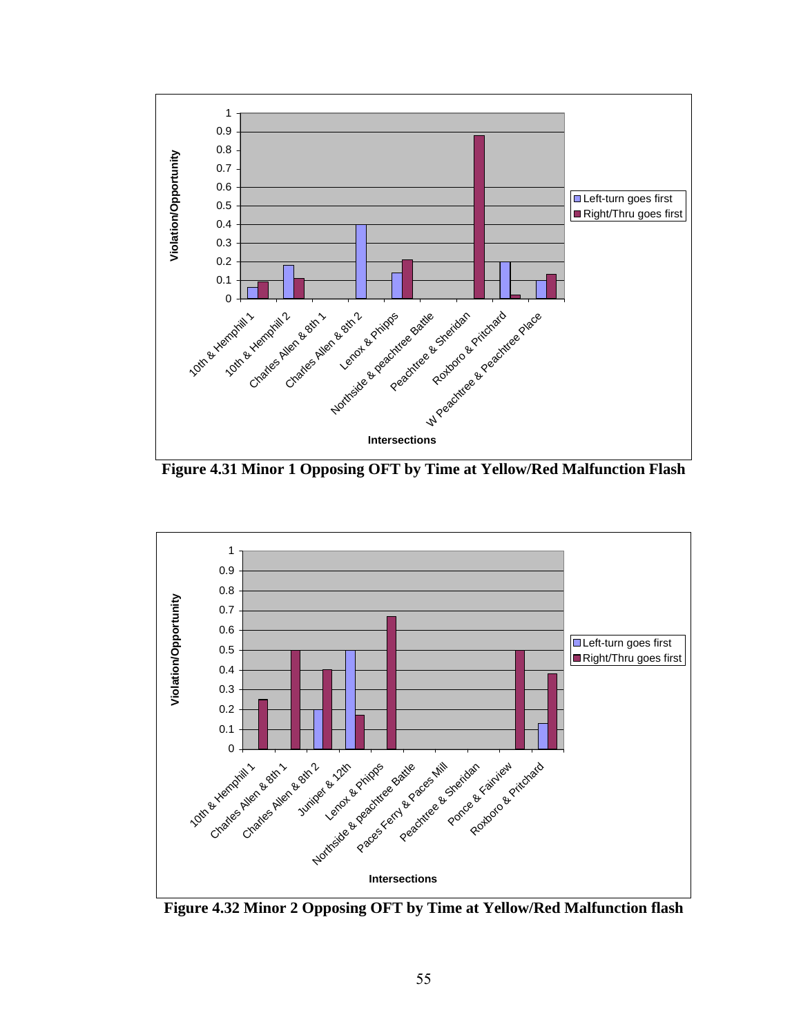Figure 4.31 Minor 1 Opposing OFT by Time at Yellow/Red Malfunction Flash

Figure 4.32 Minor 2 Opposing OFT by Time at Yellow/Red Malfunction flash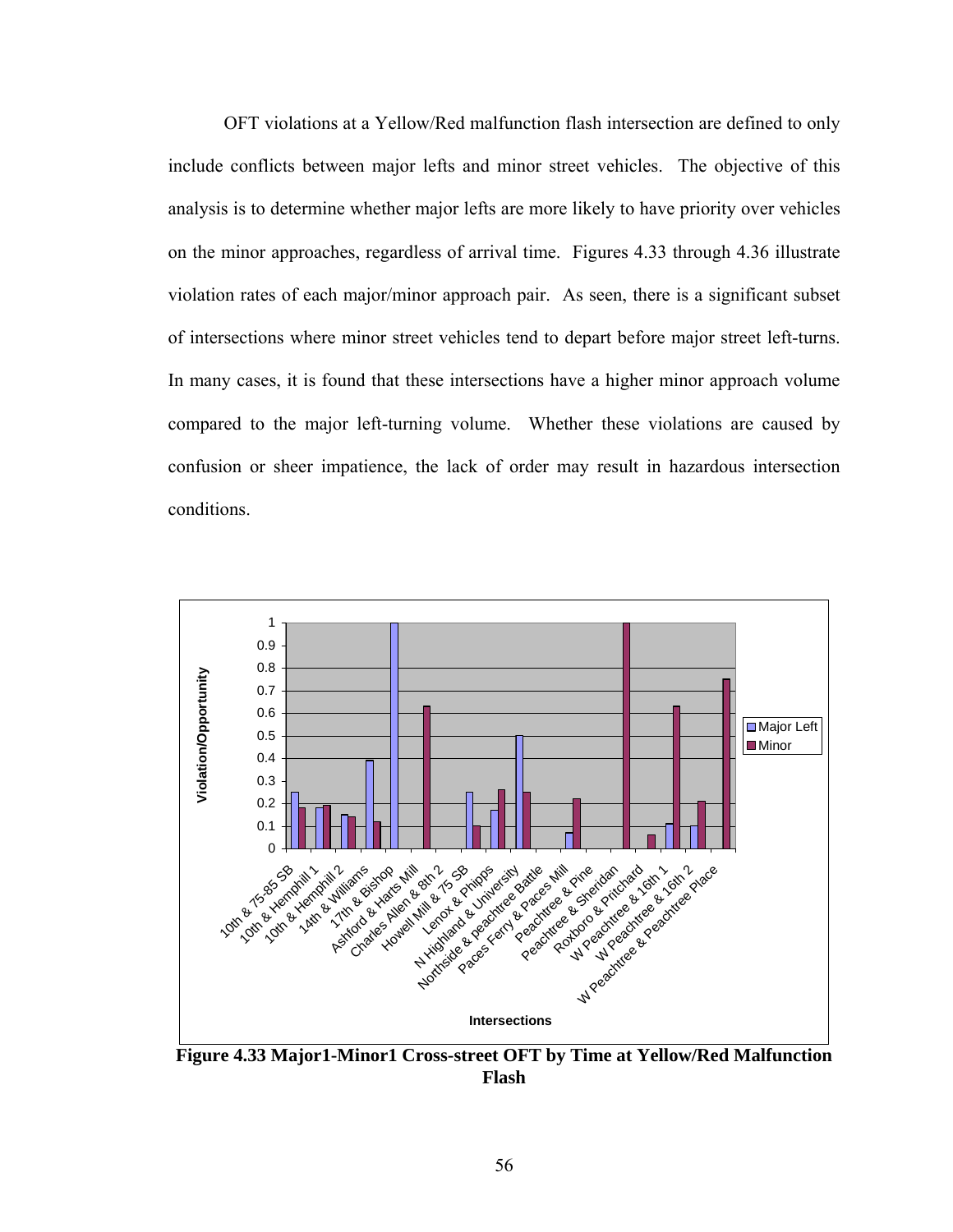OFT violations at a Yellow/Red malfunction flash intersection are defined to only include conflicts between major lefts and minor street vehicles. The objective of this analysis is to determine whether major lefts are more likely to have priority over vehicles on the minor approaches, regardless of arrival time. Figures 4.33 through 4.36 illustrate violation rates of each major/minor approach pair. As seen, there is a significant subset of intersections where minor street vehicles tend to depart before major street left-turns. In many cases, it is found that these intersections have a higher minor approach volume compared to the major left-turning volume. Whether these violations are caused by confusion or sheer impatience, the lack of order may result in hazardous intersection conditions.

**Figure 4.33 Major1-Minor1 Cross-street OFT by Time at Yellow/Red Malfunction Flash**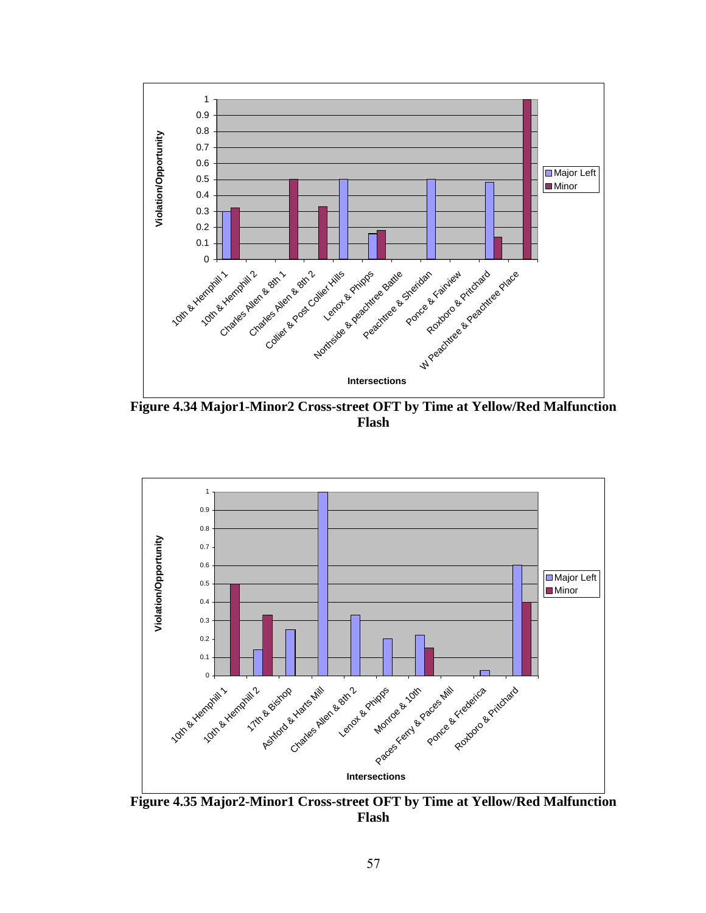Figure 4.34 Major1-Minor2 Cross-street OFT by Time at Yellow/Red Malfunction Flash

Figure 4.35 Major2-Minor1 Cross-street OFT by Time at Yellow/Red Malfunction Flash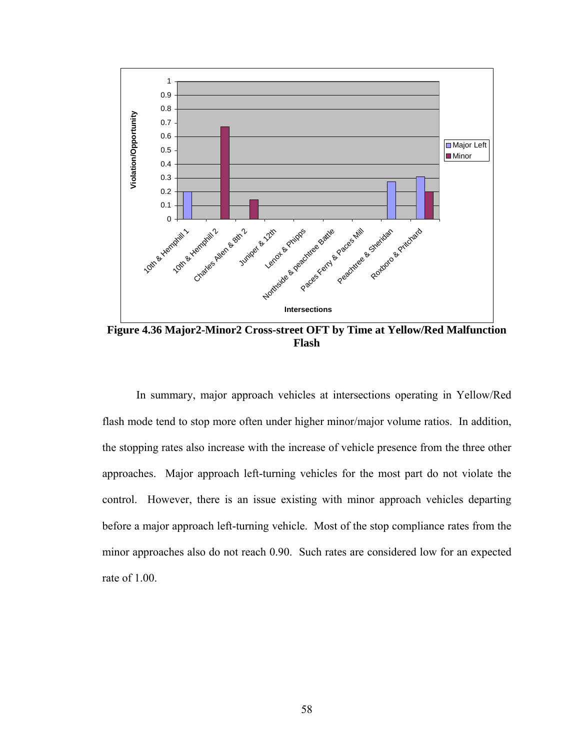**Figure 4.36 Major2-Minor2 Cross-street OFT by Time at Yellow/Red Malfunction Flash**

In summary, major approach vehicles at intersections operating in Yellow/Red flash mode tend to stop more often under higher minor/major volume ratios. In addition, the stopping rates also increase with the increase of vehicle presence from the three other approaches. Major approach left-turning vehicles for the most part do not violate the control. However, there is an issue existing with minor approach vehicles departing before a major approach left-turning vehicle. Most of the stop compliance rates from the minor approaches also do not reach 0.90. Such rates are considered low for an expected rate of 1.00.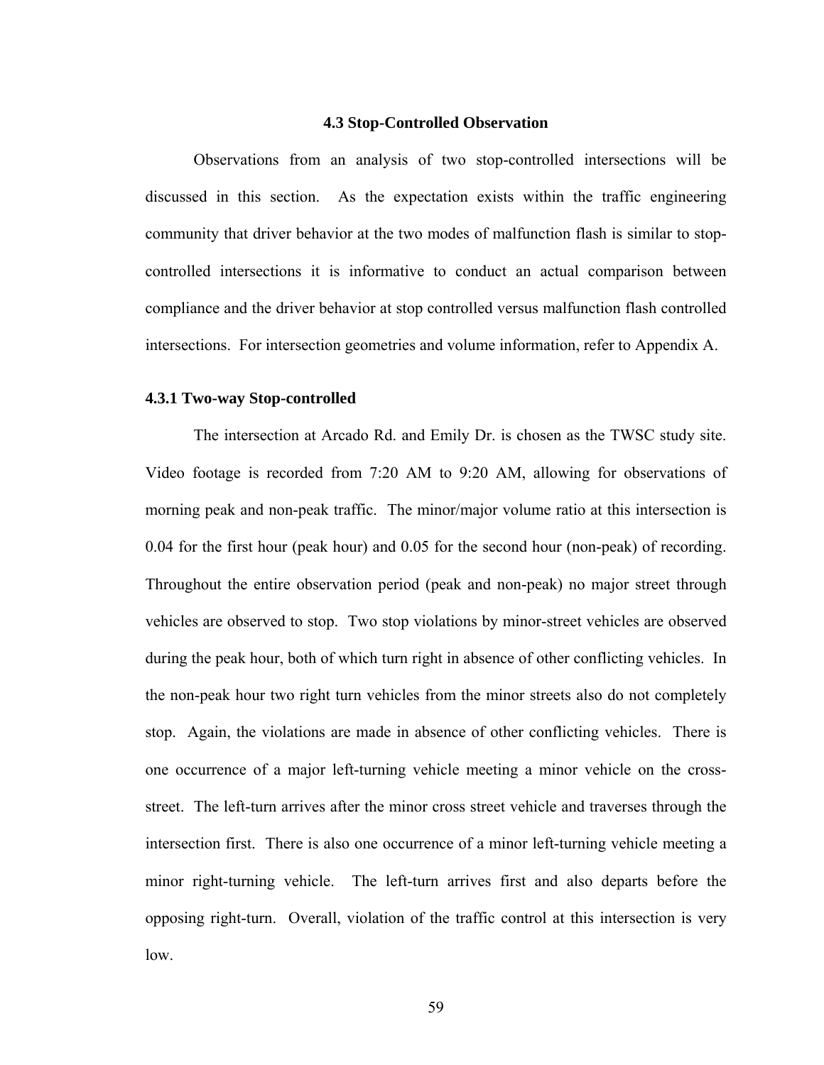## 4.3 Stop-Controlled Observation

Observations from an analysis of two stop-controlled intersections will be discussed in this section. As the expectation exists within the traffic engineering community that driver behavior at the two modes of malfunction flash is similar to stop-controlled intersections it is informative to conduct an actual comparison between compliance and the driver behavior at stop controlled versus malfunction flash controlled intersections. For intersection geometries and volume information, refer to Appendix A.

### 4.3.1 Two-way Stop-controlled

The intersection at Arcado Rd. and Emily Dr. is chosen as the TWSC study site. Video footage is recorded from 7:20 AM to 9:20 AM, allowing for observations of morning peak and non-peak traffic. The minor/major volume ratio at this intersection is 0.04 for the first hour (peak hour) and 0.05 for the second hour (non-peak) of recording. Throughout the entire observation period (peak and non-peak) no major street through vehicles are observed to stop. Two stop violations by minor-street vehicles are observed during the peak hour, both of which turn right in absence of other conflicting vehicles. In the non-peak hour two right turn vehicles from the minor streets also do not completely stop. Again, the violations are made in absence of other conflicting vehicles. There is one occurrence of a major left-turning vehicle meeting a minor vehicle on the cross-street. The left-turn arrives after the minor cross street vehicle and traverses through the intersection first. There is also one occurrence of a minor left-turning vehicle meeting a minor right-turning vehicle. The left-turn arrives first and also departs before the opposing right-turn. Overall, violation of the traffic control at this intersection is very low.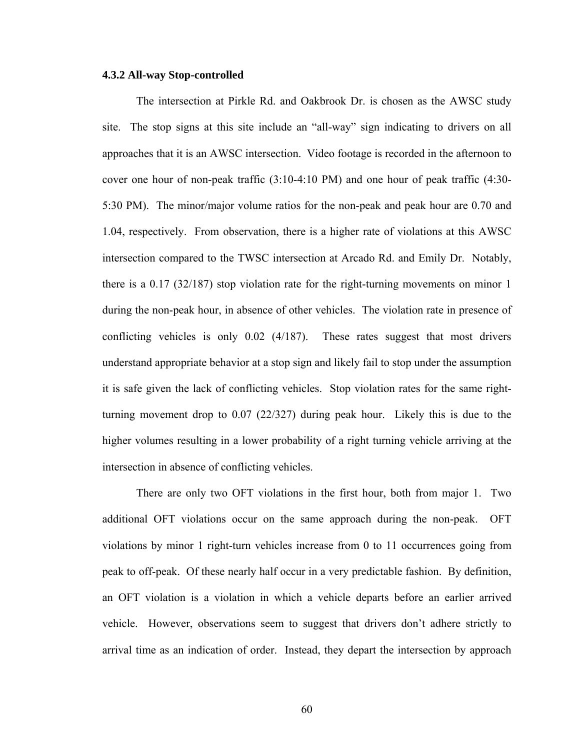### 4.3.2 All-way Stop-controlled

The intersection at Pirkle Rd. and Oakbrook Dr. is chosen as the AWSC study site. The stop signs at this site include an "all-way" sign indicating to drivers on all approaches that it is an AWSC intersection. Video footage is recorded in the afternoon to cover one hour of non-peak traffic (3:10-4:10 PM) and one hour of peak traffic (4:30-5:30 PM). The minor/major volume ratios for the non-peak and peak hour are 0.70 and 1.04, respectively. From observation, there is a higher rate of violations at this AWSC intersection compared to the TWSC intersection at Arcado Rd. and Emily Dr. Notably, there is a 0.17 (32/187) stop violation rate for the right-turning movements on minor 1 during the non-peak hour, in absence of other vehicles. The violation rate in presence of conflicting vehicles is only 0.02 (4/187). These rates suggest that most drivers understand appropriate behavior at a stop sign and likely fail to stop under the assumption it is safe given the lack of conflicting vehicles. Stop violation rates for the same right-turning movement drop to 0.07 (22/327) during peak hour. Likely this is due to the higher volumes resulting in a lower probability of a right turning vehicle arriving at the intersection in absence of conflicting vehicles.

There are only two OFT violations in the first hour, both from major 1. Two additional OFT violations occur on the same approach during the non-peak. OFT violations by minor 1 right-turn vehicles increase from 0 to 11 occurrences going from peak to off-peak. Of these nearly half occur in a very predictable fashion. By definition, an OFT violation is a violation in which a vehicle departs before an earlier arrived vehicle. However, observations seem to suggest that drivers don't adhere strictly to arrival time as an indication of order. Instead, they depart the intersection by approach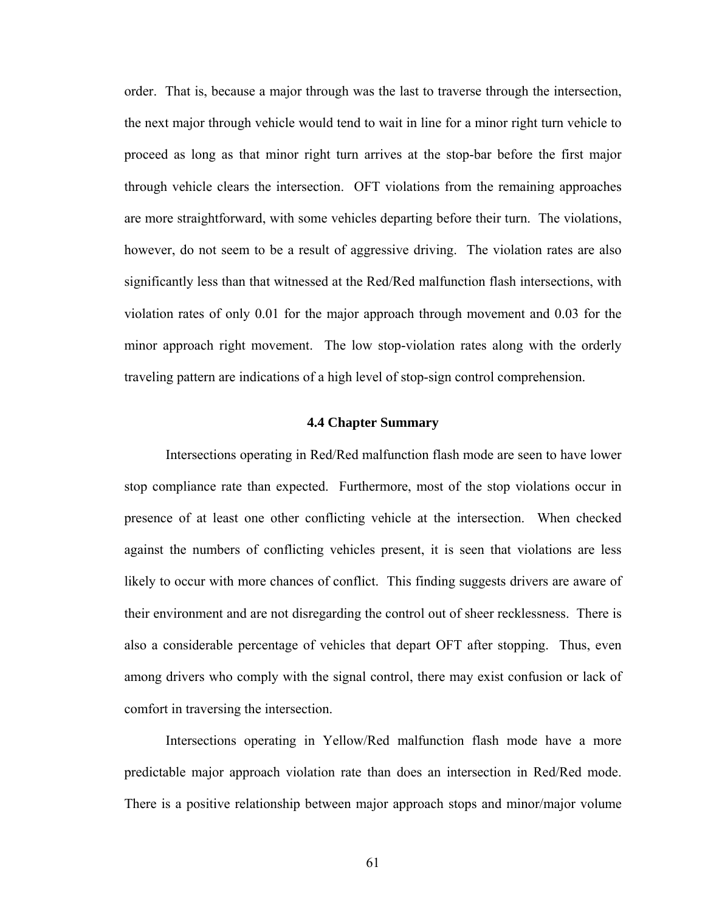order. That is, because a major through was the last to traverse through the intersection, the next major through vehicle would tend to wait in line for a minor right turn vehicle to proceed as long as that minor right turn arrives at the stop-bar before the first major through vehicle clears the intersection. OFT violations from the remaining approaches are more straightforward, with some vehicles departing before their turn. The violations, however, do not seem to be a result of aggressive driving. The violation rates are also significantly less than that witnessed at the Red/Red malfunction flash intersections, with violation rates of only 0.01 for the major approach through movement and 0.03 for the minor approach right movement. The low stop-violation rates along with the orderly traveling pattern are indications of a high level of stop-sign control comprehension.

### 4.4 Chapter Summary

Intersections operating in Red/Red malfunction flash mode are seen to have lower stop compliance rate than expected. Furthermore, most of the stop violations occur in presence of at least one other conflicting vehicle at the intersection. When checked against the numbers of conflicting vehicles present, it is seen that violations are less likely to occur with more chances of conflict. This finding suggests drivers are aware of their environment and are not disregarding the control out of sheer recklessness. There is also a considerable percentage of vehicles that depart OFT after stopping. Thus, even among drivers who comply with the signal control, there may exist confusion or lack of comfort in traversing the intersection.

Intersections operating in Yellow/Red malfunction flash mode have a more predictable major approach violation rate than does an intersection in Red/Red mode. There is a positive relationship between major approach stops and minor/major volume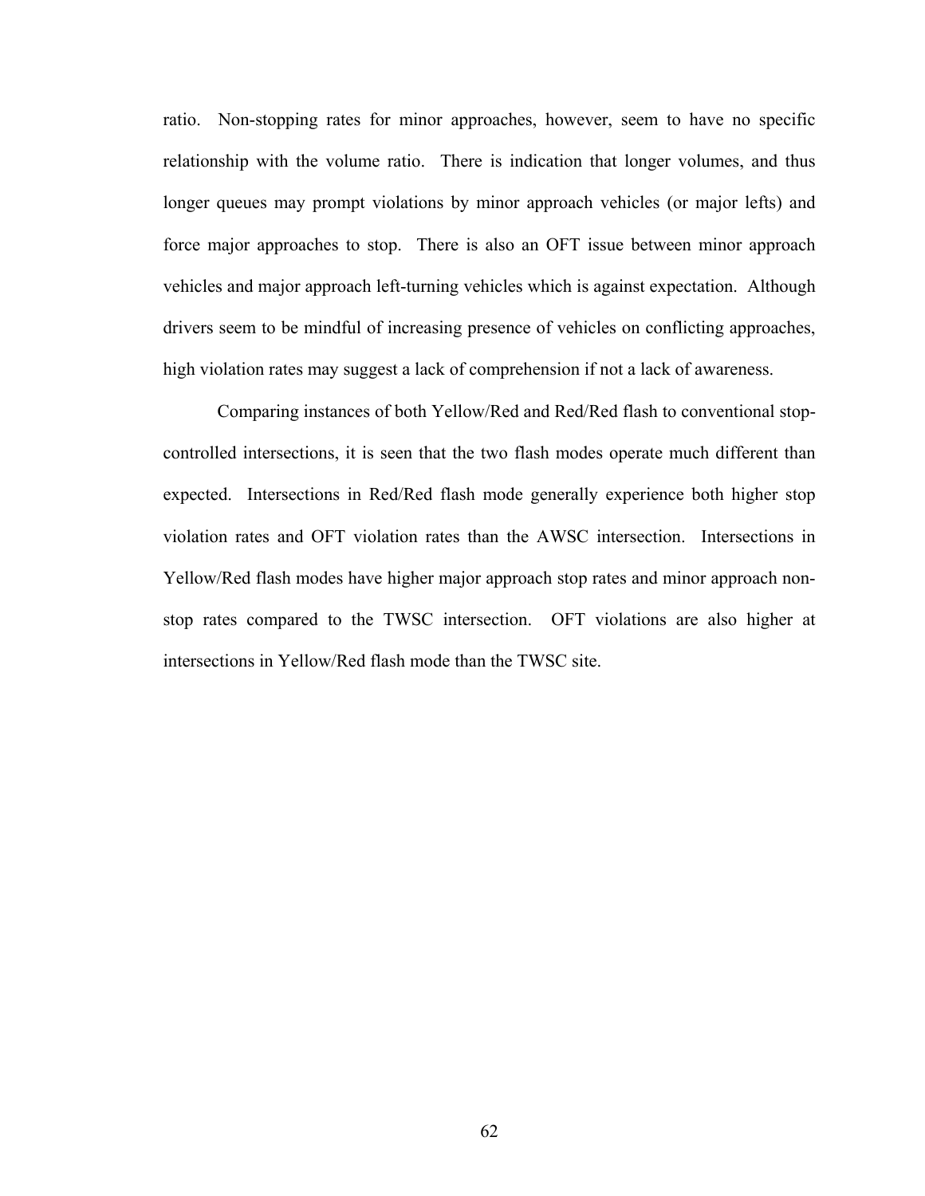ratio. Non-stopping rates for minor approaches, however, seem to have no specific relationship with the volume ratio. There is indication that longer volumes, and thus longer queues may prompt violations by minor approach vehicles (or major lefts) and force major approaches to stop. There is also an OFT issue between minor approach vehicles and major approach left-turning vehicles which is against expectation. Although drivers seem to be mindful of increasing presence of vehicles on conflicting approaches, high violation rates may suggest a lack of comprehension if not a lack of awareness.

Comparing instances of both Yellow/Red and Red/Red flash to conventional stop-controlled intersections, it is seen that the two flash modes operate much different than expected. Intersections in Red/Red flash mode generally experience both higher stop violation rates and OFT violation rates than the AWSC intersection. Intersections in Yellow/Red flash modes have higher major approach stop rates and minor approach non-stop rates compared to the TWSC intersection. OFT violations are also higher at intersections in Yellow/Red flash mode than the TWSC site.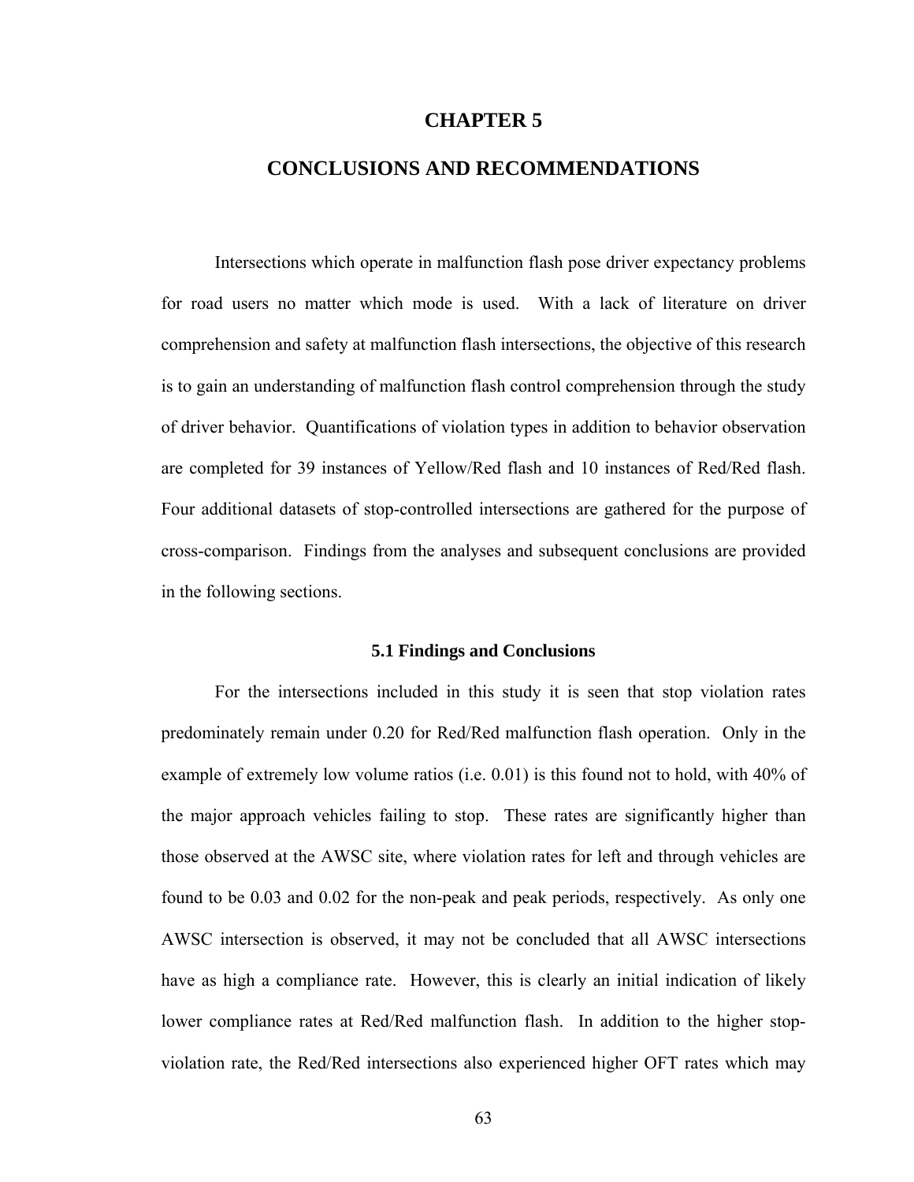# CHAPTER 5

# CONCLUSIONS AND RECOMMENDATIONS

Intersections which operate in malfunction flash pose driver expectancy problems for road users no matter which mode is used. With a lack of literature on driver comprehension and safety at malfunction flash intersections, the objective of this research is to gain an understanding of malfunction flash control comprehension through the study of driver behavior. Quantifications of violation types in addition to behavior observation are completed for 39 instances of Yellow/Red flash and 10 instances of Red/Red flash. Four additional datasets of stop-controlled intersections are gathered for the purpose of cross-comparison. Findings from the analyses and subsequent conclusions are provided in the following sections.

### 5.1 Findings and Conclusions

For the intersections included in this study it is seen that stop violation rates predominately remain under 0.20 for Red/Red malfunction flash operation. Only in the example of extremely low volume ratios (i.e. 0.01) is this found not to hold, with 40% of the major approach vehicles failing to stop. These rates are significantly higher than those observed at the AWSC site, where violation rates for left and through vehicles are found to be 0.03 and 0.02 for the non-peak and peak periods, respectively. As only one AWSC intersection is observed, it may not be concluded that all AWSC intersections have as high a compliance rate. However, this is clearly an initial indication of likely lower compliance rates at Red/Red malfunction flash. In addition to the higher stop-violation rate, the Red/Red intersections also experienced higher OFT rates which may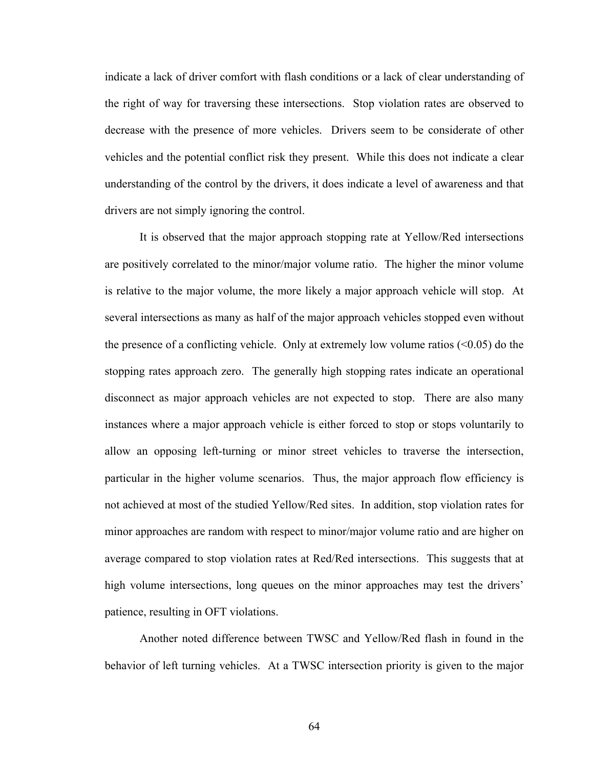indicate a lack of driver comfort with flash conditions or a lack of clear understanding of the right of way for traversing these intersections. Stop violation rates are observed to decrease with the presence of more vehicles. Drivers seem to be considerate of other vehicles and the potential conflict risk they present. While this does not indicate a clear understanding of the control by the drivers, it does indicate a level of awareness and that drivers are not simply ignoring the control.

It is observed that the major approach stopping rate at Yellow/Red intersections are positively correlated to the minor/major volume ratio. The higher the minor volume is relative to the major volume, the more likely a major approach vehicle will stop. At several intersections as many as half of the major approach vehicles stopped even without the presence of a conflicting vehicle. Only at extremely low volume ratios (<0.05) do the stopping rates approach zero. The generally high stopping rates indicate an operational disconnect as major approach vehicles are not expected to stop. There are also many instances where a major approach vehicle is either forced to stop or stops voluntarily to allow an opposing left-turning or minor street vehicles to traverse the intersection, particular in the higher volume scenarios. Thus, the major approach flow efficiency is not achieved at most of the studied Yellow/Red sites. In addition, stop violation rates for minor approaches are random with respect to minor/major volume ratio and are higher on average compared to stop violation rates at Red/Red intersections. This suggests that at high volume intersections, long queues on the minor approaches may test the drivers' patience, resulting in OFT violations.

Another noted difference between TWSC and Yellow/Red flash in found in the behavior of left turning vehicles. At a TWSC intersection priority is given to the major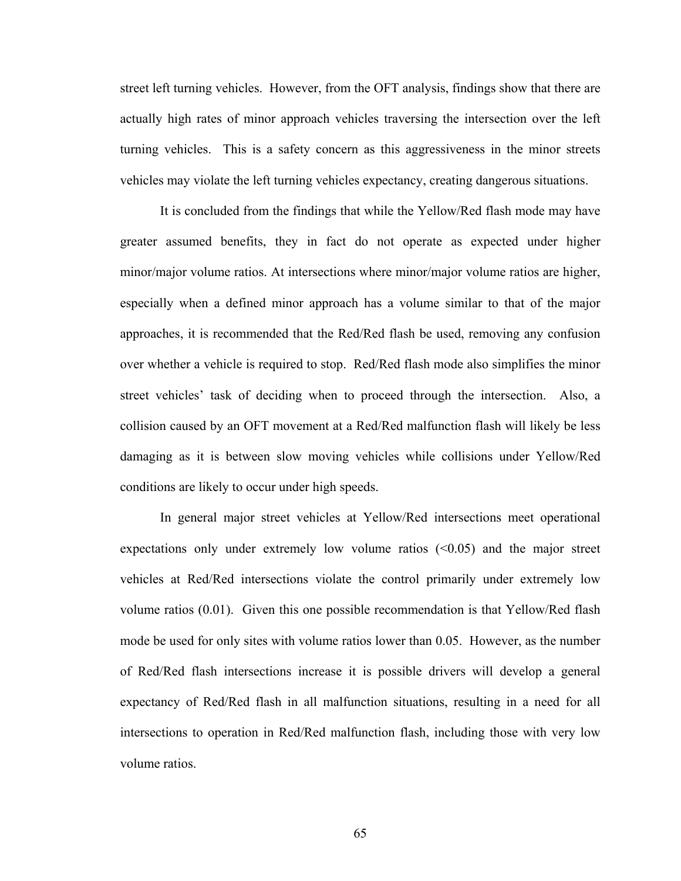street left turning vehicles. However, from the OFT analysis, findings show that there are actually high rates of minor approach vehicles traversing the intersection over the left turning vehicles. This is a safety concern as this aggressiveness in the minor streets vehicles may violate the left turning vehicles expectancy, creating dangerous situations.

It is concluded from the findings that while the Yellow/Red flash mode may have greater assumed benefits, they in fact do not operate as expected under higher minor/major volume ratios. At intersections where minor/major volume ratios are higher, especially when a defined minor approach has a volume similar to that of the major approaches, it is recommended that the Red/Red flash be used, removing any confusion over whether a vehicle is required to stop. Red/Red flash mode also simplifies the minor street vehicles' task of deciding when to proceed through the intersection. Also, a collision caused by an OFT movement at a Red/Red malfunction flash will likely be less damaging as it is between slow moving vehicles while collisions under Yellow/Red conditions are likely to occur under high speeds.

In general major street vehicles at Yellow/Red intersections meet operational expectations only under extremely low volume ratios (<0.05) and the major street vehicles at Red/Red intersections violate the control primarily under extremely low volume ratios (0.01). Given this one possible recommendation is that Yellow/Red flash mode be used for only sites with volume ratios lower than 0.05. However, as the number of Red/Red flash intersections increase it is possible drivers will develop a general expectancy of Red/Red flash in all malfunction situations, resulting in a need for all intersections to operation in Red/Red malfunction flash, including those with very low volume ratios.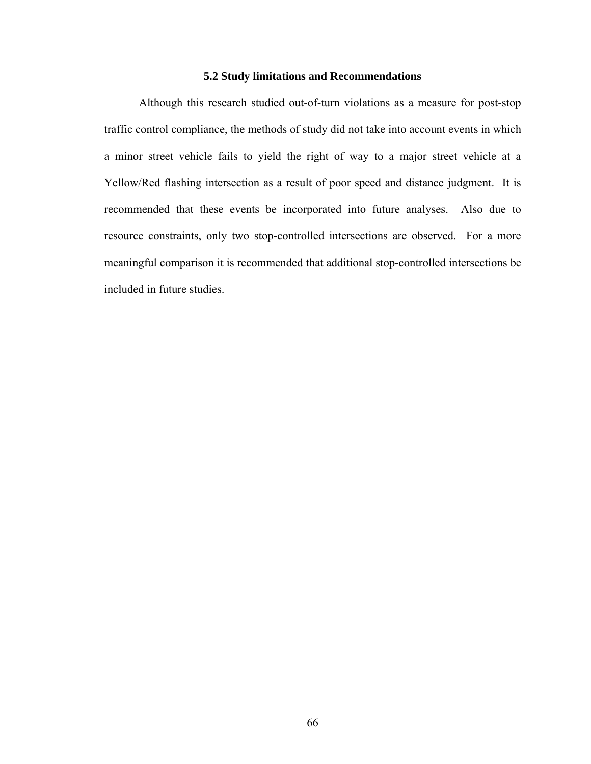## 5.2 Study limitations and Recommendations

Although this research studied out-of-turn violations as a measure for post-stop traffic control compliance, the methods of study did not take into account events in which a minor street vehicle fails to yield the right of way to a major street vehicle at a Yellow/Red flashing intersection as a result of poor speed and distance judgment. It is recommended that these events be incorporated into future analyses. Also due to resource constraints, only two stop-controlled intersections are observed. For a more meaningful comparison it is recommended that additional stop-controlled intersections be included in future studies.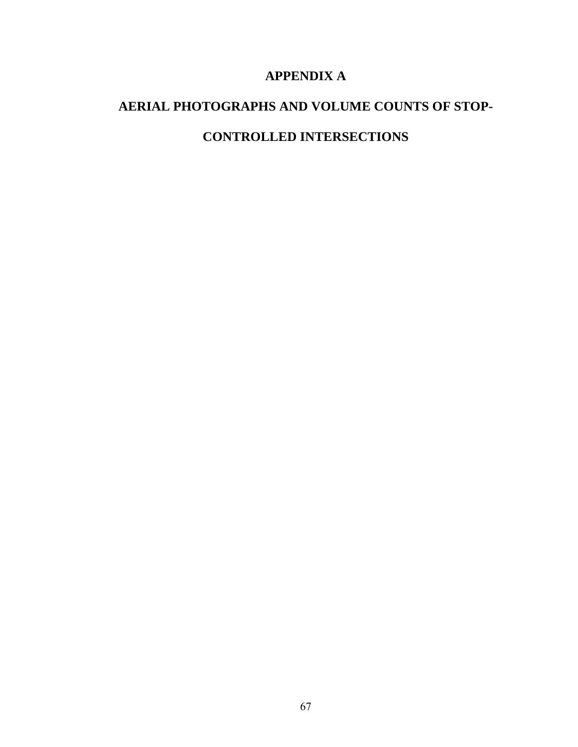# APPENDIX A

# AERIAL PHOTOGRAPHS AND VOLUME COUNTS OF STOP-CONTROLLED INTERSECTIONS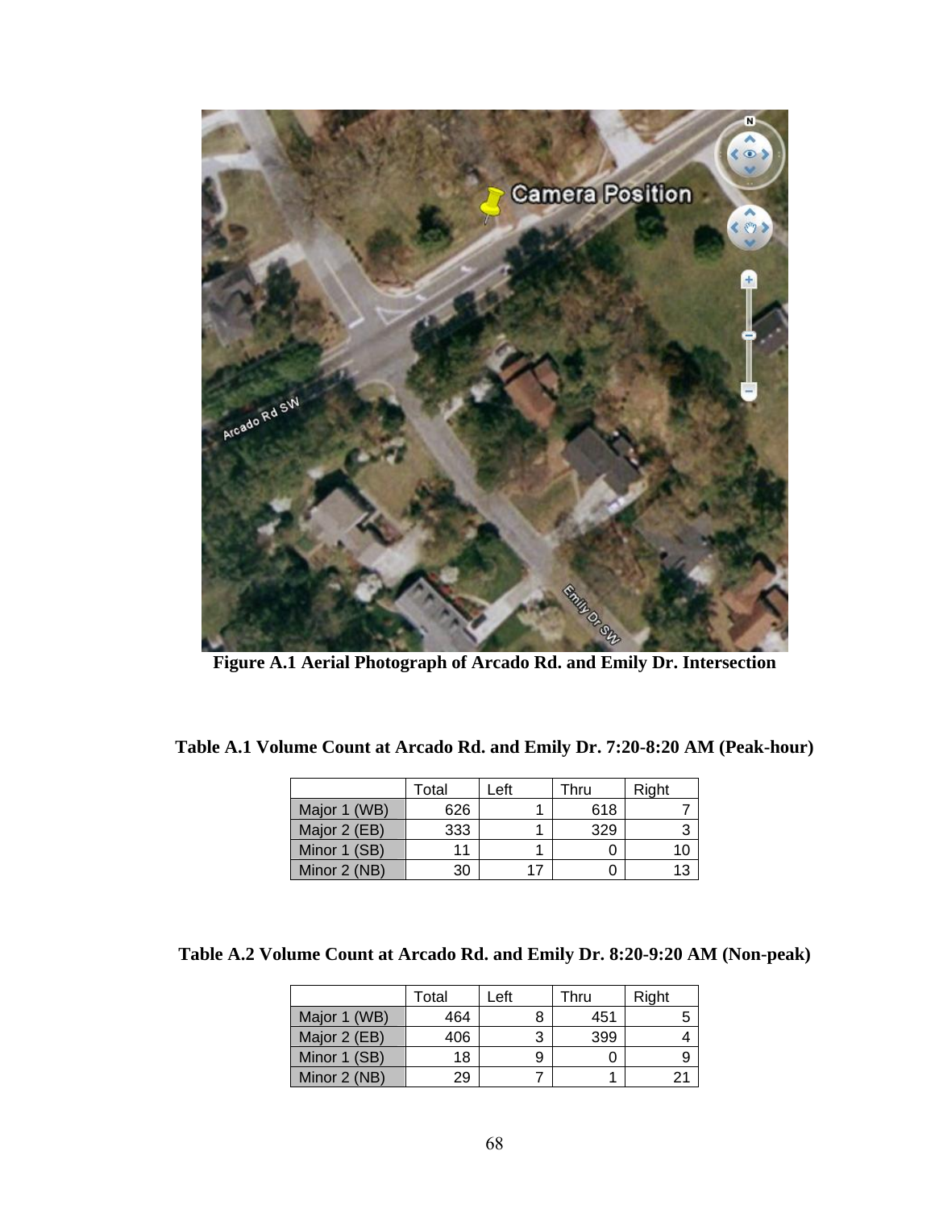**Figure A.1 Aerial Photograph of Arcado Rd. and Emily Dr. Intersection**

**Table A.1 Volume Count at Arcado Rd. and Emily Dr. 7:20-8:20 AM (Peak-hour)**

| | Total | Left | Thru | Right |
|---|---|---|---|---|
| Major 1 (WB) | 626 | 1 | 618 | 7 |
| Major 2 (EB) | 333 | 1 | 329 | 3 |
| Minor 1 (SB) | 11 | 1 | 0 | 10 |
| Minor 2 (NB) | 30 | 17 | 0 | 13 |

**Table A.2 Volume Count at Arcado Rd. and Emily Dr. 8:20-9:20 AM (Non-peak)**

| | Total | Left | Thru | Right |
|---|---|---|---|---|
| Major 1 (WB) | 464 | 8 | 451 | 5 |
| Major 2 (EB) | 406 | 3 | 399 | 4 |
| Minor 1 (SB) | 18 | 9 | 0 | 9 |
| Minor 2 (NB) | 29 | 7 | 1 | 21 |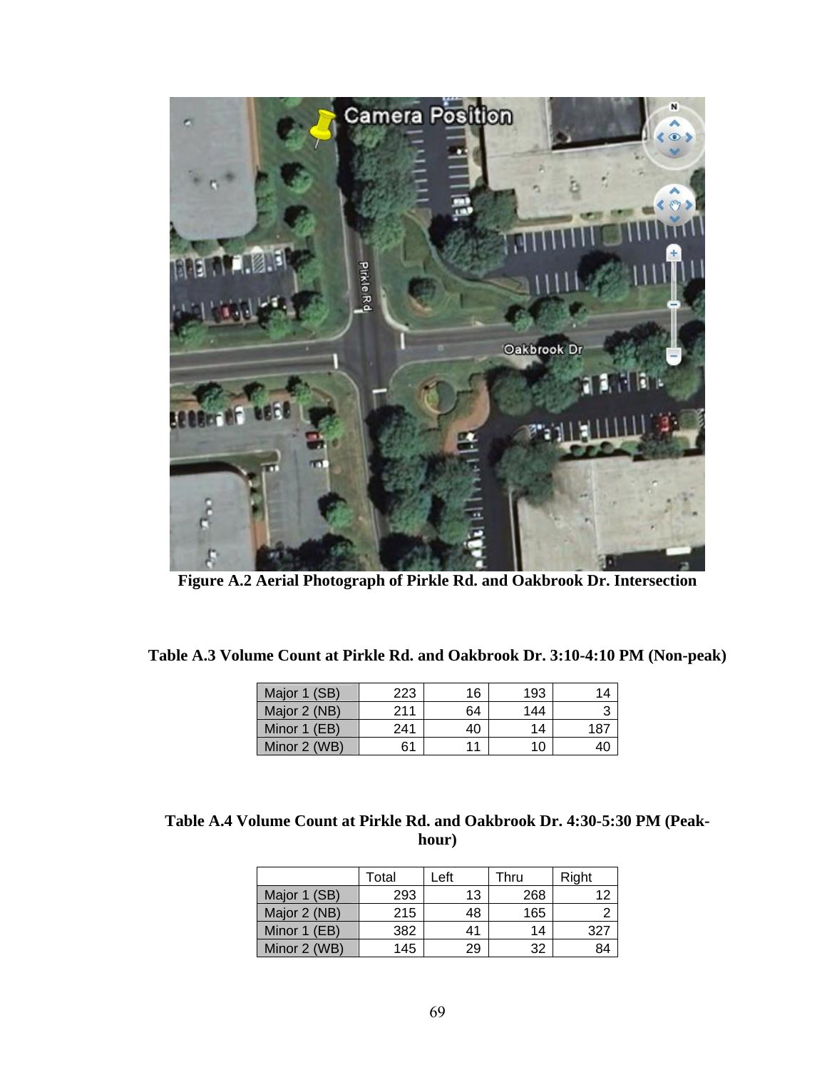**Figure A.2 Aerial Photograph of Pirkle Rd. and Oakbrook Dr. Intersection**

**Table A.3 Volume Count at Pirkle Rd. and Oakbrook Dr. 3:10-4:10 PM (Non-peak)**

| | | | | |
|---|---|---|---|---|
| Major 1 (SB) | 223 | 16 | 193 | 14 |
| Major 2 (NB) | 211 | 64 | 144 | 3 |
| Minor 1 (EB) | 241 | 40 | 14 | 187 |
| Minor 2 (WB) | 61 | 11 | 10 | 40 |

**Table A.4 Volume Count at Pirkle Rd. and Oakbrook Dr. 4:30-5:30 PM (Peak-hour)**

| | Total | Left | Thru | Right |
|---|---|---|---|---|
| Major 1 (SB) | 293 | 13 | 268 | 12 |
| Major 2 (NB) | 215 | 48 | 165 | 2 |
| Minor 1 (EB) | 382 | 41 | 14 | 327 |
| Minor 2 (WB) | 145 | 29 | 32 | 84 |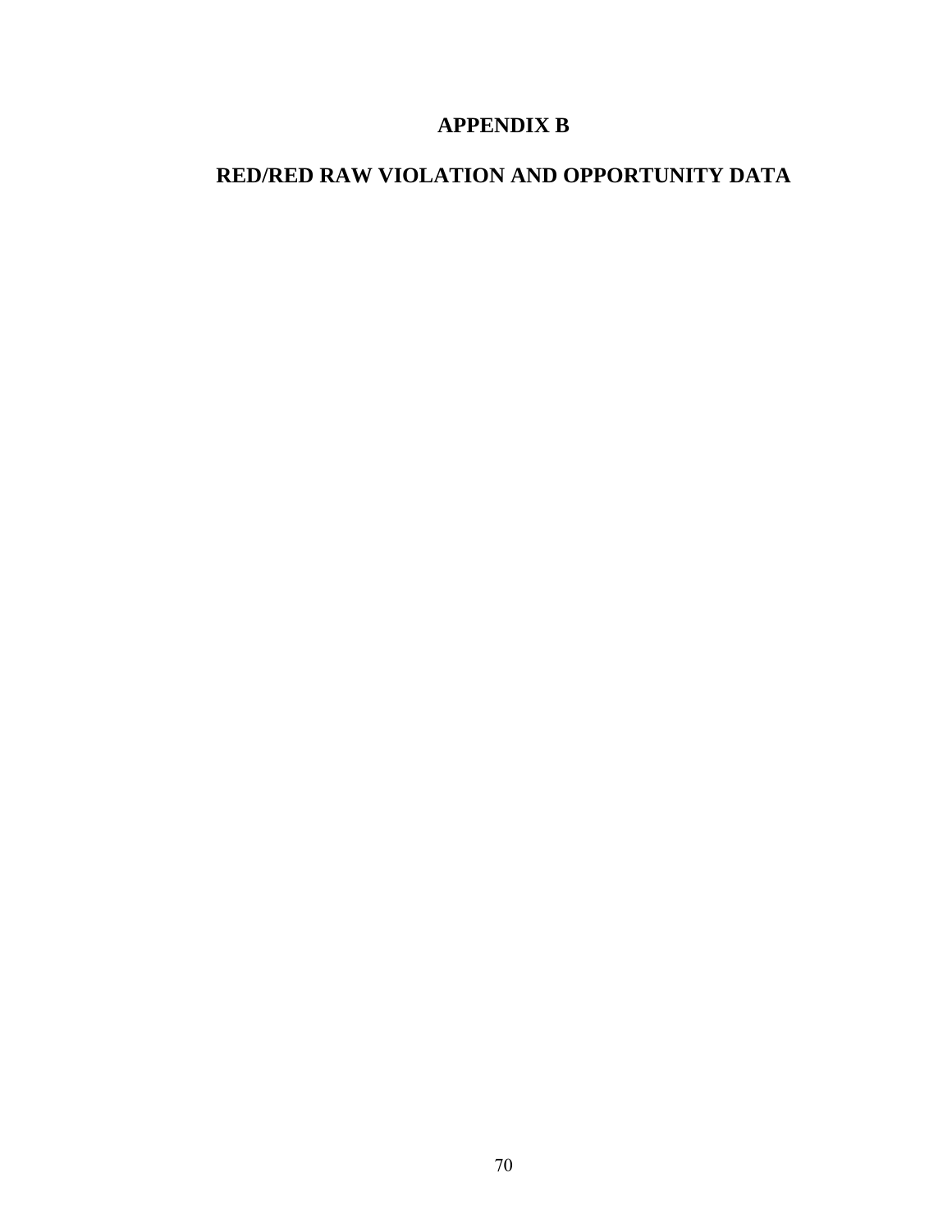# APPENDIX B

## RED/RED RAW VIOLATION AND OPPORTUNITY DATA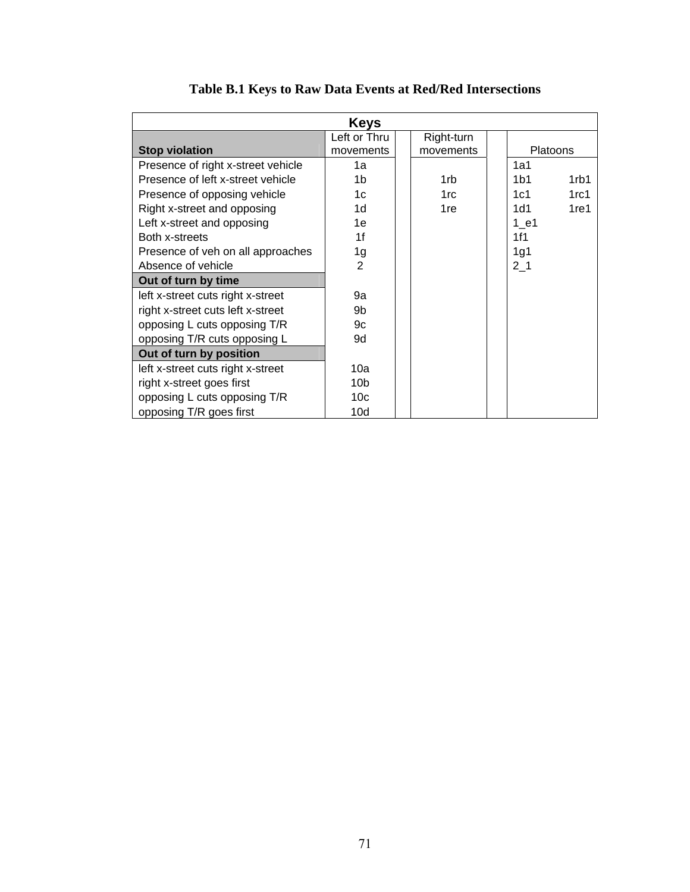**Table B.1 Keys to Raw Data Events at Red/Red Intersections**

| Keys | | | | | | |
|---|---|---|---|---|---|---|
| **Stop violation** | Left or Thru movements | | Right-turn movements | | Platoons | |
| Presence of right x-street vehicle | 1a | | | | 1a1 | |
| Presence of left x-street vehicle | 1b | | 1rb | | 1b1 | 1rb1 |
| Presence of opposing vehicle | 1c | | 1rc | | 1c1 | 1rc1 |
| Right x-street and opposing | 1d | | 1re | | 1d1 | 1re1 |
| Left x-street and opposing | 1e | | | | 1_e1 | |
| Both x-streets | 1f | | | | 1f1 | |
| Presence of veh on all approaches | 1g | | | | 1g1 | |
| Absence of vehicle | 2 | | | | 2_1 | |
| **Out of turn by time** | | | | | | |
| left x-street cuts right x-street | 9a | | | | | |
| right x-street cuts left x-street | 9b | | | | | |
| opposing L cuts opposing T/R | 9c | | | | | |
| opposing T/R cuts opposing L | 9d | | | | | |
| **Out of turn by position** | | | | | | |
| left x-street cuts right x-street | 10a | | | | | |
| right x-street goes first | 10b | | | | | |
| opposing L cuts opposing T/R | 10c | | | | | |
| opposing T/R goes first | 10d | | | | | |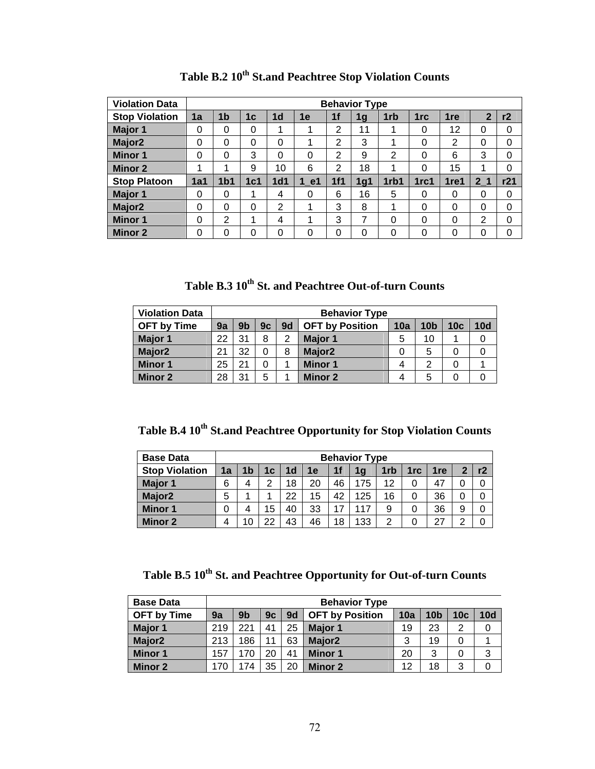### Table B.2 10th St.and Peachtree Stop Violation Counts

| Violation Data | Behavior Type | | | | | | | | | | | |
|---|---|---|---|---|---|---|---|---|---|---|---|---|
| **Stop Violation** | **1a** | **1b** | **1c** | **1d** | **1e** | **1f** | **1g** | **1rb** | **1rc** | **1re** | **2** | **r2** |
| **Major 1** | 0 | 0 | 0 | 1 | 1 | 2 | 11 | 1 | 0 | 12 | 0 | 0 |
| **Major2** | 0 | 0 | 0 | 0 | 1 | 2 | 3 | 1 | 0 | 2 | 0 | 0 |
| **Minor 1** | 0 | 0 | 3 | 0 | 0 | 2 | 9 | 2 | 0 | 6 | 3 | 0 |
| **Minor 2** | 1 | 1 | 9 | 10 | 6 | 2 | 18 | 1 | 0 | 15 | 1 | 0 |
| **Stop Platoon** | **1a1** | **1b1** | **1c1** | **1d1** | **1_e1** | **1f1** | **1g1** | **1rb1** | **1rc1** | **1re1** | **2_1** | **r21** |
| **Major 1** | 0 | 0 | 1 | 4 | 0 | 6 | 16 | 5 | 0 | 0 | 0 | 0 |
| **Major2** | 0 | 0 | 0 | 2 | 1 | 3 | 8 | 1 | 0 | 0 | 0 | 0 |
| **Minor 1** | 0 | 2 | 1 | 4 | 1 | 3 | 7 | 0 | 0 | 0 | 2 | 0 |
| **Minor 2** | 0 | 0 | 0 | 0 | 0 | 0 | 0 | 0 | 0 | 0 | 0 | 0 |

### Table B.3 10th St. and Peachtree Out-of-turn Counts

| Violation Data | Behavior Type | | | | | | | | |
|---|---|---|---|---|---|---|---|---|---|
| **OFT by Time** | **9a** | **9b** | **9c** | **9d** | **OFT by Position** | **10a** | **10b** | **10c** | **10d** |
| **Major 1** | 22 | 31 | 8 | 2 | **Major 1** | 5 | 10 | 1 | 0 |
| **Major2** | 21 | 32 | 0 | 8 | **Major2** | 0 | 5 | 0 | 0 |
| **Minor 1** | 25 | 21 | 0 | 1 | **Minor 1** | 4 | 2 | 0 | 1 |
| **Minor 2** | 28 | 31 | 5 | 1 | **Minor 2** | 4 | 5 | 0 | 0 |

### Table B.4 10th St.and Peachtree Opportunity for Stop Violation Counts

| Base Data | Behavior Type | | | | | | | | | | | |
|---|---|---|---|---|---|---|---|---|---|---|---|---|
| **Stop Violation** | **1a** | **1b** | **1c** | **1d** | **1e** | **1f** | **1g** | **1rb** | **1rc** | **1re** | **2** | **r2** |
| **Major 1** | 6 | 4 | 2 | 18 | 20 | 46 | 175 | 12 | 0 | 47 | 0 | 0 |
| **Major2** | 5 | 1 | 1 | 22 | 15 | 42 | 125 | 16 | 0 | 36 | 0 | 0 |
| **Minor 1** | 0 | 4 | 15 | 40 | 33 | 17 | 117 | 9 | 0 | 36 | 9 | 0 |
| **Minor 2** | 4 | 10 | 22 | 43 | 46 | 18 | 133 | 2 | 0 | 27 | 2 | 0 |

### Table B.5 10th St. and Peachtree Opportunity for Out-of-turn Counts

| Base Data | Behavior Type | | | | | | | | |
|---|---|---|---|---|---|---|---|---|---|
| **OFT by Time** | **9a** | **9b** | **9c** | **9d** | **OFT by Position** | **10a** | **10b** | **10c** | **10d** |
| **Major 1** | 219 | 221 | 41 | 25 | **Major 1** | 19 | 23 | 2 | 0 |
| **Major2** | 213 | 186 | 11 | 63 | **Major2** | 3 | 19 | 0 | 1 |
| **Minor 1** | 157 | 170 | 20 | 41 | **Minor 1** | 20 | 3 | 0 | 3 |
| **Minor 2** | 170 | 174 | 35 | 20 | **Minor 2** | 12 | 18 | 3 | 0 |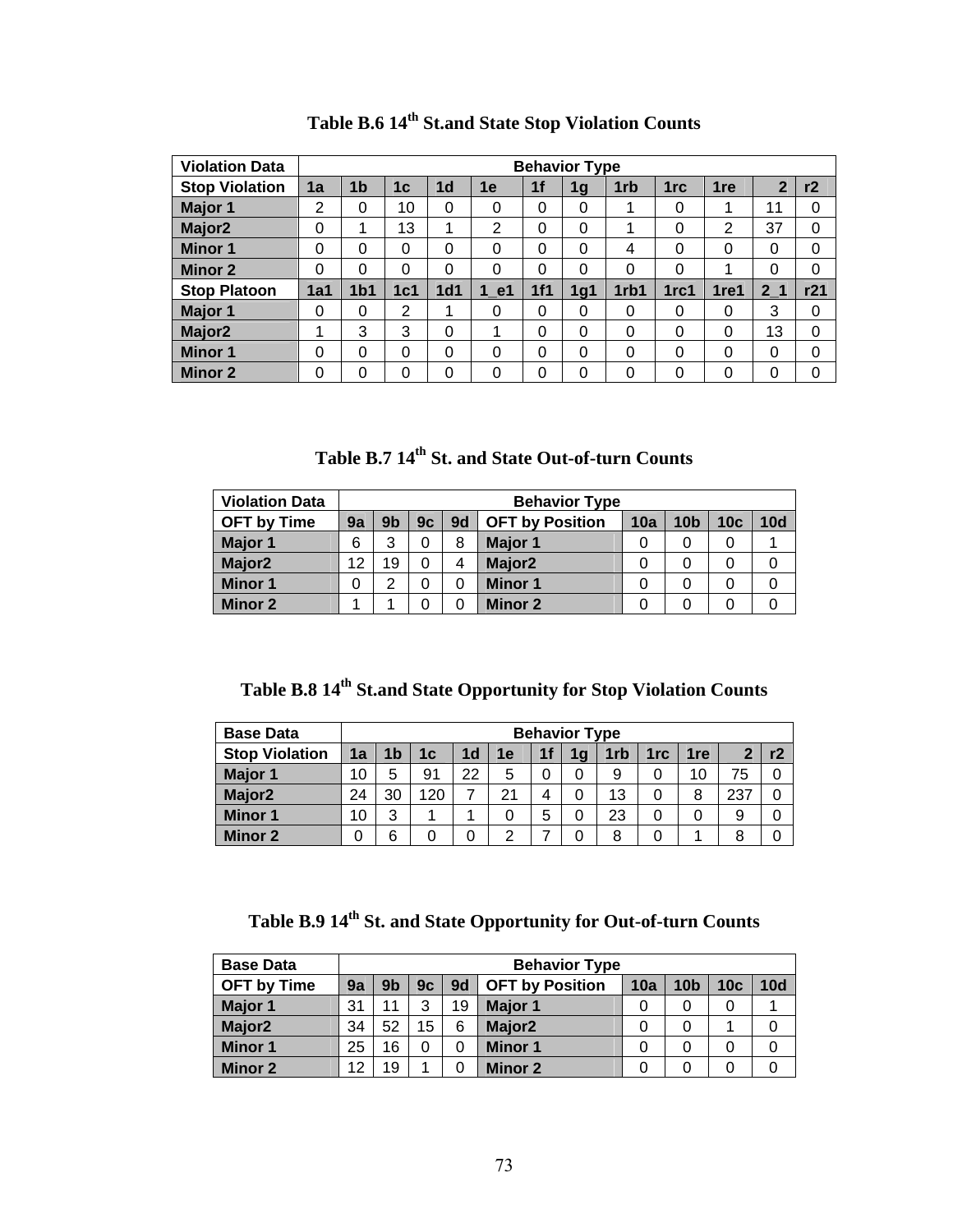## Table B.6 14th St.and State Stop Violation Counts

| Violation Data | Behavior Type | | | | | | | | | | | |
|---|---|---|---|---|---|---|---|---|---|---|---|---|
| Stop Violation | 1a | 1b | 1c | 1d | 1e | 1f | 1g | 1rb | 1rc | 1re | 2 | r2 |
| Major 1 | 2 | 0 | 10 | 0 | 0 | 0 | 0 | 1 | 0 | 1 | 11 | 0 |
| Major2 | 0 | 1 | 13 | 1 | 2 | 0 | 0 | 1 | 0 | 2 | 37 | 0 |
| Minor 1 | 0 | 0 | 0 | 0 | 0 | 0 | 0 | 4 | 0 | 0 | 0 | 0 |
| Minor 2 | 0 | 0 | 0 | 0 | 0 | 0 | 0 | 0 | 0 | 1 | 0 | 0 |
| Stop Platoon | 1a1 | 1b1 | 1c1 | 1d1 | 1_e1 | 1f1 | 1g1 | 1rb1 | 1rc1 | 1re1 | 2_1 | r21 |
| Major 1 | 0 | 0 | 2 | 1 | 0 | 0 | 0 | 0 | 0 | 0 | 3 | 0 |
| Major2 | 1 | 3 | 3 | 0 | 1 | 0 | 0 | 0 | 0 | 0 | 13 | 0 |
| Minor 1 | 0 | 0 | 0 | 0 | 0 | 0 | 0 | 0 | 0 | 0 | 0 | 0 |
| Minor 2 | 0 | 0 | 0 | 0 | 0 | 0 | 0 | 0 | 0 | 0 | 0 | 0 |

## Table B.7 14th St. and State Out-of-turn Counts

| Violation Data | Behavior Type | | | | | | | | |
|---|---|---|---|---|---|---|---|---|---|
| OFT by Time | 9a | 9b | 9c | 9d | OFT by Position | 10a | 10b | 10c | 10d |
| Major 1 | 6 | 3 | 0 | 8 | Major 1 | 0 | 0 | 0 | 1 |
| Major2 | 12 | 19 | 0 | 4 | Major2 | 0 | 0 | 0 | 0 |
| Minor 1 | 0 | 2 | 0 | 0 | Minor 1 | 0 | 0 | 0 | 0 |
| Minor 2 | 1 | 1 | 0 | 0 | Minor 2 | 0 | 0 | 0 | 0 |

## Table B.8 14th St.and State Opportunity for Stop Violation Counts

| Base Data | Behavior Type | | | | | | | | | | | |
|---|---|---|---|---|---|---|---|---|---|---|---|---|
| Stop Violation | 1a | 1b | 1c | 1d | 1e | 1f | 1g | 1rb | 1rc | 1re | 2 | r2 |
| Major 1 | 10 | 5 | 91 | 22 | 5 | 0 | 0 | 9 | 0 | 10 | 75 | 0 |
| Major2 | 24 | 30 | 120 | 7 | 21 | 4 | 0 | 13 | 0 | 8 | 237 | 0 |
| Minor 1 | 10 | 3 | 1 | 1 | 0 | 5 | 0 | 23 | 0 | 0 | 9 | 0 |
| Minor 2 | 0 | 6 | 0 | 0 | 2 | 7 | 0 | 8 | 0 | 1 | 8 | 0 |

## Table B.9 14th St. and State Opportunity for Out-of-turn Counts

| Base Data | Behavior Type | | | | | | | | |
|---|---|---|---|---|---|---|---|---|---|
| OFT by Time | 9a | 9b | 9c | 9d | OFT by Position | 10a | 10b | 10c | 10d |
| Major 1 | 31 | 11 | 3 | 19 | Major 1 | 0 | 0 | 0 | 1 |
| Major2 | 34 | 52 | 15 | 6 | Major2 | 0 | 0 | 1 | 0 |
| Minor 1 | 25 | 16 | 0 | 0 | Minor 1 | 0 | 0 | 0 | 0 |
| Minor 2 | 12 | 19 | 1 | 0 | Minor 2 | 0 | 0 | 0 | 0 |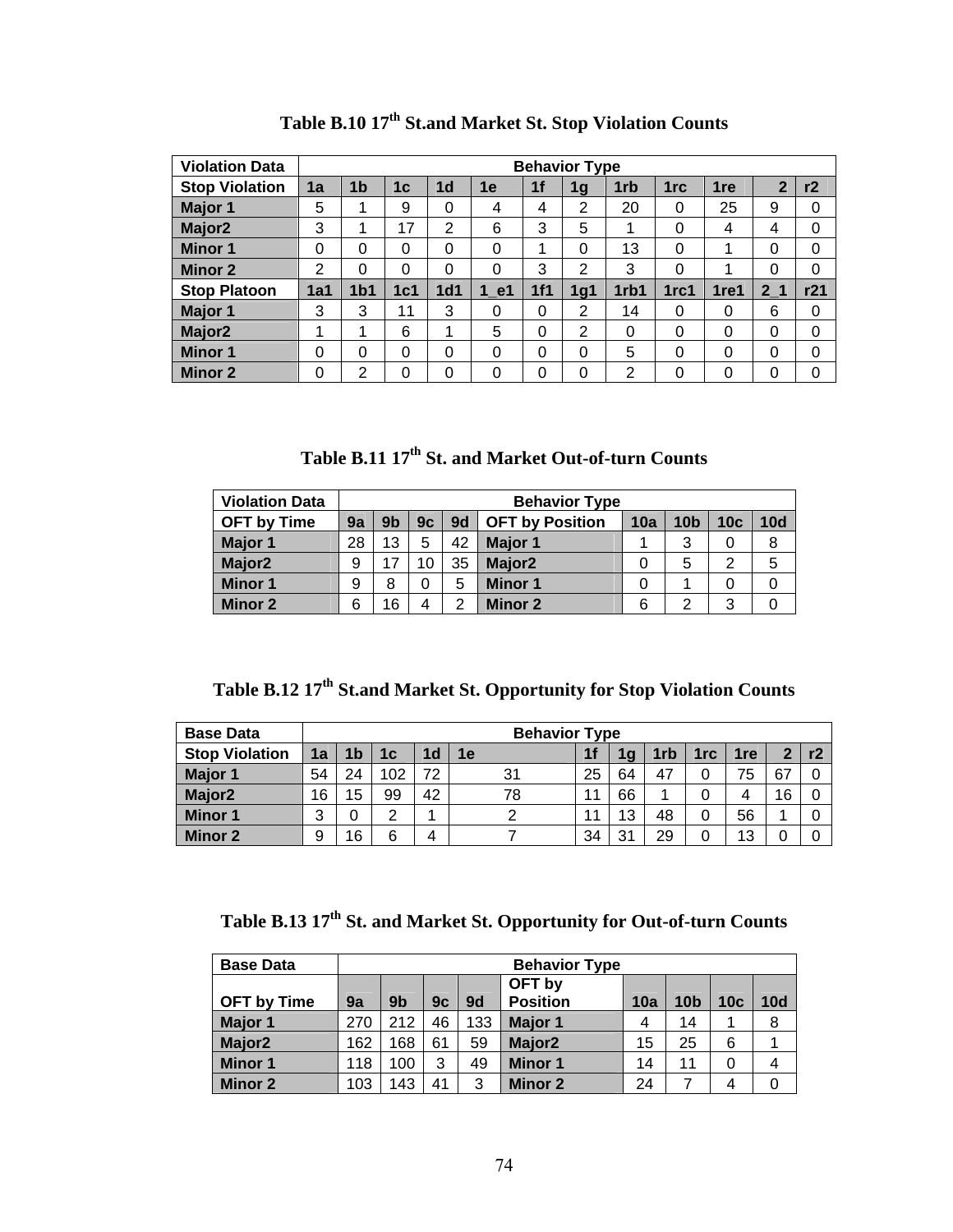## Table B.10 17th St.and Market St. Stop Violation Counts

| Violation Data | Behavior Type | | | | | | | | | | | |
|---|---|---|---|---|---|---|---|---|---|---|---|---|
| **Stop Violation** | **1a** | **1b** | **1c** | **1d** | **1e** | **1f** | **1g** | **1rb** | **1rc** | **1re** | **2** | **r2** |
| **Major 1** | 5 | 1 | 9 | 0 | 4 | 4 | 2 | 20 | 0 | 25 | 9 | 0 |
| **Major2** | 3 | 1 | 17 | 2 | 6 | 3 | 5 | 1 | 0 | 4 | 4 | 0 |
| **Minor 1** | 0 | 0 | 0 | 0 | 0 | 1 | 0 | 13 | 0 | 1 | 0 | 0 |
| **Minor 2** | 2 | 0 | 0 | 0 | 0 | 3 | 2 | 3 | 0 | 1 | 0 | 0 |
| **Stop Platoon** | **1a1** | **1b1** | **1c1** | **1d1** | **1_e1** | **1f1** | **1g1** | **1rb1** | **1rc1** | **1re1** | **2_1** | **r21** |
| **Major 1** | 3 | 3 | 11 | 3 | 0 | 0 | 2 | 14 | 0 | 0 | 6 | 0 |
| **Major2** | 1 | 1 | 6 | 1 | 5 | 0 | 2 | 0 | 0 | 0 | 0 | 0 |
| **Minor 1** | 0 | 0 | 0 | 0 | 0 | 0 | 0 | 5 | 0 | 0 | 0 | 0 |
| **Minor 2** | 0 | 2 | 0 | 0 | 0 | 0 | 0 | 2 | 0 | 0 | 0 | 0 |

## Table B.11 17th St. and Market Out-of-turn Counts

| Violation Data | Behavior Type | | | | | | | | |
|---|---|---|---|---|---|---|---|---|---|
| **OFT by Time** | **9a** | **9b** | **9c** | **9d** | **OFT by Position** | **10a** | **10b** | **10c** | **10d** |
| **Major 1** | 28 | 13 | 5 | 42 | **Major 1** | 1 | 3 | 0 | 8 |
| **Major2** | 9 | 17 | 10 | 35 | **Major2** | 0 | 5 | 2 | 5 |
| **Minor 1** | 9 | 8 | 0 | 5 | **Minor 1** | 0 | 1 | 0 | 0 |
| **Minor 2** | 6 | 16 | 4 | 2 | **Minor 2** | 6 | 2 | 3 | 0 |

## Table B.12 17th St.and Market St. Opportunity for Stop Violation Counts

| Base Data | Behavior Type | | | | | | | | | | | |
|---|---|---|---|---|---|---|---|---|---|---|---|---|
| **Stop Violation** | **1a** | **1b** | **1c** | **1d** | **1e** | **1f** | **1g** | **1rb** | **1rc** | **1re** | **2** | **r2** |
| **Major 1** | 54 | 24 | 102 | 72 | 31 | 25 | 64 | 47 | 0 | 75 | 67 | 0 |
| **Major2** | 16 | 15 | 99 | 42 | 78 | 11 | 66 | 1 | 0 | 4 | 16 | 0 |
| **Minor 1** | 3 | 0 | 2 | 1 | 2 | 11 | 13 | 48 | 0 | 56 | 1 | 0 |
| **Minor 2** | 9 | 16 | 6 | 4 | 7 | 34 | 31 | 29 | 0 | 13 | 0 | 0 |

## Table B.13 17th St. and Market St. Opportunity for Out-of-turn Counts

| Base Data | Behavior Type | | | | | | | | |
|---|---|---|---|---|---|---|---|---|---|
| **OFT by Time** | **9a** | **9b** | **9c** | **9d** | **OFT by Position** | **10a** | **10b** | **10c** | **10d** |
| **Major 1** | 270 | 212 | 46 | 133 | **Major 1** | 4 | 14 | 1 | 8 |
| **Major2** | 162 | 168 | 61 | 59 | **Major2** | 15 | 25 | 6 | 1 |
| **Minor 1** | 118 | 100 | 3 | 49 | **Minor 1** | 14 | 11 | 0 | 4 |
| **Minor 2** | 103 | 143 | 41 | 3 | **Minor 2** | 24 | 7 | 4 | 0 |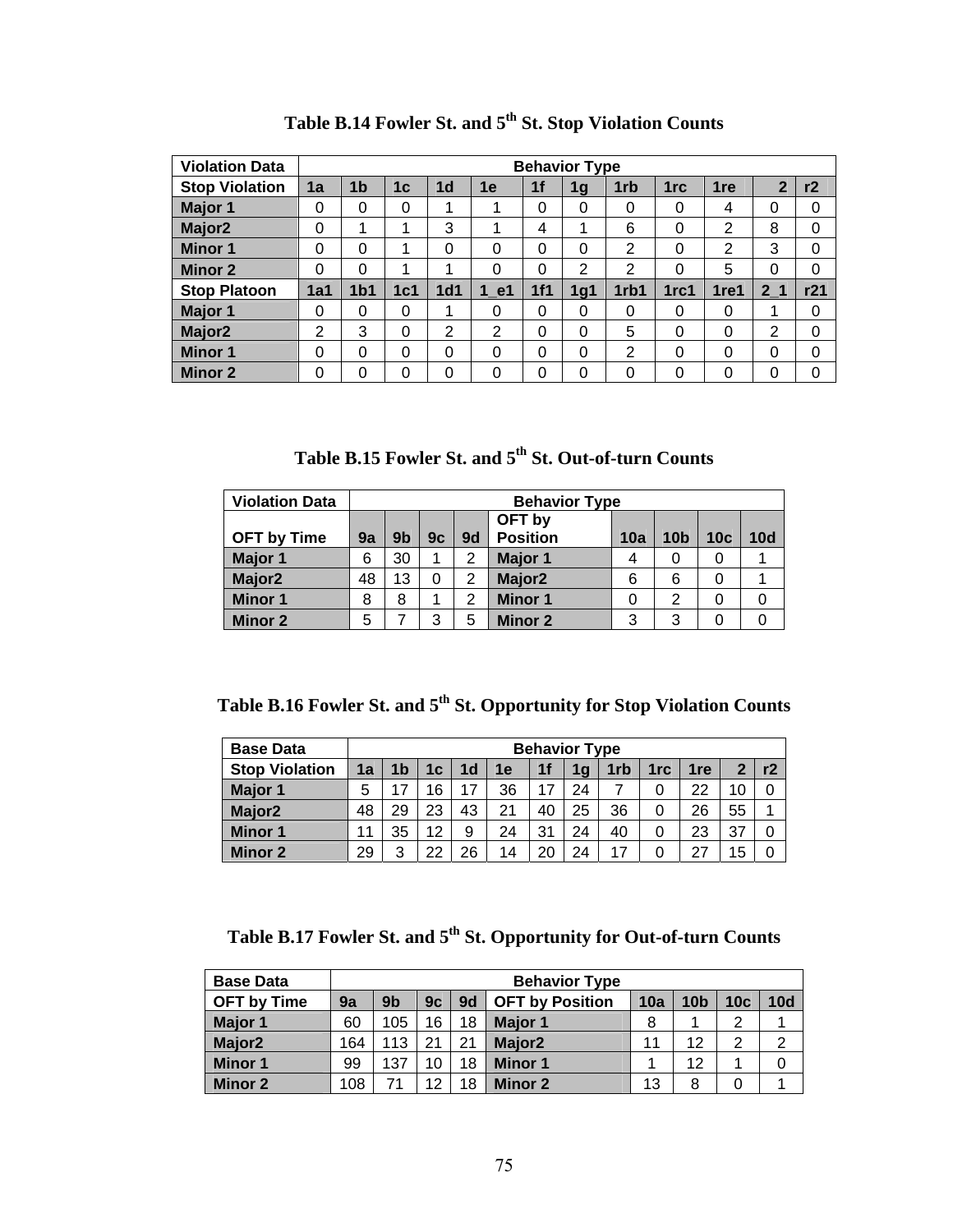### Table B.14 Fowler St. and 5th St. Stop Violation Counts

| Violation Data | Behavior Type | | | | | | | | | | | |
|---|---|---|---|---|---|---|---|---|---|---|---|---|
| Stop Violation | 1a | 1b | 1c | 1d | 1e | 1f | 1g | 1rb | 1rc | 1re | 2 | r2 |
| Major 1 | 0 | 0 | 0 | 1 | 1 | 0 | 0 | 0 | 0 | 4 | 0 | 0 |
| Major2 | 0 | 1 | 1 | 3 | 1 | 4 | 1 | 6 | 0 | 2 | 8 | 0 |
| Minor 1 | 0 | 0 | 1 | 0 | 0 | 0 | 0 | 2 | 0 | 2 | 3 | 0 |
| Minor 2 | 0 | 0 | 1 | 1 | 0 | 0 | 2 | 2 | 0 | 5 | 0 | 0 |
| Stop Platoon | 1a1 | 1b1 | 1c1 | 1d1 | 1_e1 | 1f1 | 1g1 | 1rb1 | 1rc1 | 1re1 | 2_1 | r21 |
| Major 1 | 0 | 0 | 0 | 1 | 0 | 0 | 0 | 0 | 0 | 0 | 1 | 0 |
| Major2 | 2 | 3 | 0 | 2 | 2 | 0 | 0 | 5 | 0 | 0 | 2 | 0 |
| Minor 1 | 0 | 0 | 0 | 0 | 0 | 0 | 0 | 2 | 0 | 0 | 0 | 0 |
| Minor 2 | 0 | 0 | 0 | 0 | 0 | 0 | 0 | 0 | 0 | 0 | 0 | 0 |

### Table B.15 Fowler St. and 5th St. Out-of-turn Counts

| Violation Data | Behavior Type | | | | | | | | |
|---|---|---|---|---|---|---|---|---|---|
| OFT by Time | 9a | 9b | 9c | 9d | OFT by Position | 10a | 10b | 10c | 10d |
| Major 1 | 6 | 30 | 1 | 2 | Major 1 | 4 | 0 | 0 | 1 |
| Major2 | 48 | 13 | 0 | 2 | Major2 | 6 | 6 | 0 | 1 |
| Minor 1 | 8 | 8 | 1 | 2 | Minor 1 | 0 | 2 | 0 | 0 |
| Minor 2 | 5 | 7 | 3 | 5 | Minor 2 | 3 | 3 | 0 | 0 |

### Table B.16 Fowler St. and 5th St. Opportunity for Stop Violation Counts

| Base Data | Behavior Type | | | | | | | | | | | |
|---|---|---|---|---|---|---|---|---|---|---|---|---|
| Stop Violation | 1a | 1b | 1c | 1d | 1e | 1f | 1g | 1rb | 1rc | 1re | 2 | r2 |
| Major 1 | 5 | 17 | 16 | 17 | 36 | 17 | 24 | 7 | 0 | 22 | 10 | 0 |
| Major2 | 48 | 29 | 23 | 43 | 21 | 40 | 25 | 36 | 0 | 26 | 55 | 1 |
| Minor 1 | 11 | 35 | 12 | 9 | 24 | 31 | 24 | 40 | 0 | 23 | 37 | 0 |
| Minor 2 | 29 | 3 | 22 | 26 | 14 | 20 | 24 | 17 | 0 | 27 | 15 | 0 |

### Table B.17 Fowler St. and 5th St. Opportunity for Out-of-turn Counts

| Base Data | Behavior Type | | | | | | | | |
|---|---|---|---|---|---|---|---|---|---|
| OFT by Time | 9a | 9b | 9c | 9d | OFT by Position | 10a | 10b | 10c | 10d |
| Major 1 | 60 | 105 | 16 | 18 | Major 1 | 8 | 1 | 2 | 1 |
| Major2 | 164 | 113 | 21 | 21 | Major2 | 11 | 12 | 2 | 2 |
| Minor 1 | 99 | 137 | 10 | 18 | Minor 1 | 1 | 12 | 1 | 0 |
| Minor 2 | 108 | 71 | 12 | 18 | Minor 2 | 13 | 8 | 0 | 1 |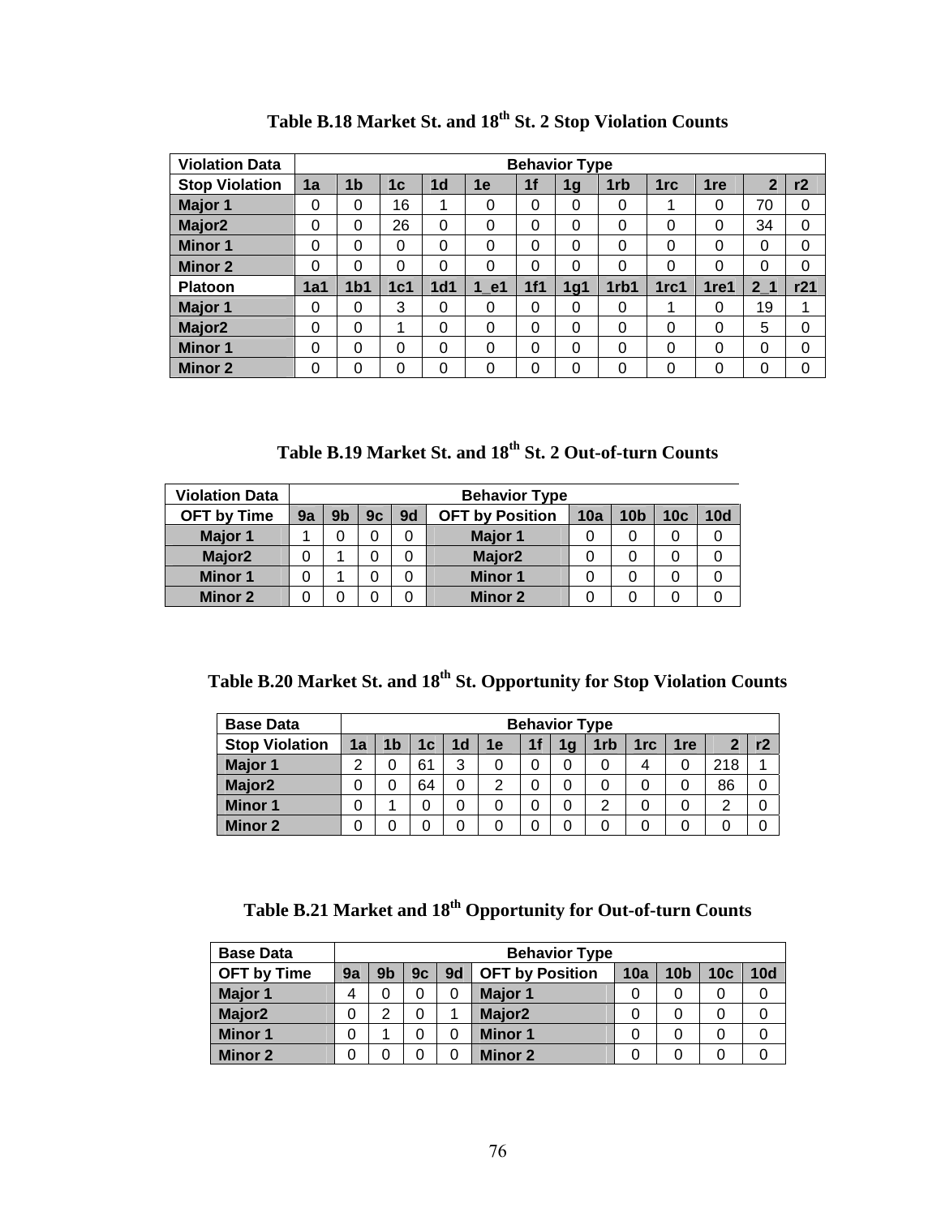**Table B.18 Market St. and 18th St. 2 Stop Violation Counts**

| Violation Data | Behavior Type | | | | | | | | | | | |
|---|---|---|---|---|---|---|---|---|---|---|---|---|
| Stop Violation | 1a | 1b | 1c | 1d | 1e | 1f | 1g | 1rb | 1rc | 1re | 2 | r2 |
| Major 1 | 0 | 0 | 16 | 1 | 0 | 0 | 0 | 0 | 1 | 0 | 70 | 0 |
| Major2 | 0 | 0 | 26 | 0 | 0 | 0 | 0 | 0 | 0 | 0 | 34 | 0 |
| Minor 1 | 0 | 0 | 0 | 0 | 0 | 0 | 0 | 0 | 0 | 0 | 0 | 0 |
| Minor 2 | 0 | 0 | 0 | 0 | 0 | 0 | 0 | 0 | 0 | 0 | 0 | 0 |
| Platoon | 1a1 | 1b1 | 1c1 | 1d1 | 1_e1 | 1f1 | 1g1 | 1rb1 | 1rc1 | 1re1 | 2_1 | r21 |
| Major 1 | 0 | 0 | 3 | 0 | 0 | 0 | 0 | 0 | 1 | 0 | 19 | 1 |
| Major2 | 0 | 0 | 1 | 0 | 0 | 0 | 0 | 0 | 0 | 0 | 5 | 0 |
| Minor 1 | 0 | 0 | 0 | 0 | 0 | 0 | 0 | 0 | 0 | 0 | 0 | 0 |
| Minor 2 | 0 | 0 | 0 | 0 | 0 | 0 | 0 | 0 | 0 | 0 | 0 | 0 |

**Table B.19 Market St. and 18th St. 2 Out-of-turn Counts**

| Violation Data | Behavior Type | | | | | | | | |
|---|---|---|---|---|---|---|---|---|---|
| OFT by Time | 9a | 9b | 9c | 9d | OFT by Position | 10a | 10b | 10c | 10d |
| Major 1 | 1 | 0 | 0 | 0 | Major 1 | 0 | 0 | 0 | 0 |
| Major2 | 0 | 1 | 0 | 0 | Major2 | 0 | 0 | 0 | 0 |
| Minor 1 | 0 | 1 | 0 | 0 | Minor 1 | 0 | 0 | 0 | 0 |
| Minor 2 | 0 | 0 | 0 | 0 | Minor 2 | 0 | 0 | 0 | 0 |

**Table B.20 Market St. and 18th St. Opportunity for Stop Violation Counts**

| Base Data | Behavior Type | | | | | | | | | | | |
|---|---|---|---|---|---|---|---|---|---|---|---|---|
| Stop Violation | 1a | 1b | 1c | 1d | 1e | 1f | 1g | 1rb | 1rc | 1re | 2 | r2 |
| Major 1 | 2 | 0 | 61 | 3 | 0 | 0 | 0 | 0 | 4 | 0 | 218 | 1 |
| Major2 | 0 | 0 | 64 | 0 | 2 | 0 | 0 | 0 | 0 | 0 | 86 | 0 |
| Minor 1 | 0 | 1 | 0 | 0 | 0 | 0 | 0 | 2 | 0 | 0 | 2 | 0 |
| Minor 2 | 0 | 0 | 0 | 0 | 0 | 0 | 0 | 0 | 0 | 0 | 0 | 0 |

**Table B.21 Market and 18th Opportunity for Out-of-turn Counts**

| Base Data | Behavior Type | | | | | | | | |
|---|---|---|---|---|---|---|---|---|---|
| OFT by Time | 9a | 9b | 9c | 9d | OFT by Position | 10a | 10b | 10c | 10d |
| Major 1 | 4 | 0 | 0 | 0 | Major 1 | 0 | 0 | 0 | 0 |
| Major2 | 0 | 2 | 0 | 1 | Major2 | 0 | 0 | 0 | 0 |
| Minor 1 | 0 | 1 | 0 | 0 | Minor 1 | 0 | 0 | 0 | 0 |
| Minor 2 | 0 | 0 | 0 | 0 | Minor 2 | 0 | 0 | 0 | 0 |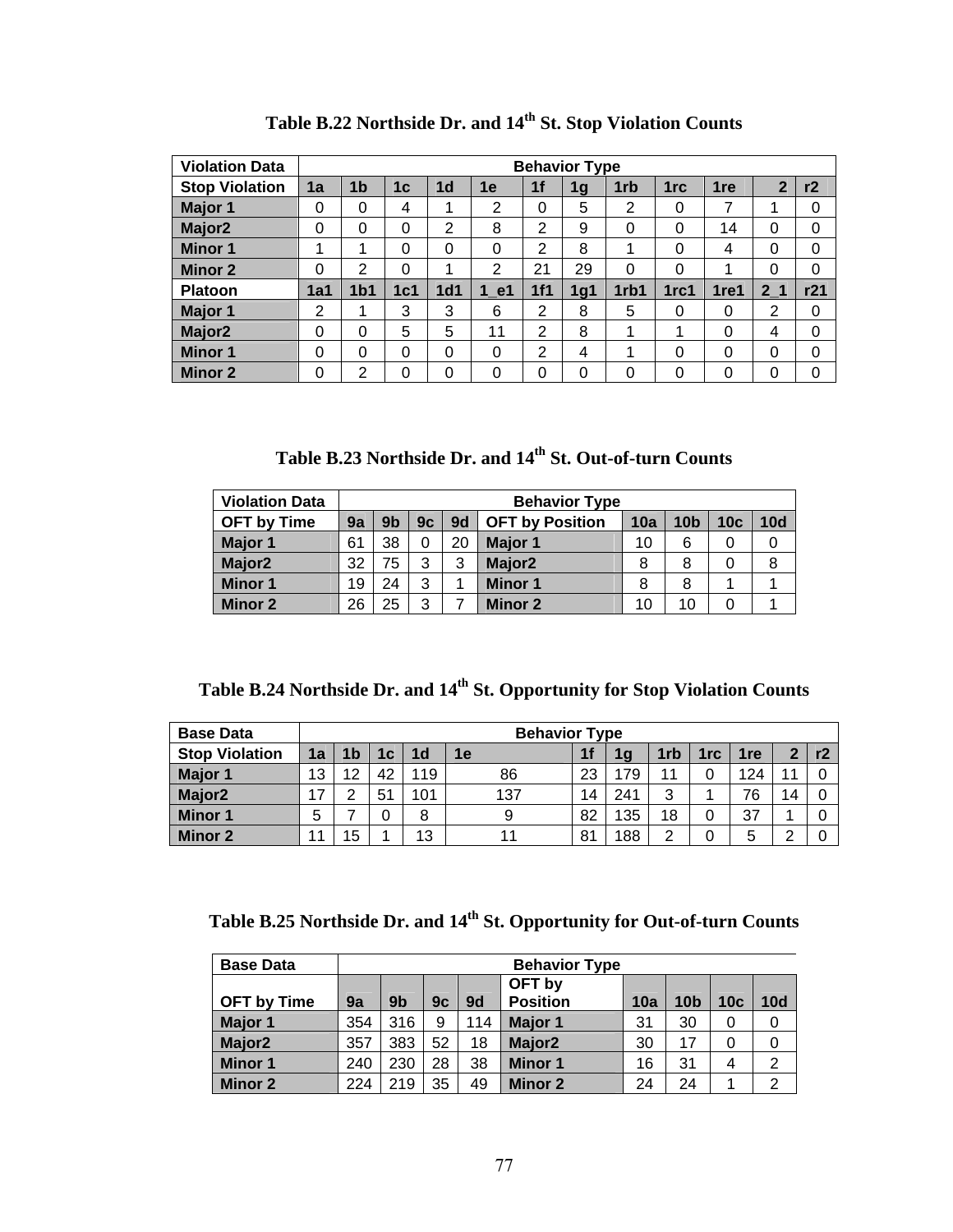**Table B.22 Northside Dr. and 14th St. Stop Violation Counts**

| Violation Data | Behavior Type | | | | | | | | | | | |
|---|---|---|---|---|---|---|---|---|---|---|---|---|
| Stop Violation | 1a | 1b | 1c | 1d | 1e | 1f | 1g | 1rb | 1rc | 1re | 2 | r2 |
| Major 1 | 0 | 0 | 4 | 1 | 2 | 0 | 5 | 2 | 0 | 7 | 1 | 0 |
| Major2 | 0 | 0 | 0 | 2 | 8 | 2 | 9 | 0 | 0 | 14 | 0 | 0 |
| Minor 1 | 1 | 1 | 0 | 0 | 0 | 2 | 8 | 1 | 0 | 4 | 0 | 0 |
| Minor 2 | 0 | 2 | 0 | 1 | 2 | 21 | 29 | 0 | 0 | 1 | 0 | 0 |
| Platoon | 1a1 | 1b1 | 1c1 | 1d1 | 1_e1 | 1f1 | 1g1 | 1rb1 | 1rc1 | 1re1 | 2_1 | r21 |
| Major 1 | 2 | 1 | 3 | 3 | 6 | 2 | 8 | 5 | 0 | 0 | 2 | 0 |
| Major2 | 0 | 0 | 5 | 5 | 11 | 2 | 8 | 1 | 1 | 0 | 4 | 0 |
| Minor 1 | 0 | 0 | 0 | 0 | 0 | 2 | 4 | 1 | 0 | 0 | 0 | 0 |
| Minor 2 | 0 | 2 | 0 | 0 | 0 | 0 | 0 | 0 | 0 | 0 | 0 | 0 |

**Table B.23 Northside Dr. and 14th St. Out-of-turn Counts**

| Violation Data | Behavior Type | | | | | | | | |
|---|---|---|---|---|---|---|---|---|---|
| OFT by Time | 9a | 9b | 9c | 9d | OFT by Position | 10a | 10b | 10c | 10d |
| Major 1 | 61 | 38 | 0 | 20 | Major 1 | 10 | 6 | 0 | 0 |
| Major2 | 32 | 75 | 3 | 3 | Major2 | 8 | 8 | 0 | 8 |
| Minor 1 | 19 | 24 | 3 | 1 | Minor 1 | 8 | 8 | 1 | 1 |
| Minor 2 | 26 | 25 | 3 | 7 | Minor 2 | 10 | 10 | 0 | 1 |

**Table B.24 Northside Dr. and 14th St. Opportunity for Stop Violation Counts**

| Base Data | Behavior Type | | | | | | | | | | | |
|---|---|---|---|---|---|---|---|---|---|---|---|---|
| Stop Violation | 1a | 1b | 1c | 1d | 1e | 1f | 1g | 1rb | 1rc | 1re | 2 | r2 |
| Major 1 | 13 | 12 | 42 | 119 | 86 | 23 | 179 | 11 | 0 | 124 | 11 | 0 |
| Major2 | 17 | 2 | 51 | 101 | 137 | 14 | 241 | 3 | 1 | 76 | 14 | 0 |
| Minor 1 | 5 | 7 | 0 | 8 | 9 | 82 | 135 | 18 | 0 | 37 | 1 | 0 |
| Minor 2 | 11 | 15 | 1 | 13 | 11 | 81 | 188 | 2 | 0 | 5 | 2 | 0 |

**Table B.25 Northside Dr. and 14th St. Opportunity for Out-of-turn Counts**

| Base Data | Behavior Type | | | | | | | | |
|---|---|---|---|---|---|---|---|---|---|
| OFT by Time | 9a | 9b | 9c | 9d | OFT by Position | 10a | 10b | 10c | 10d |
| Major 1 | 354 | 316 | 9 | 114 | Major 1 | 31 | 30 | 0 | 0 |
| Major2 | 357 | 383 | 52 | 18 | Major2 | 30 | 17 | 0 | 0 |
| Minor 1 | 240 | 230 | 28 | 38 | Minor 1 | 16 | 31 | 4 | 2 |
| Minor 2 | 224 | 219 | 35 | 49 | Minor 2 | 24 | 24 | 1 | 2 |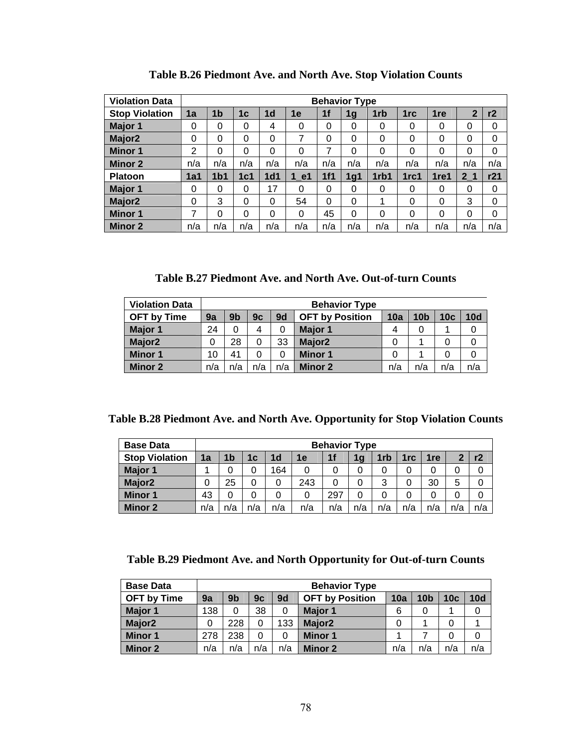**Table B.26 Piedmont Ave. and North Ave. Stop Violation Counts**

| Violation Data | Behavior Type | | | | | | | | | | | |
|---|---|---|---|---|---|---|---|---|---|---|---|---|
| Stop Violation | 1a | 1b | 1c | 1d | 1e | 1f | 1g | 1rb | 1rc | 1re | 2 | r2 |
| Major 1 | 0 | 0 | 0 | 4 | 0 | 0 | 0 | 0 | 0 | 0 | 0 | 0 |
| Major2 | 0 | 0 | 0 | 0 | 7 | 0 | 0 | 0 | 0 | 0 | 0 | 0 |
| Minor 1 | 2 | 0 | 0 | 0 | 0 | 7 | 0 | 0 | 0 | 0 | 0 | 0 |
| Minor 2 | n/a | n/a | n/a | n/a | n/a | n/a | n/a | n/a | n/a | n/a | n/a | n/a |
| Platoon | 1a1 | 1b1 | 1c1 | 1d1 | 1_e1 | 1f1 | 1g1 | 1rb1 | 1rc1 | 1re1 | 2_1 | r21 |
| Major 1 | 0 | 0 | 0 | 17 | 0 | 0 | 0 | 0 | 0 | 0 | 0 | 0 |
| Major2 | 0 | 3 | 0 | 0 | 54 | 0 | 0 | 1 | 0 | 0 | 3 | 0 |
| Minor 1 | 7 | 0 | 0 | 0 | 0 | 45 | 0 | 0 | 0 | 0 | 0 | 0 |
| Minor 2 | n/a | n/a | n/a | n/a | n/a | n/a | n/a | n/a | n/a | n/a | n/a | n/a |

**Table B.27 Piedmont Ave. and North Ave. Out-of-turn Counts**

| Violation Data | Behavior Type | | | | | | | | |
|---|---|---|---|---|---|---|---|---|---|
| OFT by Time | 9a | 9b | 9c | 9d | OFT by Position | 10a | 10b | 10c | 10d |
| Major 1 | 24 | 0 | 4 | 0 | Major 1 | 4 | 0 | 1 | 0 |
| Major2 | 0 | 28 | 0 | 33 | Major2 | 0 | 1 | 0 | 0 |
| Minor 1 | 10 | 41 | 0 | 0 | Minor 1 | 0 | 1 | 0 | 0 |
| Minor 2 | n/a | n/a | n/a | n/a | Minor 2 | n/a | n/a | n/a | n/a |

**Table B.28 Piedmont Ave. and North Ave. Opportunity for Stop Violation Counts**

| Base Data | Behavior Type | | | | | | | | | | | |
|---|---|---|---|---|---|---|---|---|---|---|---|---|
| Stop Violation | 1a | 1b | 1c | 1d | 1e | 1f | 1g | 1rb | 1rc | 1re | 2 | r2 |
| Major 1 | 1 | 0 | 0 | 164 | 0 | 0 | 0 | 0 | 0 | 0 | 0 | 0 |
| Major2 | 0 | 25 | 0 | 0 | 243 | 0 | 0 | 3 | 0 | 30 | 5 | 0 |
| Minor 1 | 43 | 0 | 0 | 0 | 0 | 297 | 0 | 0 | 0 | 0 | 0 | 0 |
| Minor 2 | n/a | n/a | n/a | n/a | n/a | n/a | n/a | n/a | n/a | n/a | n/a | n/a |

**Table B.29 Piedmont Ave. and North Opportunity for Out-of-turn Counts**

| Base Data | Behavior Type | | | | | | | | |
|---|---|---|---|---|---|---|---|---|---|
| OFT by Time | 9a | 9b | 9c | 9d | OFT by Position | 10a | 10b | 10c | 10d |
| Major 1 | 138 | 0 | 38 | 0 | Major 1 | 6 | 0 | 1 | 0 |
| Major2 | 0 | 228 | 0 | 133 | Major2 | 0 | 1 | 0 | 1 |
| Minor 1 | 278 | 238 | 0 | 0 | Minor 1 | 1 | 7 | 0 | 0 |
| Minor 2 | n/a | n/a | n/a | n/a | Minor 2 | n/a | n/a | n/a | n/a |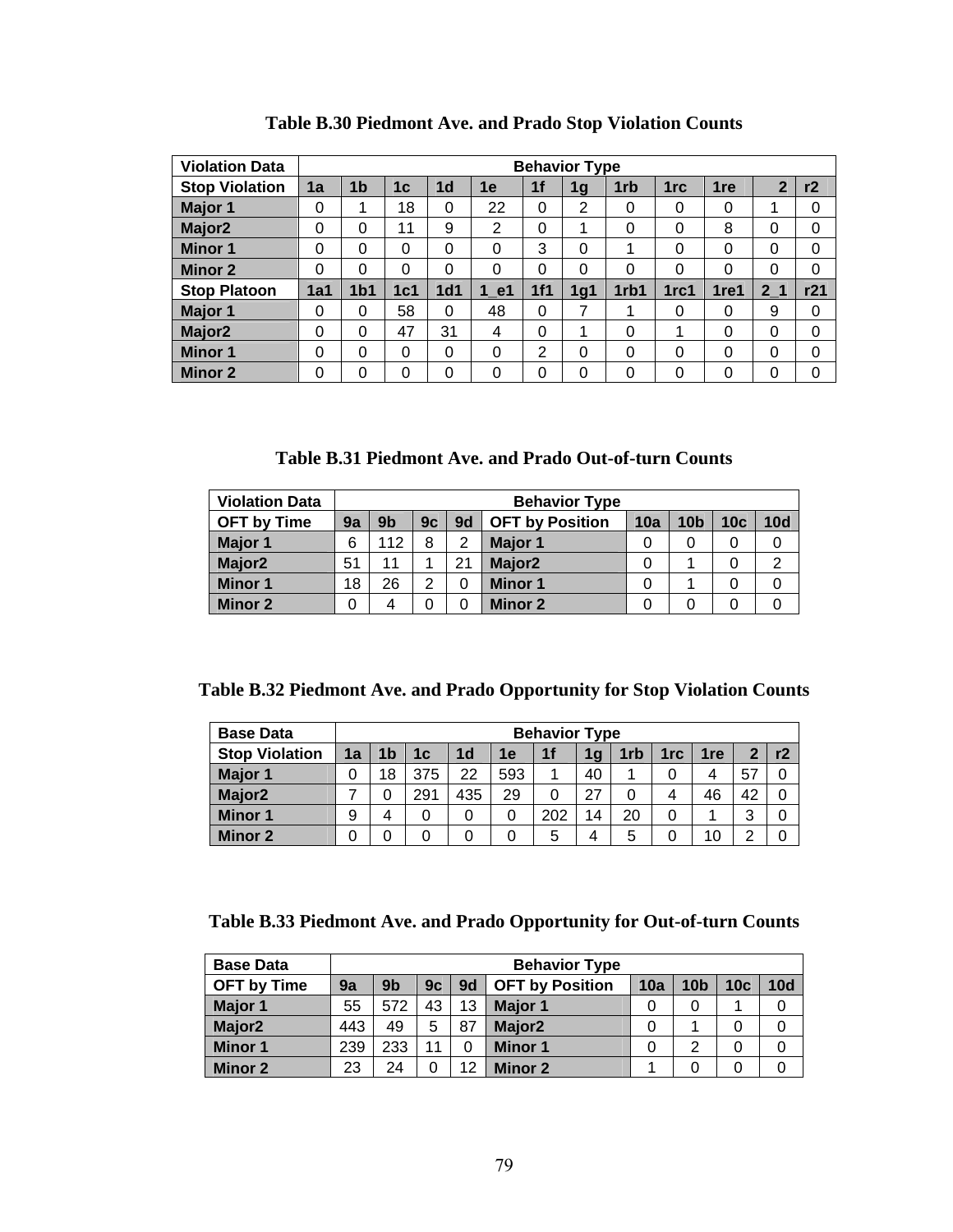**Table B.30 Piedmont Ave. and Prado Stop Violation Counts**

| Violation Data | Behavior Type | | | | | | | | | | | |
|---|---|---|---|---|---|---|---|---|---|---|---|---|
| Stop Violation | 1a | 1b | 1c | 1d | 1e | 1f | 1g | 1rb | 1rc | 1re | 2 | r2 |
| Major 1 | 0 | 1 | 18 | 0 | 22 | 0 | 2 | 0 | 0 | 0 | 1 | 0 |
| Major2 | 0 | 0 | 11 | 9 | 2 | 0 | 1 | 0 | 0 | 8 | 0 | 0 |
| Minor 1 | 0 | 0 | 0 | 0 | 0 | 3 | 0 | 1 | 0 | 0 | 0 | 0 |
| Minor 2 | 0 | 0 | 0 | 0 | 0 | 0 | 0 | 0 | 0 | 0 | 0 | 0 |
| Stop Platoon | 1a1 | 1b1 | 1c1 | 1d1 | 1_e1 | 1f1 | 1g1 | 1rb1 | 1rc1 | 1re1 | 2_1 | r21 |
| Major 1 | 0 | 0 | 58 | 0 | 48 | 0 | 7 | 1 | 0 | 0 | 9 | 0 |
| Major2 | 0 | 0 | 47 | 31 | 4 | 0 | 1 | 0 | 1 | 0 | 0 | 0 |
| Minor 1 | 0 | 0 | 0 | 0 | 0 | 2 | 0 | 0 | 0 | 0 | 0 | 0 |
| Minor 2 | 0 | 0 | 0 | 0 | 0 | 0 | 0 | 0 | 0 | 0 | 0 | 0 |

**Table B.31 Piedmont Ave. and Prado Out-of-turn Counts**

| Violation Data | Behavior Type | | | | | | | | |
|---|---|---|---|---|---|---|---|---|---|
| OFT by Time | 9a | 9b | 9c | 9d | OFT by Position | 10a | 10b | 10c | 10d |
| Major 1 | 6 | 112 | 8 | 2 | Major 1 | 0 | 0 | 0 | 0 |
| Major2 | 51 | 11 | 1 | 21 | Major2 | 0 | 1 | 0 | 2 |
| Minor 1 | 18 | 26 | 2 | 0 | Minor 1 | 0 | 1 | 0 | 0 |
| Minor 2 | 0 | 4 | 0 | 0 | Minor 2 | 0 | 0 | 0 | 0 |

**Table B.32 Piedmont Ave. and Prado Opportunity for Stop Violation Counts**

| Base Data | Behavior Type | | | | | | | | | | | |
|---|---|---|---|---|---|---|---|---|---|---|---|---|
| Stop Violation | 1a | 1b | 1c | 1d | 1e | 1f | 1g | 1rb | 1rc | 1re | 2 | r2 |
| Major 1 | 0 | 18 | 375 | 22 | 593 | 1 | 40 | 1 | 0 | 4 | 57 | 0 |
| Major2 | 7 | 0 | 291 | 435 | 29 | 0 | 27 | 0 | 4 | 46 | 42 | 0 |
| Minor 1 | 9 | 4 | 0 | 0 | 0 | 202 | 14 | 20 | 0 | 1 | 3 | 0 |
| Minor 2 | 0 | 0 | 0 | 0 | 0 | 5 | 4 | 5 | 0 | 10 | 2 | 0 |

**Table B.33 Piedmont Ave. and Prado Opportunity for Out-of-turn Counts**

| Base Data | Behavior Type | | | | | | | | |
|---|---|---|---|---|---|---|---|---|---|
| OFT by Time | 9a | 9b | 9c | 9d | OFT by Position | 10a | 10b | 10c | 10d |
| Major 1 | 55 | 572 | 43 | 13 | Major 1 | 0 | 0 | 1 | 0 |
| Major2 | 443 | 49 | 5 | 87 | Major2 | 0 | 1 | 0 | 0 |
| Minor 1 | 239 | 233 | 11 | 0 | Minor 1 | 0 | 2 | 0 | 0 |
| Minor 2 | 23 | 24 | 0 | 12 | Minor 2 | 1 | 0 | 0 | 0 |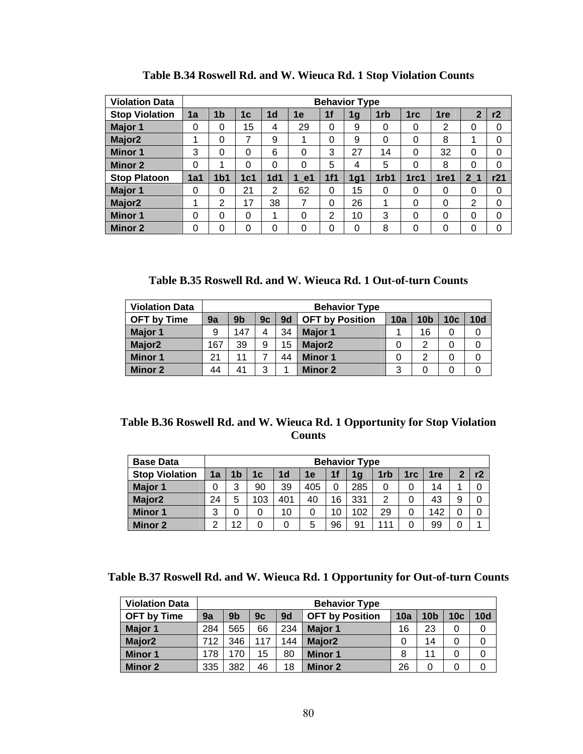**Table B.34 Roswell Rd. and W. Wieuca Rd. 1 Stop Violation Counts**

| Violation Data | Behavior Type | | | | | | | | | | | |
|---|---|---|---|---|---|---|---|---|---|---|---|---|
| Stop Violation | 1a | 1b | 1c | 1d | 1e | 1f | 1g | 1rb | 1rc | 1re | 2 | r2 |
| Major 1 | 0 | 0 | 15 | 4 | 29 | 0 | 9 | 0 | 0 | 2 | 0 | 0 |
| Major2 | 1 | 0 | 7 | 9 | 1 | 0 | 9 | 0 | 0 | 8 | 1 | 0 |
| Minor 1 | 3 | 0 | 0 | 6 | 0 | 3 | 27 | 14 | 0 | 32 | 0 | 0 |
| Minor 2 | 0 | 1 | 0 | 0 | 0 | 5 | 4 | 5 | 0 | 8 | 0 | 0 |
| Stop Platoon | 1a1 | 1b1 | 1c1 | 1d1 | 1_e1 | 1f1 | 1g1 | 1rb1 | 1rc1 | 1re1 | 2_1 | r21 |
| Major 1 | 0 | 0 | 21 | 2 | 62 | 0 | 15 | 0 | 0 | 0 | 0 | 0 |
| Major2 | 1 | 2 | 17 | 38 | 7 | 0 | 26 | 1 | 0 | 0 | 2 | 0 |
| Minor 1 | 0 | 0 | 0 | 1 | 0 | 2 | 10 | 3 | 0 | 0 | 0 | 0 |
| Minor 2 | 0 | 0 | 0 | 0 | 0 | 0 | 0 | 8 | 0 | 0 | 0 | 0 |

**Table B.35 Roswell Rd. and W. Wieuca Rd. 1 Out-of-turn Counts**

| Violation Data | Behavior Type | | | | | | | | |
|---|---|---|---|---|---|---|---|---|---|
| OFT by Time | 9a | 9b | 9c | 9d | OFT by Position | 10a | 10b | 10c | 10d |
| Major 1 | 9 | 147 | 4 | 34 | Major 1 | 1 | 16 | 0 | 0 |
| Major2 | 167 | 39 | 9 | 15 | Major2 | 0 | 2 | 0 | 0 |
| Minor 1 | 21 | 11 | 7 | 44 | Minor 1 | 0 | 2 | 0 | 0 |
| Minor 2 | 44 | 41 | 3 | 1 | Minor 2 | 3 | 0 | 0 | 0 |

**Table B.36 Roswell Rd. and W. Wieuca Rd. 1 Opportunity for Stop Violation Counts**

| Base Data | Behavior Type | | | | | | | | | | | |
|---|---|---|---|---|---|---|---|---|---|---|---|---|
| Stop Violation | 1a | 1b | 1c | 1d | 1e | 1f | 1g | 1rb | 1rc | 1re | 2 | r2 |
| Major 1 | 0 | 3 | 90 | 39 | 405 | 0 | 285 | 0 | 0 | 14 | 1 | 0 |
| Major2 | 24 | 5 | 103 | 401 | 40 | 16 | 331 | 2 | 0 | 43 | 9 | 0 |
| Minor 1 | 3 | 0 | 0 | 10 | 0 | 10 | 102 | 29 | 0 | 142 | 0 | 0 |
| Minor 2 | 2 | 12 | 0 | 0 | 5 | 96 | 91 | 111 | 0 | 99 | 0 | 1 |

**Table B.37 Roswell Rd. and W. Wieuca Rd. 1 Opportunity for Out-of-turn Counts**

| Violation Data | Behavior Type | | | | | | | | |
|---|---|---|---|---|---|---|---|---|---|
| OFT by Time | 9a | 9b | 9c | 9d | OFT by Position | 10a | 10b | 10c | 10d |
| Major 1 | 284 | 565 | 66 | 234 | Major 1 | 16 | 23 | 0 | 0 |
| Major2 | 712 | 346 | 117 | 144 | Major2 | 0 | 14 | 0 | 0 |
| Minor 1 | 178 | 170 | 15 | 80 | Minor 1 | 8 | 11 | 0 | 0 |
| Minor 2 | 335 | 382 | 46 | 18 | Minor 2 | 26 | 0 | 0 | 0 |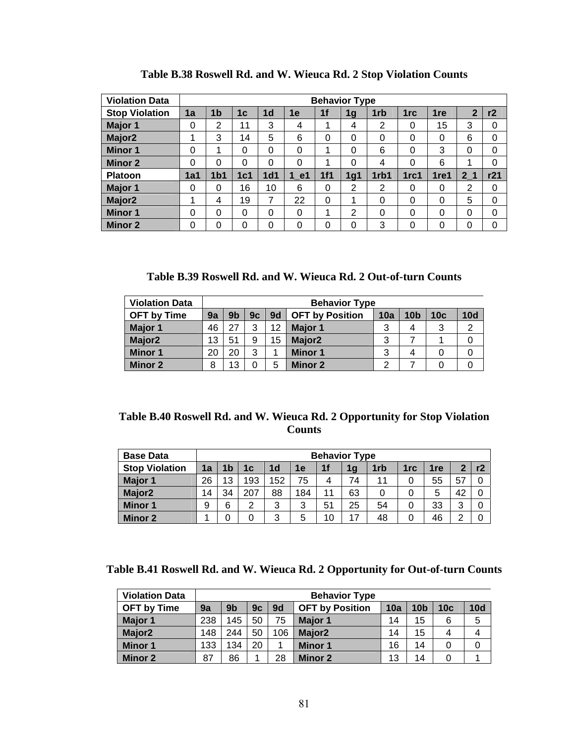**Table B.38 Roswell Rd. and W. Wieuca Rd. 2 Stop Violation Counts**

| Violation Data | Behavior Type | | | | | | | | | | | |
|---|---|---|---|---|---|---|---|---|---|---|---|---|
| **Stop Violation** | **1a** | **1b** | **1c** | **1d** | **1e** | **1f** | **1g** | **1rb** | **1rc** | **1re** | **2** | **r2** |
| **Major 1** | 0 | 2 | 11 | 3 | 4 | 1 | 4 | 2 | 0 | 15 | 3 | 0 |
| **Major2** | 1 | 3 | 14 | 5 | 6 | 0 | 0 | 0 | 0 | 0 | 6 | 0 |
| **Minor 1** | 0 | 1 | 0 | 0 | 0 | 1 | 0 | 6 | 0 | 3 | 0 | 0 |
| **Minor 2** | 0 | 0 | 0 | 0 | 0 | 1 | 0 | 4 | 0 | 6 | 1 | 0 |
| **Platoon** | **1a1** | **1b1** | **1c1** | **1d1** | **1_e1** | **1f1** | **1g1** | **1rb1** | **1rc1** | **1re1** | **2_1** | **r21** |
| **Major 1** | 0 | 0 | 16 | 10 | 6 | 0 | 2 | 2 | 0 | 0 | 2 | 0 |
| **Major2** | 1 | 4 | 19 | 7 | 22 | 0 | 1 | 0 | 0 | 0 | 5 | 0 |
| **Minor 1** | 0 | 0 | 0 | 0 | 0 | 1 | 2 | 0 | 0 | 0 | 0 | 0 |
| **Minor 2** | 0 | 0 | 0 | 0 | 0 | 0 | 0 | 3 | 0 | 0 | 0 | 0 |

**Table B.39 Roswell Rd. and W. Wieuca Rd. 2 Out-of-turn Counts**

| Violation Data | Behavior Type | | | | | | | | |
|---|---|---|---|---|---|---|---|---|---|
| **OFT by Time** | **9a** | **9b** | **9c** | **9d** | **OFT by Position** | **10a** | **10b** | **10c** | **10d** |
| **Major 1** | 46 | 27 | 3 | 12 | **Major 1** | 3 | 4 | 3 | 2 |
| **Major2** | 13 | 51 | 9 | 15 | **Major2** | 3 | 7 | 1 | 0 |
| **Minor 1** | 20 | 20 | 3 | 1 | **Minor 1** | 3 | 4 | 0 | 0 |
| **Minor 2** | 8 | 13 | 0 | 5 | **Minor 2** | 2 | 7 | 0 | 0 |

**Table B.40 Roswell Rd. and W. Wieuca Rd. 2 Opportunity for Stop Violation Counts**

| Base Data | Behavior Type | | | | | | | | | | | |
|---|---|---|---|---|---|---|---|---|---|---|---|---|
| **Stop Violation** | **1a** | **1b** | **1c** | **1d** | **1e** | **1f** | **1g** | **1rb** | **1rc** | **1re** | **2** | **r2** |
| **Major 1** | 26 | 13 | 193 | 152 | 75 | 4 | 74 | 11 | 0 | 55 | 57 | 0 |
| **Major2** | 14 | 34 | 207 | 88 | 184 | 11 | 63 | 0 | 0 | 5 | 42 | 0 |
| **Minor 1** | 9 | 6 | 2 | 3 | 3 | 51 | 25 | 54 | 0 | 33 | 3 | 0 |
| **Minor 2** | 1 | 0 | 0 | 3 | 5 | 10 | 17 | 48 | 0 | 46 | 2 | 0 |

**Table B.41 Roswell Rd. and W. Wieuca Rd. 2 Opportunity for Out-of-turn Counts**

| Violation Data | Behavior Type | | | | | | | | |
|---|---|---|---|---|---|---|---|---|---|
| **OFT by Time** | **9a** | **9b** | **9c** | **9d** | **OFT by Position** | **10a** | **10b** | **10c** | **10d** |
| **Major 1** | 238 | 145 | 50 | 75 | **Major 1** | 14 | 15 | 6 | 5 |
| **Major2** | 148 | 244 | 50 | 106 | **Major2** | 14 | 15 | 4 | 4 |
| **Minor 1** | 133 | 134 | 20 | 1 | **Minor 1** | 16 | 14 | 0 | 0 |
| **Minor 2** | 87 | 86 | 1 | 28 | **Minor 2** | 13 | 14 | 0 | 1 |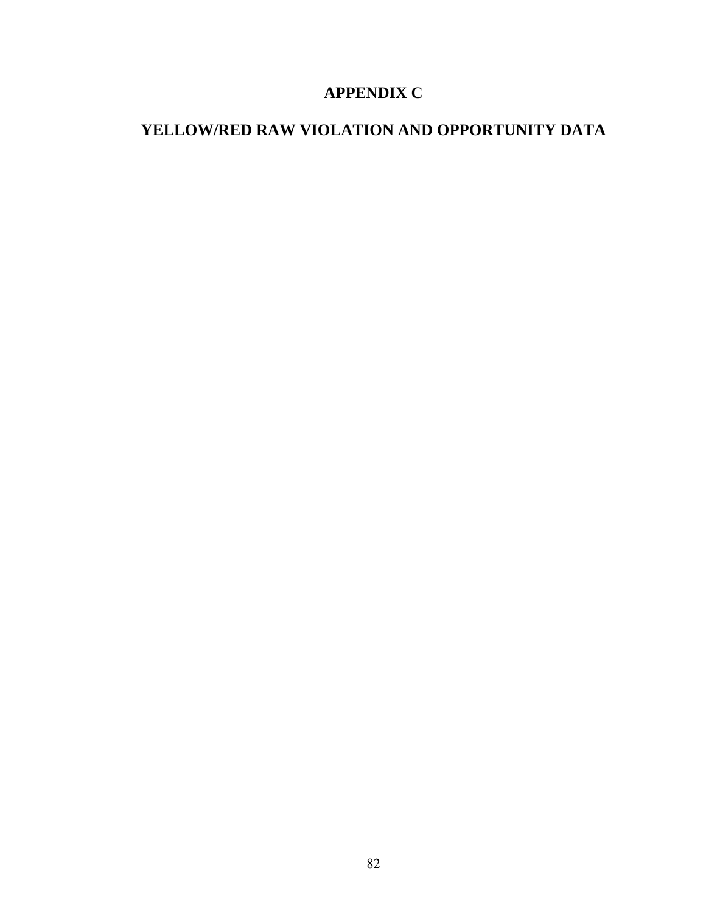# APPENDIX C

## YELLOW/RED RAW VIOLATION AND OPPORTUNITY DATA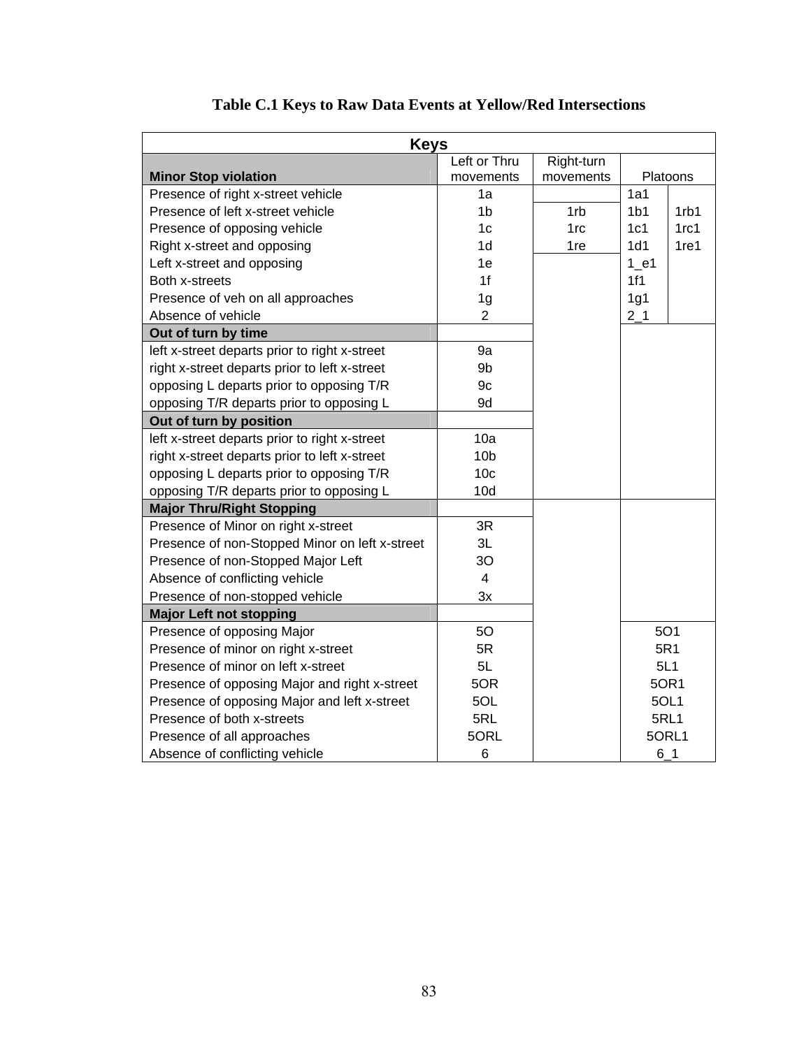**Table C.1 Keys to Raw Data Events at Yellow/Red Intersections**

| Keys | | | | |
|---|---|---|---|---|
| **Minor Stop violation** | Left or Thru movements | Right-turn movements | Platoons | |
| Presence of right x-street vehicle | 1a | | 1a1 | |
| Presence of left x-street vehicle | 1b | 1rb | 1b1 | 1rb1 |
| Presence of opposing vehicle | 1c | 1rc | 1c1 | 1rc1 |
| Right x-street and opposing | 1d | 1re | 1d1 | 1re1 |
| Left x-street and opposing | 1e | | 1_e1 | |
| Both x-streets | 1f | | 1f1 | |
| Presence of veh on all approaches | 1g | | 1g1 | |
| Absence of vehicle | 2 | | 2_1 | |
| **Out of turn by time** | | | | |
| left x-street departs prior to right x-street | 9a | | | |
| right x-street departs prior to left x-street | 9b | | | |
| opposing L departs prior to opposing T/R | 9c | | | |
| opposing T/R departs prior to opposing L | 9d | | | |
| **Out of turn by position** | | | | |
| left x-street departs prior to right x-street | 10a | | | |
| right x-street departs prior to left x-street | 10b | | | |
| opposing L departs prior to opposing T/R | 10c | | | |
| opposing T/R departs prior to opposing L | 10d | | | |
| **Major Thru/Right Stopping** | | | | |
| Presence of Minor on right x-street | 3R | | | |
| Presence of non-Stopped Minor on left x-street | 3L | | | |
| Presence of non-Stopped Major Left | 3O | | | |
| Absence of conflicting vehicle | 4 | | | |
| Presence of non-stopped vehicle | 3x | | | |
| **Major Left not stopping** | | | | |
| Presence of opposing Major | 5O | | 5O1 | |
| Presence of minor on right x-street | 5R | | 5R1 | |
| Presence of minor on left x-street | 5L | | 5L1 | |
| Presence of opposing Major and right x-street | 5OR | | 5OR1 | |
| Presence of opposing Major and left x-street | 5OL | | 5OL1 | |
| Presence of both x-streets | 5RL | | 5RL1 | |
| Presence of all approaches | 5ORL | | 5ORL1 | |
| Absence of conflicting vehicle | 6 | | 6_1 | |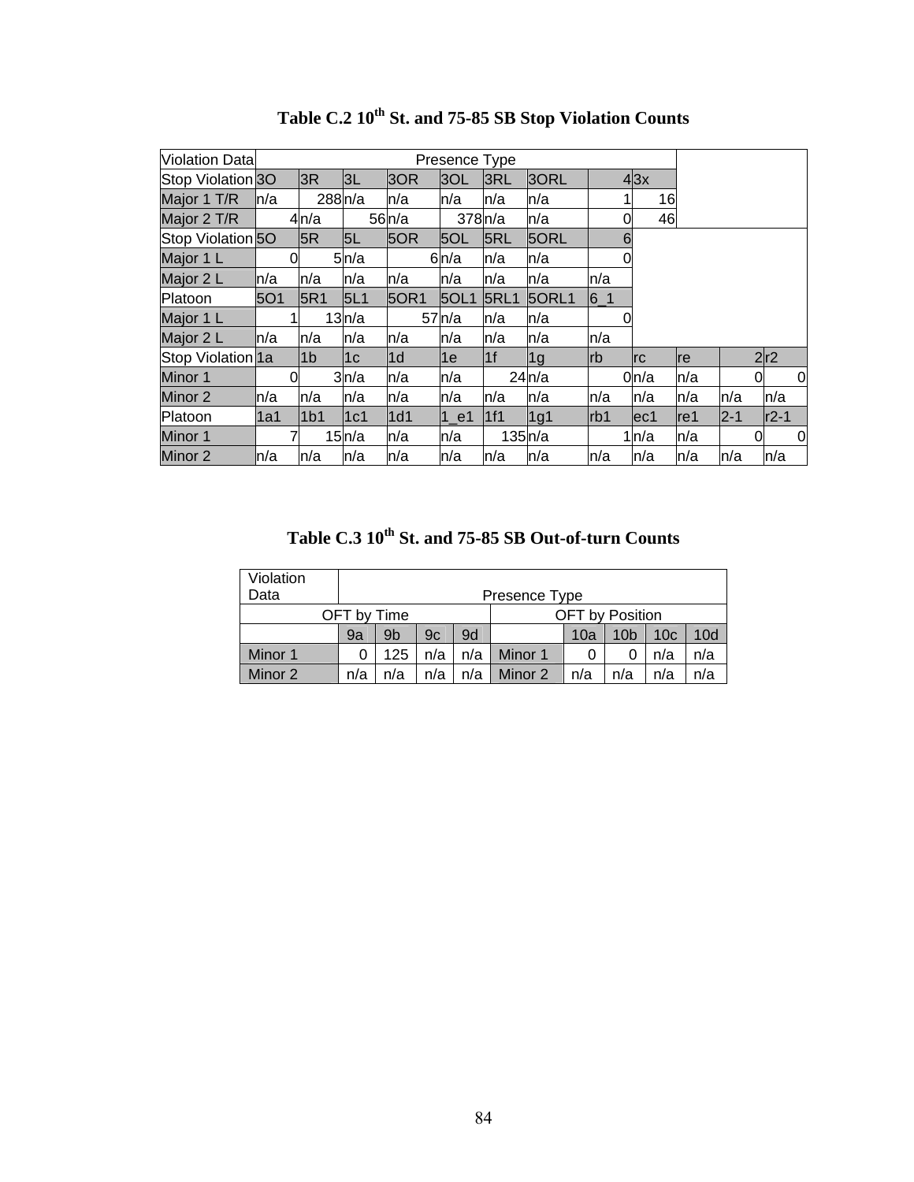**Table C.2 10th St. and 75-85 SB Stop Violation Counts**

| Violation Data | Presence Type | | | | | | | | | | | |
|---|---|---|---|---|---|---|---|---|---|---|---|---|
| Stop Violation | 3O | 3R | 3L | 3OR | 3OL | 3RL | 3ORL | 4 | 3x | | | |
| Major 1 T/R | n/a | 288 | n/a | n/a | n/a | n/a | n/a | 1 | 16 | | | |
| Major 2 T/R | 4 | n/a | 56 | n/a | 378 | n/a | n/a | 0 | 46 | | | |
| Stop Violation | 5O | 5R | 5L | 5OR | 5OL | 5RL | 5ORL | 6 | | | | |
| Major 1 L | 0 | 5 | n/a | 6 | n/a | n/a | n/a | 0 | | | | |
| Major 2 L | n/a | n/a | n/a | n/a | n/a | n/a | n/a | n/a | | | | |
| Platoon | 5O1 | 5R1 | 5L1 | 5OR1 | 5OL1 | 5RL1 | 5ORL1 | 6_1 | | | | |
| Major 1 L | 1 | 13 | n/a | 57 | n/a | n/a | n/a | 0 | | | | |
| Major 2 L | n/a | n/a | n/a | n/a | n/a | n/a | n/a | n/a | | | | |
| Stop Violation | 1a | 1b | 1c | 1d | 1e | 1f | 1g | rb | rc | re | 2 | r2 |
| Minor 1 | 0 | 3 | n/a | n/a | n/a | 24 | n/a | 0 | n/a | n/a | 0 | 0 |
| Minor 2 | n/a | n/a | n/a | n/a | n/a | n/a | n/a | n/a | n/a | n/a | n/a | n/a |
| Platoon | 1a1 | 1b1 | 1c1 | 1d1 | 1_e1 | 1f1 | 1g1 | rb1 | ec1 | re1 | 2-1 | r2-1 |
| Minor 1 | 7 | 15 | n/a | n/a | n/a | 135 | n/a | 1 | n/a | n/a | 0 | 0 |
| Minor 2 | n/a | n/a | n/a | n/a | n/a | n/a | n/a | n/a | n/a | n/a | n/a | n/a |

**Table C.3 10th St. and 75-85 SB Out-of-turn Counts**

| Violation Data | Presence Type | | | | | | | | |
|---|---|---|---|---|---|---|---|---|---|
| OFT by Time | | | | | OFT by Position | | | | |
| | 9a | 9b | 9c | 9d | | 10a | 10b | 10c | 10d |
| Minor 1 | 0 | 125 | n/a | n/a | Minor 1 | 0 | 0 | n/a | n/a |
| Minor 2 | n/a | n/a | n/a | n/a | Minor 2 | n/a | n/a | n/a | n/a |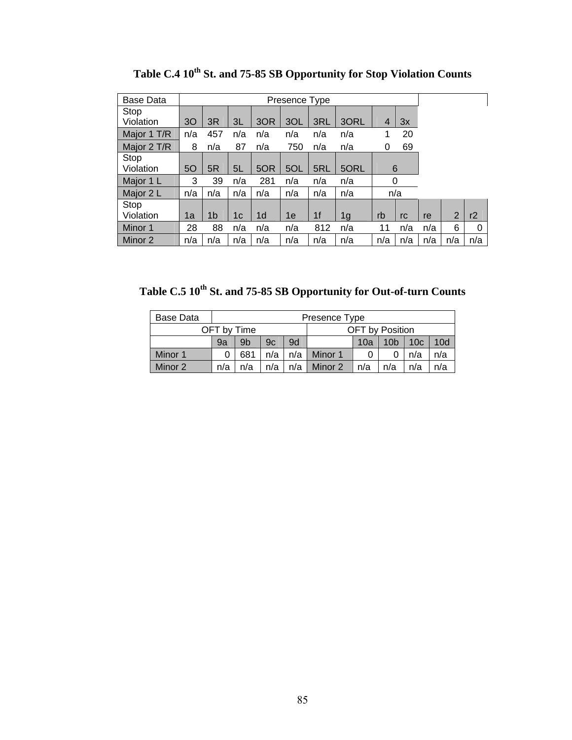**Table C.4 10th St. and 75-85 SB Opportunity for Stop Violation Counts**

| Base Data | Presence Type | | | | | | | | | | | |
|---|---|---|---|---|---|---|---|---|---|---|---|---|
| Stop Violation | 3O | 3R | 3L | 3OR | 3OL | 3RL | 3ORL | 4 | 3x | | | |
| Major 1 T/R | n/a | 457 | n/a | n/a | n/a | n/a | n/a | 1 | 20 | | | |
| Major 2 T/R | 8 | n/a | 87 | n/a | 750 | n/a | n/a | 0 | 69 | | | |
| Stop Violation | 5O | 5R | 5L | 5OR | 5OL | 5RL | 5ORL | 6 | | | | |
| Major 1 L | 3 | 39 | n/a | 281 | n/a | n/a | n/a | 0 | | | | |
| Major 2 L | n/a | n/a | n/a | n/a | n/a | n/a | n/a | n/a | | | | |
| Stop Violation | 1a | 1b | 1c | 1d | 1e | 1f | 1g | rb | rc | re | 2 | r2 |
| Minor 1 | 28 | 88 | n/a | n/a | n/a | 812 | n/a | 11 | n/a | n/a | 6 | 0 |
| Minor 2 | n/a | n/a | n/a | n/a | n/a | n/a | n/a | n/a | n/a | n/a | n/a | n/a |

**Table C.5 10th St. and 75-85 SB Opportunity for Out-of-turn Counts**

| Base Data | Presence Type | | | | | | | | |
|---|---|---|---|---|---|---|---|---|---|
| OFT by Time | | | | | OFT by Position | | | | |
| | 9a | 9b | 9c | 9d | | 10a | 10b | 10c | 10d |
| Minor 1 | 0 | 681 | n/a | n/a | Minor 1 | 0 | 0 | n/a | n/a |
| Minor 2 | n/a | n/a | n/a | n/a | Minor 2 | n/a | n/a | n/a | n/a |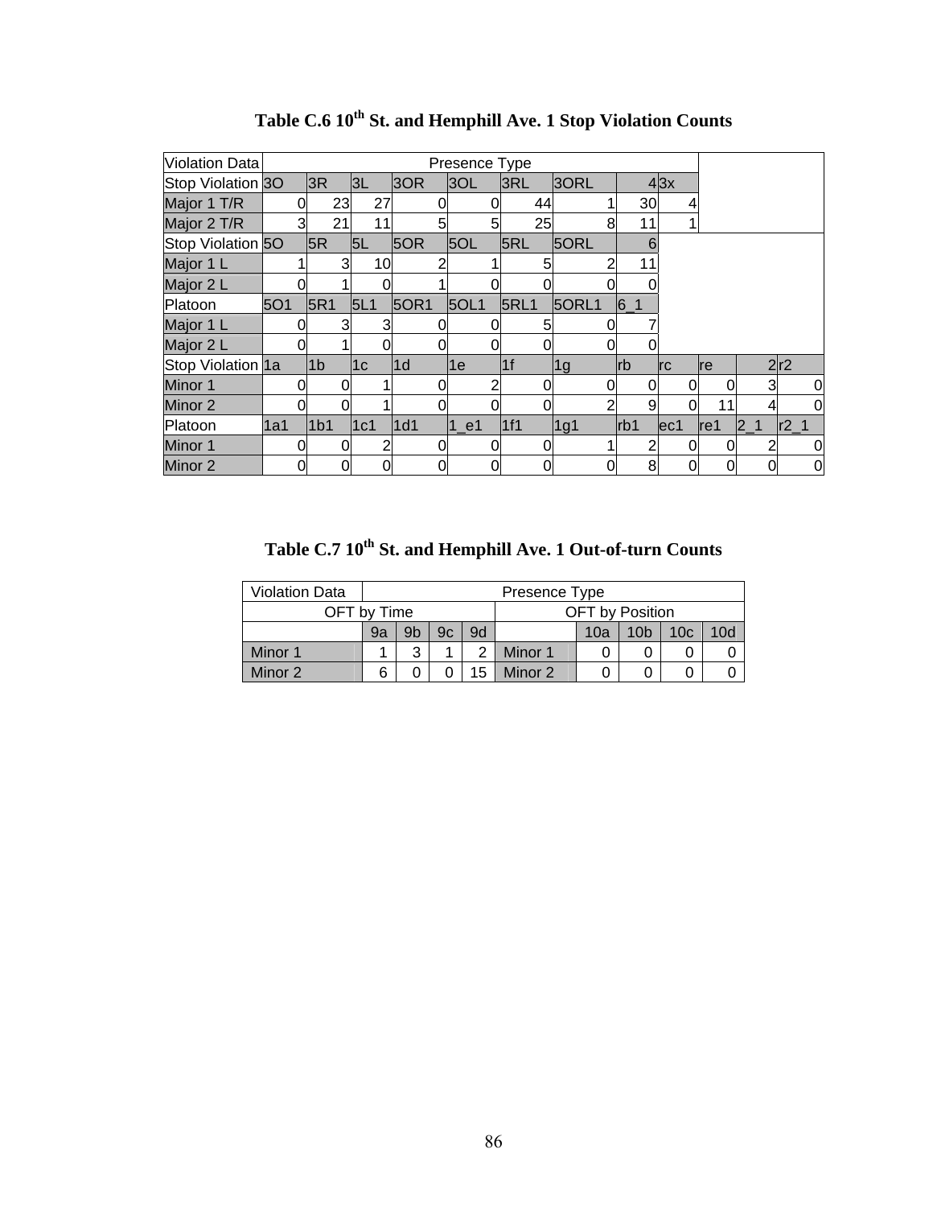# Table C.6 10th St. and Hemphill Ave. 1 Stop Violation Counts

| Violation Data | Presence Type | | | | | | | | | | | |
|---|---|---|---|---|---|---|---|---|---|---|---|---|
| Stop Violation | 3O | 3R | 3L | 3OR | 3OL | 3RL | 3ORL | 4 | 3x | | | |
| Major 1 T/R | 0 | 23 | 27 | 0 | 0 | 44 | 1 | 30 | 4 | | | |
| Major 2 T/R | 3 | 21 | 11 | 5 | 5 | 25 | 8 | 11 | 1 | | | |
| Stop Violation | 5O | 5R | 5L | 5OR | 5OL | 5RL | 5ORL | 6 | | | | |
| Major 1 L | 1 | 3 | 10 | 2 | 1 | 5 | 2 | 11 | | | | |
| Major 2 L | 0 | 1 | 0 | 1 | 0 | 0 | 0 | 0 | | | | |
| Platoon | 5O1 | 5R1 | 5L1 | 5OR1 | 5OL1 | 5RL1 | 5ORL1 | 6_1 | | | | |
| Major 1 L | 0 | 3 | 3 | 0 | 0 | 5 | 0 | 7 | | | | |
| Major 2 L | 0 | 1 | 0 | 0 | 0 | 0 | 0 | 0 | | | | |
| Stop Violation | 1a | 1b | 1c | 1d | 1e | 1f | 1g | rb | rc | re | 2 | r2 |
| Minor 1 | 0 | 0 | 1 | 0 | 2 | 0 | 0 | 0 | 0 | 0 | 3 | 0 |
| Minor 2 | 0 | 0 | 1 | 0 | 0 | 0 | 2 | 9 | 0 | 11 | 4 | 0 |
| Platoon | 1a1 | 1b1 | 1c1 | 1d1 | 1_e1 | 1f1 | 1g1 | rb1 | ec1 | re1 | 2_1 | r2_1 |
| Minor 1 | 0 | 0 | 2 | 0 | 0 | 0 | 1 | 2 | 0 | 0 | 2 | 0 |
| Minor 2 | 0 | 0 | 0 | 0 | 0 | 0 | 0 | 8 | 0 | 0 | 0 | 0 |

# Table C.7 10th St. and Hemphill Ave. 1 Out-of-turn Counts

| Violation Data | Presence Type | | | | | | | | |
|---|---|---|---|---|---|---|---|---|---|
| OFT by Time | | | | | OFT by Position | | | | |
| | 9a | 9b | 9c | 9d | | 10a | 10b | 10c | 10d |
| Minor 1 | 1 | 3 | 1 | 2 | Minor 1 | 0 | 0 | 0 | 0 |
| Minor 2 | 6 | 0 | 0 | 15 | Minor 2 | 0 | 0 | 0 | 0 |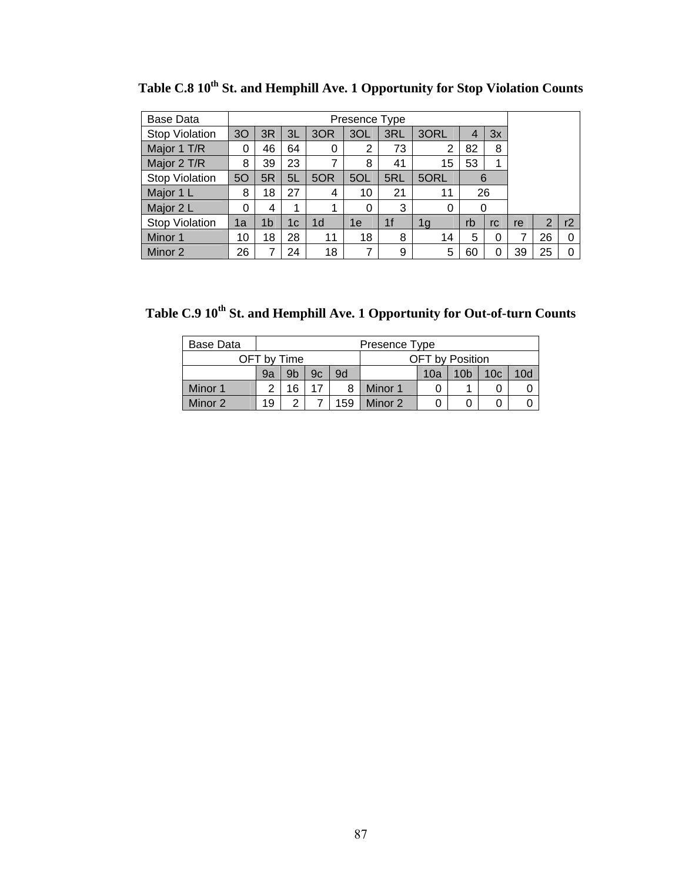**Table C.8 10th St. and Hemphill Ave. 1 Opportunity for Stop Violation Counts**

| Base Data | Presence Type | | | | | | | | | | | |
|---|---|---|---|---|---|---|---|---|---|---|---|---|
| Stop Violation | 3O | 3R | 3L | 3OR | 3OL | 3RL | 3ORL | 4 | 3x | | | |
| Major 1 T/R | 0 | 46 | 64 | 0 | 2 | 73 | 2 | 82 | 8 | | | |
| Major 2 T/R | 8 | 39 | 23 | 7 | 8 | 41 | 15 | 53 | 1 | | | |
| Stop Violation | 5O | 5R | 5L | 5OR | 5OL | 5RL | 5ORL | 6 | | | | |
| Major 1 L | 8 | 18 | 27 | 4 | 10 | 21 | 11 | 26 | | | | |
| Major 2 L | 0 | 4 | 1 | 1 | 0 | 3 | 0 | 0 | | | | |
| Stop Violation | 1a | 1b | 1c | 1d | 1e | 1f | 1g | rb | rc | re | 2 | r2 |
| Minor 1 | 10 | 18 | 28 | 11 | 18 | 8 | 14 | 5 | 0 | 7 | 26 | 0 |
| Minor 2 | 26 | 7 | 24 | 18 | 7 | 9 | 5 | 60 | 0 | 39 | 25 | 0 |

**Table C.9 10th St. and Hemphill Ave. 1 Opportunity for Out-of-turn Counts**

| Base Data | Presence Type | | | | | | | | |
|---|---|---|---|---|---|---|---|---|---|
| OFT by Time | | | | | OFT by Position | | | | |
| | 9a | 9b | 9c | 9d | | 10a | 10b | 10c | 10d |
| Minor 1 | 2 | 16 | 17 | 8 | Minor 1 | 0 | 1 | 0 | 0 |
| Minor 2 | 19 | 2 | 7 | 159 | Minor 2 | 0 | 0 | 0 | 0 |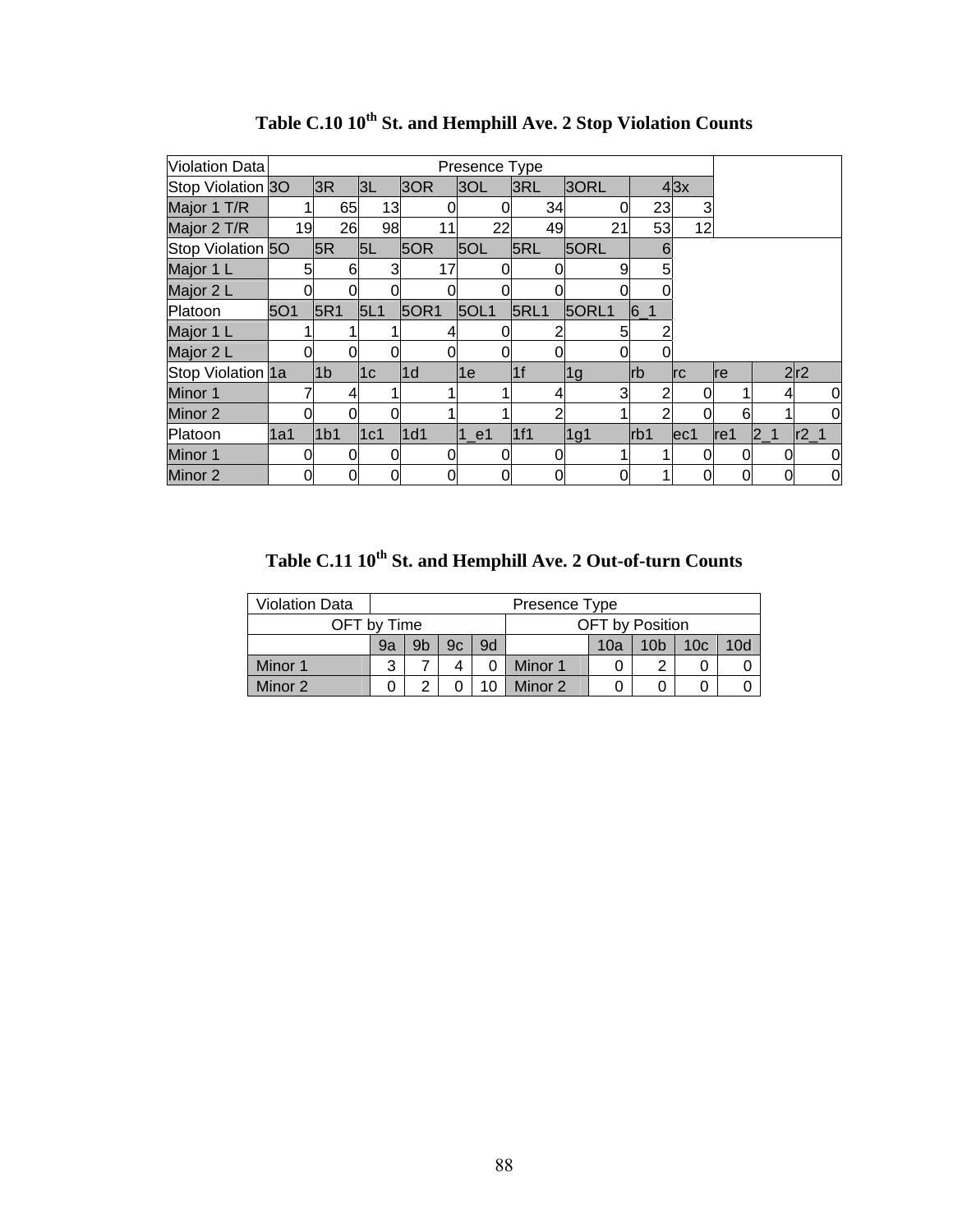# Table C.10 10th St. and Hemphill Ave. 2 Stop Violation Counts

| Violation Data | Presence Type | | | | | | | | | | | |
|---|---|---|---|---|---|---|---|---|---|---|---|---|
| Stop Violation | 3O | 3R | 3L | 3OR | 3OL | 3RL | 3ORL | 4 | 3x | | | |
| Major 1 T/R | 1 | 65 | 13 | 0 | 0 | 34 | 0 | 23 | 3 | | | |
| Major 2 T/R | 19 | 26 | 98 | 11 | 22 | 49 | 21 | 53 | 12 | | | |
| Stop Violation | 5O | 5R | 5L | 5OR | 5OL | 5RL | 5ORL | 6 | | | | |
| Major 1 L | 5 | 6 | 3 | 17 | 0 | 0 | 9 | 5 | | | | |
| Major 2 L | 0 | 0 | 0 | 0 | 0 | 0 | 0 | 0 | | | | |
| Platoon | 5O1 | 5R1 | 5L1 | 5OR1 | 5OL1 | 5RL1 | 5ORL1 | 6_1 | | | | |
| Major 1 L | 1 | 1 | 1 | 4 | 0 | 2 | 5 | 2 | | | | |
| Major 2 L | 0 | 0 | 0 | 0 | 0 | 0 | 0 | 0 | | | | |
| Stop Violation | 1a | 1b | 1c | 1d | 1e | 1f | 1g | rb | rc | re | 2 | r2 |
| Minor 1 | 7 | 4 | 1 | 1 | 1 | 4 | 3 | 2 | 0 | 1 | 4 | 0 |
| Minor 2 | 0 | 0 | 0 | 1 | 1 | 2 | 1 | 2 | 0 | 6 | 1 | 0 |
| Platoon | 1a1 | 1b1 | 1c1 | 1d1 | 1_e1 | 1f1 | 1g1 | rb1 | ec1 | re1 | 2_1 | r2_1 |
| Minor 1 | 0 | 0 | 0 | 0 | 0 | 0 | 1 | 1 | 0 | 0 | 0 | 0 |
| Minor 2 | 0 | 0 | 0 | 0 | 0 | 0 | 0 | 1 | 0 | 0 | 0 | 0 |

# Table C.11 10th St. and Hemphill Ave. 2 Out-of-turn Counts

| Violation Data | Presence Type | | | | | | | | |
|---|---|---|---|---|---|---|---|---|---|
| OFT by Time | | | | | OFT by Position | | | | |
| | 9a | 9b | 9c | 9d | | 10a | 10b | 10c | 10d |
| Minor 1 | 3 | 7 | 4 | 0 | Minor 1 | 0 | 2 | 0 | 0 |
| Minor 2 | 0 | 2 | 0 | 10 | Minor 2 | 0 | 0 | 0 | 0 |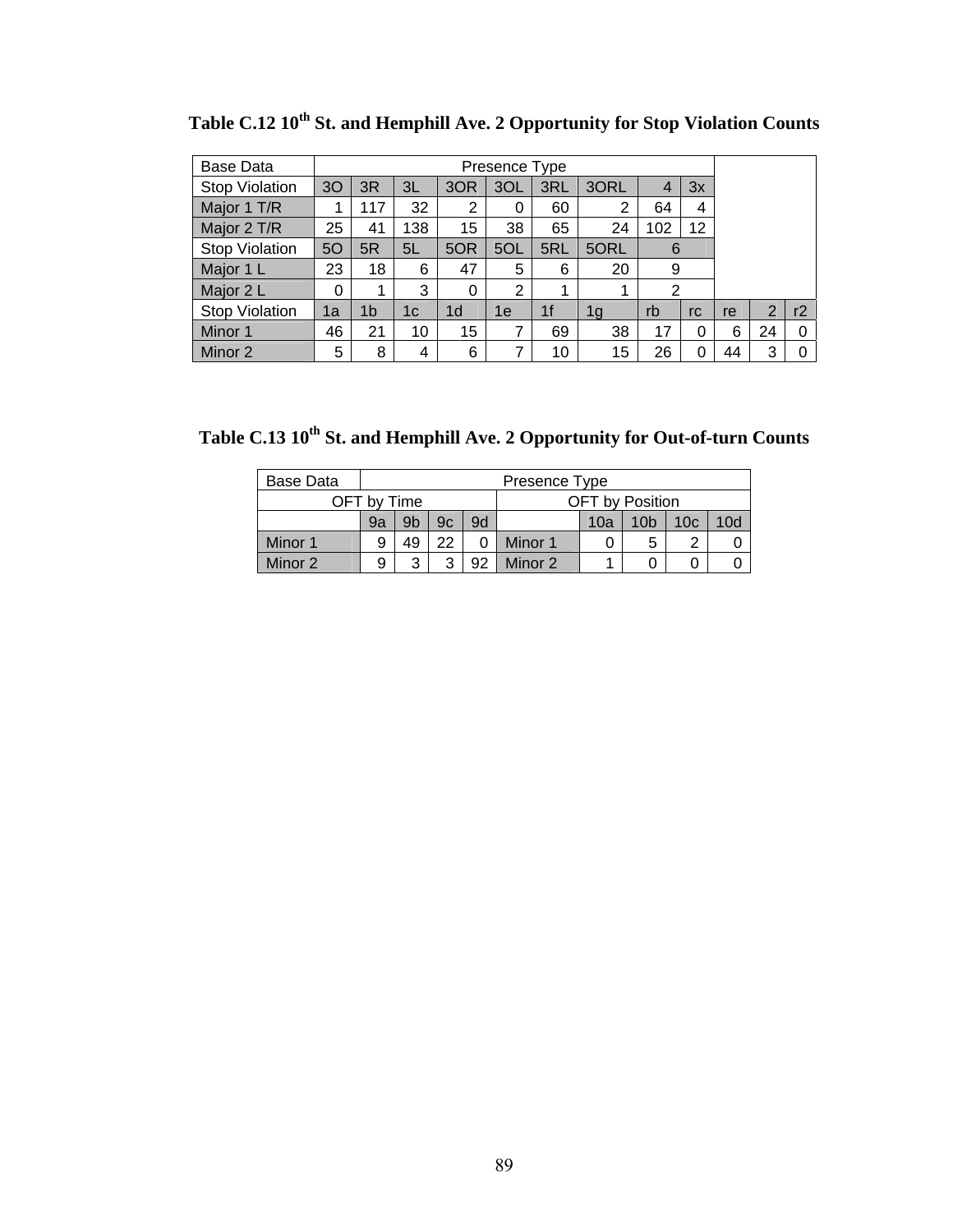## Table C.12 10th St. and Hemphill Ave. 2 Opportunity for Stop Violation Counts

| Base Data | Presence Type | | | | | | | | | | | |
|---|---|---|---|---|---|---|---|---|---|---|---|---|
| Stop Violation | 3O | 3R | 3L | 3OR | 3OL | 3RL | 3ORL | 4 | 3x | | | |
| Major 1 T/R | 1 | 117 | 32 | 2 | 0 | 60 | 2 | 64 | 4 | | | |
| Major 2 T/R | 25 | 41 | 138 | 15 | 38 | 65 | 24 | 102 | 12 | | | |
| Stop Violation | 5O | 5R | 5L | 5OR | 5OL | 5RL | 5ORL | 6 | | | | |
| Major 1 L | 23 | 18 | 6 | 47 | 5 | 6 | 20 | 9 | | | | |
| Major 2 L | 0 | 1 | 3 | 0 | 2 | 1 | 1 | 2 | | | | |
| Stop Violation | 1a | 1b | 1c | 1d | 1e | 1f | 1g | rb | rc | re | 2 | r2 |
| Minor 1 | 46 | 21 | 10 | 15 | 7 | 69 | 38 | 17 | 0 | 6 | 24 | 0 |
| Minor 2 | 5 | 8 | 4 | 6 | 7 | 10 | 15 | 26 | 0 | 44 | 3 | 0 |

## Table C.13 10th St. and Hemphill Ave. 2 Opportunity for Out-of-turn Counts

| Base Data | Presence Type | | | | | | | | |
|---|---|---|---|---|---|---|---|---|---|
| OFT by Time | | | | | OFT by Position | | | | |
| | 9a | 9b | 9c | 9d | | 10a | 10b | 10c | 10d |
| Minor 1 | 9 | 49 | 22 | 0 | Minor 1 | 0 | 5 | 2 | 0 |
| Minor 2 | 9 | 3 | 3 | 92 | Minor 2 | 1 | 0 | 0 | 0 |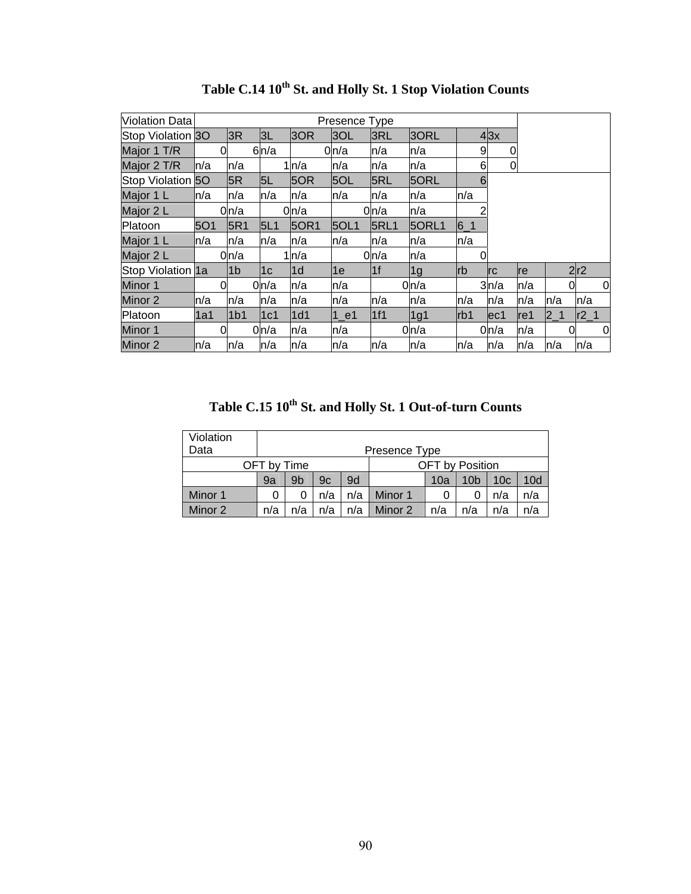**Table C.14 10th St. and Holly St. 1 Stop Violation Counts**

| Violation Data | Presence Type | | | | | | | | | | | |
|---|---|---|---|---|---|---|---|---|---|---|---|---|
| Stop Violation | 3O | 3R | 3L | 3OR | 3OL | 3RL | 3ORL | 4 | 3x | | | |
| Major 1 T/R | 0 | 6 | n/a | 0 | n/a | n/a | n/a | 9 | 0 | | | |
| Major 2 T/R | n/a | n/a | 1 | n/a | n/a | n/a | n/a | 6 | 0 | | | |
| Stop Violation | 5O | 5R | 5L | 5OR | 5OL | 5RL | 5ORL | 6 | | | | |
| Major 1 L | n/a | n/a | n/a | n/a | n/a | n/a | n/a | n/a | | | | |
| Major 2 L | 0 | n/a | 0 | n/a | 0 | n/a | n/a | 2 | | | | |
| Platoon | 5O1 | 5R1 | 5L1 | 5OR1 | 5OL1 | 5RL1 | 5ORL1 | 6_1 | | | | |
| Major 1 L | n/a | n/a | n/a | n/a | n/a | n/a | n/a | n/a | | | | |
| Major 2 L | 0 | n/a | 1 | n/a | 0 | n/a | n/a | 0 | | | | |
| Stop Violation | 1a | 1b | 1c | 1d | 1e | 1f | 1g | rb | rc | re | 2 | r2 |
| Minor 1 | 0 | 0 | n/a | n/a | n/a | 0 | n/a | 3 | n/a | n/a | 0 | 0 |
| Minor 2 | n/a | n/a | n/a | n/a | n/a | n/a | n/a | n/a | n/a | n/a | n/a | n/a |
| Platoon | 1a1 | 1b1 | 1c1 | 1d1 | 1_e1 | 1f1 | 1g1 | rb1 | ec1 | re1 | 2_1 | r2_1 |
| Minor 1 | 0 | 0 | n/a | n/a | n/a | 0 | n/a | 0 | n/a | n/a | 0 | 0 |
| Minor 2 | n/a | n/a | n/a | n/a | n/a | n/a | n/a | n/a | n/a | n/a | n/a | n/a |

**Table C.15 10th St. and Holly St. 1 Out-of-turn Counts**

| Violation Data | Presence Type | | | | | | | | |
|---|---|---|---|---|---|---|---|---|---|
| OFT by Time | | | | | OFT by Position | | | | |
| | 9a | 9b | 9c | 9d | | 10a | 10b | 10c | 10d |
| Minor 1 | 0 | 0 | n/a | n/a | Minor 1 | 0 | 0 | n/a | n/a |
| Minor 2 | n/a | n/a | n/a | n/a | Minor 2 | n/a | n/a | n/a | n/a |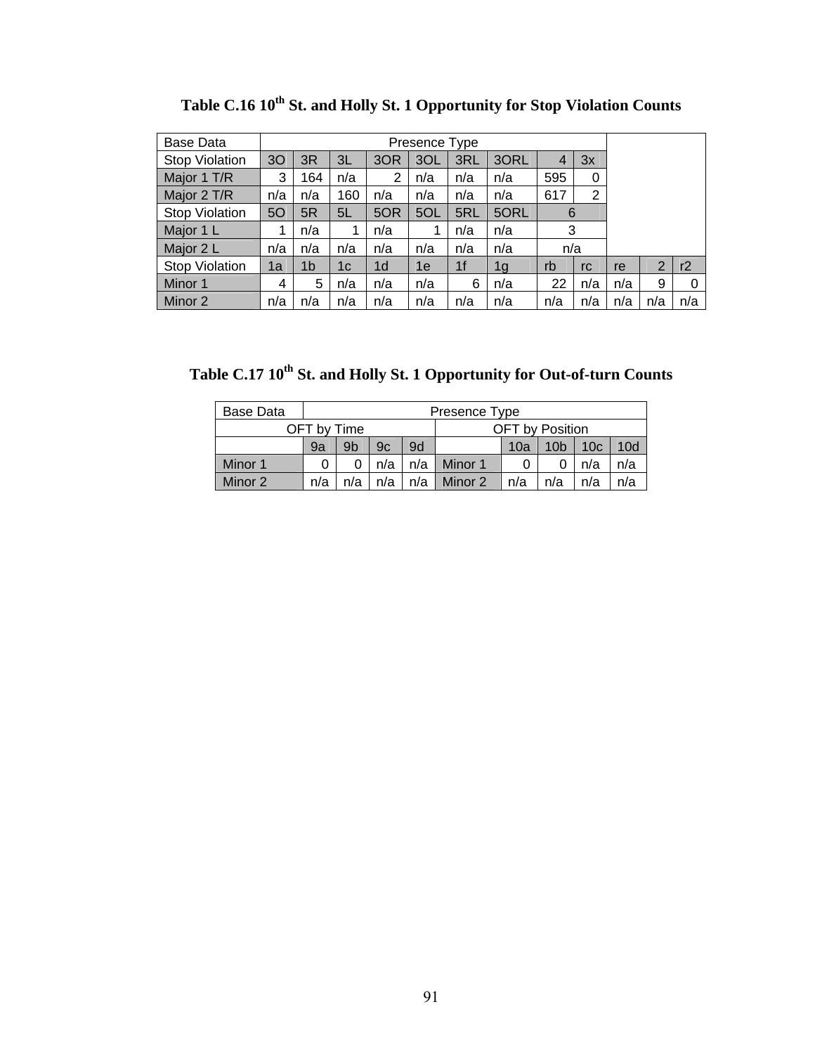**Table C.16 10th St. and Holly St. 1 Opportunity for Stop Violation Counts**

| Base Data | Presence Type | | | | | | | | | | | |
|---|---|---|---|---|---|---|---|---|---|---|---|---|
| Stop Violation | 3O | 3R | 3L | 3OR | 3OL | 3RL | 3ORL | 4 | 3x | | | |
| Major 1 T/R | 3 | 164 | n/a | 2 | n/a | n/a | n/a | 595 | 0 | | | |
| Major 2 T/R | n/a | n/a | 160 | n/a | n/a | n/a | n/a | 617 | 2 | | | |
| Stop Violation | 5O | 5R | 5L | 5OR | 5OL | 5RL | 5ORL | 6 | | | | |
| Major 1 L | 1 | n/a | 1 | n/a | 1 | n/a | n/a | 3 | | | | |
| Major 2 L | n/a | n/a | n/a | n/a | n/a | n/a | n/a | n/a | | | | |
| Stop Violation | 1a | 1b | 1c | 1d | 1e | 1f | 1g | rb | rc | re | 2 | r2 |
| Minor 1 | 4 | 5 | n/a | n/a | n/a | 6 | n/a | 22 | n/a | n/a | 9 | 0 |
| Minor 2 | n/a | n/a | n/a | n/a | n/a | n/a | n/a | n/a | n/a | n/a | n/a | n/a |

**Table C.17 10th St. and Holly St. 1 Opportunity for Out-of-turn Counts**

| Base Data | Presence Type | | | | | | | | |
|---|---|---|---|---|---|---|---|---|---|
| OFT by Time | | | | | OFT by Position | | | | |
| | 9a | 9b | 9c | 9d | | 10a | 10b | 10c | 10d |
| Minor 1 | 0 | 0 | n/a | n/a | Minor 1 | 0 | 0 | n/a | n/a |
| Minor 2 | n/a | n/a | n/a | n/a | Minor 2 | n/a | n/a | n/a | n/a |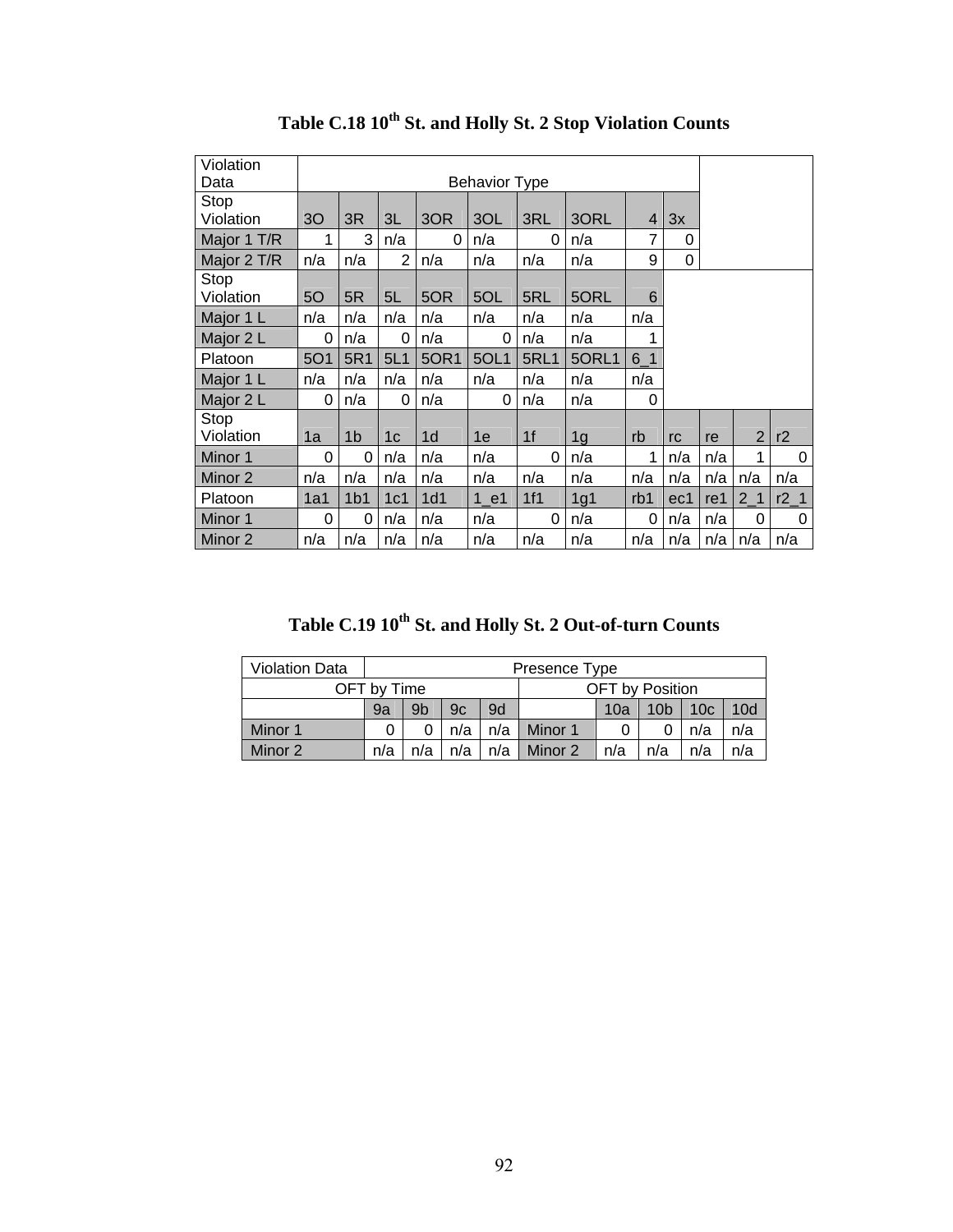**Table C.18 10th St. and Holly St. 2 Stop Violation Counts**

| Violation Data | Behavior Type | | | | | | | | | | | |
|---|---|---|---|---|---|---|---|---|---|---|---|---|
| Stop Violation | 3O | 3R | 3L | 3OR | 3OL | 3RL | 3ORL | 4 | 3x | | | |
| Major 1 T/R | 1 | 3 | n/a | 0 | n/a | 0 | n/a | 7 | 0 | | | |
| Major 2 T/R | n/a | n/a | 2 | n/a | n/a | n/a | n/a | 9 | 0 | | | |
| Stop Violation | 5O | 5R | 5L | 5OR | 5OL | 5RL | 5ORL | 6 | | | | |
| Major 1 L | n/a | n/a | n/a | n/a | n/a | n/a | n/a | n/a | | | | |
| Major 2 L | 0 | n/a | 0 | n/a | 0 | n/a | n/a | 1 | | | | |
| Platoon | 5O1 | 5R1 | 5L1 | 5OR1 | 5OL1 | 5RL1 | 5ORL1 | 6_1 | | | | |
| Major 1 L | n/a | n/a | n/a | n/a | n/a | n/a | n/a | n/a | | | | |
| Major 2 L | 0 | n/a | 0 | n/a | 0 | n/a | n/a | 0 | | | | |
| Stop Violation | 1a | 1b | 1c | 1d | 1e | 1f | 1g | rb | rc | re | 2 | r2 |
| Minor 1 | 0 | 0 | n/a | n/a | n/a | 0 | n/a | 1 | n/a | n/a | 1 | 0 |
| Minor 2 | n/a | n/a | n/a | n/a | n/a | n/a | n/a | n/a | n/a | n/a | n/a | n/a |
| Platoon | 1a1 | 1b1 | 1c1 | 1d1 | 1_e1 | 1f1 | 1g1 | rb1 | ec1 | re1 | 2_1 | r2_1 |
| Minor 1 | 0 | 0 | n/a | n/a | n/a | 0 | n/a | 0 | n/a | n/a | 0 | 0 |
| Minor 2 | n/a | n/a | n/a | n/a | n/a | n/a | n/a | n/a | n/a | n/a | n/a | n/a |

**Table C.19 10th St. and Holly St. 2 Out-of-turn Counts**

| Violation Data | Presence Type | | | | | | | | |
|---|---|---|---|---|---|---|---|---|---|
| OFT by Time | | | | | OFT by Position | | | | |
| | 9a | 9b | 9c | 9d | | 10a | 10b | 10c | 10d |
| Minor 1 | 0 | 0 | n/a | n/a | Minor 1 | 0 | 0 | n/a | n/a |
| Minor 2 | n/a | n/a | n/a | n/a | Minor 2 | n/a | n/a | n/a | n/a |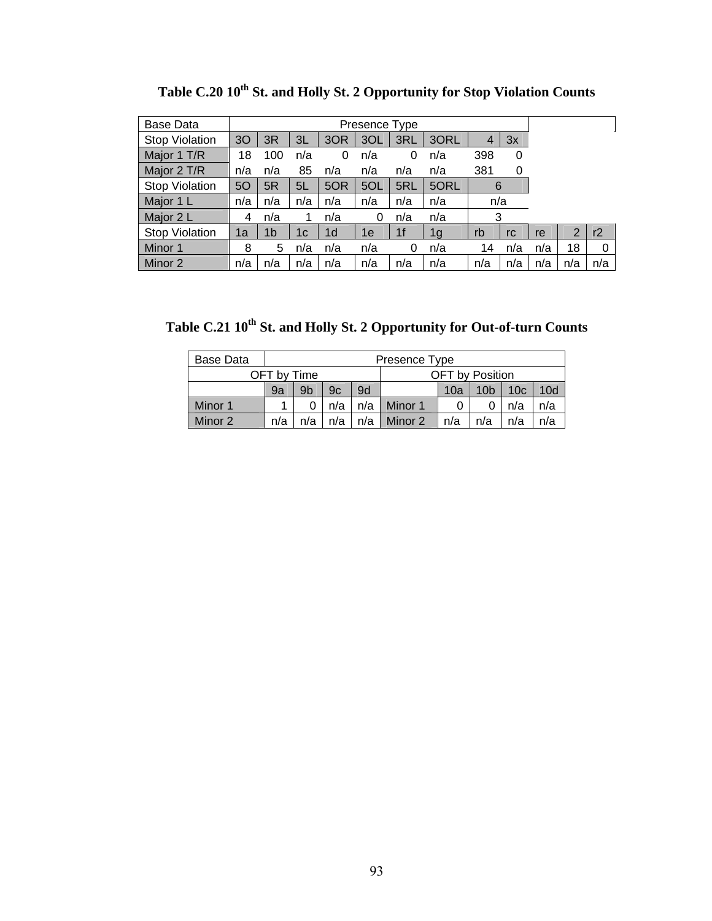**Table C.20 10th St. and Holly St. 2 Opportunity for Stop Violation Counts**

| Base Data | Presence Type | | | | | | | | | | | |
|---|---|---|---|---|---|---|---|---|---|---|---|---|
| Stop Violation | 3O | 3R | 3L | 3OR | 3OL | 3RL | 3ORL | 4 | 3x | | | |
| Major 1 T/R | 18 | 100 | n/a | 0 | n/a | 0 | n/a | 398 | 0 | | | |
| Major 2 T/R | n/a | n/a | 85 | n/a | n/a | n/a | n/a | 381 | 0 | | | |
| Stop Violation | 5O | 5R | 5L | 5OR | 5OL | 5RL | 5ORL | 6 | | | | |
| Major 1 L | n/a | n/a | n/a | n/a | n/a | n/a | n/a | n/a | | | | |
| Major 2 L | 4 | n/a | 1 | n/a | 0 | n/a | n/a | 3 | | | | |
| Stop Violation | 1a | 1b | 1c | 1d | 1e | 1f | 1g | rb | rc | re | 2 | r2 |
| Minor 1 | 8 | 5 | n/a | n/a | n/a | 0 | n/a | 14 | n/a | n/a | 18 | 0 |
| Minor 2 | n/a | n/a | n/a | n/a | n/a | n/a | n/a | n/a | n/a | n/a | n/a | n/a |

**Table C.21 10th St. and Holly St. 2 Opportunity for Out-of-turn Counts**

| Base Data | Presence Type | | | | | | | | |
|---|---|---|---|---|---|---|---|---|---|
| OFT by Time | | | | | OFT by Position | | | | |
| | 9a | 9b | 9c | 9d | | 10a | 10b | 10c | 10d |
| Minor 1 | 1 | 0 | n/a | n/a | Minor 1 | 0 | 0 | n/a | n/a |
| Minor 2 | n/a | n/a | n/a | n/a | Minor 2 | n/a | n/a | n/a | n/a |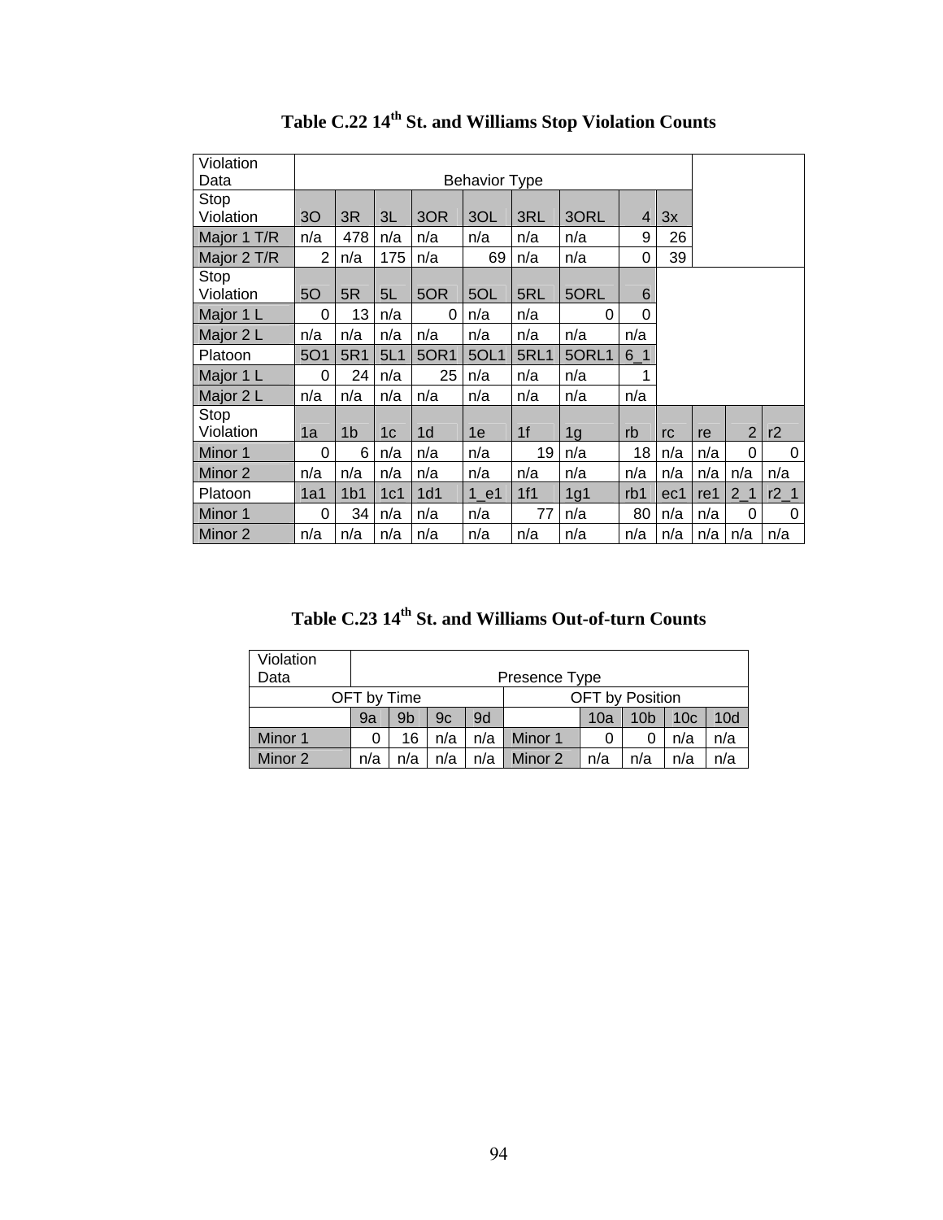**Table C.22 14th St. and Williams Stop Violation Counts**

| Violation Data | Behavior Type | | | | | | | | | | | |
|---|---|---|---|---|---|---|---|---|---|---|---|---|
| Stop Violation | 3O | 3R | 3L | 3OR | 3OL | 3RL | 3ORL | 4 | 3x | | | |
| Major 1 T/R | n/a | 478 | n/a | n/a | n/a | n/a | n/a | 9 | 26 | | | |
| Major 2 T/R | 2 | n/a | 175 | n/a | 69 | n/a | n/a | 0 | 39 | | | |
| Stop Violation | 5O | 5R | 5L | 5OR | 5OL | 5RL | 5ORL | 6 | | | | |
| Major 1 L | 0 | 13 | n/a | 0 | n/a | n/a | 0 | 0 | | | | |
| Major 2 L | n/a | n/a | n/a | n/a | n/a | n/a | n/a | n/a | | | | |
| Platoon | 5O1 | 5R1 | 5L1 | 5OR1 | 5OL1 | 5RL1 | 5ORL1 | 6_1 | | | | |
| Major 1 L | 0 | 24 | n/a | 25 | n/a | n/a | n/a | 1 | | | | |
| Major 2 L | n/a | n/a | n/a | n/a | n/a | n/a | n/a | n/a | | | | |
| Stop Violation | 1a | 1b | 1c | 1d | 1e | 1f | 1g | rb | rc | re | 2 | r2 |
| Minor 1 | 0 | 6 | n/a | n/a | n/a | 19 | n/a | 18 | n/a | n/a | 0 | 0 |
| Minor 2 | n/a | n/a | n/a | n/a | n/a | n/a | n/a | n/a | n/a | n/a | n/a | n/a |
| Platoon | 1a1 | 1b1 | 1c1 | 1d1 | 1_e1 | 1f1 | 1g1 | rb1 | ec1 | re1 | 2_1 | r2_1 |
| Minor 1 | 0 | 34 | n/a | n/a | n/a | 77 | n/a | 80 | n/a | n/a | 0 | 0 |
| Minor 2 | n/a | n/a | n/a | n/a | n/a | n/a | n/a | n/a | n/a | n/a | n/a | n/a |

**Table C.23 14th St. and Williams Out-of-turn Counts**

| Violation Data | Presence Type | | | | | | | | |
|---|---|---|---|---|---|---|---|---|---|
| OFT by Time | | | | | OFT by Position | | | | |
| | 9a | 9b | 9c | 9d | | 10a | 10b | 10c | 10d |
| Minor 1 | 0 | 16 | n/a | n/a | Minor 1 | 0 | 0 | n/a | n/a |
| Minor 2 | n/a | n/a | n/a | n/a | Minor 2 | n/a | n/a | n/a | n/a |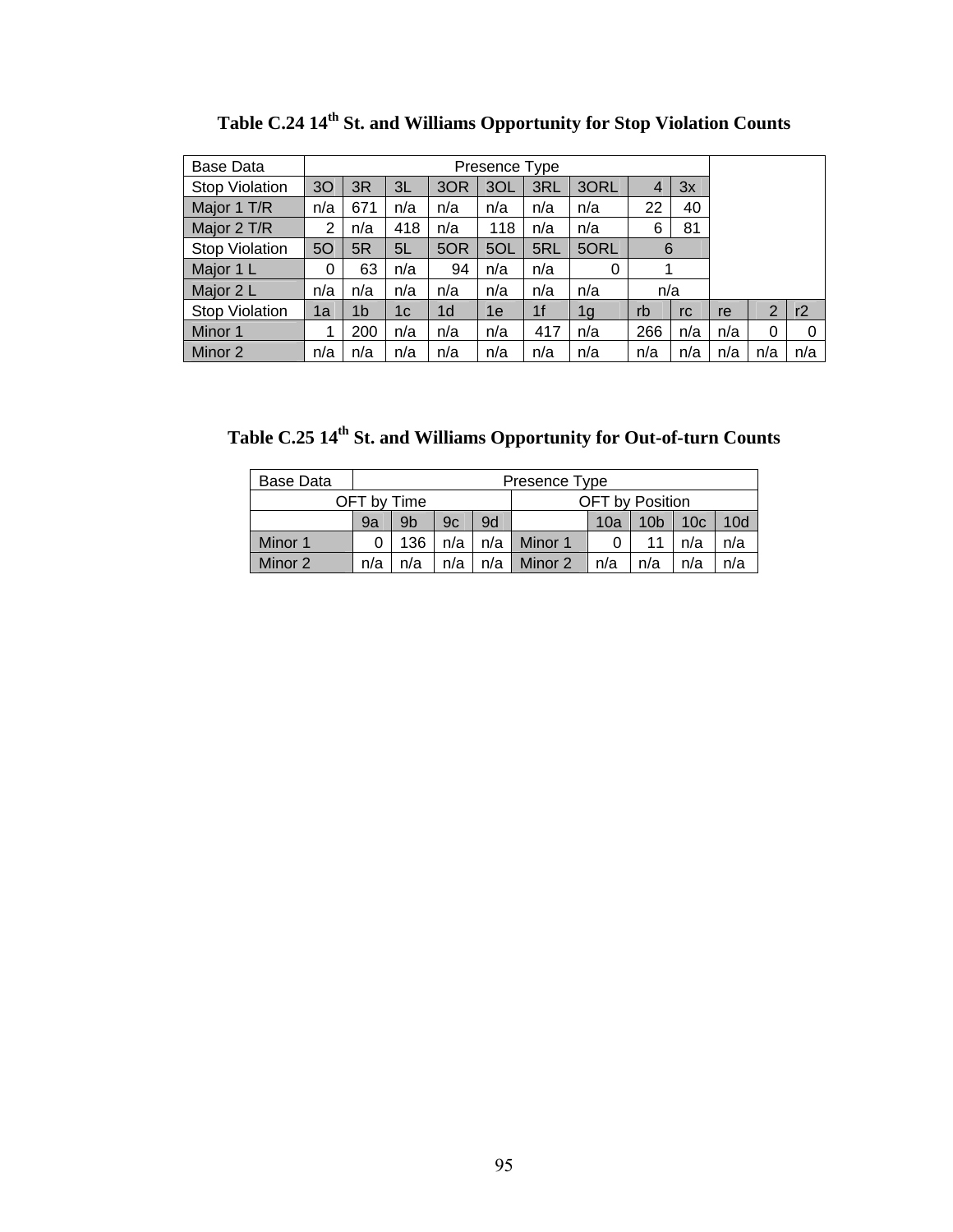### Table C.24 14th St. and Williams Opportunity for Stop Violation Counts

| Base Data | Presence Type | | | | | | | | | | | |
|---|---|---|---|---|---|---|---|---|---|---|---|---|
| Stop Violation | 3O | 3R | 3L | 3OR | 3OL | 3RL | 3ORL | 4 | 3x | | | |
| Major 1 T/R | n/a | 671 | n/a | n/a | n/a | n/a | n/a | 22 | 40 | | | |
| Major 2 T/R | 2 | n/a | 418 | n/a | 118 | n/a | n/a | 6 | 81 | | | |
| Stop Violation | 5O | 5R | 5L | 5OR | 5OL | 5RL | 5ORL | 6 | | | | |
| Major 1 L | 0 | 63 | n/a | 94 | n/a | n/a | 0 | 1 | | | | |
| Major 2 L | n/a | n/a | n/a | n/a | n/a | n/a | n/a | n/a | | | | |
| Stop Violation | 1a | 1b | 1c | 1d | 1e | 1f | 1g | rb | rc | re | 2 | r2 |
| Minor 1 | 1 | 200 | n/a | n/a | n/a | 417 | n/a | 266 | n/a | n/a | 0 | 0 |
| Minor 2 | n/a | n/a | n/a | n/a | n/a | n/a | n/a | n/a | n/a | n/a | n/a | n/a |

### Table C.25 14th St. and Williams Opportunity for Out-of-turn Counts

| Base Data | Presence Type | | | | | | | | |
|---|---|---|---|---|---|---|---|---|---|
| OFT by Time | | | | | OFT by Position | | | | |
| | 9a | 9b | 9c | 9d | | 10a | 10b | 10c | 10d |
| Minor 1 | 0 | 136 | n/a | n/a | Minor 1 | 0 | 11 | n/a | n/a |
| Minor 2 | n/a | n/a | n/a | n/a | Minor 2 | n/a | n/a | n/a | n/a |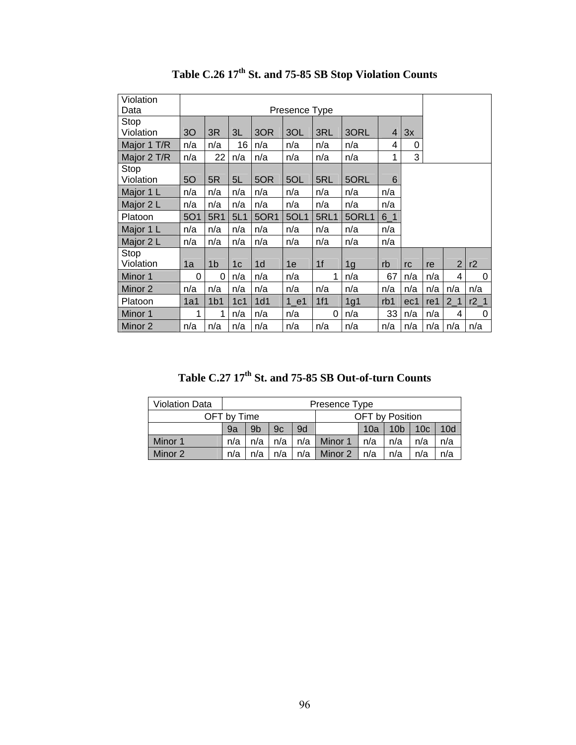# Table C.26 17th St. and 75-85 SB Stop Violation Counts

| Violation Data | Presence Type | | | | | | | | | | | |
|---|---|---|---|---|---|---|---|---|---|---|---|---|
| Stop Violation | 3O | 3R | 3L | 3OR | 3OL | 3RL | 3ORL | 4 | 3x | | | |
| Major 1 T/R | n/a | n/a | 16 | n/a | n/a | n/a | n/a | 4 | 0 | | | |
| Major 2 T/R | n/a | 22 | n/a | n/a | n/a | n/a | n/a | 1 | 3 | | | |
| Stop Violation | 5O | 5R | 5L | 5OR | 5OL | 5RL | 5ORL | 6 | | | | |
| Major 1 L | n/a | n/a | n/a | n/a | n/a | n/a | n/a | n/a | | | | |
| Major 2 L | n/a | n/a | n/a | n/a | n/a | n/a | n/a | n/a | | | | |
| Platoon | 5O1 | 5R1 | 5L1 | 5OR1 | 5OL1 | 5RL1 | 5ORL1 | 6_1 | | | | |
| Major 1 L | n/a | n/a | n/a | n/a | n/a | n/a | n/a | n/a | | | | |
| Major 2 L | n/a | n/a | n/a | n/a | n/a | n/a | n/a | n/a | | | | |
| Stop Violation | 1a | 1b | 1c | 1d | 1e | 1f | 1g | rb | rc | re | 2 | r2 |
| Minor 1 | 0 | 0 | n/a | n/a | n/a | 1 | n/a | 67 | n/a | n/a | 4 | 0 |
| Minor 2 | n/a | n/a | n/a | n/a | n/a | n/a | n/a | n/a | n/a | n/a | n/a | n/a |
| Platoon | 1a1 | 1b1 | 1c1 | 1d1 | 1_e1 | 1f1 | 1g1 | rb1 | ec1 | re1 | 2_1 | r2_1 |
| Minor 1 | 1 | 1 | n/a | n/a | n/a | 0 | n/a | 33 | n/a | n/a | 4 | 0 |
| Minor 2 | n/a | n/a | n/a | n/a | n/a | n/a | n/a | n/a | n/a | n/a | n/a | n/a |

# Table C.27 17th St. and 75-85 SB Out-of-turn Counts

| Violation Data | Presence Type | | | | | | | | |
|---|---|---|---|---|---|---|---|---|---|
| OFT by Time | | | | | OFT by Position | | | | |
| | 9a | 9b | 9c | 9d | | 10a | 10b | 10c | 10d |
| Minor 1 | n/a | n/a | n/a | n/a | Minor 1 | n/a | n/a | n/a | n/a |
| Minor 2 | n/a | n/a | n/a | n/a | Minor 2 | n/a | n/a | n/a | n/a |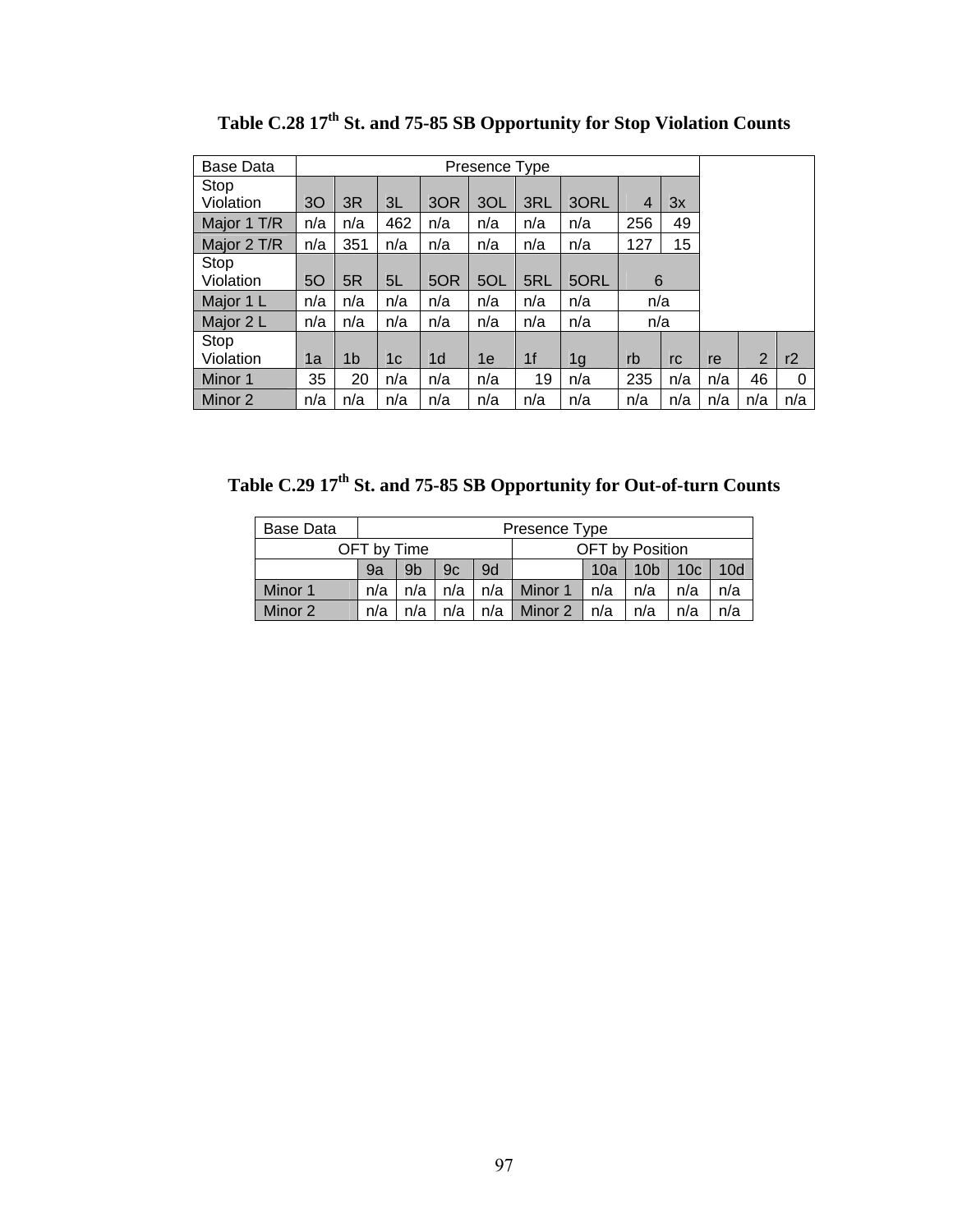**Table C.28 17th St. and 75-85 SB Opportunity for Stop Violation Counts**

| Base Data | Presence Type | | | | | | | | | | | |
|---|---|---|---|---|---|---|---|---|---|---|---|---|
| Stop Violation | 3O | 3R | 3L | 3OR | 3OL | 3RL | 3ORL | 4 | 3x | | | |
| Major 1 T/R | n/a | n/a | 462 | n/a | n/a | n/a | n/a | 256 | 49 | | | |
| Major 2 T/R | n/a | 351 | n/a | n/a | n/a | n/a | n/a | 127 | 15 | | | |
| Stop Violation | 5O | 5R | 5L | 5OR | 5OL | 5RL | 5ORL | 6 | | | | |
| Major 1 L | n/a | n/a | n/a | n/a | n/a | n/a | n/a | n/a | | | | |
| Major 2 L | n/a | n/a | n/a | n/a | n/a | n/a | n/a | n/a | | | | |
| Stop Violation | 1a | 1b | 1c | 1d | 1e | 1f | 1g | rb | rc | re | 2 | r2 |
| Minor 1 | 35 | 20 | n/a | n/a | n/a | 19 | n/a | 235 | n/a | n/a | 46 | 0 |
| Minor 2 | n/a | n/a | n/a | n/a | n/a | n/a | n/a | n/a | n/a | n/a | n/a | n/a |

**Table C.29 17th St. and 75-85 SB Opportunity for Out-of-turn Counts**

| Base Data | Presence Type | | | | | | | | |
|---|---|---|---|---|---|---|---|---|---|
| OFT by Time | | | | | OFT by Position | | | | |
| | 9a | 9b | 9c | 9d | | 10a | 10b | 10c | 10d |
| Minor 1 | n/a | n/a | n/a | n/a | Minor 1 | n/a | n/a | n/a | n/a |
| Minor 2 | n/a | n/a | n/a | n/a | Minor 2 | n/a | n/a | n/a | n/a |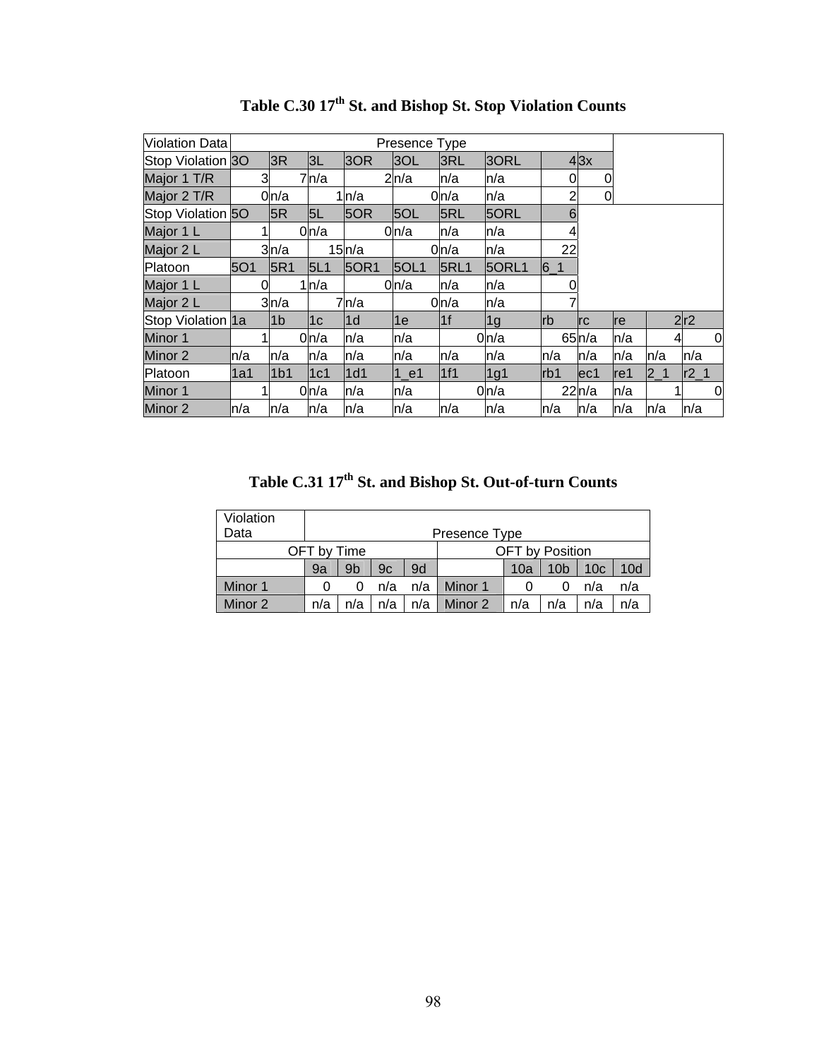## Table C.30 17[th] St. and Bishop St. Stop Violation Counts

| Violation Data | Presence Type | | | | | | | | | | | |
|---|---|---|---|---|---|---|---|---|---|---|---|---|
| Stop Violation | 3O | 3R | 3L | 3OR | 3OL | 3RL | 3ORL | 4 | 3x | | | |
| Major 1 T/R | 3 | 7 | n/a | 2 | n/a | n/a | n/a | 0 | 0 | | | |
| Major 2 T/R | 0 | n/a | 1 | n/a | 0 | n/a | n/a | 2 | 0 | | | |
| Stop Violation | 5O | 5R | 5L | 5OR | 5OL | 5RL | 5ORL | 6 | | | | |
| Major 1 L | 1 | 0 | n/a | 0 | n/a | n/a | n/a | 4 | | | | |
| Major 2 L | 3 | n/a | 15 | n/a | 0 | n/a | n/a | 22 | | | | |
| Platoon | 5O1 | 5R1 | 5L1 | 5OR1 | 5OL1 | 5RL1 | 5ORL1 | 6_1 | | | | |
| Major 1 L | 0 | 1 | n/a | 0 | n/a | n/a | n/a | 0 | | | | |
| Major 2 L | 3 | n/a | 7 | n/a | 0 | n/a | n/a | 7 | | | | |
| Stop Violation | 1a | 1b | 1c | 1d | 1e | 1f | 1g | rb | rc | re | 2 | r2 |
| Minor 1 | 1 | 0 | n/a | n/a | n/a | 0 | n/a | 65 | n/a | n/a | 4 | 0 |
| Minor 2 | n/a | n/a | n/a | n/a | n/a | n/a | n/a | n/a | n/a | n/a | n/a | n/a |
| Platoon | 1a1 | 1b1 | 1c1 | 1d1 | 1_e1 | 1f1 | 1g1 | rb1 | ec1 | re1 | 2_1 | r2_1 |
| Minor 1 | 1 | 0 | n/a | n/a | n/a | 0 | n/a | 22 | n/a | n/a | 1 | 0 |
| Minor 2 | n/a | n/a | n/a | n/a | n/a | n/a | n/a | n/a | n/a | n/a | n/a | n/a |

## Table C.31 17[th] St. and Bishop St. Out-of-turn Counts

| Violation Data | Presence Type | | | | | | | | |
|---|---|---|---|---|---|---|---|---|---|
| OFT by Time | | | | | OFT by Position | | | | |
| | 9a | 9b | 9c | 9d | | 10a | 10b | 10c | 10d |
| Minor 1 | 0 | 0 | n/a | n/a | Minor 1 | 0 | 0 | n/a | n/a |
| Minor 2 | n/a | n/a | n/a | n/a | Minor 2 | n/a | n/a | n/a | n/a |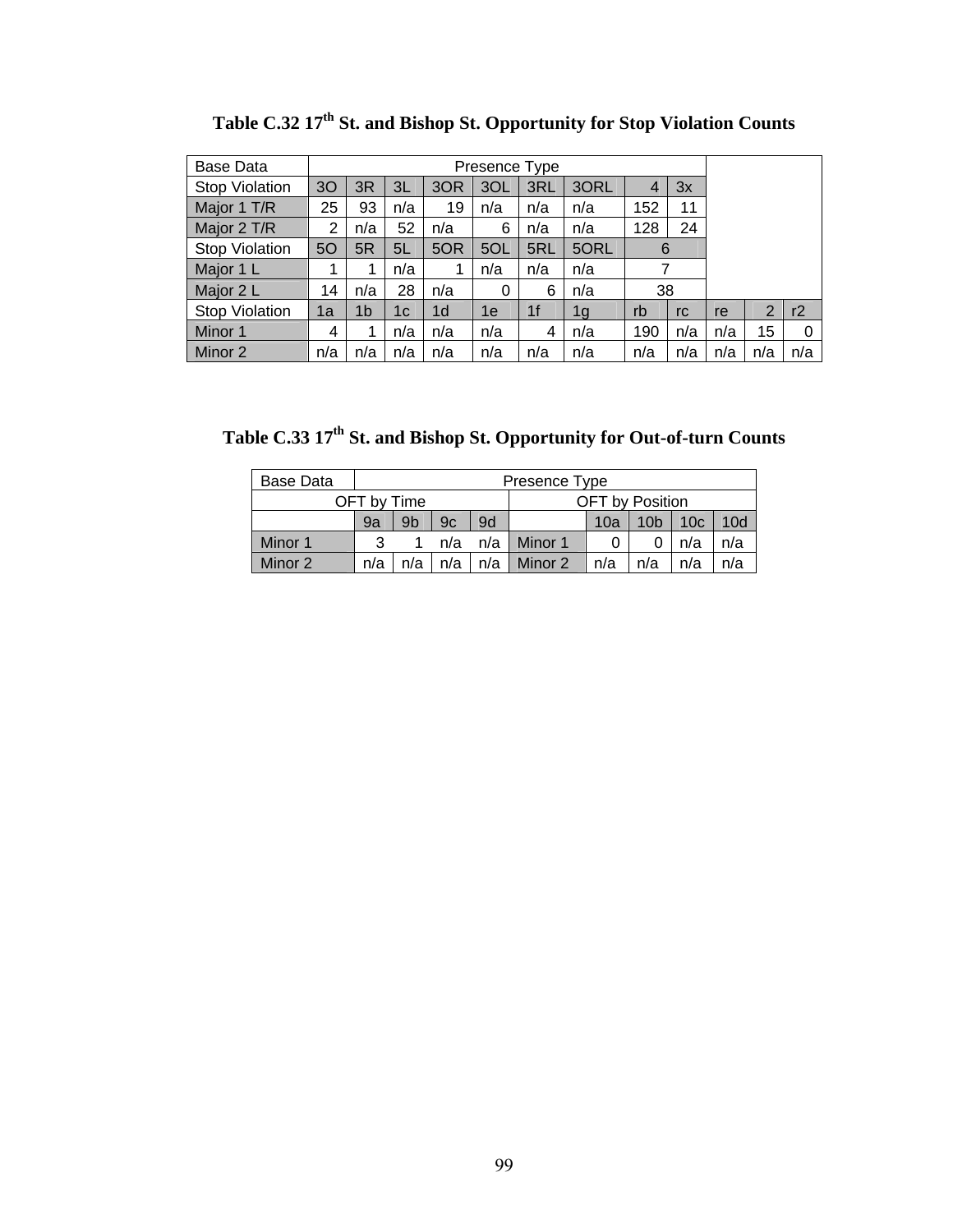**Table C.32 17th St. and Bishop St. Opportunity for Stop Violation Counts**

| Base Data | Presence Type | | | | | | | | | | | |
|---|---|---|---|---|---|---|---|---|---|---|---|---|
| Stop Violation | 3O | 3R | 3L | 3OR | 3OL | 3RL | 3ORL | 4 | 3x | | | |
| Major 1 T/R | 25 | 93 | n/a | 19 | n/a | n/a | n/a | 152 | 11 | | | |
| Major 2 T/R | 2 | n/a | 52 | n/a | 6 | n/a | n/a | 128 | 24 | | | |
| Stop Violation | 5O | 5R | 5L | 5OR | 5OL | 5RL | 5ORL | 6 | | | | |
| Major 1 L | 1 | 1 | n/a | 1 | n/a | n/a | n/a | 7 | | | | |
| Major 2 L | 14 | n/a | 28 | n/a | 0 | 6 | n/a | 38 | | | | |
| Stop Violation | 1a | 1b | 1c | 1d | 1e | 1f | 1g | rb | rc | re | 2 | r2 |
| Minor 1 | 4 | 1 | n/a | n/a | n/a | 4 | n/a | 190 | n/a | n/a | 15 | 0 |
| Minor 2 | n/a | n/a | n/a | n/a | n/a | n/a | n/a | n/a | n/a | n/a | n/a | n/a |

**Table C.33 17th St. and Bishop St. Opportunity for Out-of-turn Counts**

| Base Data | Presence Type | | | | | | | | |
|---|---|---|---|---|---|---|---|---|---|
| OFT by Time | | | | | OFT by Position | | | | |
| | 9a | 9b | 9c | 9d | | 10a | 10b | 10c | 10d |
| Minor 1 | 3 | 1 | n/a | n/a | Minor 1 | 0 | 0 | n/a | n/a |
| Minor 2 | n/a | n/a | n/a | n/a | Minor 2 | n/a | n/a | n/a | n/a |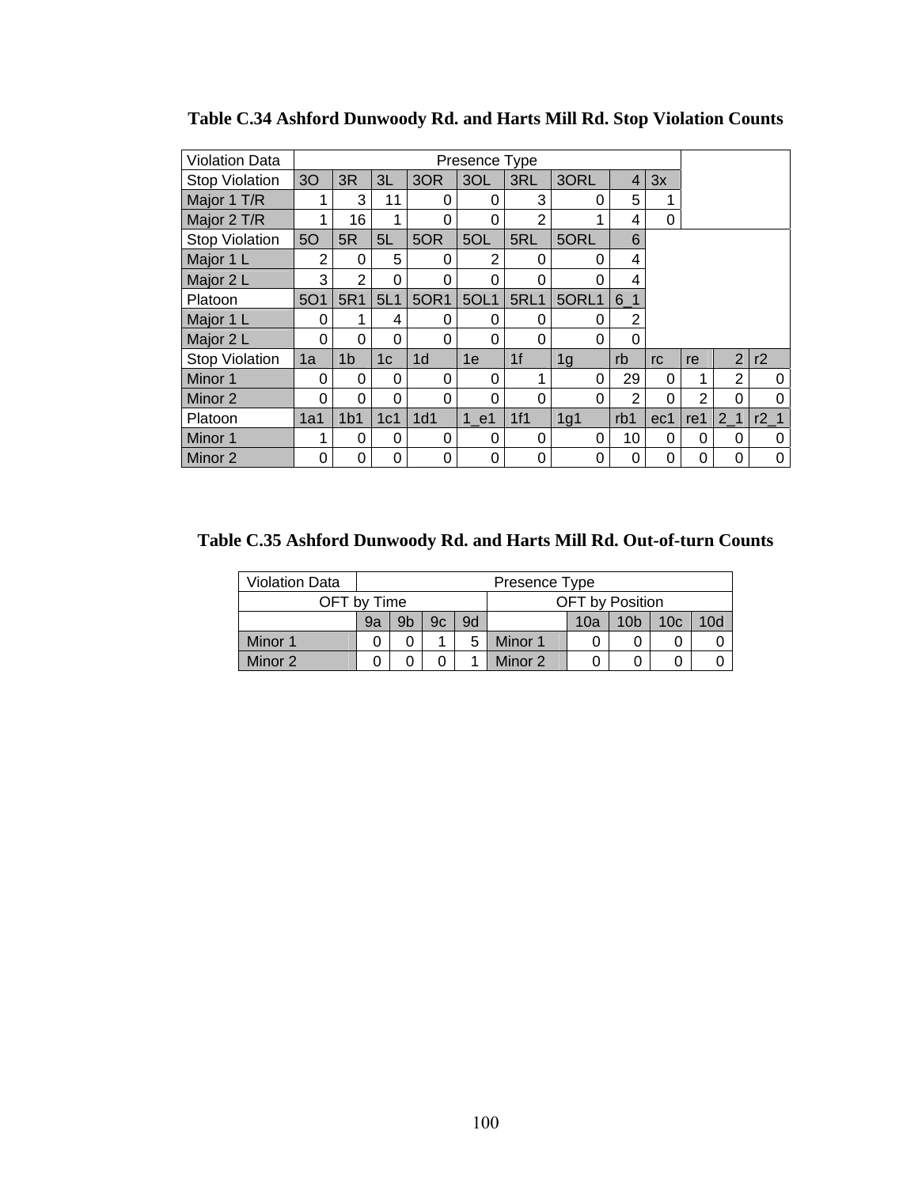**Table C.34 Ashford Dunwoody Rd. and Harts Mill Rd. Stop Violation Counts**

| Violation Data | Presence Type | | | | | | | | | | | |
|---|---|---|---|---|---|---|---|---|---|---|---|---|
| Stop Violation | 3O | 3R | 3L | 3OR | 3OL | 3RL | 3ORL | 4 | 3x | | | |
| Major 1 T/R | 1 | 3 | 11 | 0 | 0 | 3 | 0 | 5 | 1 | | | |
| Major 2 T/R | 1 | 16 | 1 | 0 | 0 | 2 | 1 | 4 | 0 | | | |
| Stop Violation | 5O | 5R | 5L | 5OR | 5OL | 5RL | 5ORL | 6 | | | | |
| Major 1 L | 2 | 0 | 5 | 0 | 2 | 0 | 0 | 4 | | | | |
| Major 2 L | 3 | 2 | 0 | 0 | 0 | 0 | 0 | 4 | | | | |
| Platoon | 5O1 | 5R1 | 5L1 | 5OR1 | 5OL1 | 5RL1 | 5ORL1 | 6_1 | | | | |
| Major 1 L | 0 | 1 | 4 | 0 | 0 | 0 | 0 | 2 | | | | |
| Major 2 L | 0 | 0 | 0 | 0 | 0 | 0 | 0 | 0 | | | | |
| Stop Violation | 1a | 1b | 1c | 1d | 1e | 1f | 1g | rb | rc | re | 2 | r2 |
| Minor 1 | 0 | 0 | 0 | 0 | 0 | 1 | 0 | 29 | 0 | 1 | 2 | 0 |
| Minor 2 | 0 | 0 | 0 | 0 | 0 | 0 | 0 | 2 | 0 | 2 | 0 | 0 |
| Platoon | 1a1 | 1b1 | 1c1 | 1d1 | 1_e1 | 1f1 | 1g1 | rb1 | ec1 | re1 | 2_1 | r2_1 |
| Minor 1 | 1 | 0 | 0 | 0 | 0 | 0 | 0 | 10 | 0 | 0 | 0 | 0 |
| Minor 2 | 0 | 0 | 0 | 0 | 0 | 0 | 0 | 0 | 0 | 0 | 0 | 0 |

**Table C.35 Ashford Dunwoody Rd. and Harts Mill Rd. Out-of-turn Counts**

| Violation Data | Presence Type | | | | | | | | |
|---|---|---|---|---|---|---|---|---|---|
| OFT by Time | | | | | OFT by Position | | | | |
| | 9a | 9b | 9c | 9d | | 10a | 10b | 10c | 10d |
| Minor 1 | 0 | 0 | 1 | 5 | Minor 1 | 0 | 0 | 0 | 0 |
| Minor 2 | 0 | 0 | 0 | 1 | Minor 2 | 0 | 0 | 0 | 0 |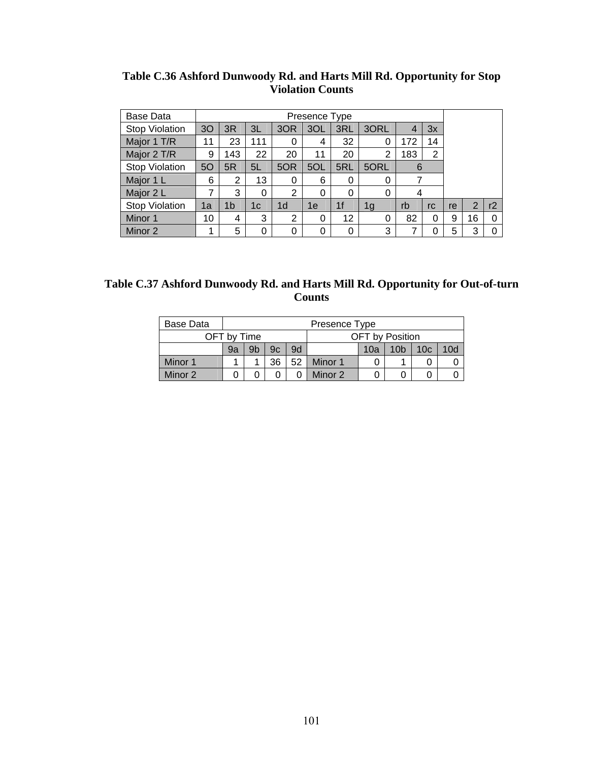**Table C.36 Ashford Dunwoody Rd. and Harts Mill Rd. Opportunity for Stop Violation Counts**

| Base Data | Presence Type | | | | | | | | | | | |
|---|---|---|---|---|---|---|---|---|---|---|---|---|
| Stop Violation | 3O | 3R | 3L | 3OR | 3OL | 3RL | 3ORL | 4 | 3x | | | |
| Major 1 T/R | 11 | 23 | 111 | 0 | 4 | 32 | 0 | 172 | 14 | | | |
| Major 2 T/R | 9 | 143 | 22 | 20 | 11 | 20 | 2 | 183 | 2 | | | |
| Stop Violation | 5O | 5R | 5L | 5OR | 5OL | 5RL | 5ORL | 6 | | | | |
| Major 1 L | 6 | 2 | 13 | 0 | 6 | 0 | 0 | 7 | | | | |
| Major 2 L | 7 | 3 | 0 | 2 | 0 | 0 | 0 | 4 | | | | |
| Stop Violation | 1a | 1b | 1c | 1d | 1e | 1f | 1g | rb | rc | re | 2 | r2 |
| Minor 1 | 10 | 4 | 3 | 2 | 0 | 12 | 0 | 82 | 0 | 9 | 16 | 0 |
| Minor 2 | 1 | 5 | 0 | 0 | 0 | 0 | 3 | 7 | 0 | 5 | 3 | 0 |

**Table C.37 Ashford Dunwoody Rd. and Harts Mill Rd. Opportunity for Out-of-turn Counts**

| Base Data | Presence Type | | | | | | | | |
|---|---|---|---|---|---|---|---|---|---|
| OFT by Time | | | | | OFT by Position | | | | |
| | 9a | 9b | 9c | 9d | | 10a | 10b | 10c | 10d |
| Minor 1 | 1 | 1 | 36 | 52 | Minor 1 | 0 | 1 | 0 | 0 |
| Minor 2 | 0 | 0 | 0 | 0 | Minor 2 | 0 | 0 | 0 | 0 |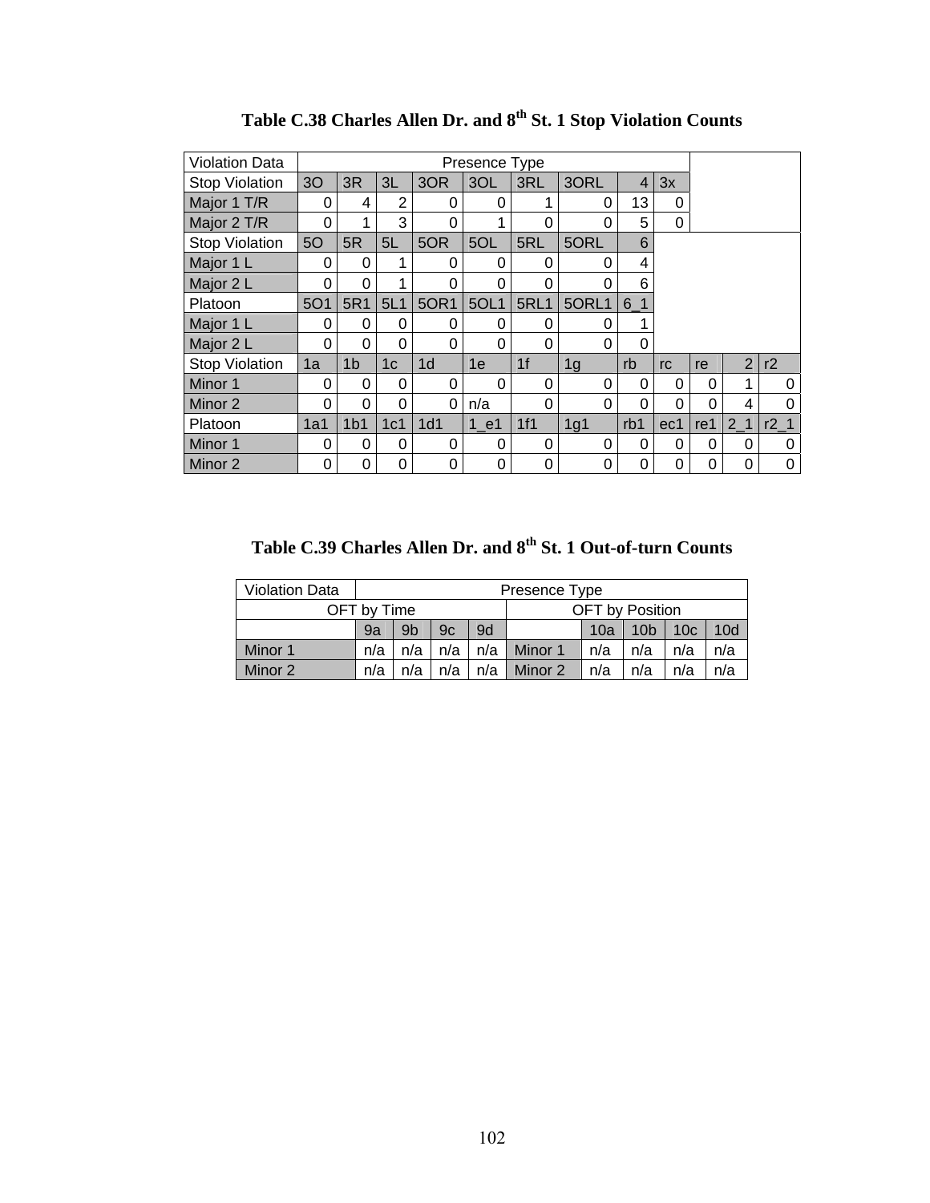## Table C.38 Charles Allen Dr. and 8th St. 1 Stop Violation Counts

| Violation Data | Presence Type | | | | | | | | | | | |
|---|---|---|---|---|---|---|---|---|---|---|---|---|
| Stop Violation | 3O | 3R | 3L | 3OR | 3OL | 3RL | 3ORL | 4 | 3x | | | |
| Major 1 T/R | 0 | 4 | 2 | 0 | 0 | 1 | 0 | 13 | 0 | | | |
| Major 2 T/R | 0 | 1 | 3 | 0 | 1 | 0 | 0 | 5 | 0 | | | |
| Stop Violation | 5O | 5R | 5L | 5OR | 5OL | 5RL | 5ORL | 6 | | | | |
| Major 1 L | 0 | 0 | 1 | 0 | 0 | 0 | 0 | 4 | | | | |
| Major 2 L | 0 | 0 | 1 | 0 | 0 | 0 | 0 | 6 | | | | |
| Platoon | 5O1 | 5R1 | 5L1 | 5OR1 | 5OL1 | 5RL1 | 5ORL1 | 6_1 | | | | |
| Major 1 L | 0 | 0 | 0 | 0 | 0 | 0 | 0 | 1 | | | | |
| Major 2 L | 0 | 0 | 0 | 0 | 0 | 0 | 0 | 0 | | | | |
| Stop Violation | 1a | 1b | 1c | 1d | 1e | 1f | 1g | rb | rc | re | 2 | r2 |
| Minor 1 | 0 | 0 | 0 | 0 | 0 | 0 | 0 | 0 | 0 | 0 | 1 | 0 |
| Minor 2 | 0 | 0 | 0 | 0 | n/a | 0 | 0 | 0 | 0 | 0 | 4 | 0 |
| Platoon | 1a1 | 1b1 | 1c1 | 1d1 | 1_e1 | 1f1 | 1g1 | rb1 | ec1 | re1 | 2_1 | r2_1 |
| Minor 1 | 0 | 0 | 0 | 0 | 0 | 0 | 0 | 0 | 0 | 0 | 0 | 0 |
| Minor 2 | 0 | 0 | 0 | 0 | 0 | 0 | 0 | 0 | 0 | 0 | 0 | 0 |

## Table C.39 Charles Allen Dr. and 8th St. 1 Out-of-turn Counts

| Violation Data | Presence Type | | | | | | | | |
|---|---|---|---|---|---|---|---|---|---|
| OFT by Time | | | | | OFT by Position | | | | |
| | 9a | 9b | 9c | 9d | | 10a | 10b | 10c | 10d |
| Minor 1 | n/a | n/a | n/a | n/a | Minor 1 | n/a | n/a | n/a | n/a |
| Minor 2 | n/a | n/a | n/a | n/a | Minor 2 | n/a | n/a | n/a | n/a |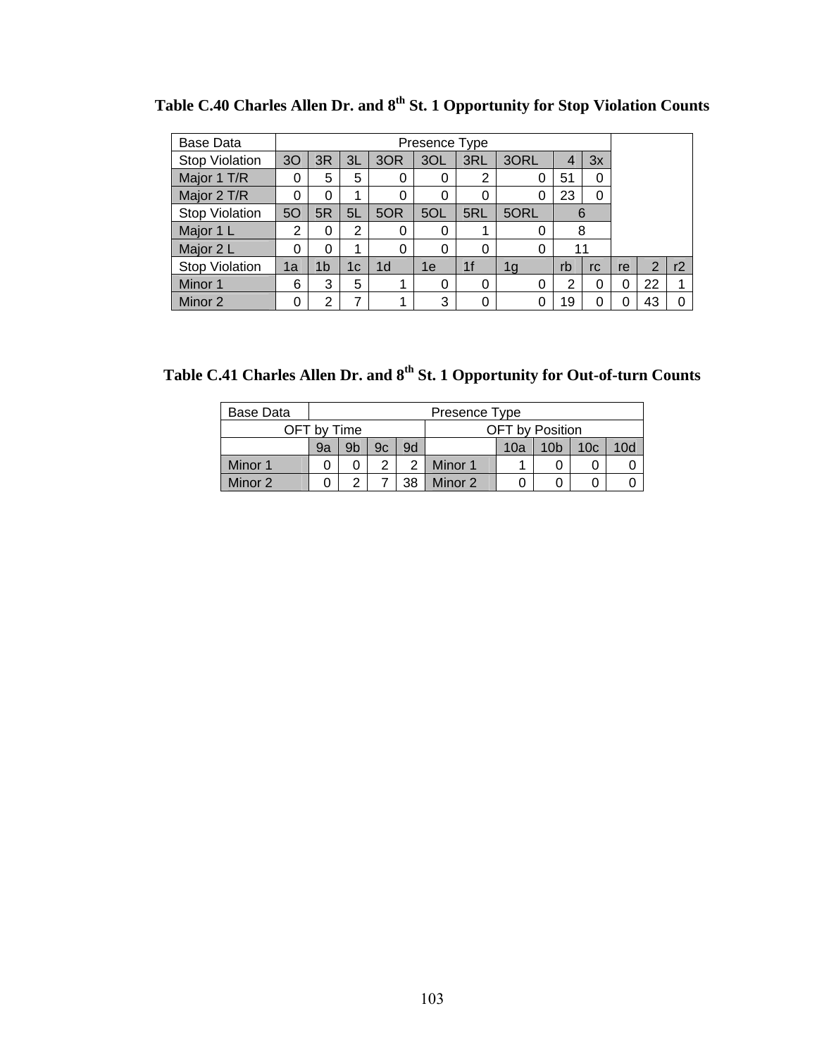**Table C.40 Charles Allen Dr. and 8th St. 1 Opportunity for Stop Violation Counts**

| Base Data | Presence Type | | | | | | | | | | | |
|---|---|---|---|---|---|---|---|---|---|---|---|---|
| Stop Violation | 3O | 3R | 3L | 3OR | 3OL | 3RL | 3ORL | 4 | 3x | | | |
| Major 1 T/R | 0 | 5 | 5 | 0 | 0 | 2 | 0 | 51 | 0 | | | |
| Major 2 T/R | 0 | 0 | 1 | 0 | 0 | 0 | 0 | 23 | 0 | | | |
| Stop Violation | 5O | 5R | 5L | 5OR | 5OL | 5RL | 5ORL | 6 | | | | |
| Major 1 L | 2 | 0 | 2 | 0 | 0 | 1 | 0 | 8 | | | | |
| Major 2 L | 0 | 0 | 1 | 0 | 0 | 0 | 0 | 11 | | | | |
| Stop Violation | 1a | 1b | 1c | 1d | 1e | 1f | 1g | rb | rc | re | 2 | r2 |
| Minor 1 | 6 | 3 | 5 | 1 | 0 | 0 | 0 | 2 | 0 | 0 | 22 | 1 |
| Minor 2 | 0 | 2 | 7 | 1 | 3 | 0 | 0 | 19 | 0 | 0 | 43 | 0 |

**Table C.41 Charles Allen Dr. and 8th St. 1 Opportunity for Out-of-turn Counts**

| Base Data | Presence Type | | | | | | | | |
|---|---|---|---|---|---|---|---|---|---|
| OFT by Time | | | | | OFT by Position | | | | |
| | 9a | 9b | 9c | 9d | | 10a | 10b | 10c | 10d |
| Minor 1 | 0 | 0 | 2 | 2 | Minor 1 | 1 | 0 | 0 | 0 |
| Minor 2 | 0 | 2 | 7 | 38 | Minor 2 | 0 | 0 | 0 | 0 |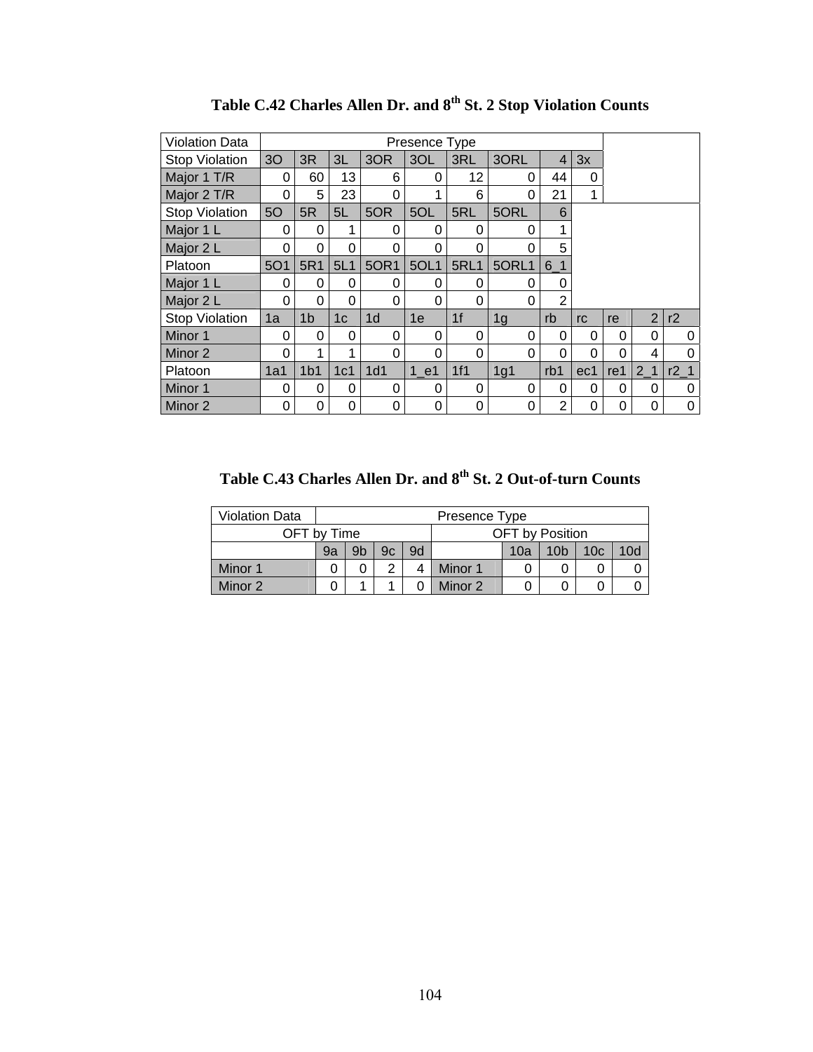**Table C.42 Charles Allen Dr. and 8th St. 2 Stop Violation Counts**

| Violation Data | Presence Type | | | | | | | | | | | |
|---|---|---|---|---|---|---|---|---|---|---|---|---|
| Stop Violation | 3O | 3R | 3L | 3OR | 3OL | 3RL | 3ORL | 4 | 3x | | | |
| Major 1 T/R | 0 | 60 | 13 | 6 | 0 | 12 | 0 | 44 | 0 | | | |
| Major 2 T/R | 0 | 5 | 23 | 0 | 1 | 6 | 0 | 21 | 1 | | | |
| Stop Violation | 5O | 5R | 5L | 5OR | 5OL | 5RL | 5ORL | 6 | | | | |
| Major 1 L | 0 | 0 | 1 | 0 | 0 | 0 | 0 | 1 | | | | |
| Major 2 L | 0 | 0 | 0 | 0 | 0 | 0 | 0 | 5 | | | | |
| Platoon | 5O1 | 5R1 | 5L1 | 5OR1 | 5OL1 | 5RL1 | 5ORL1 | 6_1 | | | | |
| Major 1 L | 0 | 0 | 0 | 0 | 0 | 0 | 0 | 0 | | | | |
| Major 2 L | 0 | 0 | 0 | 0 | 0 | 0 | 0 | 2 | | | | |
| Stop Violation | 1a | 1b | 1c | 1d | 1e | 1f | 1g | rb | rc | re | 2 | r2 |
| Minor 1 | 0 | 0 | 0 | 0 | 0 | 0 | 0 | 0 | 0 | 0 | 0 | 0 |
| Minor 2 | 0 | 1 | 1 | 0 | 0 | 0 | 0 | 0 | 0 | 0 | 4 | 0 |
| Platoon | 1a1 | 1b1 | 1c1 | 1d1 | 1_e1 | 1f1 | 1g1 | rb1 | ec1 | re1 | 2_1 | r2_1 |
| Minor 1 | 0 | 0 | 0 | 0 | 0 | 0 | 0 | 0 | 0 | 0 | 0 | 0 |
| Minor 2 | 0 | 0 | 0 | 0 | 0 | 0 | 0 | 2 | 0 | 0 | 0 | 0 |

**Table C.43 Charles Allen Dr. and 8th St. 2 Out-of-turn Counts**

| Violation Data | Presence Type | | | | | | | | |
|---|---|---|---|---|---|---|---|---|---|
| OFT by Time | | | | | OFT by Position | | | | |
| | 9a | 9b | 9c | 9d | | 10a | 10b | 10c | 10d |
| Minor 1 | 0 | 0 | 2 | 4 | Minor 1 | 0 | 0 | 0 | 0 |
| Minor 2 | 0 | 1 | 1 | 0 | Minor 2 | 0 | 0 | 0 | 0 |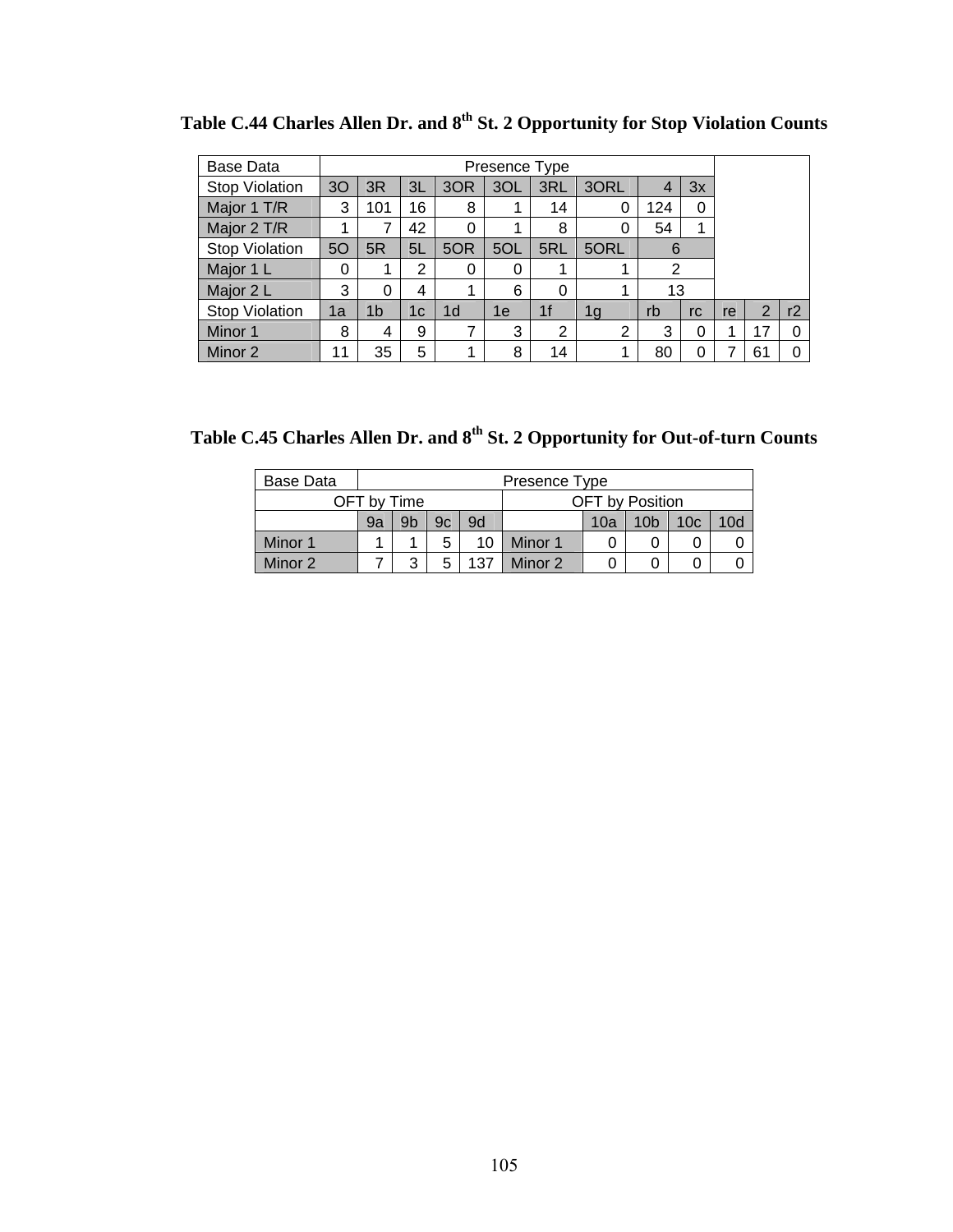**Table C.44 Charles Allen Dr. and 8th St. 2 Opportunity for Stop Violation Counts**

| Base Data | Presence Type | | | | | | | | | | | |
|---|---|---|---|---|---|---|---|---|---|---|---|---|
| Stop Violation | 3O | 3R | 3L | 3OR | 3OL | 3RL | 3ORL | 4 | 3x | | | |
| Major 1 T/R | 3 | 101 | 16 | 8 | 1 | 14 | 0 | 124 | 0 | | | |
| Major 2 T/R | 1 | 7 | 42 | 0 | 1 | 8 | 0 | 54 | 1 | | | |
| Stop Violation | 5O | 5R | 5L | 5OR | 5OL | 5RL | 5ORL | 6 | | | | |
| Major 1 L | 0 | 1 | 2 | 0 | 0 | 1 | 1 | 2 | | | | |
| Major 2 L | 3 | 0 | 4 | 1 | 6 | 0 | 1 | 13 | | | | |
| Stop Violation | 1a | 1b | 1c | 1d | 1e | 1f | 1g | rb | rc | re | 2 | r2 |
| Minor 1 | 8 | 4 | 9 | 7 | 3 | 2 | 2 | 3 | 0 | 1 | 17 | 0 |
| Minor 2 | 11 | 35 | 5 | 1 | 8 | 14 | 1 | 80 | 0 | 7 | 61 | 0 |

**Table C.45 Charles Allen Dr. and 8th St. 2 Opportunity for Out-of-turn Counts**

| Base Data | Presence Type | | | | | | | | |
|---|---|---|---|---|---|---|---|---|---|
| OFT by Time | | | | | OFT by Position | | | | |
| | 9a | 9b | 9c | 9d | | 10a | 10b | 10c | 10d |
| Minor 1 | 1 | 1 | 5 | 10 | Minor 1 | 0 | 0 | 0 | 0 |
| Minor 2 | 7 | 3 | 5 | 137 | Minor 2 | 0 | 0 | 0 | 0 |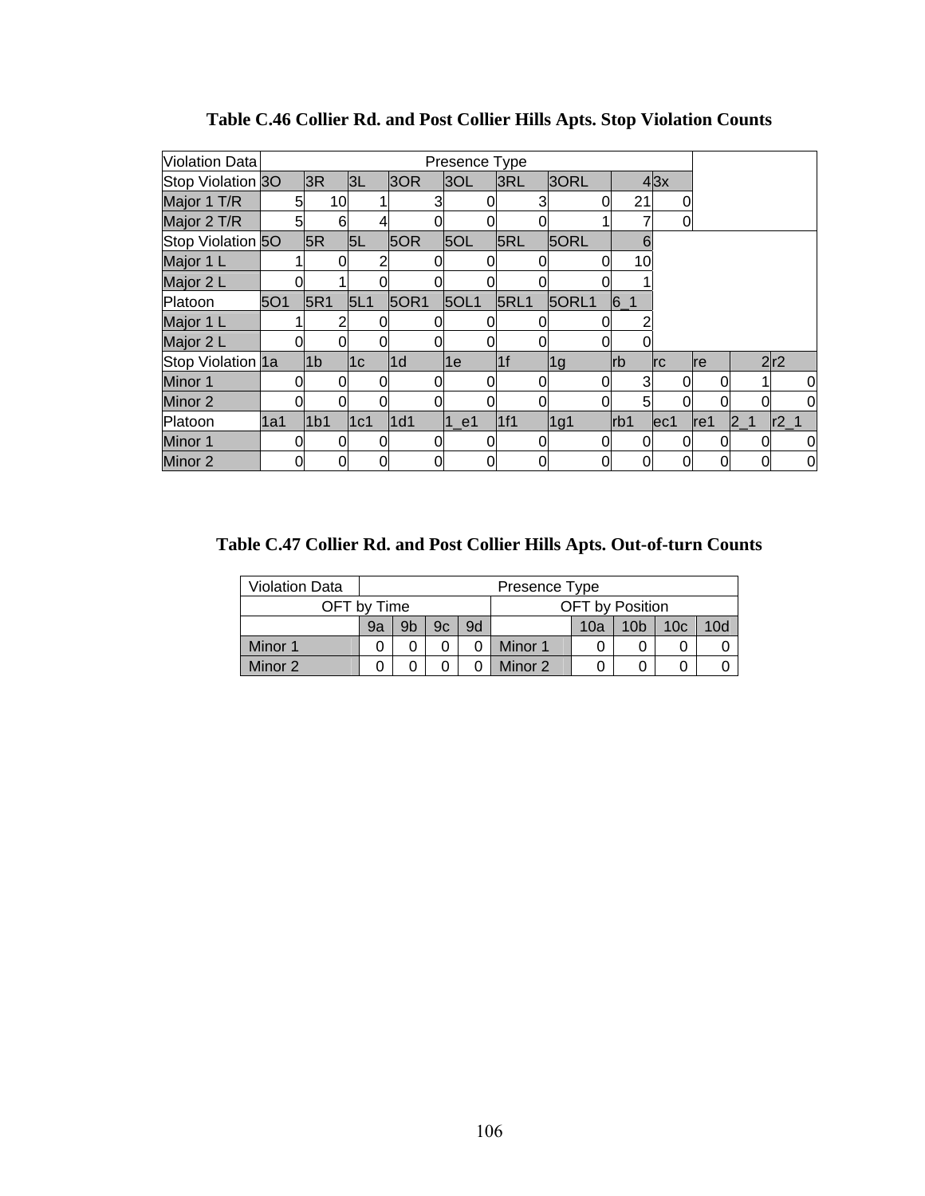**Table C.46 Collier Rd. and Post Collier Hills Apts. Stop Violation Counts**

| Violation Data | Presence Type | | | | | | | | | | | |
|---|---|---|---|---|---|---|---|---|---|---|---|---|
| Stop Violation | 3O | 3R | 3L | 3OR | 3OL | 3RL | 3ORL | 4 | 3x | | | |
| Major 1 T/R | 5 | 10 | 1 | 3 | 0 | 3 | 0 | 21 | 0 | | | |
| Major 2 T/R | 5 | 6 | 4 | 0 | 0 | 0 | 1 | 7 | 0 | | | |
| Stop Violation | 5O | 5R | 5L | 5OR | 5OL | 5RL | 5ORL | 6 | | | | |
| Major 1 L | 1 | 0 | 2 | 0 | 0 | 0 | 0 | 10 | | | | |
| Major 2 L | 0 | 1 | 0 | 0 | 0 | 0 | 0 | 1 | | | | |
| Platoon | 5O1 | 5R1 | 5L1 | 5OR1 | 5OL1 | 5RL1 | 5ORL1 | 6_1 | | | | |
| Major 1 L | 1 | 2 | 0 | 0 | 0 | 0 | 0 | 2 | | | | |
| Major 2 L | 0 | 0 | 0 | 0 | 0 | 0 | 0 | 0 | | | | |
| Stop Violation | 1a | 1b | 1c | 1d | 1e | 1f | 1g | rb | rc | re | 2 | r2 |
| Minor 1 | 0 | 0 | 0 | 0 | 0 | 0 | 0 | 3 | 0 | 0 | 1 | 0 |
| Minor 2 | 0 | 0 | 0 | 0 | 0 | 0 | 0 | 5 | 0 | 0 | 0 | 0 |
| Platoon | 1a1 | 1b1 | 1c1 | 1d1 | 1_e1 | 1f1 | 1g1 | rb1 | ec1 | re1 | 2_1 | r2_1 |
| Minor 1 | 0 | 0 | 0 | 0 | 0 | 0 | 0 | 0 | 0 | 0 | 0 | 0 |
| Minor 2 | 0 | 0 | 0 | 0 | 0 | 0 | 0 | 0 | 0 | 0 | 0 | 0 |

**Table C.47 Collier Rd. and Post Collier Hills Apts. Out-of-turn Counts**

| Violation Data | Presence Type | | | | | | | | |
|---|---|---|---|---|---|---|---|---|---|
| OFT by Time | | | | | OFT by Position | | | | |
| | 9a | 9b | 9c | 9d | | 10a | 10b | 10c | 10d |
| Minor 1 | 0 | 0 | 0 | 0 | Minor 1 | 0 | 0 | 0 | 0 |
| Minor 2 | 0 | 0 | 0 | 0 | Minor 2 | 0 | 0 | 0 | 0 |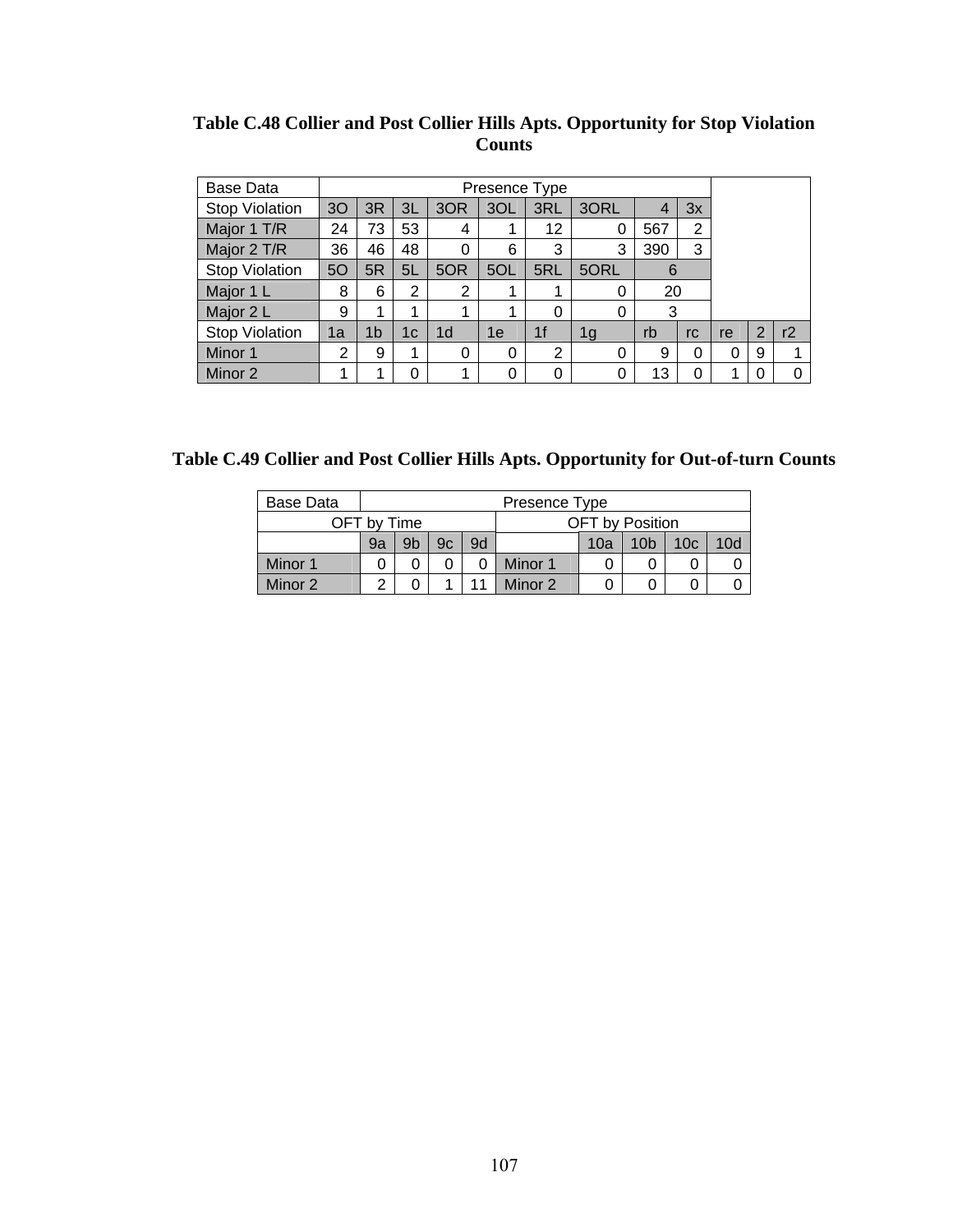**Table C.48 Collier and Post Collier Hills Apts. Opportunity for Stop Violation Counts**

| Base Data | Presence Type | | | | | | | | | | | |
|---|---|---|---|---|---|---|---|---|---|---|---|---|
| Stop Violation | 3O | 3R | 3L | 3OR | 3OL | 3RL | 3ORL | 4 | 3x | | | |
| Major 1 T/R | 24 | 73 | 53 | 4 | 1 | 12 | 0 | 567 | 2 | | | |
| Major 2 T/R | 36 | 46 | 48 | 0 | 6 | 3 | 3 | 390 | 3 | | | |
| Stop Violation | 5O | 5R | 5L | 5OR | 5OL | 5RL | 5ORL | 6 | | | | |
| Major 1 L | 8 | 6 | 2 | 2 | 1 | 1 | 0 | 20 | | | | |
| Major 2 L | 9 | 1 | 1 | 1 | 1 | 0 | 0 | 3 | | | | |
| Stop Violation | 1a | 1b | 1c | 1d | 1e | 1f | 1g | rb | rc | re | 2 | r2 |
| Minor 1 | 2 | 9 | 1 | 0 | 0 | 2 | 0 | 9 | 0 | 0 | 9 | 1 |
| Minor 2 | 1 | 1 | 0 | 1 | 0 | 0 | 0 | 13 | 0 | 1 | 0 | 0 |

**Table C.49 Collier and Post Collier Hills Apts. Opportunity for Out-of-turn Counts**

| Base Data | Presence Type | | | | | | | | |
|---|---|---|---|---|---|---|---|---|---|
| OFT by Time | | | | | OFT by Position | | | | |
| | 9a | 9b | 9c | 9d | | 10a | 10b | 10c | 10d |
| Minor 1 | 0 | 0 | 0 | 0 | Minor 1 | 0 | 0 | 0 | 0 |
| Minor 2 | 2 | 0 | 1 | 11 | Minor 2 | 0 | 0 | 0 | 0 |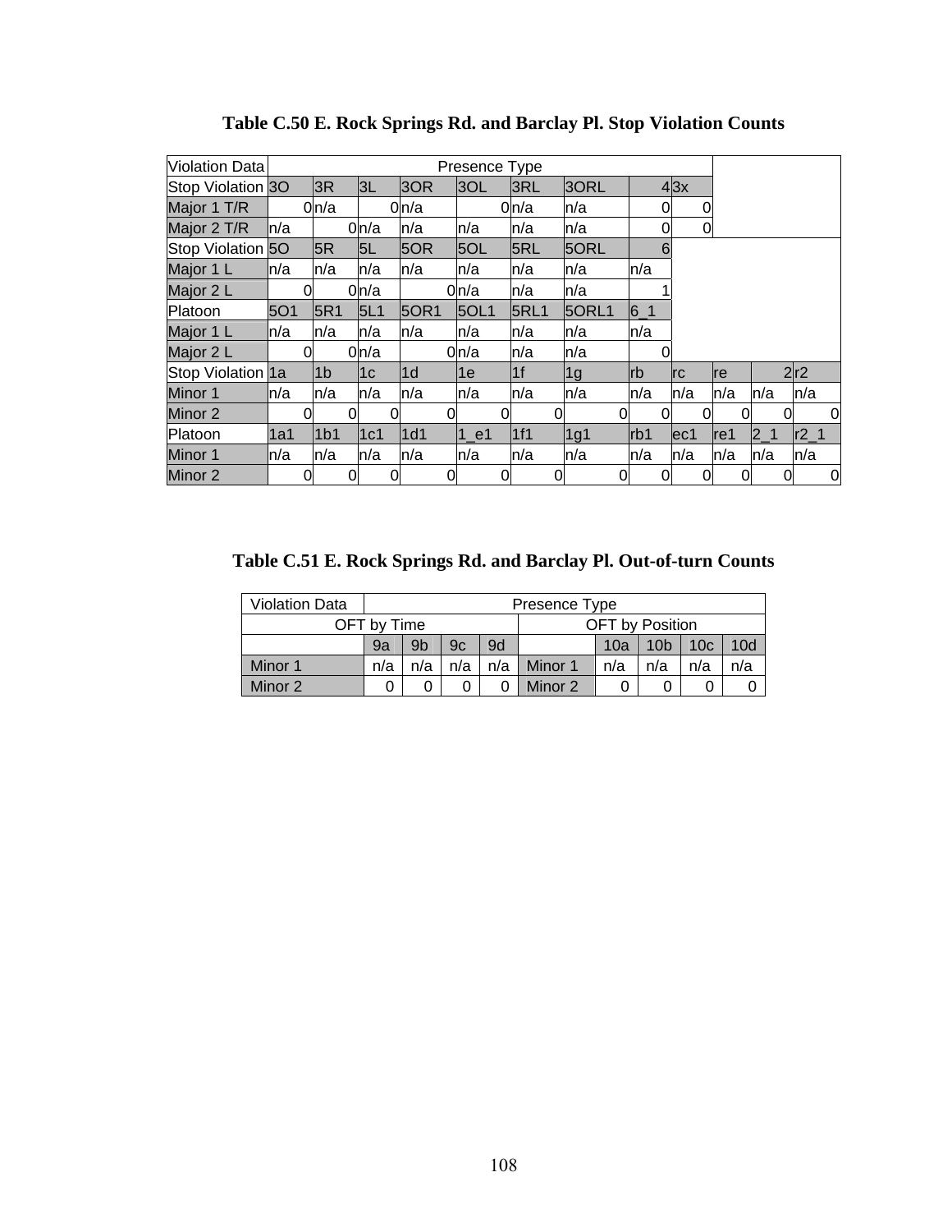**Table C.50 E. Rock Springs Rd. and Barclay Pl. Stop Violation Counts**

| Violation Data | Presence Type | | | | | | | | | | | |
|---|---|---|---|---|---|---|---|---|---|---|---|---|
| Stop Violation | 3O | 3R | 3L | 3OR | 3OL | 3RL | 3ORL | 4 | 3x | | | |
| Major 1 T/R | 0 | n/a | 0 | n/a | 0 | n/a | n/a | 0 | 0 | | | |
| Major 2 T/R | n/a | 0 | n/a | n/a | n/a | n/a | n/a | 0 | 0 | | | |
| Stop Violation | 5O | 5R | 5L | 5OR | 5OL | 5RL | 5ORL | 6 | | | | |
| Major 1 L | n/a | n/a | n/a | n/a | n/a | n/a | n/a | n/a | | | | |
| Major 2 L | 0 | 0 | n/a | 0 | n/a | n/a | n/a | 1 | | | | |
| Platoon | 5O1 | 5R1 | 5L1 | 5OR1 | 5OL1 | 5RL1 | 5ORL1 | 6_1 | | | | |
| Major 1 L | n/a | n/a | n/a | n/a | n/a | n/a | n/a | n/a | | | | |
| Major 2 L | 0 | 0 | n/a | 0 | n/a | n/a | n/a | 0 | | | | |
| Stop Violation | 1a | 1b | 1c | 1d | 1e | 1f | 1g | rb | rc | re | 2 | r2 |
| Minor 1 | n/a | n/a | n/a | n/a | n/a | n/a | n/a | n/a | n/a | n/a | n/a | n/a |
| Minor 2 | 0 | 0 | 0 | 0 | 0 | 0 | 0 | 0 | 0 | 0 | 0 | 0 |
| Platoon | 1a1 | 1b1 | 1c1 | 1d1 | 1_e1 | 1f1 | 1g1 | rb1 | ec1 | re1 | 2_1 | r2_1 |
| Minor 1 | n/a | n/a | n/a | n/a | n/a | n/a | n/a | n/a | n/a | n/a | n/a | n/a |
| Minor 2 | 0 | 0 | 0 | 0 | 0 | 0 | 0 | 0 | 0 | 0 | 0 | 0 |

**Table C.51 E. Rock Springs Rd. and Barclay Pl. Out-of-turn Counts**

| Violation Data | Presence Type | | | | | | | | |
|---|---|---|---|---|---|---|---|---|---|
| OFT by Time | | | | | OFT by Position | | | | |
| | 9a | 9b | 9c | 9d | | 10a | 10b | 10c | 10d |
| Minor 1 | n/a | n/a | n/a | n/a | Minor 1 | n/a | n/a | n/a | n/a |
| Minor 2 | 0 | 0 | 0 | 0 | Minor 2 | 0 | 0 | 0 | 0 |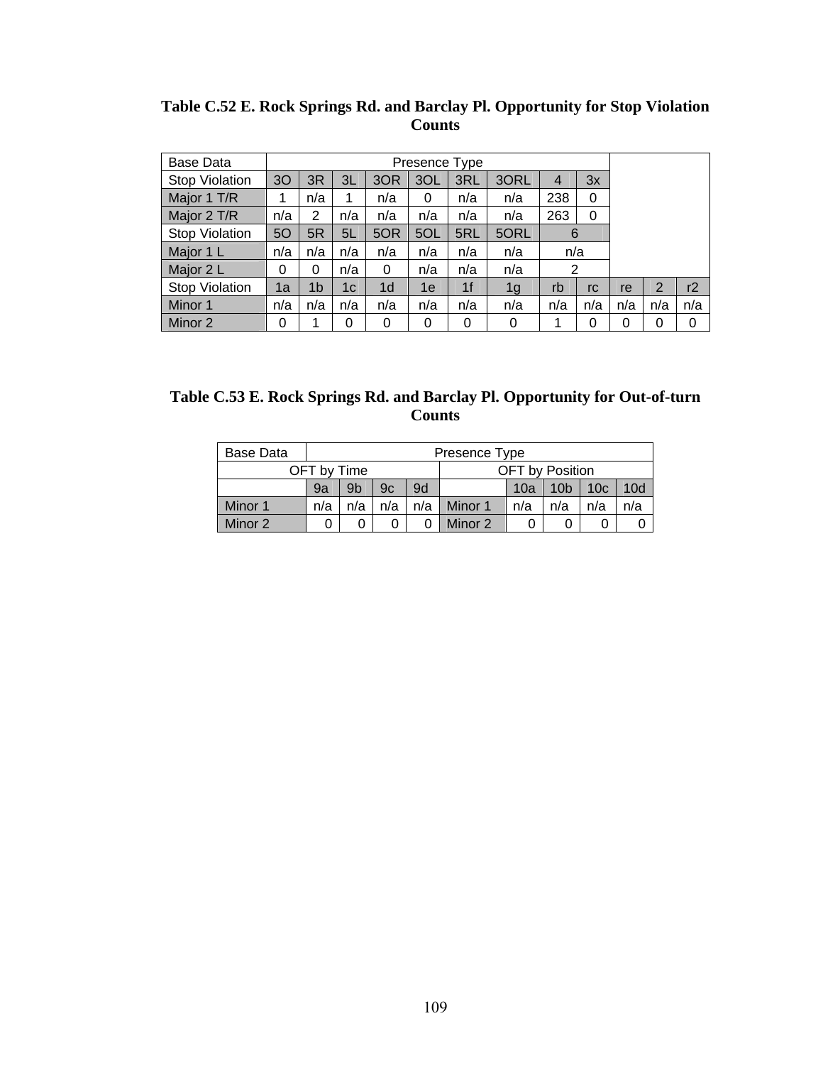**Table C.52 E. Rock Springs Rd. and Barclay Pl. Opportunity for Stop Violation Counts**

| Base Data | Presence Type | | | | | | | | | | | |
|---|---|---|---|---|---|---|---|---|---|---|---|---|
| Stop Violation | 3O | 3R | 3L | 3OR | 3OL | 3RL | 3ORL | 4 | 3x | | | |
| Major 1 T/R | 1 | n/a | 1 | n/a | 0 | n/a | n/a | 238 | 0 | | | |
| Major 2 T/R | n/a | 2 | n/a | n/a | n/a | n/a | n/a | 263 | 0 | | | |
| Stop Violation | 5O | 5R | 5L | 5OR | 5OL | 5RL | 5ORL | 6 | | | | |
| Major 1 L | n/a | n/a | n/a | n/a | n/a | n/a | n/a | n/a | | | | |
| Major 2 L | 0 | 0 | n/a | 0 | n/a | n/a | n/a | 2 | | | | |
| Stop Violation | 1a | 1b | 1c | 1d | 1e | 1f | 1g | rb | rc | re | 2 | r2 |
| Minor 1 | n/a | n/a | n/a | n/a | n/a | n/a | n/a | n/a | n/a | n/a | n/a | n/a |
| Minor 2 | 0 | 1 | 0 | 0 | 0 | 0 | 0 | 1 | 0 | 0 | 0 | 0 |

**Table C.53 E. Rock Springs Rd. and Barclay Pl. Opportunity for Out-of-turn Counts**

| Base Data | Presence Type | | | | | | | | |
|---|---|---|---|---|---|---|---|---|---|
| OFT by Time | | | | | OFT by Position | | | | |
| | 9a | 9b | 9c | 9d | | 10a | 10b | 10c | 10d |
| Minor 1 | n/a | n/a | n/a | n/a | Minor 1 | n/a | n/a | n/a | n/a |
| Minor 2 | 0 | 0 | 0 | 0 | Minor 2 | 0 | 0 | 0 | 0 |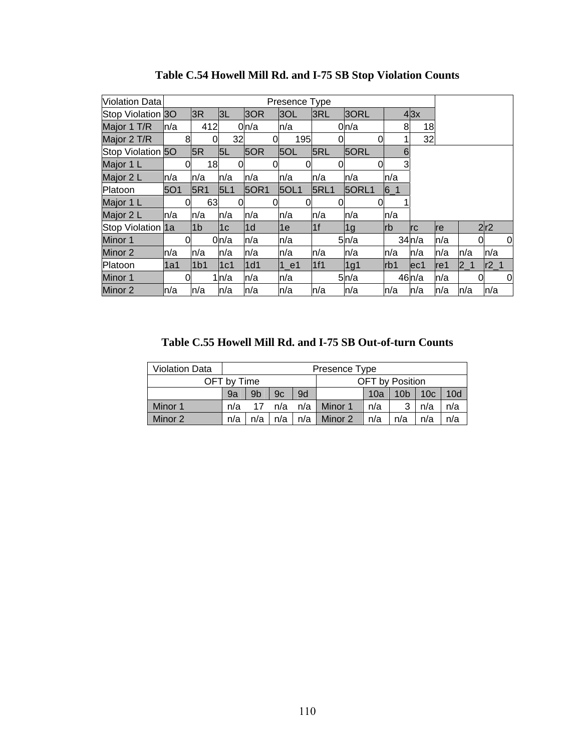**Table C.54 Howell Mill Rd. and I-75 SB Stop Violation Counts**

| Violation Data | Presence Type | | | | | | | | | | | |
|---|---|---|---|---|---|---|---|---|---|---|---|---|
| Stop Violation | 3O | 3R | 3L | 3OR | 3OL | 3RL | 3ORL | 4 | 3x | | | |
| Major 1 T/R | n/a | 412 | 0 | n/a | n/a | 0 | n/a | 8 | 18 | | | |
| Major 2 T/R | 8 | 0 | 32 | 0 | 195 | 0 | 0 | 1 | 32 | | | |
| Stop Violation | 5O | 5R | 5L | 5OR | 5OL | 5RL | 5ORL | 6 | | | | |
| Major 1 L | 0 | 18 | 0 | 0 | 0 | 0 | 0 | 3 | | | | |
| Major 2 L | n/a | n/a | n/a | n/a | n/a | n/a | n/a | n/a | | | | |
| Platoon | 5O1 | 5R1 | 5L1 | 5OR1 | 5OL1 | 5RL1 | 5ORL1 | 6_1 | | | | |
| Major 1 L | 0 | 63 | 0 | 0 | 0 | 0 | 0 | 1 | | | | |
| Major 2 L | n/a | n/a | n/a | n/a | n/a | n/a | n/a | n/a | | | | |
| Stop Violation | 1a | 1b | 1c | 1d | 1e | 1f | 1g | rb | rc | re | 2 | r2 |
| Minor 1 | 0 | 0 | n/a | n/a | n/a | 5 | n/a | 34 | n/a | n/a | 0 | 0 |
| Minor 2 | n/a | n/a | n/a | n/a | n/a | n/a | n/a | n/a | n/a | n/a | n/a | n/a |
| Platoon | 1a1 | 1b1 | 1c1 | 1d1 | 1_e1 | 1f1 | 1g1 | rb1 | ec1 | re1 | 2_1 | r2_1 |
| Minor 1 | 0 | 1 | n/a | n/a | n/a | 5 | n/a | 46 | n/a | n/a | 0 | 0 |
| Minor 2 | n/a | n/a | n/a | n/a | n/a | n/a | n/a | n/a | n/a | n/a | n/a | n/a |

**Table C.55 Howell Mill Rd. and I-75 SB Out-of-turn Counts**

| Violation Data | Presence Type | | | | | | | | |
|---|---|---|---|---|---|---|---|---|---|
| OFT by Time | | | | | OFT by Position | | | | |
| | 9a | 9b | 9c | 9d | | 10a | 10b | 10c | 10d |
| Minor 1 | n/a | 17 | n/a | n/a | Minor 1 | n/a | 3 | n/a | n/a |
| Minor 2 | n/a | n/a | n/a | n/a | Minor 2 | n/a | n/a | n/a | n/a |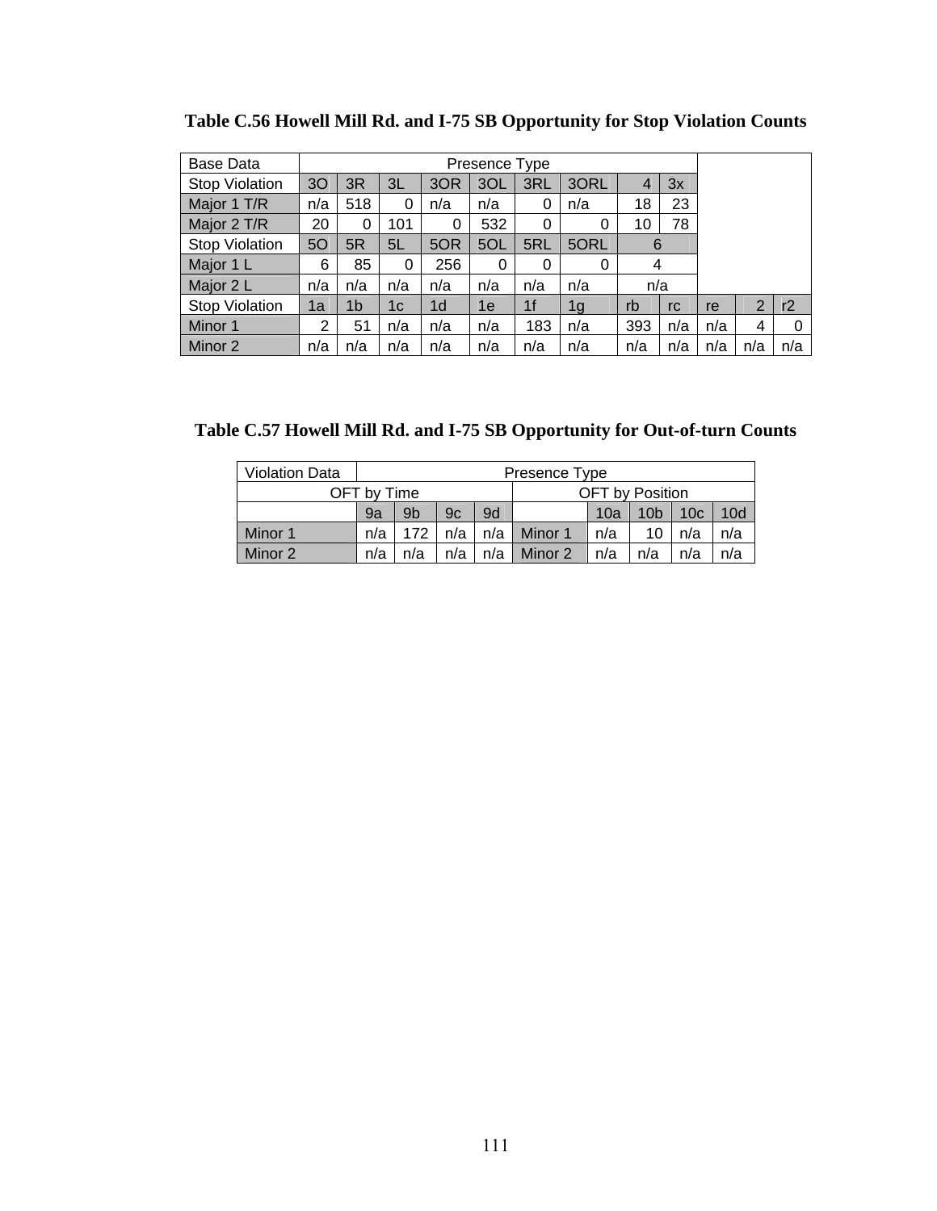**Table C.56 Howell Mill Rd. and I-75 SB Opportunity for Stop Violation Counts**

| Base Data | Presence Type | | | | | | | | | | | |
|---|---|---|---|---|---|---|---|---|---|---|---|---|
| Stop Violation | 3O | 3R | 3L | 3OR | 3OL | 3RL | 3ORL | 4 | 3x | | | |
| Major 1 T/R | n/a | 518 | 0 | n/a | n/a | 0 | n/a | 18 | 23 | | | |
| Major 2 T/R | 20 | 0 | 101 | 0 | 532 | 0 | 0 | 10 | 78 | | | |
| Stop Violation | 5O | 5R | 5L | 5OR | 5OL | 5RL | 5ORL | 6 | | | | |
| Major 1 L | 6 | 85 | 0 | 256 | 0 | 0 | 0 | 4 | | | | |
| Major 2 L | n/a | n/a | n/a | n/a | n/a | n/a | n/a | n/a | | | | |
| Stop Violation | 1a | 1b | 1c | 1d | 1e | 1f | 1g | rb | rc | re | 2 | r2 |
| Minor 1 | 2 | 51 | n/a | n/a | n/a | 183 | n/a | 393 | n/a | n/a | 4 | 0 |
| Minor 2 | n/a | n/a | n/a | n/a | n/a | n/a | n/a | n/a | n/a | n/a | n/a | n/a |

**Table C.57 Howell Mill Rd. and I-75 SB Opportunity for Out-of-turn Counts**

| Violation Data | Presence Type | | | | | | | | |
|---|---|---|---|---|---|---|---|---|---|
| OFT by Time | | | | | OFT by Position | | | | |
| | 9a | 9b | 9c | 9d | | 10a | 10b | 10c | 10d |
| Minor 1 | n/a | 172 | n/a | n/a | Minor 1 | n/a | 10 | n/a | n/a |
| Minor 2 | n/a | n/a | n/a | n/a | Minor 2 | n/a | n/a | n/a | n/a |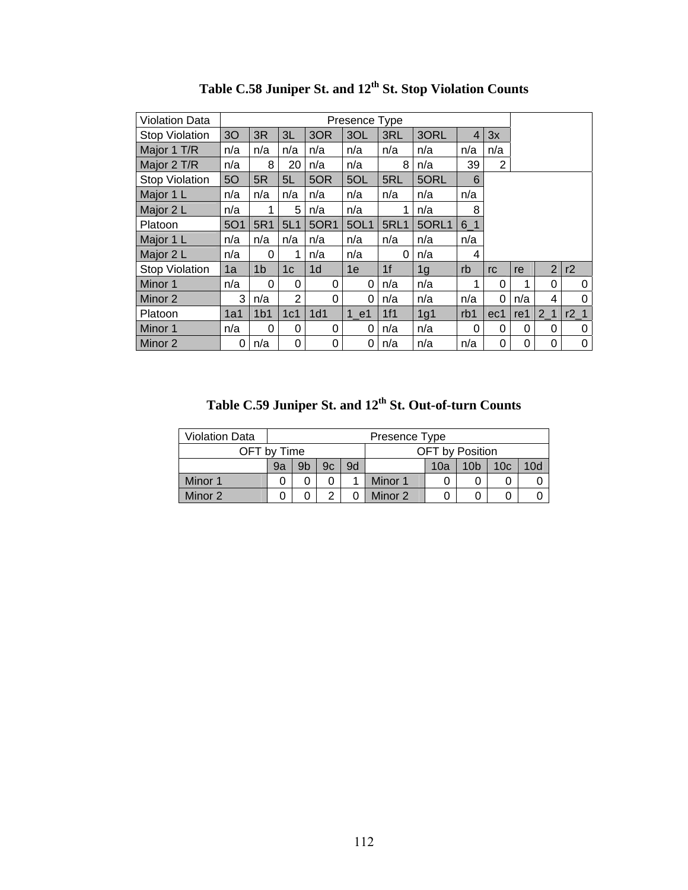**Table C.58 Juniper St. and 12th St. Stop Violation Counts**

| Violation Data | Presence Type | | | | | | | | | | | |
|---|---|---|---|---|---|---|---|---|---|---|---|---|
| Stop Violation | 3O | 3R | 3L | 3OR | 3OL | 3RL | 3ORL | 4 | 3x | | | |
| Major 1 T/R | n/a | n/a | n/a | n/a | n/a | n/a | n/a | n/a | n/a | | | |
| Major 2 T/R | n/a | 8 | 20 | n/a | n/a | 8 | n/a | 39 | 2 | | | |
| Stop Violation | 5O | 5R | 5L | 5OR | 5OL | 5RL | 5ORL | 6 | | | | |
| Major 1 L | n/a | n/a | n/a | n/a | n/a | n/a | n/a | n/a | | | | |
| Major 2 L | n/a | 1 | 5 | n/a | n/a | 1 | n/a | 8 | | | | |
| Platoon | 5O1 | 5R1 | 5L1 | 5OR1 | 5OL1 | 5RL1 | 5ORL1 | 6_1 | | | | |
| Major 1 L | n/a | n/a | n/a | n/a | n/a | n/a | n/a | n/a | | | | |
| Major 2 L | n/a | 0 | 1 | n/a | n/a | 0 | n/a | 4 | | | | |
| Stop Violation | 1a | 1b | 1c | 1d | 1e | 1f | 1g | rb | rc | re | 2 | r2 |
| Minor 1 | n/a | 0 | 0 | 0 | 0 | n/a | n/a | 1 | 0 | 1 | 0 | 0 |
| Minor 2 | 3 | n/a | 2 | 0 | 0 | n/a | n/a | n/a | 0 | n/a | 4 | 0 |
| Platoon | 1a1 | 1b1 | 1c1 | 1d1 | 1_e1 | 1f1 | 1g1 | rb1 | ec1 | re1 | 2_1 | r2_1 |
| Minor 1 | n/a | 0 | 0 | 0 | 0 | n/a | n/a | 0 | 0 | 0 | 0 | 0 |
| Minor 2 | 0 | n/a | 0 | 0 | 0 | n/a | n/a | n/a | 0 | 0 | 0 | 0 |

**Table C.59 Juniper St. and 12th St. Out-of-turn Counts**

| Violation Data | Presence Type | | | | | | | | |
|---|---|---|---|---|---|---|---|---|---|
| OFT by Time | | | | | OFT by Position | | | | |
| | 9a | 9b | 9c | 9d | | 10a | 10b | 10c | 10d |
| Minor 1 | 0 | 0 | 0 | 1 | Minor 1 | 0 | 0 | 0 | 0 |
| Minor 2 | 0 | 0 | 2 | 0 | Minor 2 | 0 | 0 | 0 | 0 |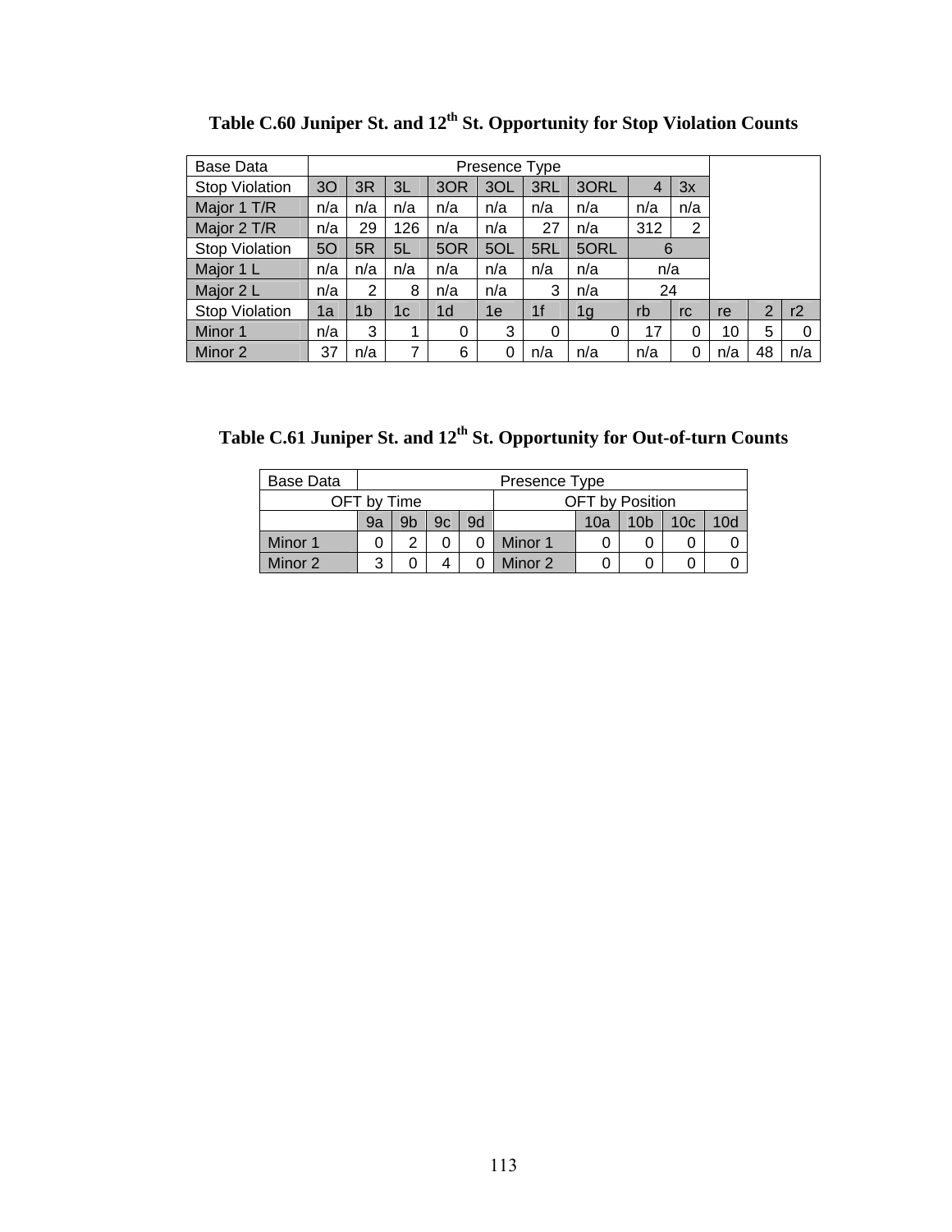**Table C.60 Juniper St. and 12th St. Opportunity for Stop Violation Counts**

| Base Data | Presence Type | | | | | | | | | | | |
|---|---|---|---|---|---|---|---|---|---|---|---|---|
| Stop Violation | 3O | 3R | 3L | 3OR | 3OL | 3RL | 3ORL | 4 | 3x | | | |
| Major 1 T/R | n/a | n/a | n/a | n/a | n/a | n/a | n/a | n/a | n/a | | | |
| Major 2 T/R | n/a | 29 | 126 | n/a | n/a | 27 | n/a | 312 | 2 | | | |
| Stop Violation | 5O | 5R | 5L | 5OR | 5OL | 5RL | 5ORL | 6 | | | | |
| Major 1 L | n/a | n/a | n/a | n/a | n/a | n/a | n/a | n/a | | | | |
| Major 2 L | n/a | 2 | 8 | n/a | n/a | 3 | n/a | 24 | | | | |
| Stop Violation | 1a | 1b | 1c | 1d | 1e | 1f | 1g | rb | rc | re | 2 | r2 |
| Minor 1 | n/a | 3 | 1 | 0 | 3 | 0 | 0 | 17 | 0 | 10 | 5 | 0 |
| Minor 2 | 37 | n/a | 7 | 6 | 0 | n/a | n/a | n/a | 0 | n/a | 48 | n/a |

**Table C.61 Juniper St. and 12th St. Opportunity for Out-of-turn Counts**

| Base Data | Presence Type | | | | | | | | |
|---|---|---|---|---|---|---|---|---|---|
| OFT by Time | | | | | OFT by Position | | | | |
| | 9a | 9b | 9c | 9d | | 10a | 10b | 10c | 10d |
| Minor 1 | 0 | 2 | 0 | 0 | Minor 1 | 0 | 0 | 0 | 0 |
| Minor 2 | 3 | 0 | 4 | 0 | Minor 2 | 0 | 0 | 0 | 0 |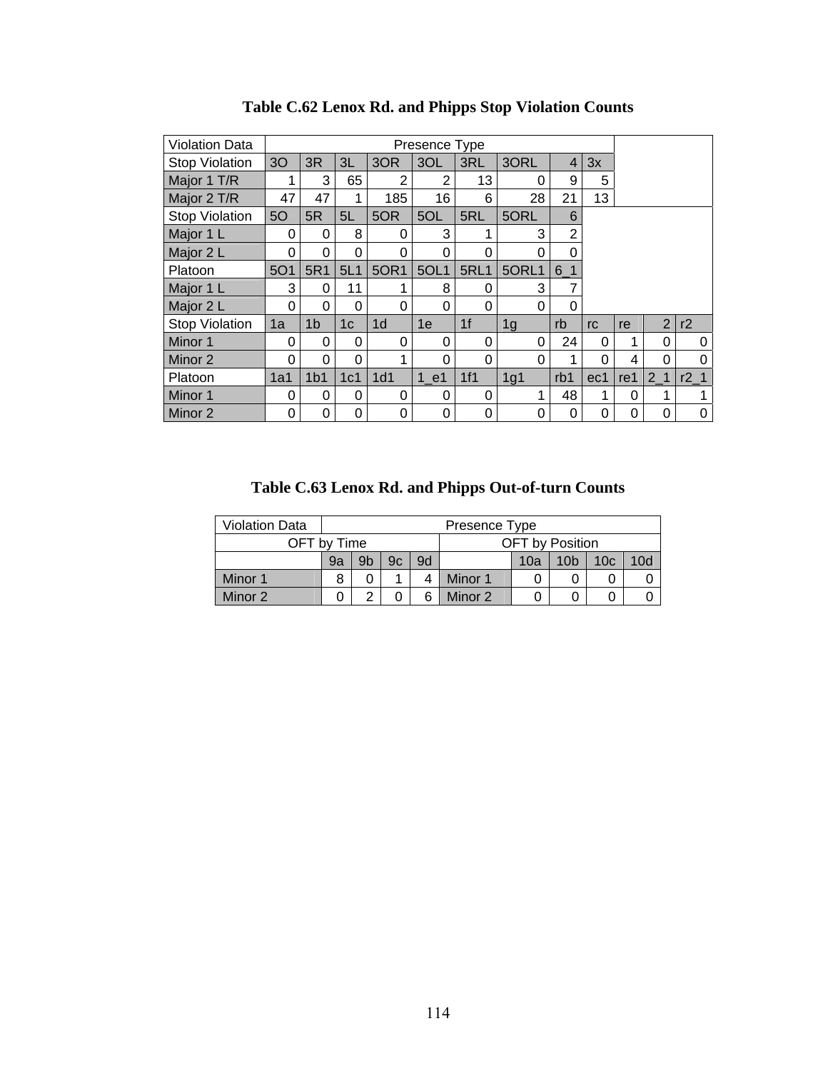**Table C.62 Lenox Rd. and Phipps Stop Violation Counts**

| Violation Data | Presence Type | | | | | | | | | | | |
|---|---|---|---|---|---|---|---|---|---|---|---|---|
| Stop Violation | 3O | 3R | 3L | 3OR | 3OL | 3RL | 3ORL | 4 | 3x | | | |
| Major 1 T/R | 1 | 3 | 65 | 2 | 2 | 13 | 0 | 9 | 5 | | | |
| Major 2 T/R | 47 | 47 | 1 | 185 | 16 | 6 | 28 | 21 | 13 | | | |
| Stop Violation | 5O | 5R | 5L | 5OR | 5OL | 5RL | 5ORL | 6 | | | | |
| Major 1 L | 0 | 0 | 8 | 0 | 3 | 1 | 3 | 2 | | | | |
| Major 2 L | 0 | 0 | 0 | 0 | 0 | 0 | 0 | 0 | | | | |
| Platoon | 5O1 | 5R1 | 5L1 | 5OR1 | 5OL1 | 5RL1 | 5ORL1 | 6_1 | | | | |
| Major 1 L | 3 | 0 | 11 | 1 | 8 | 0 | 3 | 7 | | | | |
| Major 2 L | 0 | 0 | 0 | 0 | 0 | 0 | 0 | 0 | | | | |
| Stop Violation | 1a | 1b | 1c | 1d | 1e | 1f | 1g | rb | rc | re | 2 | r2 |
| Minor 1 | 0 | 0 | 0 | 0 | 0 | 0 | 0 | 24 | 0 | 1 | 0 | 0 |
| Minor 2 | 0 | 0 | 0 | 1 | 0 | 0 | 0 | 1 | 0 | 4 | 0 | 0 |
| Platoon | 1a1 | 1b1 | 1c1 | 1d1 | 1_e1 | 1f1 | 1g1 | rb1 | ec1 | re1 | 2_1 | r2_1 |
| Minor 1 | 0 | 0 | 0 | 0 | 0 | 0 | 1 | 48 | 1 | 0 | 1 | 1 |
| Minor 2 | 0 | 0 | 0 | 0 | 0 | 0 | 0 | 0 | 0 | 0 | 0 | 0 |

**Table C.63 Lenox Rd. and Phipps Out-of-turn Counts**

| Violation Data | Presence Type | | | | | | | | |
|---|---|---|---|---|---|---|---|---|---|
| OFT by Time | | | | | OFT by Position | | | | |
| | 9a | 9b | 9c | 9d | | 10a | 10b | 10c | 10d |
| Minor 1 | 8 | 0 | 1 | 4 | Minor 1 | 0 | 0 | 0 | 0 |
| Minor 2 | 0 | 2 | 0 | 6 | Minor 2 | 0 | 0 | 0 | 0 |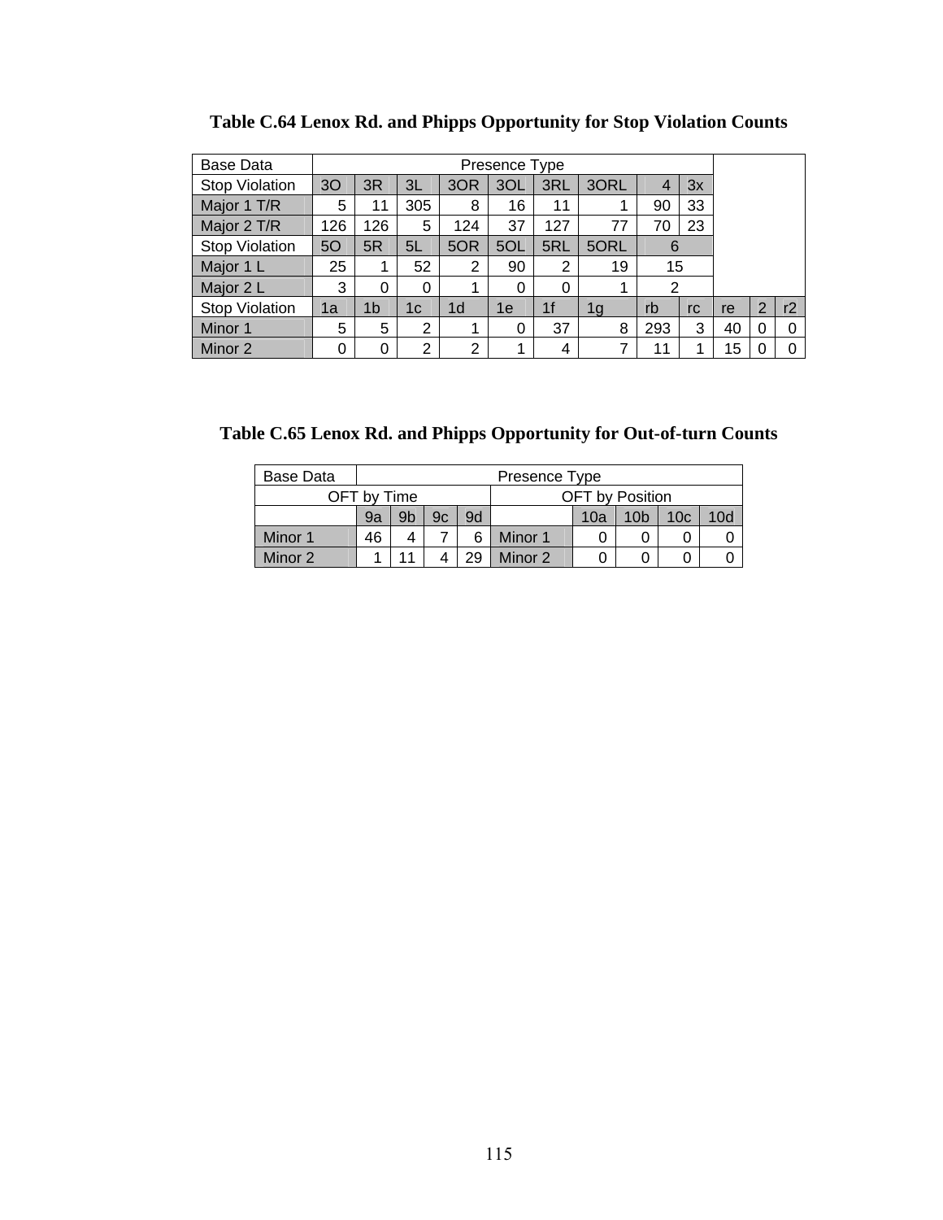**Table C.64 Lenox Rd. and Phipps Opportunity for Stop Violation Counts**

| Base Data | Presence Type | | | | | | | | | | | |
|---|---|---|---|---|---|---|---|---|---|---|---|---|
| Stop Violation | 3O | 3R | 3L | 3OR | 3OL | 3RL | 3ORL | 4 | 3x | | | |
| Major 1 T/R | 5 | 11 | 305 | 8 | 16 | 11 | 1 | 90 | 33 | | | |
| Major 2 T/R | 126 | 126 | 5 | 124 | 37 | 127 | 77 | 70 | 23 | | | |
| Stop Violation | 5O | 5R | 5L | 5OR | 5OL | 5RL | 5ORL | 6 | | | | |
| Major 1 L | 25 | 1 | 52 | 2 | 90 | 2 | 19 | 15 | | | | |
| Major 2 L | 3 | 0 | 0 | 1 | 0 | 0 | 1 | 2 | | | | |
| Stop Violation | 1a | 1b | 1c | 1d | 1e | 1f | 1g | rb | rc | re | 2 | r2 |
| Minor 1 | 5 | 5 | 2 | 1 | 0 | 37 | 8 | 293 | 3 | 40 | 0 | 0 |
| Minor 2 | 0 | 0 | 2 | 2 | 1 | 4 | 7 | 11 | 1 | 15 | 0 | 0 |

**Table C.65 Lenox Rd. and Phipps Opportunity for Out-of-turn Counts**

| Base Data | Presence Type | | | | | | | | |
|---|---|---|---|---|---|---|---|---|---|
| OFT by Time | | | | | OFT by Position | | | | |
| | 9a | 9b | 9c | 9d | | 10a | 10b | 10c | 10d |
| Minor 1 | 46 | 4 | 7 | 6 | Minor 1 | 0 | 0 | 0 | 0 |
| Minor 2 | 1 | 11 | 4 | 29 | Minor 2 | 0 | 0 | 0 | 0 |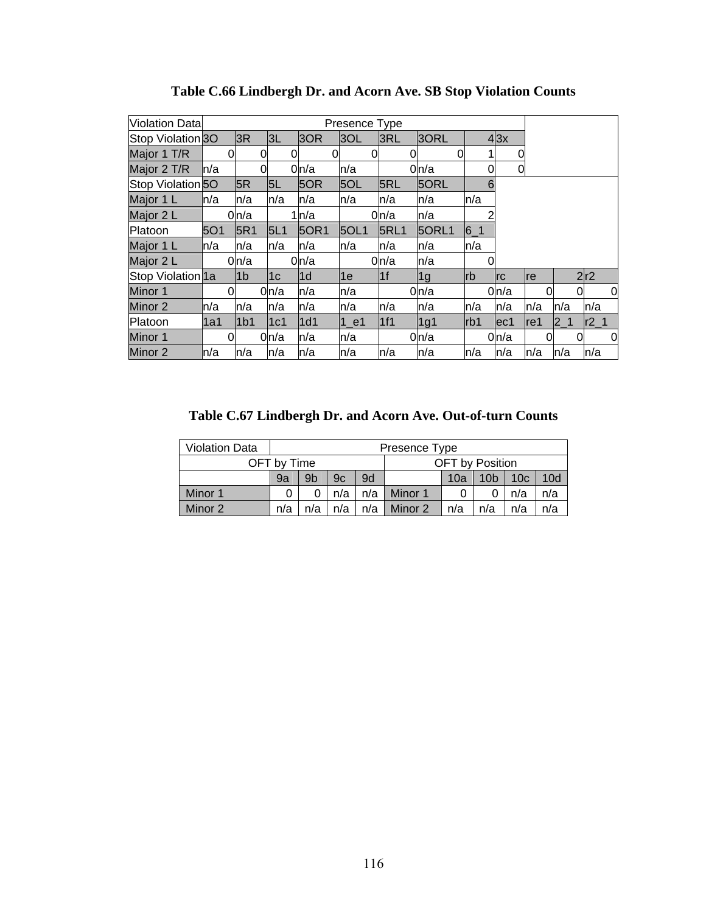**Table C.66 Lindbergh Dr. and Acorn Ave. SB Stop Violation Counts**

| Violation Data | Presence Type | | | | | | | | | | | |
|---|---|---|---|---|---|---|---|---|---|---|---|---|
| Stop Violation | 3O | 3R | 3L | 3OR | 3OL | 3RL | 3ORL | 4 | 3x | | | |
| Major 1 T/R | 0 | 0 | 0 | 0 | 0 | 0 | 0 | 1 | 0 | | | |
| Major 2 T/R | n/a | 0 | 0 | n/a | n/a | 0 | n/a | 0 | 0 | | | |
| Stop Violation | 5O | 5R | 5L | 5OR | 5OL | 5RL | 5ORL | 6 | | | | |
| Major 1 L | n/a | n/a | n/a | n/a | n/a | n/a | n/a | n/a | | | | |
| Major 2 L | 0 | n/a | 1 | n/a | 0 | n/a | n/a | 2 | | | | |
| Platoon | 5O1 | 5R1 | 5L1 | 5OR1 | 5OL1 | 5RL1 | 5ORL1 | 6_1 | | | | |
| Major 1 L | n/a | n/a | n/a | n/a | n/a | n/a | n/a | n/a | | | | |
| Major 2 L | 0 | n/a | 0 | n/a | 0 | n/a | n/a | 0 | | | | |
| Stop Violation | 1a | 1b | 1c | 1d | 1e | 1f | 1g | rb | rc | re | 2 | r2 |
| Minor 1 | 0 | 0 | n/a | n/a | n/a | 0 | n/a | 0 | n/a | 0 | 0 | 0 |
| Minor 2 | n/a | n/a | n/a | n/a | n/a | n/a | n/a | n/a | n/a | n/a | n/a | n/a |
| Platoon | 1a1 | 1b1 | 1c1 | 1d1 | 1_e1 | 1f1 | 1g1 | rb1 | ec1 | re1 | 2_1 | r2_1 |
| Minor 1 | 0 | 0 | n/a | n/a | n/a | 0 | n/a | 0 | n/a | 0 | 0 | 0 |
| Minor 2 | n/a | n/a | n/a | n/a | n/a | n/a | n/a | n/a | n/a | n/a | n/a | n/a |

**Table C.67 Lindbergh Dr. and Acorn Ave. Out-of-turn Counts**

| Violation Data | Presence Type | | | | | | | | |
|---|---|---|---|---|---|---|---|---|---|
| OFT by Time | | | | | OFT by Position | | | | |
| | 9a | 9b | 9c | 9d | | 10a | 10b | 10c | 10d |
| Minor 1 | 0 | 0 | n/a | n/a | Minor 1 | 0 | 0 | n/a | n/a |
| Minor 2 | n/a | n/a | n/a | n/a | Minor 2 | n/a | n/a | n/a | n/a |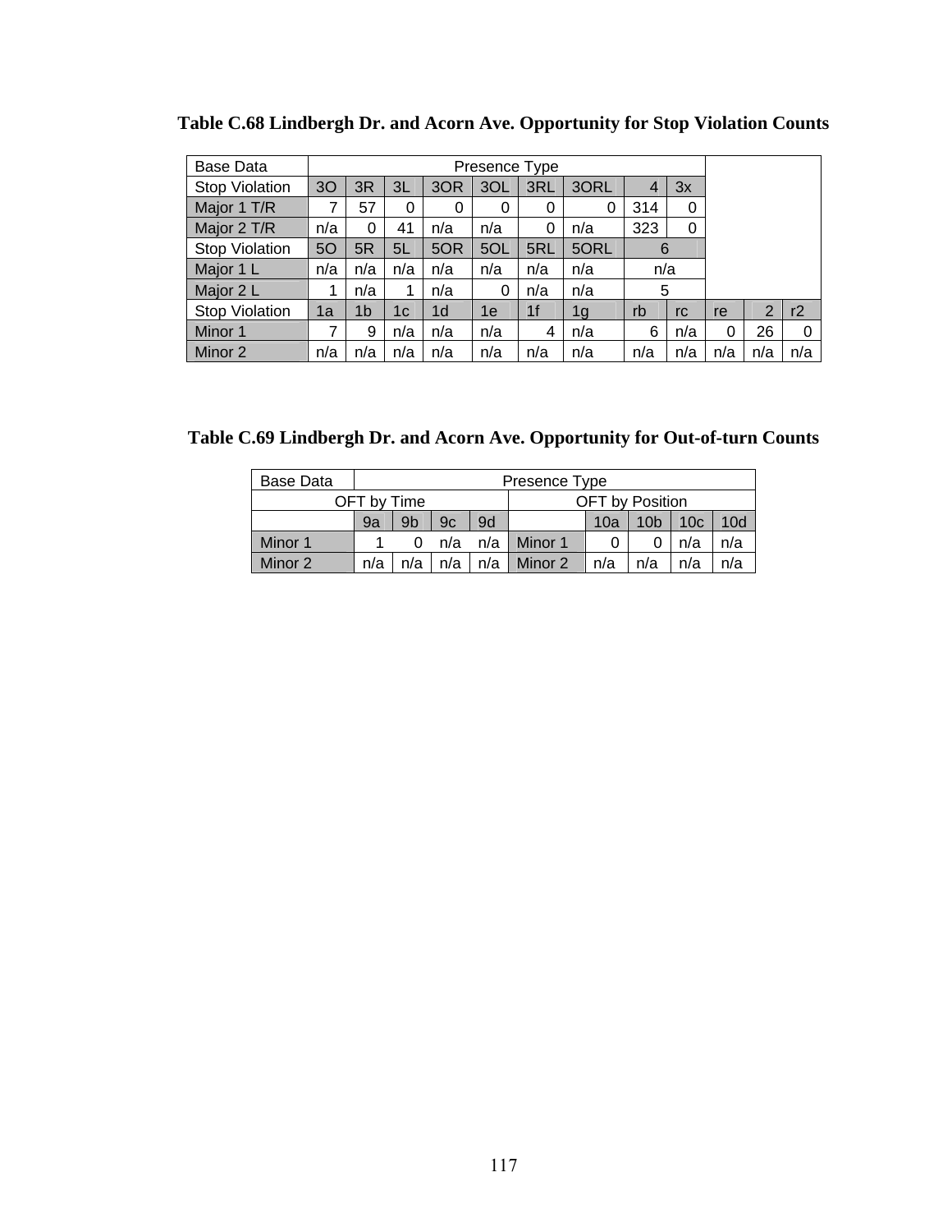**Table C.68 Lindbergh Dr. and Acorn Ave. Opportunity for Stop Violation Counts**

| Base Data | Presence Type | | | | | | | | | | | |
|---|---|---|---|---|---|---|---|---|---|---|---|---|
| Stop Violation | 3O | 3R | 3L | 3OR | 3OL | 3RL | 3ORL | 4 | 3x | | | |
| Major 1 T/R | 7 | 57 | 0 | 0 | 0 | 0 | 0 | 314 | 0 | | | |
| Major 2 T/R | n/a | 0 | 41 | n/a | n/a | 0 | n/a | 323 | 0 | | | |
| Stop Violation | 5O | 5R | 5L | 5OR | 5OL | 5RL | 5ORL | 6 | | | | |
| Major 1 L | n/a | n/a | n/a | n/a | n/a | n/a | n/a | n/a | | | | |
| Major 2 L | 1 | n/a | 1 | n/a | 0 | n/a | n/a | 5 | | | | |
| Stop Violation | 1a | 1b | 1c | 1d | 1e | 1f | 1g | rb | rc | re | 2 | r2 |
| Minor 1 | 7 | 9 | n/a | n/a | n/a | 4 | n/a | 6 | n/a | 0 | 26 | 0 |
| Minor 2 | n/a | n/a | n/a | n/a | n/a | n/a | n/a | n/a | n/a | n/a | n/a | n/a |

**Table C.69 Lindbergh Dr. and Acorn Ave. Opportunity for Out-of-turn Counts**

| Base Data | Presence Type | | | | | | | | |
|---|---|---|---|---|---|---|---|---|---|
| OFT by Time | | | | | OFT by Position | | | | |
| | 9a | 9b | 9c | 9d | | 10a | 10b | 10c | 10d |
| Minor 1 | 1 | 0 | n/a | n/a | Minor 1 | 0 | 0 | n/a | n/a |
| Minor 2 | n/a | n/a | n/a | n/a | Minor 2 | n/a | n/a | n/a | n/a |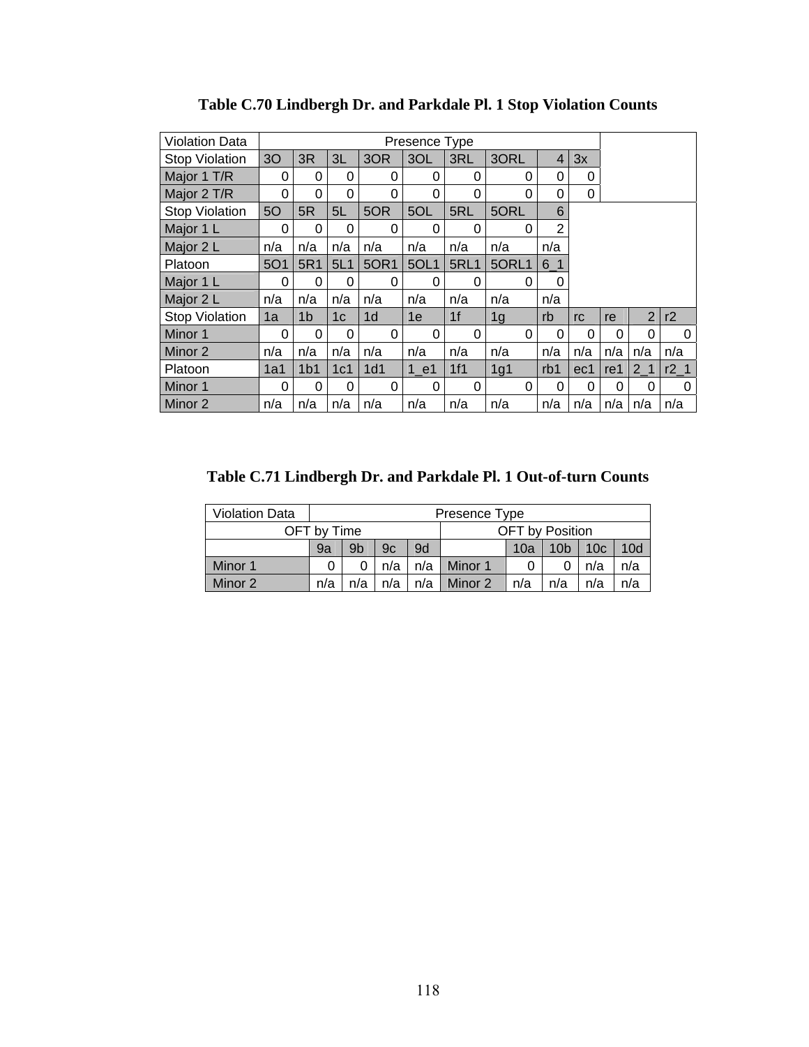**Table C.70 Lindbergh Dr. and Parkdale Pl. 1 Stop Violation Counts**

| Violation Data | Presence Type | | | | | | | | | | | | |
|---|---|---|---|---|---|---|---|---|---|---|---|---|---|
| Stop Violation | 3O | 3R | 3L | 3OR | 3OL | 3RL | 3ORL | 4 | 3x | | | | |
| Major 1 T/R | 0 | 0 | 0 | 0 | 0 | 0 | 0 | 0 | 0 | | | | |
| Major 2 T/R | 0 | 0 | 0 | 0 | 0 | 0 | 0 | 0 | 0 | | | | |
| Stop Violation | 5O | 5R | 5L | 5OR | 5OL | 5RL | 5ORL | 6 | | | | | |
| Major 1 L | 0 | 0 | 0 | 0 | 0 | 0 | 0 | 2 | | | | | |
| Major 2 L | n/a | n/a | n/a | n/a | n/a | n/a | n/a | n/a | | | | | |
| Platoon | 5O1 | 5R1 | 5L1 | 5OR1 | 5OL1 | 5RL1 | 5ORL1 | 6_1 | | | | | |
| Major 1 L | 0 | 0 | 0 | 0 | 0 | 0 | 0 | 0 | | | | | |
| Major 2 L | n/a | n/a | n/a | n/a | n/a | n/a | n/a | n/a | | | | | |
| Stop Violation | 1a | 1b | 1c | 1d | 1e | 1f | 1g | rb | rc | re | 2 | r2 | |
| Minor 1 | 0 | 0 | 0 | 0 | 0 | 0 | 0 | 0 | 0 | 0 | 0 | 0 | |
| Minor 2 | n/a | n/a | n/a | n/a | n/a | n/a | n/a | n/a | n/a | n/a | n/a | n/a | |
| Platoon | 1a1 | 1b1 | 1c1 | 1d1 | 1_e1 | 1f1 | 1g1 | rb1 | ec1 | re1 | 2_1 | r2_1 | |
| Minor 1 | 0 | 0 | 0 | 0 | 0 | 0 | 0 | 0 | 0 | 0 | 0 | 0 | |
| Minor 2 | n/a | n/a | n/a | n/a | n/a | n/a | n/a | n/a | n/a | n/a | n/a | n/a | |

**Table C.71 Lindbergh Dr. and Parkdale Pl. 1 Out-of-turn Counts**

| Violation Data | Presence Type | | | | | | | |
|---|---|---|---|---|---|---|---|---|
| OFT by Time | | | | | OFT by Position | | | |
| | 9a | 9b | 9c | 9d | | 10a | 10b | 10c | 10d |
| Minor 1 | 0 | 0 | n/a | n/a | Minor 1 | 0 | 0 | n/a | n/a |
| Minor 2 | n/a | n/a | n/a | n/a | Minor 2 | n/a | n/a | n/a | n/a |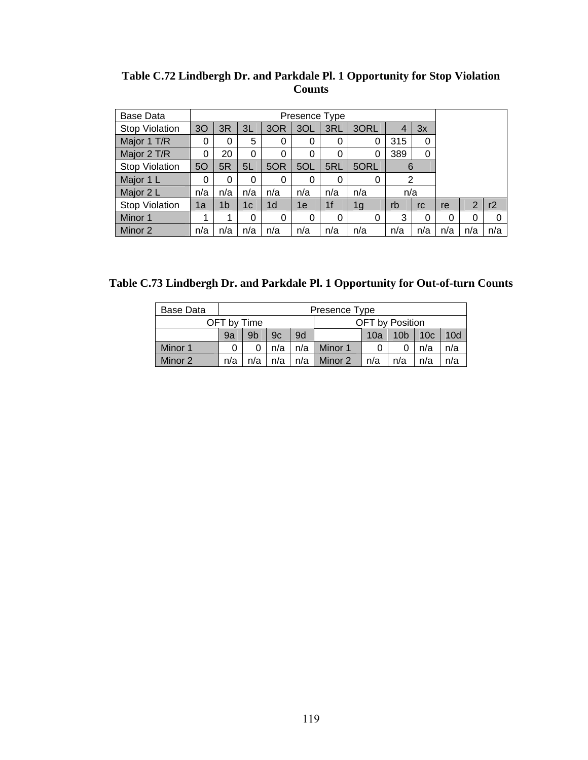**Table C.72 Lindbergh Dr. and Parkdale Pl. 1 Opportunity for Stop Violation Counts**

| Base Data | Presence Type | | | | | | | | | | | |
|---|---|---|---|---|---|---|---|---|---|---|---|---|
| Stop Violation | 3O | 3R | 3L | 3OR | 3OL | 3RL | 3ORL | 4 | 3x | | | |
| Major 1 T/R | 0 | 0 | 5 | 0 | 0 | 0 | 0 | 315 | 0 | | | |
| Major 2 T/R | 0 | 20 | 0 | 0 | 0 | 0 | 0 | 389 | 0 | | | |
| Stop Violation | 5O | 5R | 5L | 5OR | 5OL | 5RL | 5ORL | 6 | | | | |
| Major 1 L | 0 | 0 | 0 | 0 | 0 | 0 | 0 | 2 | | | | |
| Major 2 L | n/a | n/a | n/a | n/a | n/a | n/a | n/a | n/a | | | | |
| Stop Violation | 1a | 1b | 1c | 1d | 1e | 1f | 1g | rb | rc | re | 2 | r2 |
| Minor 1 | 1 | 1 | 0 | 0 | 0 | 0 | 0 | 3 | 0 | 0 | 0 | 0 |
| Minor 2 | n/a | n/a | n/a | n/a | n/a | n/a | n/a | n/a | n/a | n/a | n/a | n/a |

**Table C.73 Lindbergh Dr. and Parkdale Pl. 1 Opportunity for Out-of-turn Counts**

| Base Data | Presence Type | | | | | | | | |
|---|---|---|---|---|---|---|---|---|---|
| OFT by Time | | | | | OFT by Position | | | | |
| | 9a | 9b | 9c | 9d | | 10a | 10b | 10c | 10d |
| Minor 1 | 0 | 0 | n/a | n/a | Minor 1 | 0 | 0 | n/a | n/a |
| Minor 2 | n/a | n/a | n/a | n/a | Minor 2 | n/a | n/a | n/a | n/a |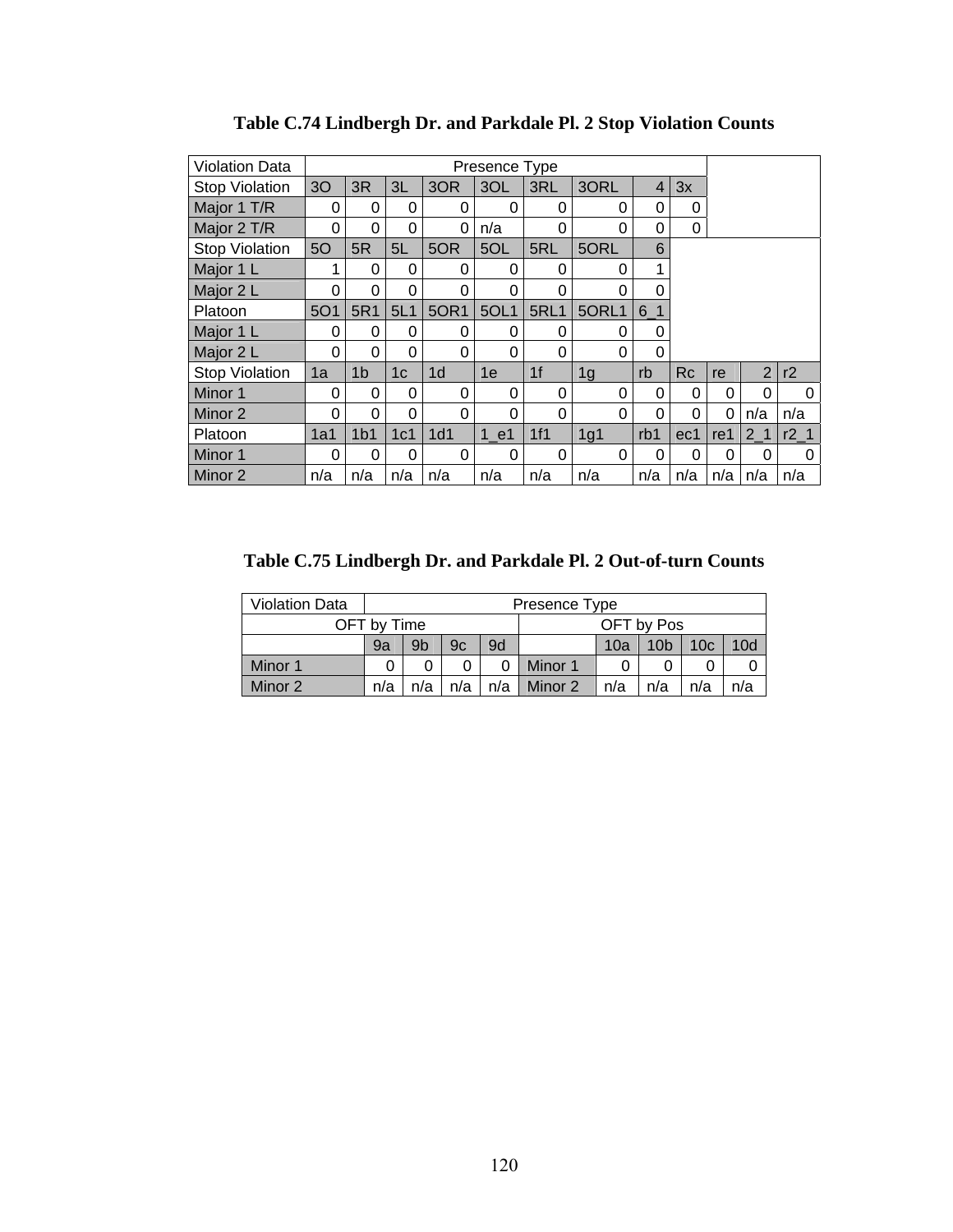**Table C.74 Lindbergh Dr. and Parkdale Pl. 2 Stop Violation Counts**

| Violation Data | Presence Type | | | | | | | | | | | | |
|---|---|---|---|---|---|---|---|---|---|---|---|---|---|
| Stop Violation | 3O | 3R | 3L | 3OR | 3OL | 3RL | 3ORL | 4 | 3x | | | | |
| Major 1 T/R | 0 | 0 | 0 | 0 | 0 | 0 | 0 | 0 | 0 | | | | |
| Major 2 T/R | 0 | 0 | 0 | 0 | n/a | 0 | 0 | 0 | 0 | | | | |
| Stop Violation | 5O | 5R | 5L | 5OR | 5OL | 5RL | 5ORL | 6 | | | | | |
| Major 1 L | 1 | 0 | 0 | 0 | 0 | 0 | 0 | 1 | | | | | |
| Major 2 L | 0 | 0 | 0 | 0 | 0 | 0 | 0 | 0 | | | | | |
| Platoon | 5O1 | 5R1 | 5L1 | 5OR1 | 5OL1 | 5RL1 | 5ORL1 | 6_1 | | | | | |
| Major 1 L | 0 | 0 | 0 | 0 | 0 | 0 | 0 | 0 | | | | | |
| Major 2 L | 0 | 0 | 0 | 0 | 0 | 0 | 0 | 0 | | | | | |
| Stop Violation | 1a | 1b | 1c | 1d | 1e | 1f | 1g | rb | Rc | re | 2 | r2 | |
| Minor 1 | 0 | 0 | 0 | 0 | 0 | 0 | 0 | 0 | 0 | 0 | 0 | 0 | |
| Minor 2 | 0 | 0 | 0 | 0 | 0 | 0 | 0 | 0 | 0 | 0 | n/a | n/a | |
| Platoon | 1a1 | 1b1 | 1c1 | 1d1 | 1_e1 | 1f1 | 1g1 | rb1 | ec1 | re1 | 2_1 | r2_1 | |
| Minor 1 | 0 | 0 | 0 | 0 | 0 | 0 | 0 | 0 | 0 | 0 | 0 | 0 | |
| Minor 2 | n/a | n/a | n/a | n/a | n/a | n/a | n/a | n/a | n/a | n/a | n/a | n/a | |

**Table C.75 Lindbergh Dr. and Parkdale Pl. 2 Out-of-turn Counts**

| Violation Data | Presence Type | | | | | | | | |
|---|---|---|---|---|---|---|---|---|---|
| OFT by Time | | | | | OFT by Pos | | | | |
| | 9a | 9b | 9c | 9d | | 10a | 10b | 10c | 10d |
| Minor 1 | 0 | 0 | 0 | 0 | Minor 1 | 0 | 0 | 0 | 0 |
| Minor 2 | n/a | n/a | n/a | n/a | Minor 2 | n/a | n/a | n/a | n/a |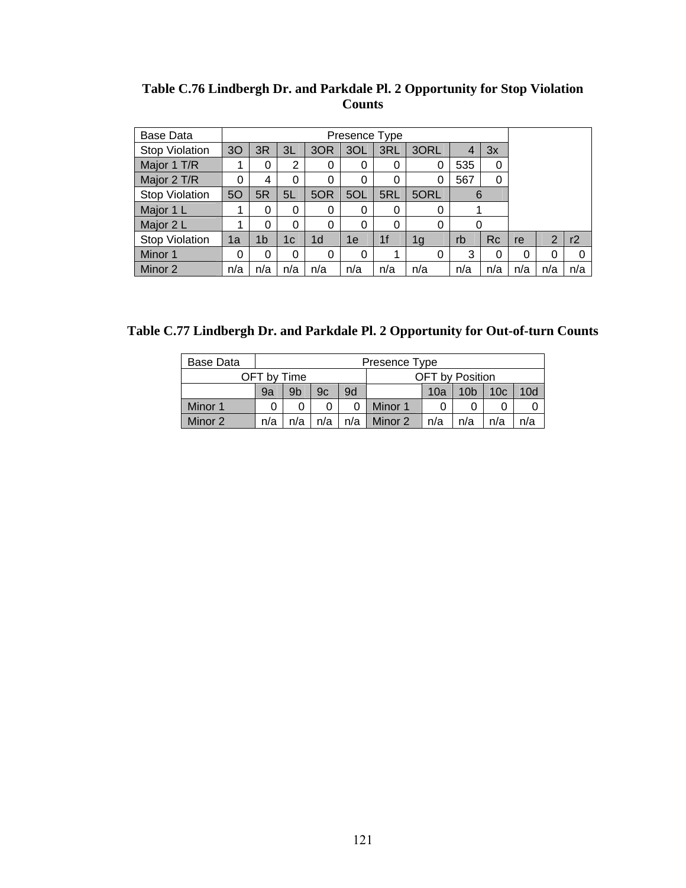**Table C.76 Lindbergh Dr. and Parkdale Pl. 2 Opportunity for Stop Violation Counts**

| Base Data | Presence Type | | | | | | | | | | | |
|---|---|---|---|---|---|---|---|---|---|---|---|---|
| Stop Violation | 3O | 3R | 3L | 3OR | 3OL | 3RL | 3ORL | 4 | 3x | | | |
| Major 1 T/R | 1 | 0 | 2 | 0 | 0 | 0 | 0 | 535 | 0 | | | |
| Major 2 T/R | 0 | 4 | 0 | 0 | 0 | 0 | 0 | 567 | 0 | | | |
| Stop Violation | 5O | 5R | 5L | 5OR | 5OL | 5RL | 5ORL | 6 | | | | |
| Major 1 L | 1 | 0 | 0 | 0 | 0 | 0 | 0 | 1 | | | | |
| Major 2 L | 1 | 0 | 0 | 0 | 0 | 0 | 0 | 0 | | | | |
| Stop Violation | 1a | 1b | 1c | 1d | 1e | 1f | 1g | rb | Rc | re | 2 | r2 |
| Minor 1 | 0 | 0 | 0 | 0 | 0 | 1 | 0 | 3 | 0 | 0 | 0 | 0 |
| Minor 2 | n/a | n/a | n/a | n/a | n/a | n/a | n/a | n/a | n/a | n/a | n/a | n/a |

**Table C.77 Lindbergh Dr. and Parkdale Pl. 2 Opportunity for Out-of-turn Counts**

| Base Data | Presence Type | | | | | | | | |
|---|---|---|---|---|---|---|---|---|---|
| OFT by Time | | | | | OFT by Position | | | | |
| | 9a | 9b | 9c | 9d | | 10a | 10b | 10c | 10d |
| Minor 1 | 0 | 0 | 0 | 0 | Minor 1 | 0 | 0 | 0 | 0 |
| Minor 2 | n/a | n/a | n/a | n/a | Minor 2 | n/a | n/a | n/a | n/a |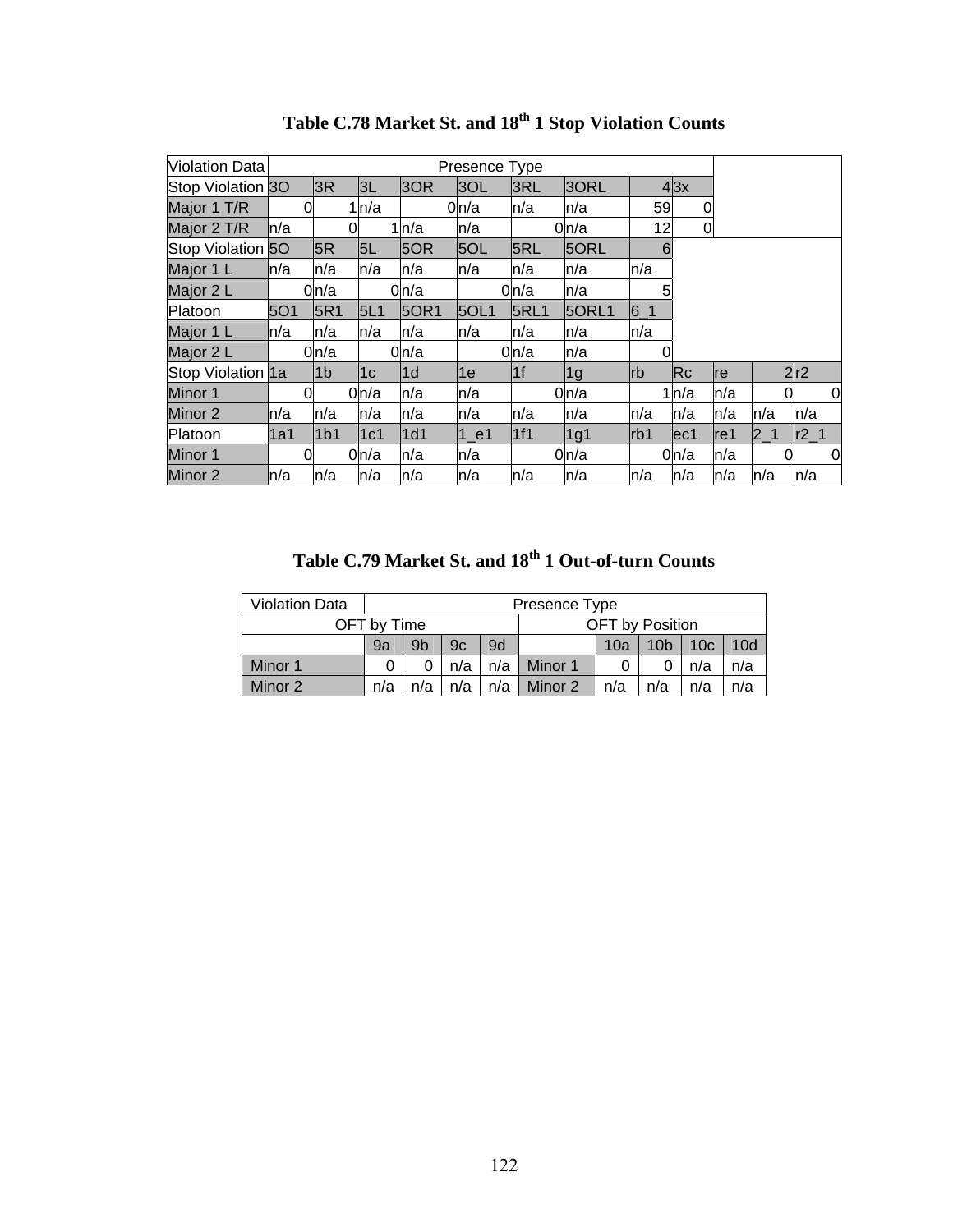# Table C.78 Market St. and 18th 1 Stop Violation Counts

| Violation Data | Presence Type | | | | | | | | | | | |
|---|---|---|---|---|---|---|---|---|---|---|---|---|
| Stop Violation | 3O | 3R | 3L | 3OR | 3OL | 3RL | 3ORL | 4 | 3x | | | |
| Major 1 T/R | 0 | 1 | n/a | 0 | n/a | n/a | n/a | 59 | 0 | | | |
| Major 2 T/R | n/a | 0 | 1 | n/a | n/a | 0 | n/a | 12 | 0 | | | |
| Stop Violation | 5O | 5R | 5L | 5OR | 5OL | 5RL | 5ORL | 6 | | | | |
| Major 1 L | n/a | n/a | n/a | n/a | n/a | n/a | n/a | n/a | | | | |
| Major 2 L | 0 | n/a | 0 | n/a | 0 | n/a | n/a | 5 | | | | |
| Platoon | 5O1 | 5R1 | 5L1 | 5OR1 | 5OL1 | 5RL1 | 5ORL1 | 6_1 | | | | |
| Major 1 L | n/a | n/a | n/a | n/a | n/a | n/a | n/a | n/a | | | | |
| Major 2 L | 0 | n/a | 0 | n/a | 0 | n/a | n/a | 0 | | | | |
| Stop Violation | 1a | 1b | 1c | 1d | 1e | 1f | 1g | rb | Rc | re | 2 | r2 |
| Minor 1 | 0 | 0 | n/a | n/a | n/a | 0 | n/a | 1 | n/a | n/a | 0 | 0 |
| Minor 2 | n/a | n/a | n/a | n/a | n/a | n/a | n/a | n/a | n/a | n/a | n/a | n/a |
| Platoon | 1a1 | 1b1 | 1c1 | 1d1 | 1_e1 | 1f1 | 1g1 | rb1 | ec1 | re1 | 2_1 | r2_1 |
| Minor 1 | 0 | 0 | n/a | n/a | n/a | 0 | n/a | 0 | n/a | n/a | 0 | 0 |
| Minor 2 | n/a | n/a | n/a | n/a | n/a | n/a | n/a | n/a | n/a | n/a | n/a | n/a |

# Table C.79 Market St. and 18th 1 Out-of-turn Counts

| Violation Data | Presence Type | | | | | | | | |
|---|---|---|---|---|---|---|---|---|---|
| OFT by Time | | | | | OFT by Position | | | | |
| | 9a | 9b | 9c | 9d | | 10a | 10b | 10c | 10d |
| Minor 1 | 0 | 0 | n/a | n/a | Minor 1 | 0 | 0 | n/a | n/a |
| Minor 2 | n/a | n/a | n/a | n/a | Minor 2 | n/a | n/a | n/a | n/a |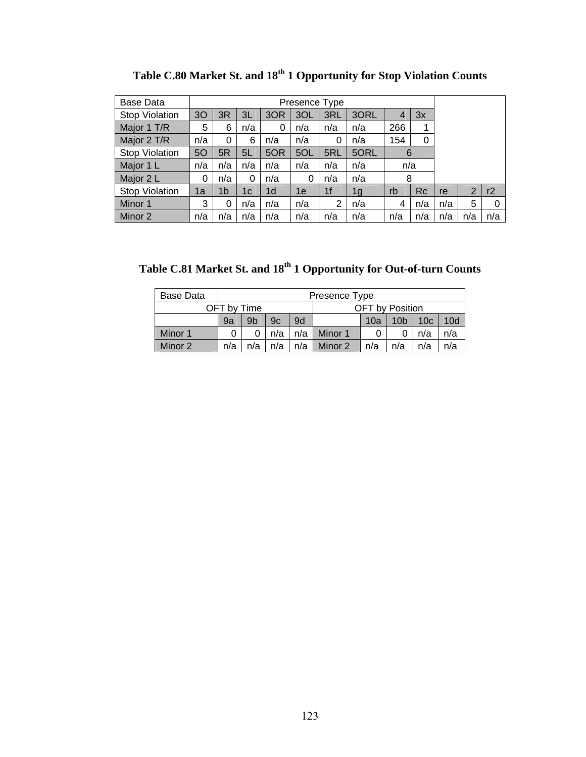**Table C.80 Market St. and 18th 1 Opportunity for Stop Violation Counts**

| Base Data | Presence Type | | | | | | | | | | | |
|---|---|---|---|---|---|---|---|---|---|---|---|---|
| Stop Violation | 3O | 3R | 3L | 3OR | 3OL | 3RL | 3ORL | 4 | 3x | | | |
| Major 1 T/R | 5 | 6 | n/a | 0 | n/a | n/a | n/a | 266 | 1 | | | |
| Major 2 T/R | n/a | 0 | 6 | n/a | n/a | 0 | n/a | 154 | 0 | | | |
| Stop Violation | 5O | 5R | 5L | 5OR | 5OL | 5RL | 5ORL | 6 | | | | |
| Major 1 L | n/a | n/a | n/a | n/a | n/a | n/a | n/a | n/a | | | | |
| Major 2 L | 0 | n/a | 0 | n/a | 0 | n/a | n/a | 8 | | | | |
| Stop Violation | 1a | 1b | 1c | 1d | 1e | 1f | 1g | rb | Rc | re | 2 | r2 |
| Minor 1 | 3 | 0 | n/a | n/a | n/a | 2 | n/a | 4 | n/a | n/a | 5 | 0 |
| Minor 2 | n/a | n/a | n/a | n/a | n/a | n/a | n/a | n/a | n/a | n/a | n/a | n/a |

**Table C.81 Market St. and 18th 1 Opportunity for Out-of-turn Counts**

| Base Data | Presence Type | | | | | | | | |
|---|---|---|---|---|---|---|---|---|---|
| OFT by Time | | | | | OFT by Position | | | | |
| | 9a | 9b | 9c | 9d | | 10a | 10b | 10c | 10d |
| Minor 1 | 0 | 0 | n/a | n/a | Minor 1 | 0 | 0 | n/a | n/a |
| Minor 2 | n/a | n/a | n/a | n/a | Minor 2 | n/a | n/a | n/a | n/a |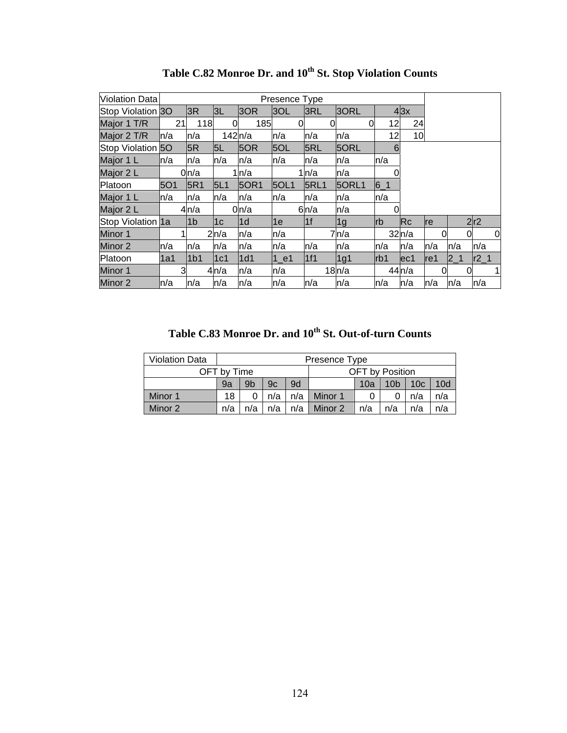**Table C.82 Monroe Dr. and 10th St. Stop Violation Counts**

| Violation Data | Presence Type | | | | | | | | | | | |
|---|---|---|---|---|---|---|---|---|---|---|---|---|
| Stop Violation | 3O | 3R | 3L | 3OR | 3OL | 3RL | 3ORL | 4 | 3x | | | |
| Major 1 T/R | 21 | 118 | 0 | 185 | 0 | 0 | 0 | 12 | 24 | | | |
| Major 2 T/R | n/a | n/a | 142 | n/a | n/a | n/a | n/a | 12 | 10 | | | |
| Stop Violation | 5O | 5R | 5L | 5OR | 5OL | 5RL | 5ORL | 6 | | | | |
| Major 1 L | n/a | n/a | n/a | n/a | n/a | n/a | n/a | n/a | | | | |
| Major 2 L | 0 | n/a | 1 | n/a | 1 | n/a | n/a | 0 | | | | |
| Platoon | 5O1 | 5R1 | 5L1 | 5OR1 | 5OL1 | 5RL1 | 5ORL1 | 6_1 | | | | |
| Major 1 L | n/a | n/a | n/a | n/a | n/a | n/a | n/a | n/a | | | | |
| Major 2 L | 4 | n/a | 0 | n/a | 6 | n/a | n/a | 0 | | | | |
| Stop Violation | 1a | 1b | 1c | 1d | 1e | 1f | 1g | rb | Rc | re | 2 | r2 |
| Minor 1 | 1 | 2 | n/a | n/a | n/a | 7 | n/a | 32 | n/a | 0 | 0 | 0 |
| Minor 2 | n/a | n/a | n/a | n/a | n/a | n/a | n/a | n/a | n/a | n/a | n/a | n/a |
| Platoon | 1a1 | 1b1 | 1c1 | 1d1 | 1_e1 | 1f1 | 1g1 | rb1 | ec1 | re1 | 2_1 | r2_1 |
| Minor 1 | 3 | 4 | n/a | n/a | n/a | 18 | n/a | 44 | n/a | 0 | 0 | 1 |
| Minor 2 | n/a | n/a | n/a | n/a | n/a | n/a | n/a | n/a | n/a | n/a | n/a | n/a |

**Table C.83 Monroe Dr. and 10th St. Out-of-turn Counts**

| Violation Data | Presence Type | | | | | | | | |
|---|---|---|---|---|---|---|---|---|---|
| OFT by Time | | | | | OFT by Position | | | | |
| | 9a | 9b | 9c | 9d | | 10a | 10b | 10c | 10d |
| Minor 1 | 18 | 0 | n/a | n/a | Minor 1 | 0 | 0 | n/a | n/a |
| Minor 2 | n/a | n/a | n/a | n/a | Minor 2 | n/a | n/a | n/a | n/a |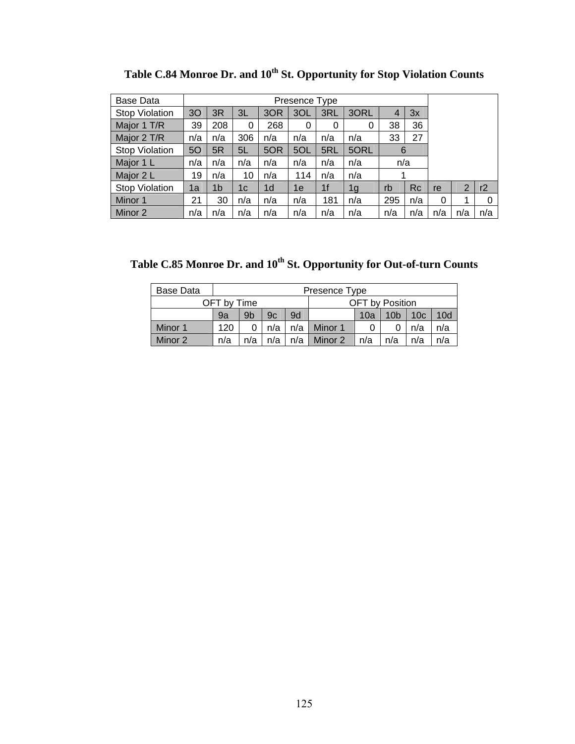**Table C.84 Monroe Dr. and 10th St. Opportunity for Stop Violation Counts**

| Base Data | Presence Type | | | | | | | | | | | |
|---|---|---|---|---|---|---|---|---|---|---|---|---|
| Stop Violation | 3O | 3R | 3L | 3OR | 3OL | 3RL | 3ORL | 4 | 3x | | | |
| Major 1 T/R | 39 | 208 | 0 | 268 | 0 | 0 | 0 | 38 | 36 | | | |
| Major 2 T/R | n/a | n/a | 306 | n/a | n/a | n/a | n/a | 33 | 27 | | | |
| Stop Violation | 5O | 5R | 5L | 5OR | 5OL | 5RL | 5ORL | 6 | | | | |
| Major 1 L | n/a | n/a | n/a | n/a | n/a | n/a | n/a | n/a | | | | |
| Major 2 L | 19 | n/a | 10 | n/a | 114 | n/a | n/a | 1 | | | | |
| Stop Violation | 1a | 1b | 1c | 1d | 1e | 1f | 1g | rb | Rc | re | 2 | r2 |
| Minor 1 | 21 | 30 | n/a | n/a | n/a | 181 | n/a | 295 | n/a | 0 | 1 | 0 |
| Minor 2 | n/a | n/a | n/a | n/a | n/a | n/a | n/a | n/a | n/a | n/a | n/a | n/a |

**Table C.85 Monroe Dr. and 10th St. Opportunity for Out-of-turn Counts**

| Base Data | Presence Type | | | | | | | | |
|---|---|---|---|---|---|---|---|---|---|
| OFT by Time | | | | | OFT by Position | | | | |
| | 9a | 9b | 9c | 9d | | 10a | 10b | 10c | 10d |
| Minor 1 | 120 | 0 | n/a | n/a | Minor 1 | 0 | 0 | n/a | n/a |
| Minor 2 | n/a | n/a | n/a | n/a | Minor 2 | n/a | n/a | n/a | n/a |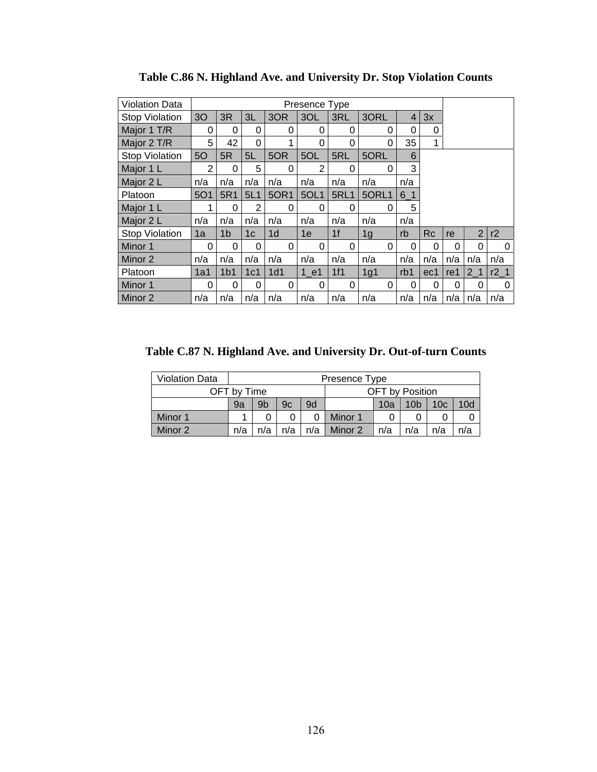**Table C.86 N. Highland Ave. and University Dr. Stop Violation Counts**

| Violation Data | Presence Type | | | | | | | | | | | | |
|---|---|---|---|---|---|---|---|---|---|---|---|---|---|
| Stop Violation | 3O | 3R | 3L | 3OR | 3OL | 3RL | 3ORL | 4 | 3x | | | | |
| Major 1 T/R | 0 | 0 | 0 | 0 | 0 | 0 | 0 | 0 | 0 | | | | |
| Major 2 T/R | 5 | 42 | 0 | 1 | 0 | 0 | 0 | 35 | 1 | | | | |
| Stop Violation | 5O | 5R | 5L | 5OR | 5OL | 5RL | 5ORL | 6 | | | | | |
| Major 1 L | 2 | 0 | 5 | 0 | 2 | 0 | 0 | 3 | | | | | |
| Major 2 L | n/a | n/a | n/a | n/a | n/a | n/a | n/a | n/a | | | | | |
| Platoon | 5O1 | 5R1 | 5L1 | 5OR1 | 5OL1 | 5RL1 | 5ORL1 | 6_1 | | | | | |
| Major 1 L | 1 | 0 | 2 | 0 | 0 | 0 | 0 | 5 | | | | | |
| Major 2 L | n/a | n/a | n/a | n/a | n/a | n/a | n/a | n/a | | | | | |
| Stop Violation | 1a | 1b | 1c | 1d | 1e | 1f | 1g | rb | Rc | re | 2 | r2 | |
| Minor 1 | 0 | 0 | 0 | 0 | 0 | 0 | 0 | 0 | 0 | 0 | 0 | 0 | |
| Minor 2 | n/a | n/a | n/a | n/a | n/a | n/a | n/a | n/a | n/a | n/a | n/a | n/a | |
| Platoon | 1a1 | 1b1 | 1c1 | 1d1 | 1_e1 | 1f1 | 1g1 | rb1 | ec1 | re1 | 2_1 | r2_1 | |
| Minor 1 | 0 | 0 | 0 | 0 | 0 | 0 | 0 | 0 | 0 | 0 | 0 | 0 | |
| Minor 2 | n/a | n/a | n/a | n/a | n/a | n/a | n/a | n/a | n/a | n/a | n/a | n/a | |

**Table C.87 N. Highland Ave. and University Dr. Out-of-turn Counts**

| Violation Data | Presence Type | | | | | | | | |
|---|---|---|---|---|---|---|---|---|---|
| OFT by Time | | | | | OFT by Position | | | | |
| | 9a | 9b | 9c | 9d | | 10a | 10b | 10c | 10d |
| Minor 1 | 1 | 0 | 0 | 0 | Minor 1 | 0 | 0 | 0 | 0 |
| Minor 2 | n/a | n/a | n/a | n/a | Minor 2 | n/a | n/a | n/a | n/a |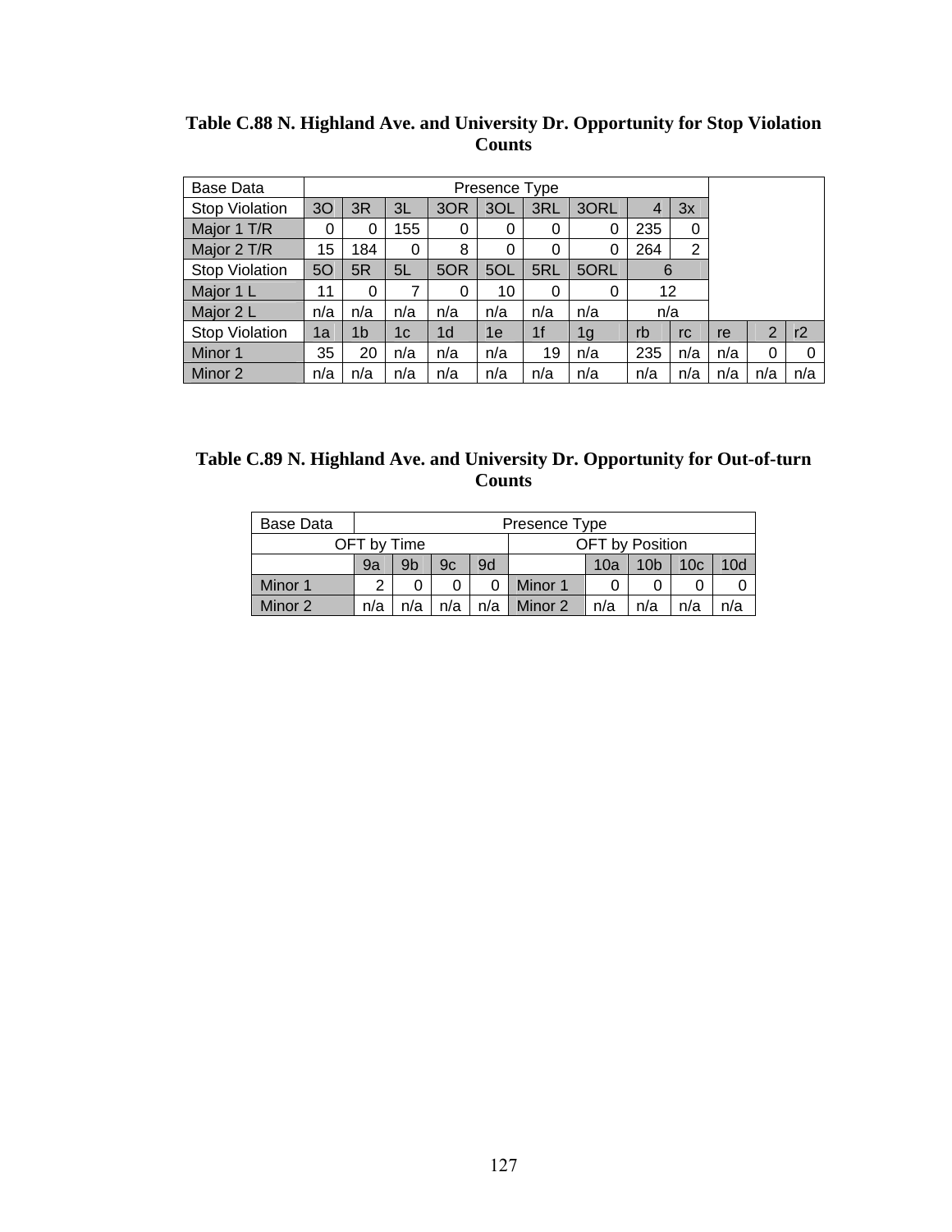**Table C.88 N. Highland Ave. and University Dr. Opportunity for Stop Violation Counts**

| Base Data | Presence Type | | | | | | | | | | | |
|---|---|---|---|---|---|---|---|---|---|---|---|---|
| Stop Violation | 3O | 3R | 3L | 3OR | 3OL | 3RL | 3ORL | 4 | 3x | | | |
| Major 1 T/R | 0 | 0 | 155 | 0 | 0 | 0 | 0 | 235 | 0 | | | |
| Major 2 T/R | 15 | 184 | 0 | 8 | 0 | 0 | 0 | 264 | 2 | | | |
| Stop Violation | 5O | 5R | 5L | 5OR | 5OL | 5RL | 5ORL | 6 | | | | |
| Major 1 L | 11 | 0 | 7 | 0 | 10 | 0 | 0 | 12 | | | | |
| Major 2 L | n/a | n/a | n/a | n/a | n/a | n/a | n/a | n/a | | | | |
| Stop Violation | 1a | 1b | 1c | 1d | 1e | 1f | 1g | rb | rc | re | 2 | r2 |
| Minor 1 | 35 | 20 | n/a | n/a | n/a | 19 | n/a | 235 | n/a | n/a | 0 | 0 |
| Minor 2 | n/a | n/a | n/a | n/a | n/a | n/a | n/a | n/a | n/a | n/a | n/a | n/a |

**Table C.89 N. Highland Ave. and University Dr. Opportunity for Out-of-turn Counts**

| Base Data | Presence Type | | | | | | | | |
|---|---|---|---|---|---|---|---|---|---|
| OFT by Time | | | | | OFT by Position | | | | |
| | 9a | 9b | 9c | 9d | | 10a | 10b | 10c | 10d |
| Minor 1 | 2 | 0 | 0 | 0 | Minor 1 | 0 | 0 | 0 | 0 |
| Minor 2 | n/a | n/a | n/a | n/a | Minor 2 | n/a | n/a | n/a | n/a |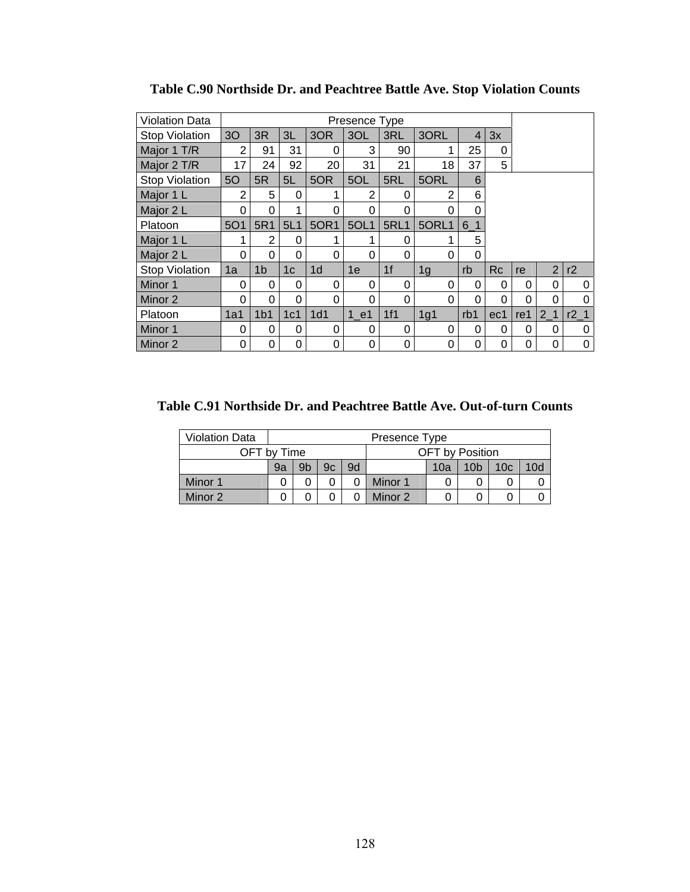**Table C.90 Northside Dr. and Peachtree Battle Ave. Stop Violation Counts**

| Violation Data | Presence Type | | | | | | | | | | | |
|---|---|---|---|---|---|---|---|---|---|---|---|---|
| Stop Violation | 3O | 3R | 3L | 3OR | 3OL | 3RL | 3ORL | 4 | 3x | | | |
| Major 1 T/R | 2 | 91 | 31 | 0 | 3 | 90 | 1 | 25 | 0 | | | |
| Major 2 T/R | 17 | 24 | 92 | 20 | 31 | 21 | 18 | 37 | 5 | | | |
| Stop Violation | 5O | 5R | 5L | 5OR | 5OL | 5RL | 5ORL | 6 | | | | |
| Major 1 L | 2 | 5 | 0 | 1 | 2 | 0 | 2 | 6 | | | | |
| Major 2 L | 0 | 0 | 1 | 0 | 0 | 0 | 0 | 0 | | | | |
| Platoon | 5O1 | 5R1 | 5L1 | 5OR1 | 5OL1 | 5RL1 | 5ORL1 | 6_1 | | | | |
| Major 1 L | 1 | 2 | 0 | 1 | 1 | 0 | 1 | 5 | | | | |
| Major 2 L | 0 | 0 | 0 | 0 | 0 | 0 | 0 | 0 | | | | |
| Stop Violation | 1a | 1b | 1c | 1d | 1e | 1f | 1g | rb | Rc | re | 2 | r2 |
| Minor 1 | 0 | 0 | 0 | 0 | 0 | 0 | 0 | 0 | 0 | 0 | 0 | 0 |
| Minor 2 | 0 | 0 | 0 | 0 | 0 | 0 | 0 | 0 | 0 | 0 | 0 | 0 |
| Platoon | 1a1 | 1b1 | 1c1 | 1d1 | 1_e1 | 1f1 | 1g1 | rb1 | ec1 | re1 | 2_1 | r2_1 |
| Minor 1 | 0 | 0 | 0 | 0 | 0 | 0 | 0 | 0 | 0 | 0 | 0 | 0 |
| Minor 2 | 0 | 0 | 0 | 0 | 0 | 0 | 0 | 0 | 0 | 0 | 0 | 0 |

**Table C.91 Northside Dr. and Peachtree Battle Ave. Out-of-turn Counts**

| Violation Data | Presence Type | | | | | | | | |
|---|---|---|---|---|---|---|---|---|---|
| OFT by Time | | | | | OFT by Position | | | | |
| | 9a | 9b | 9c | 9d | | 10a | 10b | 10c | 10d |
| Minor 1 | 0 | 0 | 0 | 0 | Minor 1 | 0 | 0 | 0 | 0 |
| Minor 2 | 0 | 0 | 0 | 0 | Minor 2 | 0 | 0 | 0 | 0 |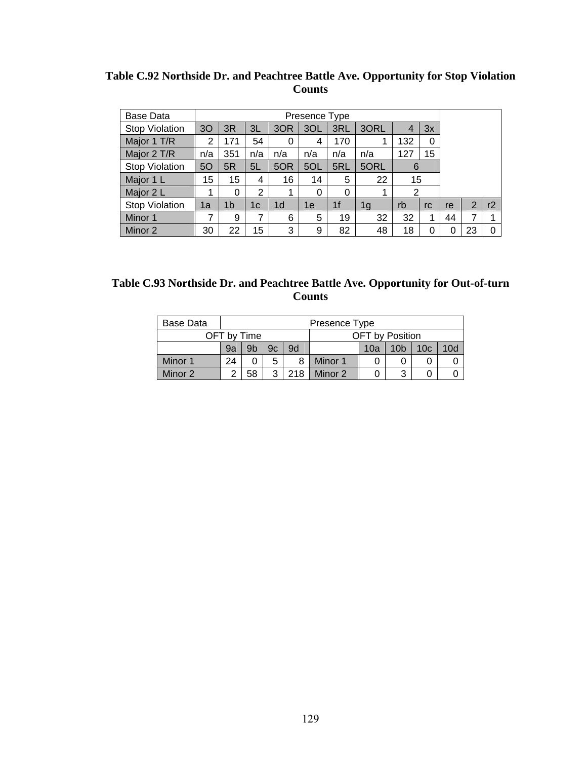**Table C.92 Northside Dr. and Peachtree Battle Ave. Opportunity for Stop Violation Counts**

| Base Data | Presence Type | | | | | | | | | | | |
|---|---|---|---|---|---|---|---|---|---|---|---|---|
| Stop Violation | 3O | 3R | 3L | 3OR | 3OL | 3RL | 3ORL | 4 | 3x | | | |
| Major 1 T/R | 2 | 171 | 54 | 0 | 4 | 170 | 1 | 132 | 0 | | | |
| Major 2 T/R | n/a | 351 | n/a | n/a | n/a | n/a | n/a | 127 | 15 | | | |
| Stop Violation | 5O | 5R | 5L | 5OR | 5OL | 5RL | 5ORL | 6 | | | | |
| Major 1 L | 15 | 15 | 4 | 16 | 14 | 5 | 22 | 15 | | | | |
| Major 2 L | 1 | 0 | 2 | 1 | 0 | 0 | 1 | 2 | | | | |
| Stop Violation | 1a | 1b | 1c | 1d | 1e | 1f | 1g | rb | rc | re | 2 | r2 |
| Minor 1 | 7 | 9 | 7 | 6 | 5 | 19 | 32 | 32 | 1 | 44 | 7 | 1 |
| Minor 2 | 30 | 22 | 15 | 3 | 9 | 82 | 48 | 18 | 0 | 0 | 23 | 0 |

**Table C.93 Northside Dr. and Peachtree Battle Ave. Opportunity for Out-of-turn Counts**

| Base Data | Presence Type | | | | | | | | |
|---|---|---|---|---|---|---|---|---|---|
| OFT by Time | | | | | OFT by Position | | | | |
| | 9a | 9b | 9c | 9d | | 10a | 10b | 10c | 10d |
| Minor 1 | 24 | 0 | 5 | 8 | Minor 1 | 0 | 0 | 0 | 0 |
| Minor 2 | 2 | 58 | 3 | 218 | Minor 2 | 0 | 3 | 0 | 0 |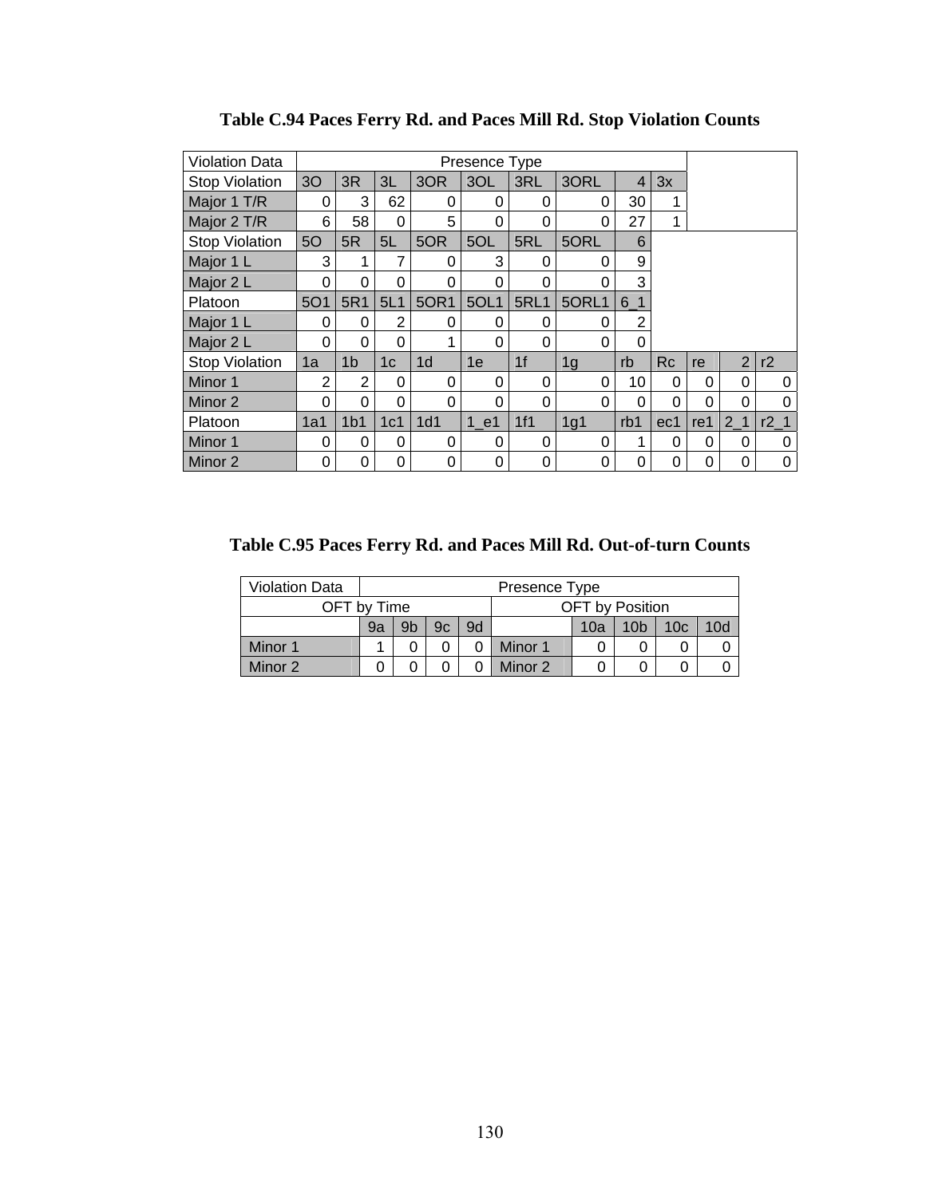**Table C.94 Paces Ferry Rd. and Paces Mill Rd. Stop Violation Counts**

| Violation Data | Presence Type | | | | | | | | | | | |
|---|---|---|---|---|---|---|---|---|---|---|---|---|
| Stop Violation | 3O | 3R | 3L | 3OR | 3OL | 3RL | 3ORL | 4 | 3x | | | |
| Major 1 T/R | 0 | 3 | 62 | 0 | 0 | 0 | 0 | 30 | 1 | | | |
| Major 2 T/R | 6 | 58 | 0 | 5 | 0 | 0 | 0 | 27 | 1 | | | |
| Stop Violation | 5O | 5R | 5L | 5OR | 5OL | 5RL | 5ORL | 6 | | | | |
| Major 1 L | 3 | 1 | 7 | 0 | 3 | 0 | 0 | 9 | | | | |
| Major 2 L | 0 | 0 | 0 | 0 | 0 | 0 | 0 | 3 | | | | |
| Platoon | 5O1 | 5R1 | 5L1 | 5OR1 | 5OL1 | 5RL1 | 5ORL1 | 6_1 | | | | |
| Major 1 L | 0 | 0 | 2 | 0 | 0 | 0 | 0 | 2 | | | | |
| Major 2 L | 0 | 0 | 0 | 1 | 0 | 0 | 0 | 0 | | | | |
| Stop Violation | 1a | 1b | 1c | 1d | 1e | 1f | 1g | rb | Rc | re | 2 | r2 |
| Minor 1 | 2 | 2 | 0 | 0 | 0 | 0 | 0 | 10 | 0 | 0 | 0 | 0 |
| Minor 2 | 0 | 0 | 0 | 0 | 0 | 0 | 0 | 0 | 0 | 0 | 0 | 0 |
| Platoon | 1a1 | 1b1 | 1c1 | 1d1 | 1_e1 | 1f1 | 1g1 | rb1 | ec1 | re1 | 2_1 | r2_1 |
| Minor 1 | 0 | 0 | 0 | 0 | 0 | 0 | 0 | 1 | 0 | 0 | 0 | 0 |
| Minor 2 | 0 | 0 | 0 | 0 | 0 | 0 | 0 | 0 | 0 | 0 | 0 | 0 |

**Table C.95 Paces Ferry Rd. and Paces Mill Rd. Out-of-turn Counts**

| Violation Data | Presence Type | | | | | | | | |
|---|---|---|---|---|---|---|---|---|---|
| OFT by Time | | | | | OFT by Position | | | | |
| | 9a | 9b | 9c | 9d | | 10a | 10b | 10c | 10d |
| Minor 1 | 1 | 0 | 0 | 0 | Minor 1 | 0 | 0 | 0 | 0 |
| Minor 2 | 0 | 0 | 0 | 0 | Minor 2 | 0 | 0 | 0 | 0 |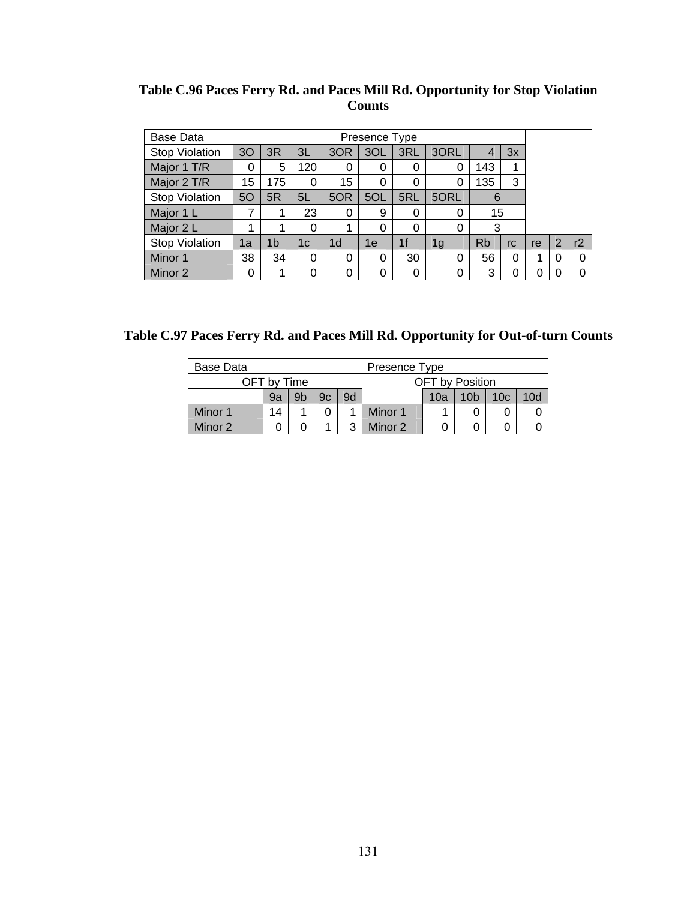**Table C.96 Paces Ferry Rd. and Paces Mill Rd. Opportunity for Stop Violation Counts**

| Base Data | Presence Type | | | | | | | | | | | |
|---|---|---|---|---|---|---|---|---|---|---|---|---|
| Stop Violation | 3O | 3R | 3L | 3OR | 3OL | 3RL | 3ORL | 4 | 3x | | | |
| Major 1 T/R | 0 | 5 | 120 | 0 | 0 | 0 | 0 | 143 | 1 | | | |
| Major 2 T/R | 15 | 175 | 0 | 15 | 0 | 0 | 0 | 135 | 3 | | | |
| Stop Violation | 5O | 5R | 5L | 5OR | 5OL | 5RL | 5ORL | 6 | | | | |
| Major 1 L | 7 | 1 | 23 | 0 | 9 | 0 | 0 | 15 | | | | |
| Major 2 L | 1 | 1 | 0 | 1 | 0 | 0 | 0 | 3 | | | | |
| Stop Violation | 1a | 1b | 1c | 1d | 1e | 1f | 1g | Rb | rc | re | 2 | r2 |
| Minor 1 | 38 | 34 | 0 | 0 | 0 | 30 | 0 | 56 | 0 | 1 | 0 | 0 |
| Minor 2 | 0 | 1 | 0 | 0 | 0 | 0 | 0 | 3 | 0 | 0 | 0 | 0 |

**Table C.97 Paces Ferry Rd. and Paces Mill Rd. Opportunity for Out-of-turn Counts**

| Base Data | Presence Type | | | | | | | | |
|---|---|---|---|---|---|---|---|---|---|
| OFT by Time | | | | | OFT by Position | | | | |
| | 9a | 9b | 9c | 9d | | 10a | 10b | 10c | 10d |
| Minor 1 | 14 | 1 | 0 | 1 | Minor 1 | 1 | 0 | 0 | 0 |
| Minor 2 | 0 | 0 | 1 | 3 | Minor 2 | 0 | 0 | 0 | 0 |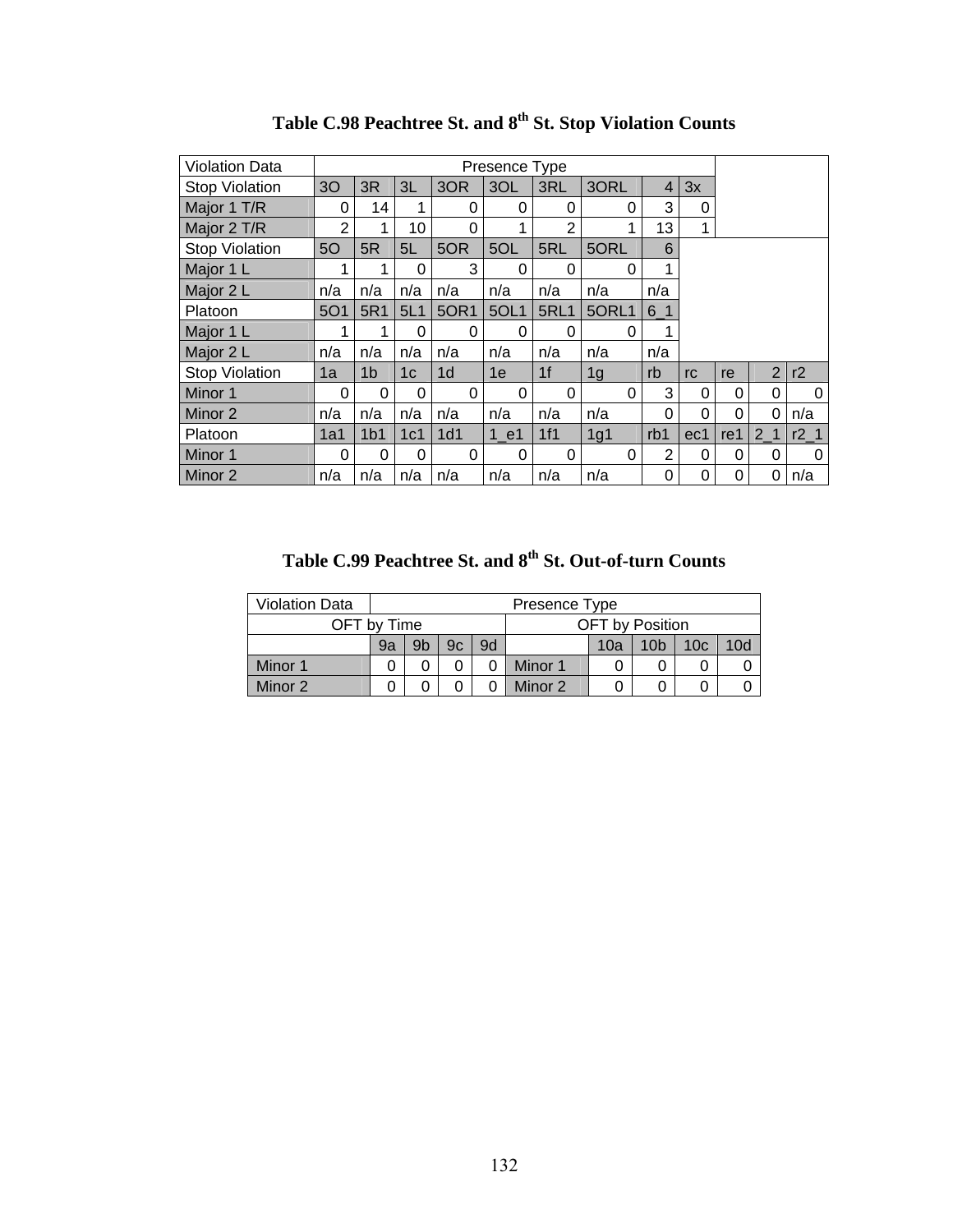**Table C.98 Peachtree St. and 8th St. Stop Violation Counts**

| Violation Data | Presence Type | | | | | | | | | | | | |
|---|---|---|---|---|---|---|---|---|---|---|---|---|---|
| Stop Violation | 3O | 3R | 3L | 3OR | 3OL | 3RL | 3ORL | 4 | 3x | | | | |
| Major 1 T/R | 0 | 14 | 1 | 0 | 0 | 0 | 0 | 3 | 0 | | | | |
| Major 2 T/R | 2 | 1 | 10 | 0 | 1 | 2 | 1 | 13 | 1 | | | | |
| Stop Violation | 5O | 5R | 5L | 5OR | 5OL | 5RL | 5ORL | 6 | | | | | |
| Major 1 L | 1 | 1 | 0 | 3 | 0 | 0 | 0 | 1 | | | | | |
| Major 2 L | n/a | n/a | n/a | n/a | n/a | n/a | n/a | n/a | | | | | |
| Platoon | 5O1 | 5R1 | 5L1 | 5OR1 | 5OL1 | 5RL1 | 5ORL1 | 6_1 | | | | | |
| Major 1 L | 1 | 1 | 0 | 0 | 0 | 0 | 0 | 1 | | | | | |
| Major 2 L | n/a | n/a | n/a | n/a | n/a | n/a | n/a | n/a | | | | | |
| Stop Violation | 1a | 1b | 1c | 1d | 1e | 1f | 1g | rb | rc | re | 2 | r2 | |
| Minor 1 | 0 | 0 | 0 | 0 | 0 | 0 | 0 | 3 | 0 | 0 | 0 | 0 | |
| Minor 2 | n/a | n/a | n/a | n/a | n/a | n/a | n/a | 0 | 0 | 0 | 0 | n/a | |
| Platoon | 1a1 | 1b1 | 1c1 | 1d1 | 1_e1 | 1f1 | 1g1 | rb1 | ec1 | re1 | 2_1 | r2_1 | |
| Minor 1 | 0 | 0 | 0 | 0 | 0 | 0 | 0 | 2 | 0 | 0 | 0 | 0 | |
| Minor 2 | n/a | n/a | n/a | n/a | n/a | n/a | n/a | 0 | 0 | 0 | 0 | n/a | |

**Table C.99 Peachtree St. and 8th St. Out-of-turn Counts**

| Violation Data | Presence Type | | | | | | | | |
|---|---|---|---|---|---|---|---|---|---|
| OFT by Time | | | | | OFT by Position | | | | |
| | 9a | 9b | 9c | 9d | | 10a | 10b | 10c | 10d |
| Minor 1 | 0 | 0 | 0 | 0 | Minor 1 | 0 | 0 | 0 | 0 |
| Minor 2 | 0 | 0 | 0 | 0 | Minor 2 | 0 | 0 | 0 | 0 |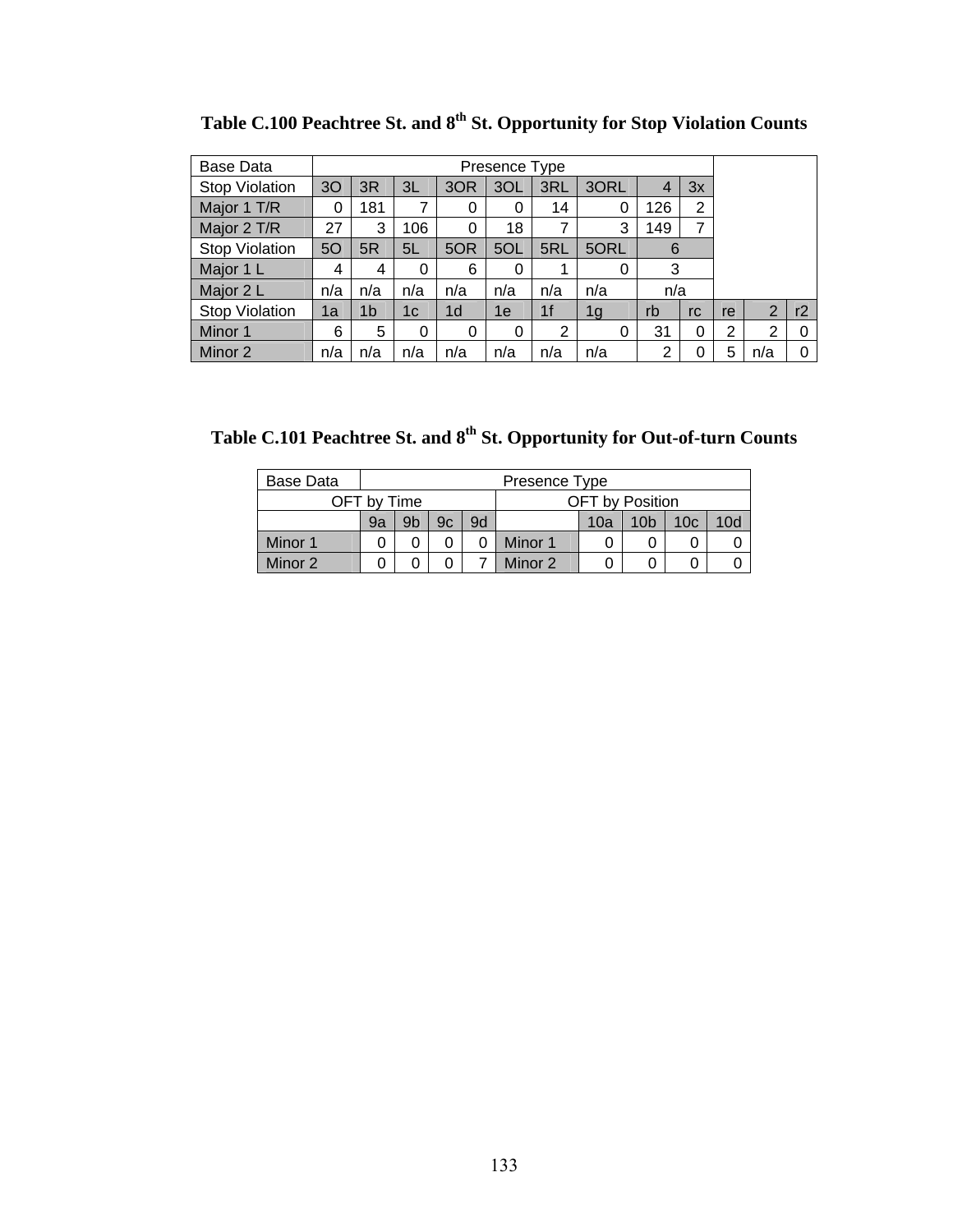**Table C.100 Peachtree St. and 8th St. Opportunity for Stop Violation Counts**

| Base Data | Presence Type | | | | | | | | | | | |
|---|---|---|---|---|---|---|---|---|---|---|---|---|
| Stop Violation | 3O | 3R | 3L | 3OR | 3OL | 3RL | 3ORL | 4 | 3x | | | |
| Major 1 T/R | 0 | 181 | 7 | 0 | 0 | 14 | 0 | 126 | 2 | | | |
| Major 2 T/R | 27 | 3 | 106 | 0 | 18 | 7 | 3 | 149 | 7 | | | |
| Stop Violation | 5O | 5R | 5L | 5OR | 5OL | 5RL | 5ORL | 6 | | | | |
| Major 1 L | 4 | 4 | 0 | 6 | 0 | 1 | 0 | 3 | | | | |
| Major 2 L | n/a | n/a | n/a | n/a | n/a | n/a | n/a | n/a | | | | |
| Stop Violation | 1a | 1b | 1c | 1d | 1e | 1f | 1g | rb | rc | re | 2 | r2 |
| Minor 1 | 6 | 5 | 0 | 0 | 0 | 2 | 0 | 31 | 0 | 2 | 2 | 0 |
| Minor 2 | n/a | n/a | n/a | n/a | n/a | n/a | n/a | 2 | 0 | 5 | n/a | 0 |

**Table C.101 Peachtree St. and 8th St. Opportunity for Out-of-turn Counts**

| Base Data | Presence Type | | | | | | | | |
|---|---|---|---|---|---|---|---|---|---|
| OFT by Time | | | | | OFT by Position | | | | |
| | 9a | 9b | 9c | 9d | | 10a | 10b | 10c | 10d |
| Minor 1 | 0 | 0 | 0 | 0 | Minor 1 | 0 | 0 | 0 | 0 |
| Minor 2 | 0 | 0 | 0 | 7 | Minor 2 | 0 | 0 | 0 | 0 |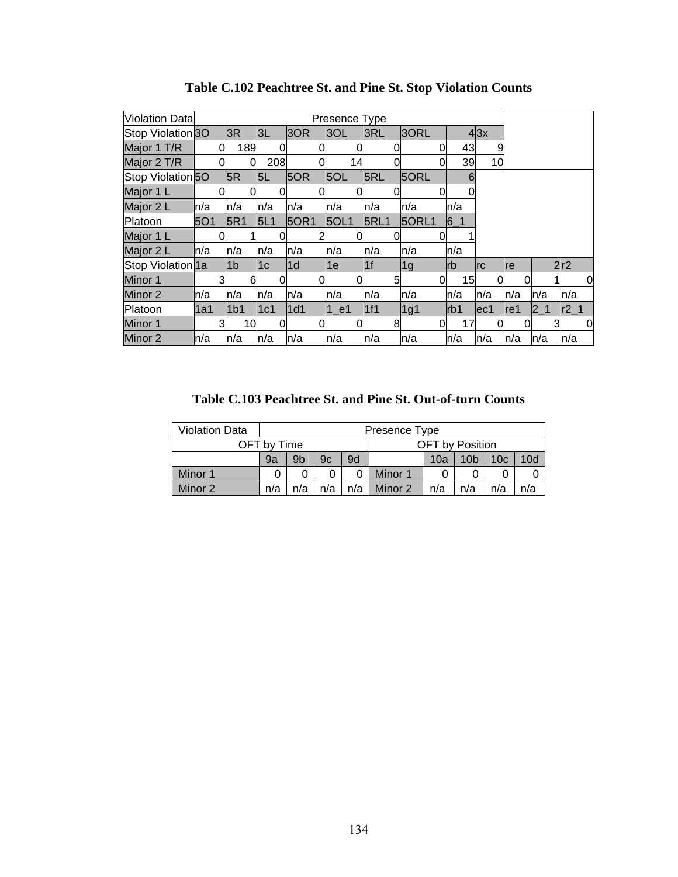**Table C.102 Peachtree St. and Pine St. Stop Violation Counts**

| Violation Data | Presence Type | | | | | | | | | | | |
|---|---|---|---|---|---|---|---|---|---|---|---|---|
| Stop Violation | 3O | 3R | 3L | 3OR | 3OL | 3RL | 3ORL | 4 | 3x | | | |
| Major 1 T/R | 0 | 189 | 0 | 0 | 0 | 0 | 0 | 43 | 9 | | | |
| Major 2 T/R | 0 | 0 | 208 | 0 | 14 | 0 | 0 | 39 | 10 | | | |
| Stop Violation | 5O | 5R | 5L | 5OR | 5OL | 5RL | 5ORL | 6 | | | | |
| Major 1 L | 0 | 0 | 0 | 0 | 0 | 0 | 0 | 0 | | | | |
| Major 2 L | n/a | n/a | n/a | n/a | n/a | n/a | n/a | n/a | | | | |
| Platoon | 5O1 | 5R1 | 5L1 | 5OR1 | 5OL1 | 5RL1 | 5ORL1 | 6_1 | | | | |
| Major 1 L | 0 | 1 | 0 | 2 | 0 | 0 | 0 | 1 | | | | |
| Major 2 L | n/a | n/a | n/a | n/a | n/a | n/a | n/a | n/a | | | | |
| Stop Violation | 1a | 1b | 1c | 1d | 1e | 1f | 1g | rb | rc | re | 2 | r2 |
| Minor 1 | 3 | 6 | 0 | 0 | 0 | 5 | 0 | 15 | 0 | 0 | 1 | 0 |
| Minor 2 | n/a | n/a | n/a | n/a | n/a | n/a | n/a | n/a | n/a | n/a | n/a | n/a |
| Platoon | 1a1 | 1b1 | 1c1 | 1d1 | 1_e1 | 1f1 | 1g1 | rb1 | ec1 | re1 | 2_1 | r2_1 |
| Minor 1 | 3 | 10 | 0 | 0 | 0 | 8 | 0 | 17 | 0 | 0 | 3 | 0 |
| Minor 2 | n/a | n/a | n/a | n/a | n/a | n/a | n/a | n/a | n/a | n/a | n/a | n/a |

**Table C.103 Peachtree St. and Pine St. Out-of-turn Counts**

| Violation Data | Presence Type | | | | | | | | |
|---|---|---|---|---|---|---|---|---|---|
| OFT by Time | | | | | OFT by Position | | | | |
| | 9a | 9b | 9c | 9d | | 10a | 10b | 10c | 10d |
| Minor 1 | 0 | 0 | 0 | 0 | Minor 1 | 0 | 0 | 0 | 0 |
| Minor 2 | n/a | n/a | n/a | n/a | Minor 2 | n/a | n/a | n/a | n/a |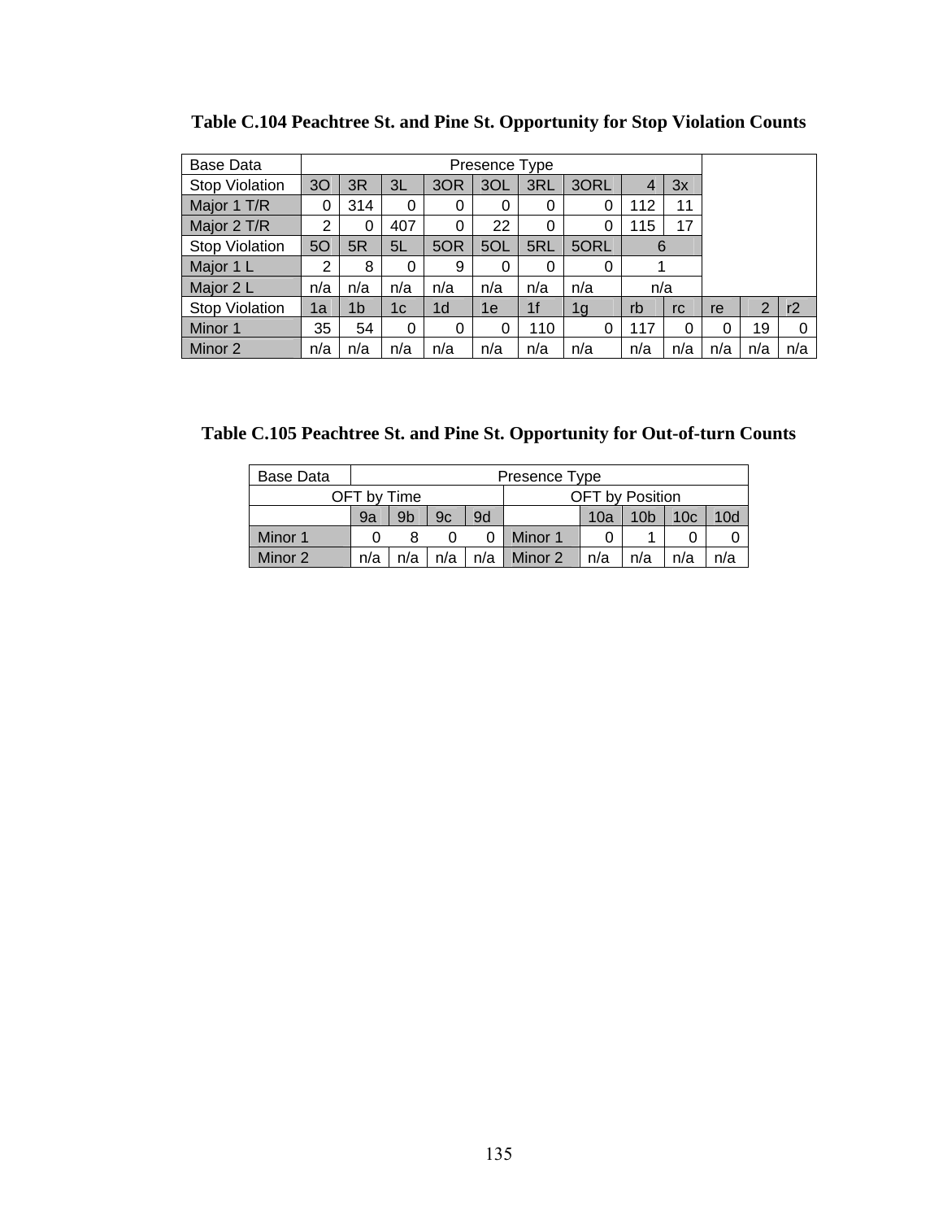**Table C.104 Peachtree St. and Pine St. Opportunity for Stop Violation Counts**

| Base Data | Presence Type | | | | | | | | | | | |
|---|---|---|---|---|---|---|---|---|---|---|---|---|
| Stop Violation | 3O | 3R | 3L | 3OR | 3OL | 3RL | 3ORL | 4 | 3x | | | |
| Major 1 T/R | 0 | 314 | 0 | 0 | 0 | 0 | 0 | 112 | 11 | | | |
| Major 2 T/R | 2 | 0 | 407 | 0 | 22 | 0 | 0 | 115 | 17 | | | |
| Stop Violation | 5O | 5R | 5L | 5OR | 5OL | 5RL | 5ORL | 6 | | | | |
| Major 1 L | 2 | 8 | 0 | 9 | 0 | 0 | 0 | 1 | | | | |
| Major 2 L | n/a | n/a | n/a | n/a | n/a | n/a | n/a | n/a | | | | |
| Stop Violation | 1a | 1b | 1c | 1d | 1e | 1f | 1g | rb | rc | re | 2 | r2 |
| Minor 1 | 35 | 54 | 0 | 0 | 0 | 110 | 0 | 117 | 0 | 0 | 19 | 0 |
| Minor 2 | n/a | n/a | n/a | n/a | n/a | n/a | n/a | n/a | n/a | n/a | n/a | n/a |

**Table C.105 Peachtree St. and Pine St. Opportunity for Out-of-turn Counts**

| Base Data | Presence Type | | | | | | | | |
|---|---|---|---|---|---|---|---|---|---|
| OFT by Time | | | | | OFT by Position | | | | |
| | 9a | 9b | 9c | 9d | | 10a | 10b | 10c | 10d |
| Minor 1 | 0 | 8 | 0 | 0 | Minor 1 | 0 | 1 | 0 | 0 |
| Minor 2 | n/a | n/a | n/a | n/a | Minor 2 | n/a | n/a | n/a | n/a |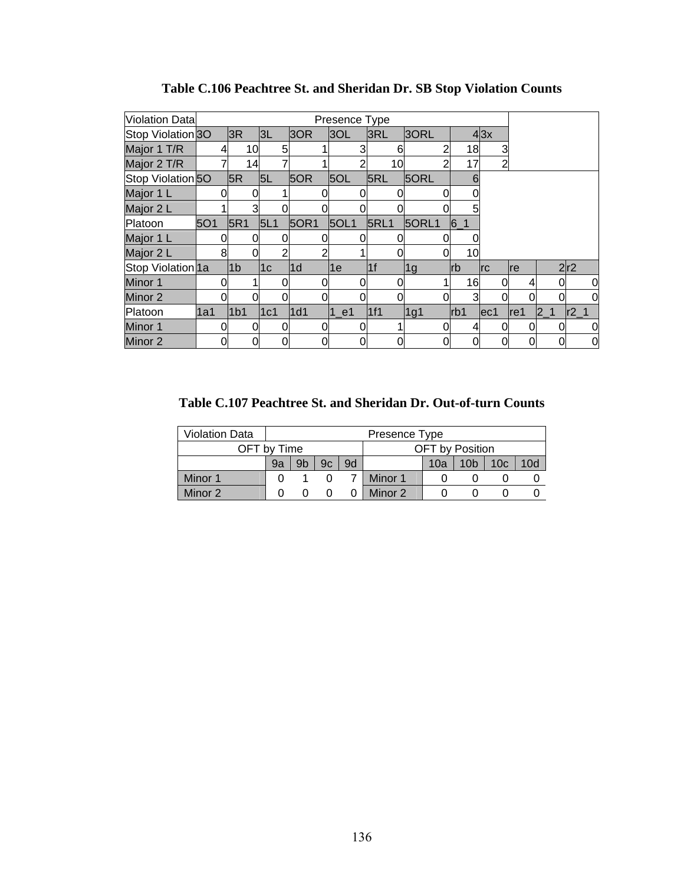**Table C.106 Peachtree St. and Sheridan Dr. SB Stop Violation Counts**

| Violation Data | Presence Type | | | | | | | | | | | |
|---|---|---|---|---|---|---|---|---|---|---|---|---|
| Stop Violation | 3O | 3R | 3L | 3OR | 3OL | 3RL | 3ORL | 4 | 3x | | | |
| Major 1 T/R | 4 | 10 | 5 | 1 | 3 | 6 | 2 | 18 | 3 | | | |
| Major 2 T/R | 7 | 14 | 7 | 1 | 2 | 10 | 2 | 17 | 2 | | | |
| Stop Violation | 5O | 5R | 5L | 5OR | 5OL | 5RL | 5ORL | 6 | | | | |
| Major 1 L | 0 | 0 | 1 | 0 | 0 | 0 | 0 | 0 | | | | |
| Major 2 L | 1 | 3 | 0 | 0 | 0 | 0 | 0 | 5 | | | | |
| Platoon | 5O1 | 5R1 | 5L1 | 5OR1 | 5OL1 | 5RL1 | 5ORL1 | 6_1 | | | | |
| Major 1 L | 0 | 0 | 0 | 0 | 0 | 0 | 0 | 0 | | | | |
| Major 2 L | 8 | 0 | 2 | 2 | 1 | 0 | 0 | 10 | | | | |
| Stop Violation | 1a | 1b | 1c | 1d | 1e | 1f | 1g | rb | rc | re | 2 | r2 |
| Minor 1 | 0 | 1 | 0 | 0 | 0 | 0 | 1 | 16 | 0 | 4 | 0 | 0 |
| Minor 2 | 0 | 0 | 0 | 0 | 0 | 0 | 0 | 3 | 0 | 0 | 0 | 0 |
| Platoon | 1a1 | 1b1 | 1c1 | 1d1 | 1_e1 | 1f1 | 1g1 | rb1 | ec1 | re1 | 2_1 | r2_1 |
| Minor 1 | 0 | 0 | 0 | 0 | 0 | 1 | 0 | 4 | 0 | 0 | 0 | 0 |
| Minor 2 | 0 | 0 | 0 | 0 | 0 | 0 | 0 | 0 | 0 | 0 | 0 | 0 |

**Table C.107 Peachtree St. and Sheridan Dr. Out-of-turn Counts**

| Violation Data | Presence Type | | | | | | | | |
|---|---|---|---|---|---|---|---|---|---|
| OFT by Time | | | | | OFT by Position | | | | |
| | 9a | 9b | 9c | 9d | | 10a | 10b | 10c | 10d |
| Minor 1 | 0 | 1 | 0 | 7 | Minor 1 | 0 | 0 | 0 | 0 |
| Minor 2 | 0 | 0 | 0 | 0 | Minor 2 | 0 | 0 | 0 | 0 |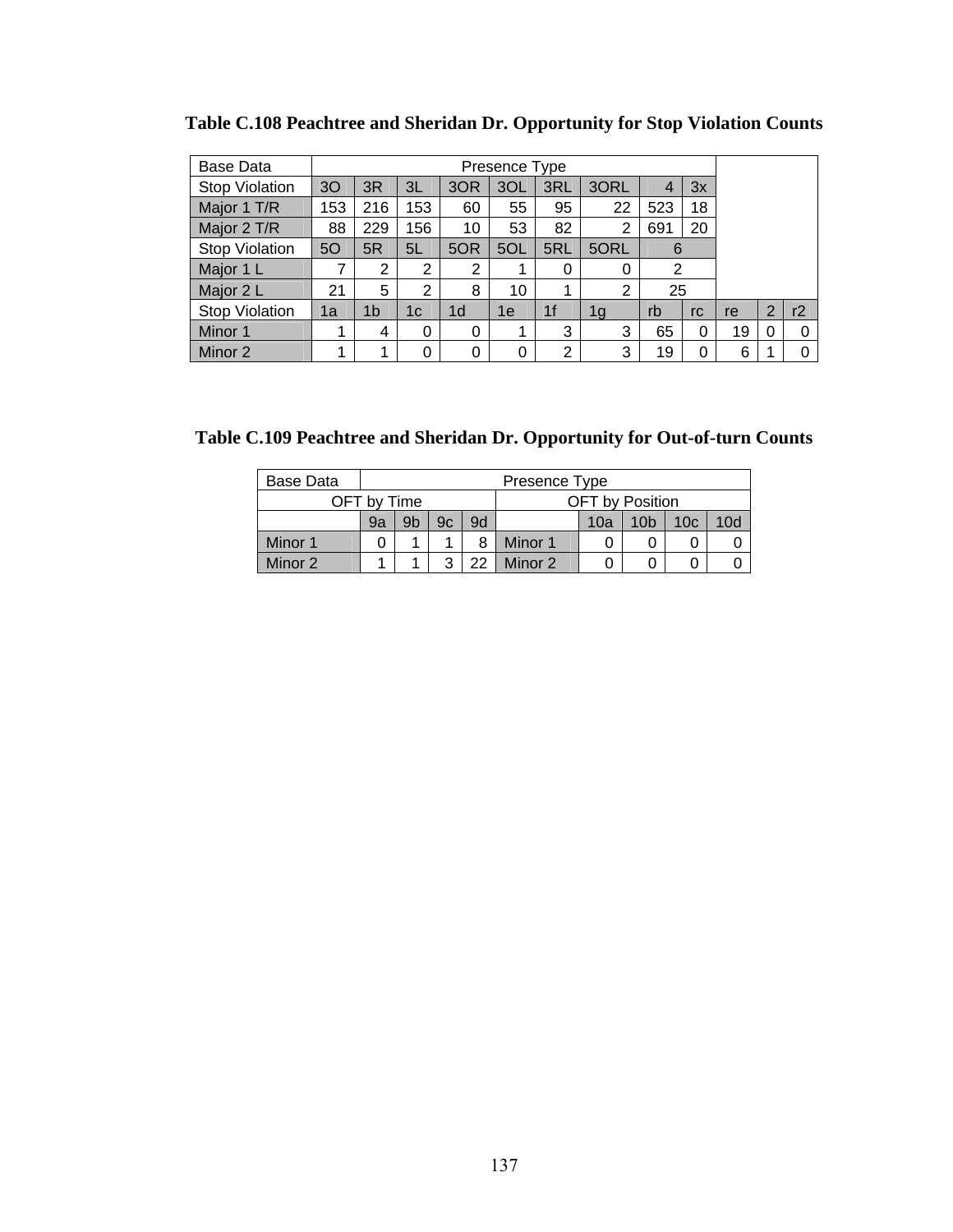**Table C.108 Peachtree and Sheridan Dr. Opportunity for Stop Violation Counts**

| Base Data | Presence Type | | | | | | | | | | | |
|---|---|---|---|---|---|---|---|---|---|---|---|---|
| Stop Violation | 3O | 3R | 3L | 3OR | 3OL | 3RL | 3ORL | 4 | 3x | | | |
| Major 1 T/R | 153 | 216 | 153 | 60 | 55 | 95 | 22 | 523 | 18 | | | |
| Major 2 T/R | 88 | 229 | 156 | 10 | 53 | 82 | 2 | 691 | 20 | | | |
| Stop Violation | 5O | 5R | 5L | 5OR | 5OL | 5RL | 5ORL | 6 | | | | |
| Major 1 L | 7 | 2 | 2 | 2 | 1 | 0 | 0 | 2 | | | | |
| Major 2 L | 21 | 5 | 2 | 8 | 10 | 1 | 2 | 25 | | | | |
| Stop Violation | 1a | 1b | 1c | 1d | 1e | 1f | 1g | rb | rc | re | 2 | r2 |
| Minor 1 | 1 | 4 | 0 | 0 | 1 | 3 | 3 | 65 | 0 | 19 | 0 | 0 |
| Minor 2 | 1 | 1 | 0 | 0 | 0 | 2 | 3 | 19 | 0 | 6 | 1 | 0 |

**Table C.109 Peachtree and Sheridan Dr. Opportunity for Out-of-turn Counts**

| Base Data | Presence Type | | | | | | | | |
|---|---|---|---|---|---|---|---|---|---|
| OFT by Time | | | | | OFT by Position | | | | |
| | 9a | 9b | 9c | 9d | | 10a | 10b | 10c | 10d |
| Minor 1 | 0 | 1 | 1 | 8 | Minor 1 | 0 | 0 | 0 | 0 |
| Minor 2 | 1 | 1 | 3 | 22 | Minor 2 | 0 | 0 | 0 | 0 |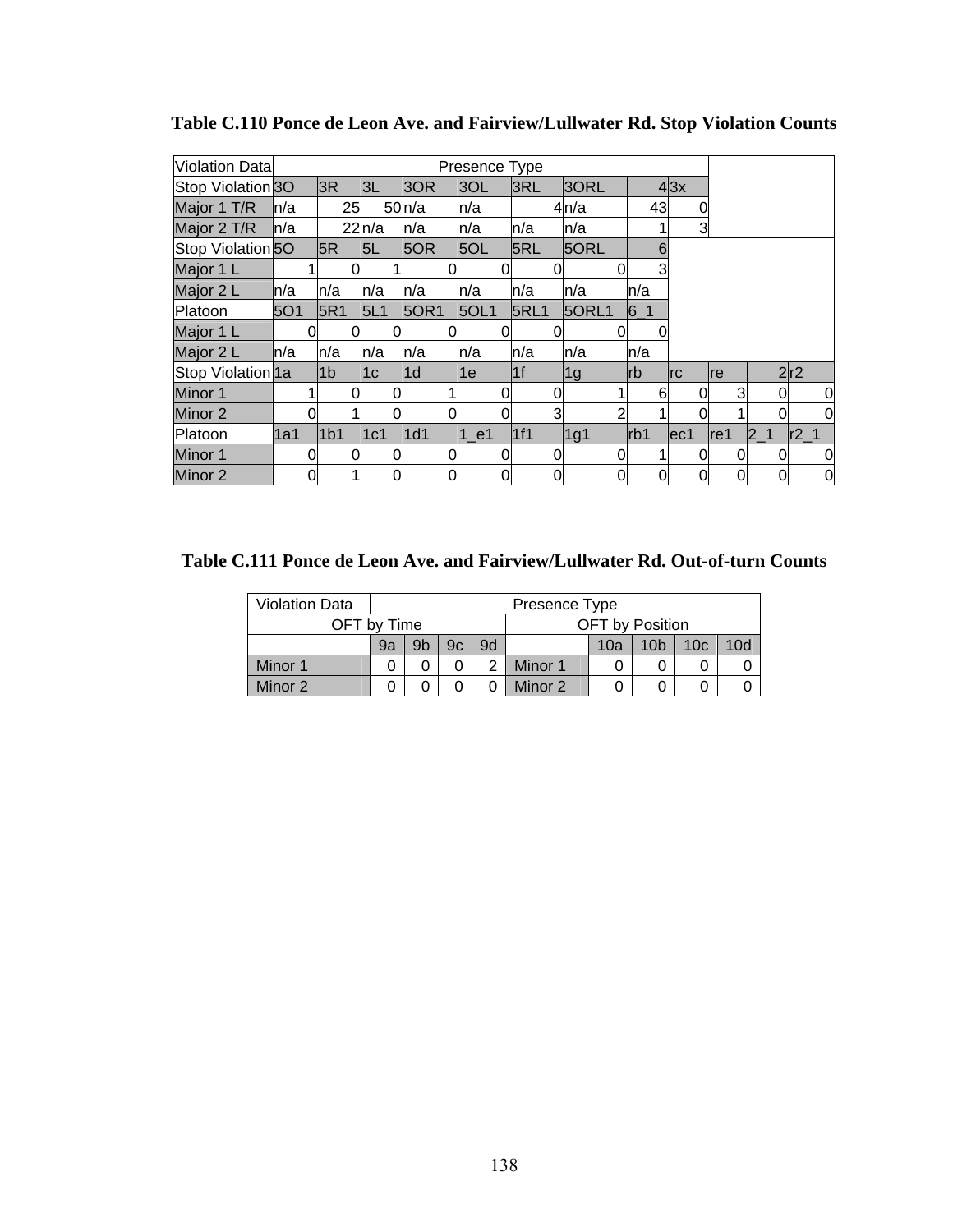**Table C.110 Ponce de Leon Ave. and Fairview/Lullwater Rd. Stop Violation Counts**

| Violation Data | Presence Type | | | | | | | | | | | |
|---|---|---|---|---|---|---|---|---|---|---|---|---|
| Stop Violation | 3O | 3R | 3L | 3OR | 3OL | 3RL | 3ORL | 4 | 3x | | | |
| Major 1 T/R | n/a | 25 | 50 | n/a | n/a | 4 | n/a | 43 | 0 | | | |
| Major 2 T/R | n/a | 22 | n/a | n/a | n/a | n/a | n/a | 1 | 3 | | | |
| Stop Violation | 5O | 5R | 5L | 5OR | 5OL | 5RL | 5ORL | 6 | | | | |
| Major 1 L | 1 | 0 | 1 | 0 | 0 | 0 | 0 | 3 | | | | |
| Major 2 L | n/a | n/a | n/a | n/a | n/a | n/a | n/a | n/a | | | | |
| Platoon | 5O1 | 5R1 | 5L1 | 5OR1 | 5OL1 | 5RL1 | 5ORL1 | 6_1 | | | | |
| Major 1 L | 0 | 0 | 0 | 0 | 0 | 0 | 0 | 0 | | | | |
| Major 2 L | n/a | n/a | n/a | n/a | n/a | n/a | n/a | n/a | | | | |
| Stop Violation | 1a | 1b | 1c | 1d | 1e | 1f | 1g | rb | rc | re | 2 | r2 |
| Minor 1 | 1 | 0 | 0 | 1 | 0 | 0 | 1 | 6 | 0 | 3 | 0 | 0 |
| Minor 2 | 0 | 1 | 0 | 0 | 0 | 3 | 2 | 1 | 0 | 1 | 0 | 0 |
| Platoon | 1a1 | 1b1 | 1c1 | 1d1 | 1_e1 | 1f1 | 1g1 | rb1 | ec1 | re1 | 2_1 | r2_1 |
| Minor 1 | 0 | 0 | 0 | 0 | 0 | 0 | 0 | 1 | 0 | 0 | 0 | 0 |
| Minor 2 | 0 | 1 | 0 | 0 | 0 | 0 | 0 | 0 | 0 | 0 | 0 | 0 |

**Table C.111 Ponce de Leon Ave. and Fairview/Lullwater Rd. Out-of-turn Counts**

| Violation Data | Presence Type | | | | | | | | |
|---|---|---|---|---|---|---|---|---|---|
| OFT by Time | | | | | OFT by Position | | | | |
| | 9a | 9b | 9c | 9d | | 10a | 10b | 10c | 10d |
| Minor 1 | 0 | 0 | 0 | 2 | Minor 1 | 0 | 0 | 0 | 0 |
| Minor 2 | 0 | 0 | 0 | 0 | Minor 2 | 0 | 0 | 0 | 0 |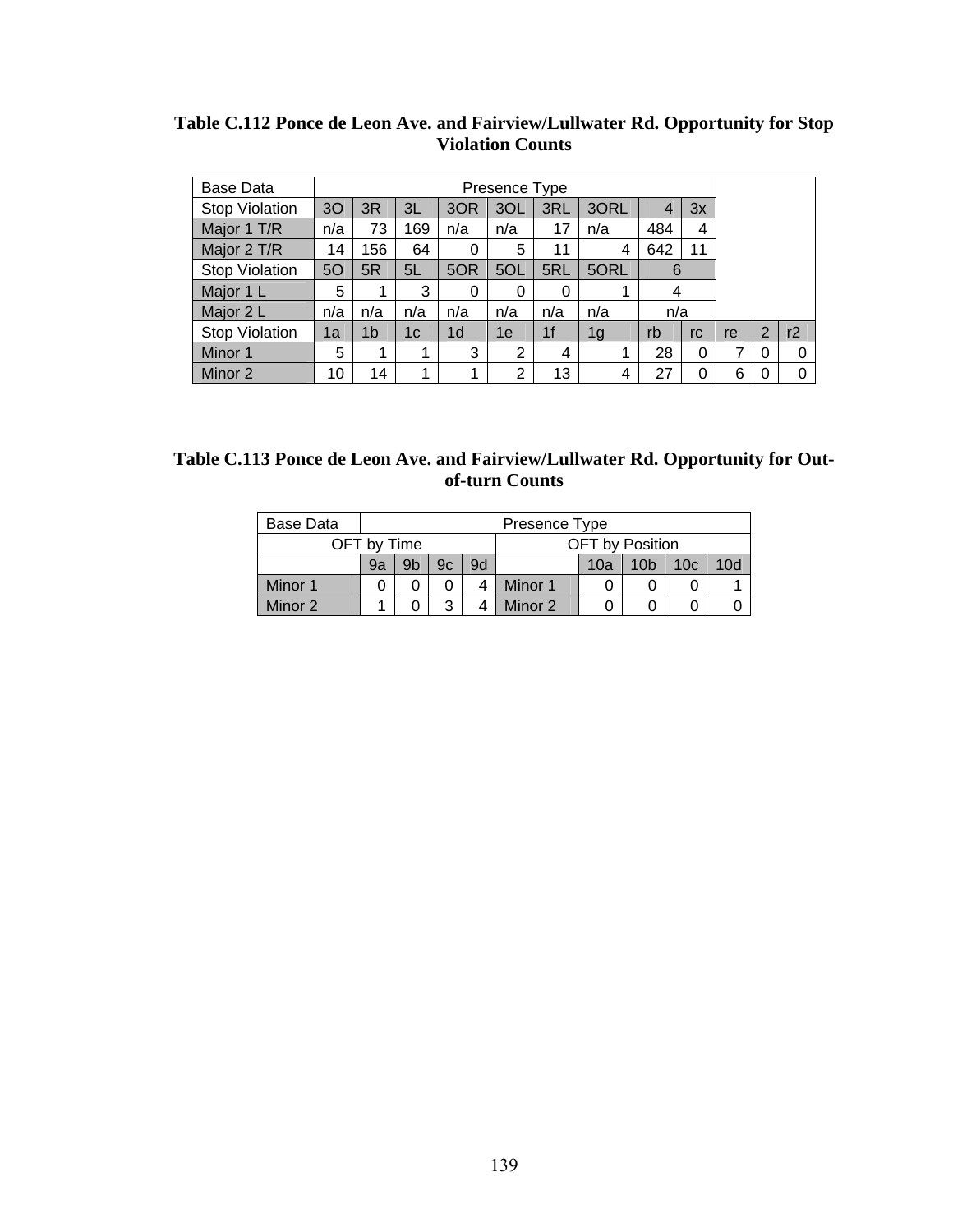**Table C.112 Ponce de Leon Ave. and Fairview/Lullwater Rd. Opportunity for Stop Violation Counts**

| Base Data | Presence Type | | | | | | | | | | | |
|---|---|---|---|---|---|---|---|---|---|---|---|---|
| Stop Violation | 3O | 3R | 3L | 3OR | 3OL | 3RL | 3ORL | 4 | 3x | | | |
| Major 1 T/R | n/a | 73 | 169 | n/a | n/a | 17 | n/a | 484 | 4 | | | |
| Major 2 T/R | 14 | 156 | 64 | 0 | 5 | 11 | 4 | 642 | 11 | | | |
| Stop Violation | 5O | 5R | 5L | 5OR | 5OL | 5RL | 5ORL | 6 | | | | |
| Major 1 L | 5 | 1 | 3 | 0 | 0 | 0 | 1 | 4 | | | | |
| Major 2 L | n/a | n/a | n/a | n/a | n/a | n/a | n/a | n/a | | | | |
| Stop Violation | 1a | 1b | 1c | 1d | 1e | 1f | 1g | rb | rc | re | 2 | r2 |
| Minor 1 | 5 | 1 | 1 | 3 | 2 | 4 | 1 | 28 | 0 | 7 | 0 | 0 |
| Minor 2 | 10 | 14 | 1 | 1 | 2 | 13 | 4 | 27 | 0 | 6 | 0 | 0 |

**Table C.113 Ponce de Leon Ave. and Fairview/Lullwater Rd. Opportunity for Out-of-turn Counts**

| Base Data | Presence Type | | | | | | | | |
|---|---|---|---|---|---|---|---|---|---|
| OFT by Time | | | | | OFT by Position | | | | |
| | 9a | 9b | 9c | 9d | | 10a | 10b | 10c | 10d |
| Minor 1 | 0 | 0 | 0 | 4 | Minor 1 | 0 | 0 | 0 | 1 |
| Minor 2 | 1 | 0 | 3 | 4 | Minor 2 | 0 | 0 | 0 | 0 |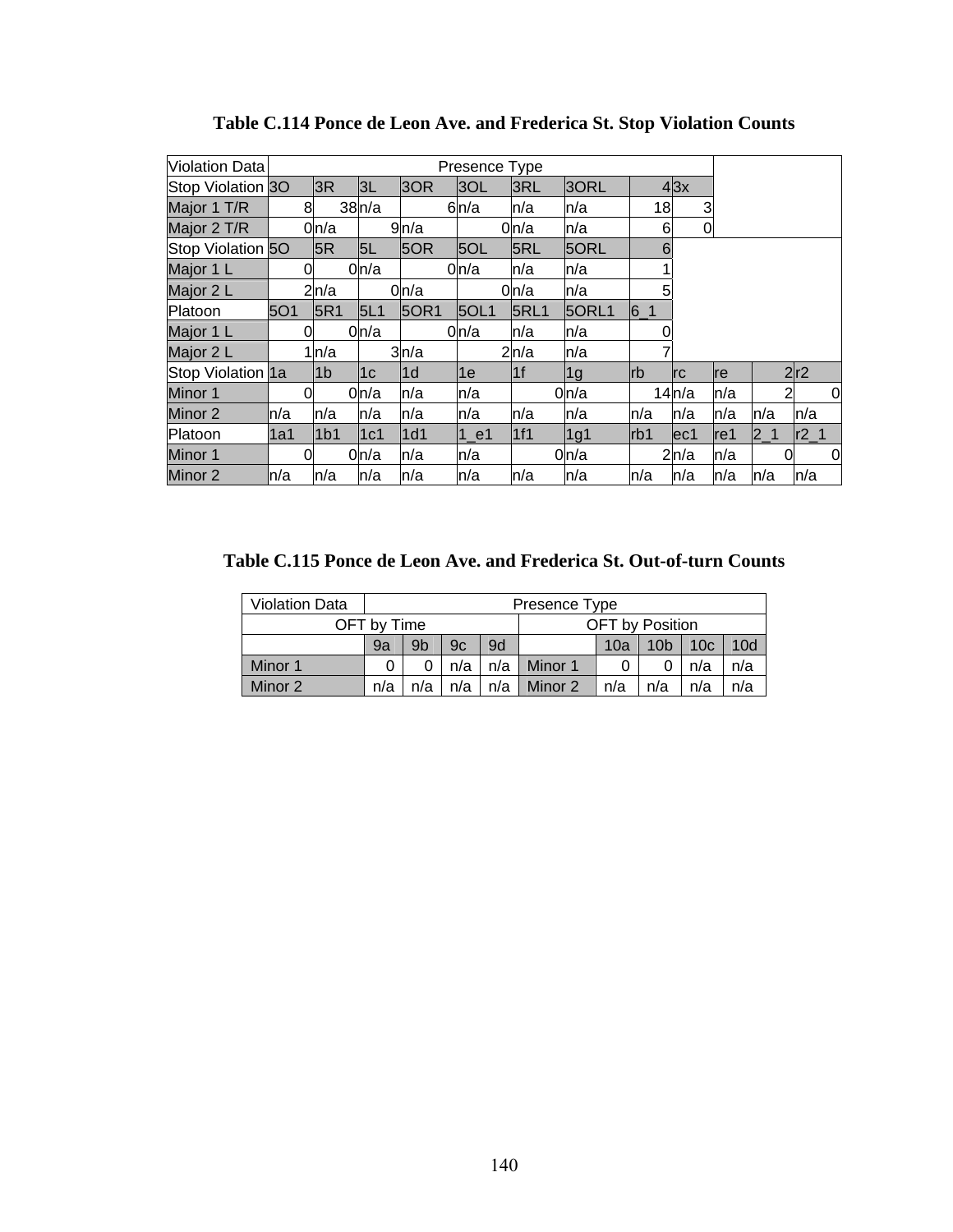**Table C.114 Ponce de Leon Ave. and Frederica St. Stop Violation Counts**

| Violation Data | Presence Type | | | | | | | | | | | |
|---|---|---|---|---|---|---|---|---|---|---|---|---|
| Stop Violation | 3O | 3R | 3L | 3OR | 3OL | 3RL | 3ORL | 4 | 3x | | | |
| Major 1 T/R | 8 | 38 | n/a | 6 | n/a | n/a | n/a | 18 | 3 | | | |
| Major 2 T/R | 0 | n/a | 9 | n/a | 0 | n/a | n/a | 6 | 0 | | | |
| Stop Violation | 5O | 5R | 5L | 5OR | 5OL | 5RL | 5ORL | 6 | | | | |
| Major 1 L | 0 | 0 | n/a | 0 | n/a | n/a | n/a | 1 | | | | |
| Major 2 L | 2 | n/a | 0 | n/a | 0 | n/a | n/a | 5 | | | | |
| Platoon | 5O1 | 5R1 | 5L1 | 5OR1 | 5OL1 | 5RL1 | 5ORL1 | 6_1 | | | | |
| Major 1 L | 0 | 0 | n/a | 0 | n/a | n/a | n/a | 0 | | | | |
| Major 2 L | 1 | n/a | 3 | n/a | 2 | n/a | n/a | 7 | | | | |
| Stop Violation | 1a | 1b | 1c | 1d | 1e | 1f | 1g | rb | rc | re | 2 | r2 |
| Minor 1 | 0 | 0 | n/a | n/a | n/a | 0 | n/a | 14 | n/a | n/a | 2 | 0 |
| Minor 2 | n/a | n/a | n/a | n/a | n/a | n/a | n/a | n/a | n/a | n/a | n/a | n/a |
| Platoon | 1a1 | 1b1 | 1c1 | 1d1 | 1_e1 | 1f1 | 1g1 | rb1 | ec1 | re1 | 2_1 | r2_1 |
| Minor 1 | 0 | 0 | n/a | n/a | n/a | 0 | n/a | 2 | n/a | n/a | 0 | 0 |
| Minor 2 | n/a | n/a | n/a | n/a | n/a | n/a | n/a | n/a | n/a | n/a | n/a | n/a |

**Table C.115 Ponce de Leon Ave. and Frederica St. Out-of-turn Counts**

| Violation Data | Presence Type | | | | | | | | |
|---|---|---|---|---|---|---|---|---|---|
| OFT by Time | | | | | OFT by Position | | | | |
| | 9a | 9b | 9c | 9d | | 10a | 10b | 10c | 10d |
| Minor 1 | 0 | 0 | n/a | n/a | Minor 1 | 0 | 0 | n/a | n/a |
| Minor 2 | n/a | n/a | n/a | n/a | Minor 2 | n/a | n/a | n/a | n/a |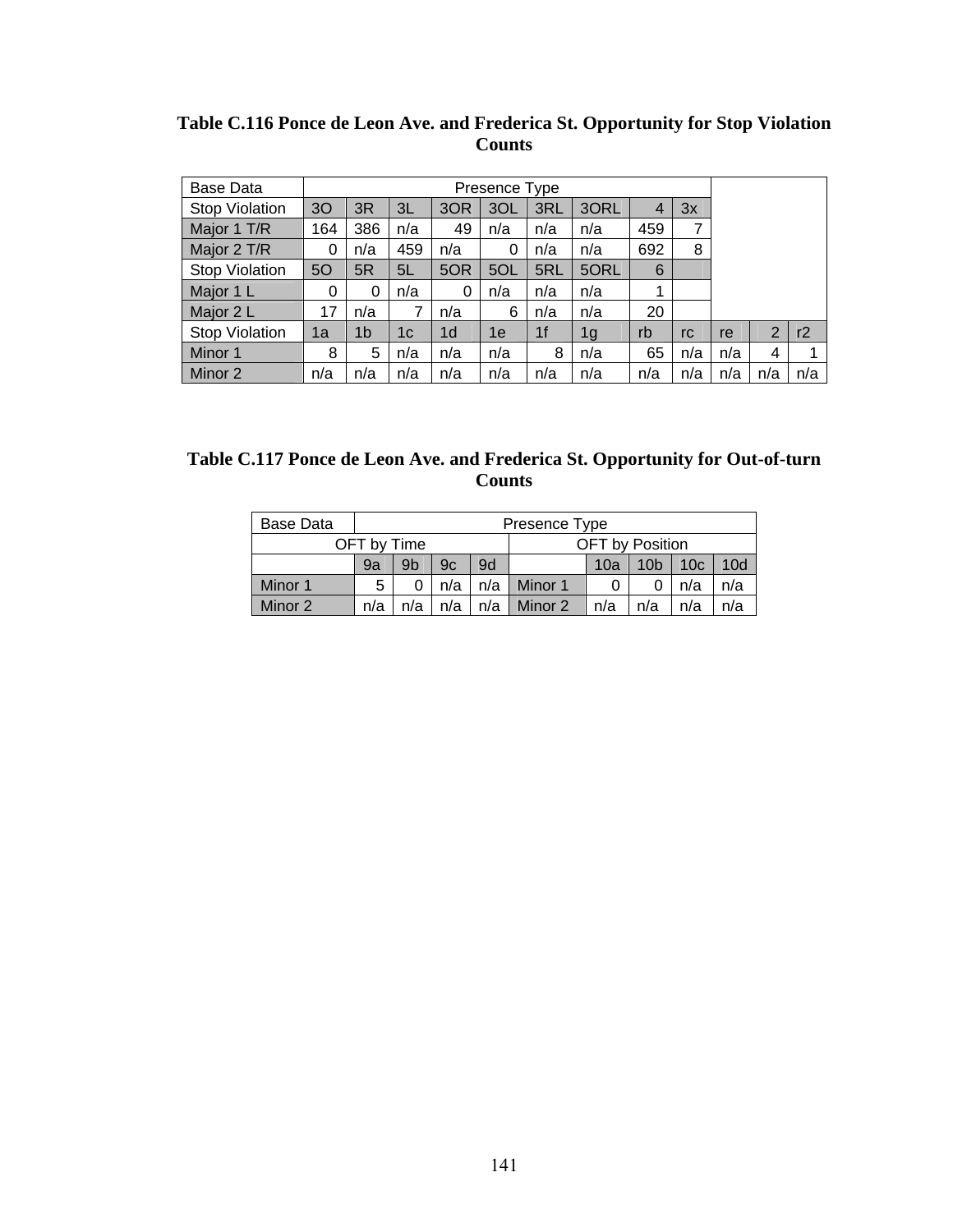**Table C.116 Ponce de Leon Ave. and Frederica St. Opportunity for Stop Violation Counts**

| Base Data | Presence Type | | | | | | | | | | | |
|---|---|---|---|---|---|---|---|---|---|---|---|---|
| Stop Violation | 3O | 3R | 3L | 3OR | 3OL | 3RL | 3ORL | 4 | 3x | | | |
| Major 1 T/R | 164 | 386 | n/a | 49 | n/a | n/a | n/a | 459 | 7 | | | |
| Major 2 T/R | 0 | n/a | 459 | n/a | 0 | n/a | n/a | 692 | 8 | | | |
| Stop Violation | 5O | 5R | 5L | 5OR | 5OL | 5RL | 5ORL | 6 | | | | |
| Major 1 L | 0 | 0 | n/a | 0 | n/a | n/a | n/a | 1 | | | | |
| Major 2 L | 17 | n/a | 7 | n/a | 6 | n/a | n/a | 20 | | | | |
| Stop Violation | 1a | 1b | 1c | 1d | 1e | 1f | 1g | rb | rc | re | 2 | r2 |
| Minor 1 | 8 | 5 | n/a | n/a | n/a | 8 | n/a | 65 | n/a | n/a | 4 | 1 |
| Minor 2 | n/a | n/a | n/a | n/a | n/a | n/a | n/a | n/a | n/a | n/a | n/a | n/a |

**Table C.117 Ponce de Leon Ave. and Frederica St. Opportunity for Out-of-turn Counts**

| Base Data | Presence Type | | | | | | | | |
|---|---|---|---|---|---|---|---|---|---|
| OFT by Time | | | | | OFT by Position | | | | |
| | 9a | 9b | 9c | 9d | | 10a | 10b | 10c | 10d |
| Minor 1 | 5 | 0 | n/a | n/a | Minor 1 | 0 | 0 | n/a | n/a |
| Minor 2 | n/a | n/a | n/a | n/a | Minor 2 | n/a | n/a | n/a | n/a |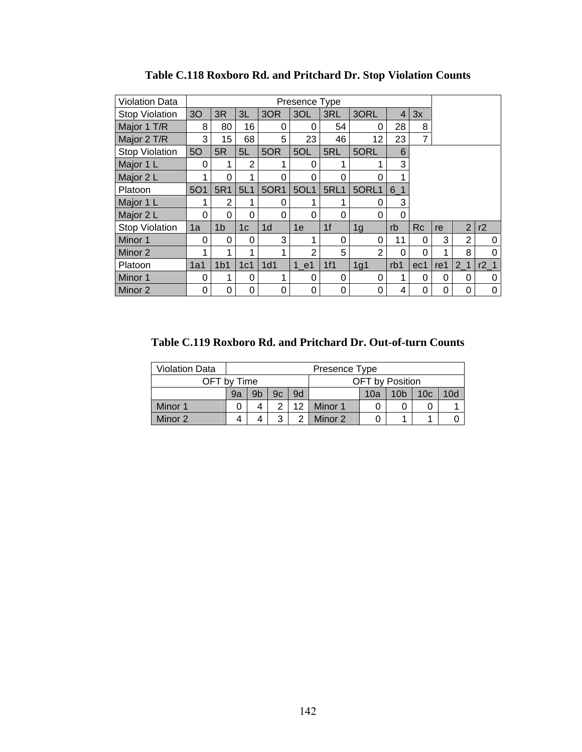**Table C.118 Roxboro Rd. and Pritchard Dr. Stop Violation Counts**

| Violation Data | Presence Type | | | | | | | | | | | |
|---|---|---|---|---|---|---|---|---|---|---|---|---|
| Stop Violation | 3O | 3R | 3L | 3OR | 3OL | 3RL | 3ORL | 4 | 3x | | | |
| Major 1 T/R | 8 | 80 | 16 | 0 | 0 | 54 | 0 | 28 | 8 | | | |
| Major 2 T/R | 3 | 15 | 68 | 5 | 23 | 46 | 12 | 23 | 7 | | | |
| Stop Violation | 5O | 5R | 5L | 5OR | 5OL | 5RL | 5ORL | 6 | | | | |
| Major 1 L | 0 | 1 | 2 | 1 | 0 | 1 | 1 | 3 | | | | |
| Major 2 L | 1 | 0 | 1 | 0 | 0 | 0 | 0 | 1 | | | | |
| Platoon | 5O1 | 5R1 | 5L1 | 5OR1 | 5OL1 | 5RL1 | 5ORL1 | 6_1 | | | | |
| Major 1 L | 1 | 2 | 1 | 0 | 1 | 1 | 0 | 3 | | | | |
| Major 2 L | 0 | 0 | 0 | 0 | 0 | 0 | 0 | 0 | | | | |
| Stop Violation | 1a | 1b | 1c | 1d | 1e | 1f | 1g | rb | Rc | re | 2 | r2 |
| Minor 1 | 0 | 0 | 0 | 3 | 1 | 0 | 0 | 11 | 0 | 3 | 2 | 0 |
| Minor 2 | 1 | 1 | 1 | 1 | 2 | 5 | 2 | 0 | 0 | 1 | 8 | 0 |
| Platoon | 1a1 | 1b1 | 1c1 | 1d1 | 1_e1 | 1f1 | 1g1 | rb1 | ec1 | re1 | 2_1 | r2_1 |
| Minor 1 | 0 | 1 | 0 | 1 | 0 | 0 | 0 | 1 | 0 | 0 | 0 | 0 |
| Minor 2 | 0 | 0 | 0 | 0 | 0 | 0 | 0 | 4 | 0 | 0 | 0 | 0 |

**Table C.119 Roxboro Rd. and Pritchard Dr. Out-of-turn Counts**

| Violation Data | Presence Type | | | | | | | | |
|---|---|---|---|---|---|---|---|---|---|
| OFT by Time | | | | | OFT by Position | | | | |
| | 9a | 9b | 9c | 9d | | 10a | 10b | 10c | 10d |
| Minor 1 | 0 | 4 | 2 | 12 | Minor 1 | 0 | 0 | 0 | 1 |
| Minor 2 | 4 | 4 | 3 | 2 | Minor 2 | 0 | 1 | 1 | 0 |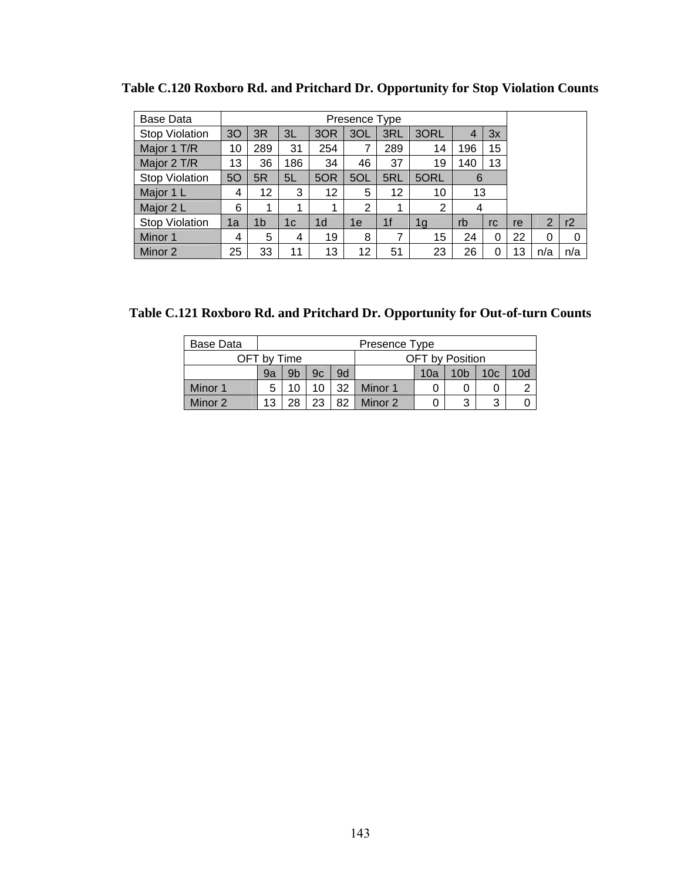**Table C.120 Roxboro Rd. and Pritchard Dr. Opportunity for Stop Violation Counts**

| Base Data | Presence Type | | | | | | | | | | | |
|---|---|---|---|---|---|---|---|---|---|---|---|---|
| Stop Violation | 3O | 3R | 3L | 3OR | 3OL | 3RL | 3ORL | 4 | 3x | | | |
| Major 1 T/R | 10 | 289 | 31 | 254 | 7 | 289 | 14 | 196 | 15 | | | |
| Major 2 T/R | 13 | 36 | 186 | 34 | 46 | 37 | 19 | 140 | 13 | | | |
| Stop Violation | 5O | 5R | 5L | 5OR | 5OL | 5RL | 5ORL | 6 | | | | |
| Major 1 L | 4 | 12 | 3 | 12 | 5 | 12 | 10 | 13 | | | | |
| Major 2 L | 6 | 1 | 1 | 1 | 2 | 1 | 2 | 4 | | | | |
| Stop Violation | 1a | 1b | 1c | 1d | 1e | 1f | 1g | rb | rc | re | 2 | r2 |
| Minor 1 | 4 | 5 | 4 | 19 | 8 | 7 | 15 | 24 | 0 | 22 | 0 | 0 |
| Minor 2 | 25 | 33 | 11 | 13 | 12 | 51 | 23 | 26 | 0 | 13 | n/a | n/a |

**Table C.121 Roxboro Rd. and Pritchard Dr. Opportunity for Out-of-turn Counts**

| Base Data | Presence Type | | | | | | | | |
|---|---|---|---|---|---|---|---|---|---|
| OFT by Time | | | | | OFT by Position | | | | |
| | 9a | 9b | 9c | 9d | | 10a | 10b | 10c | 10d |
| Minor 1 | 5 | 10 | 10 | 32 | Minor 1 | 0 | 0 | 0 | 2 |
| Minor 2 | 13 | 28 | 23 | 82 | Minor 2 | 0 | 3 | 3 | 0 |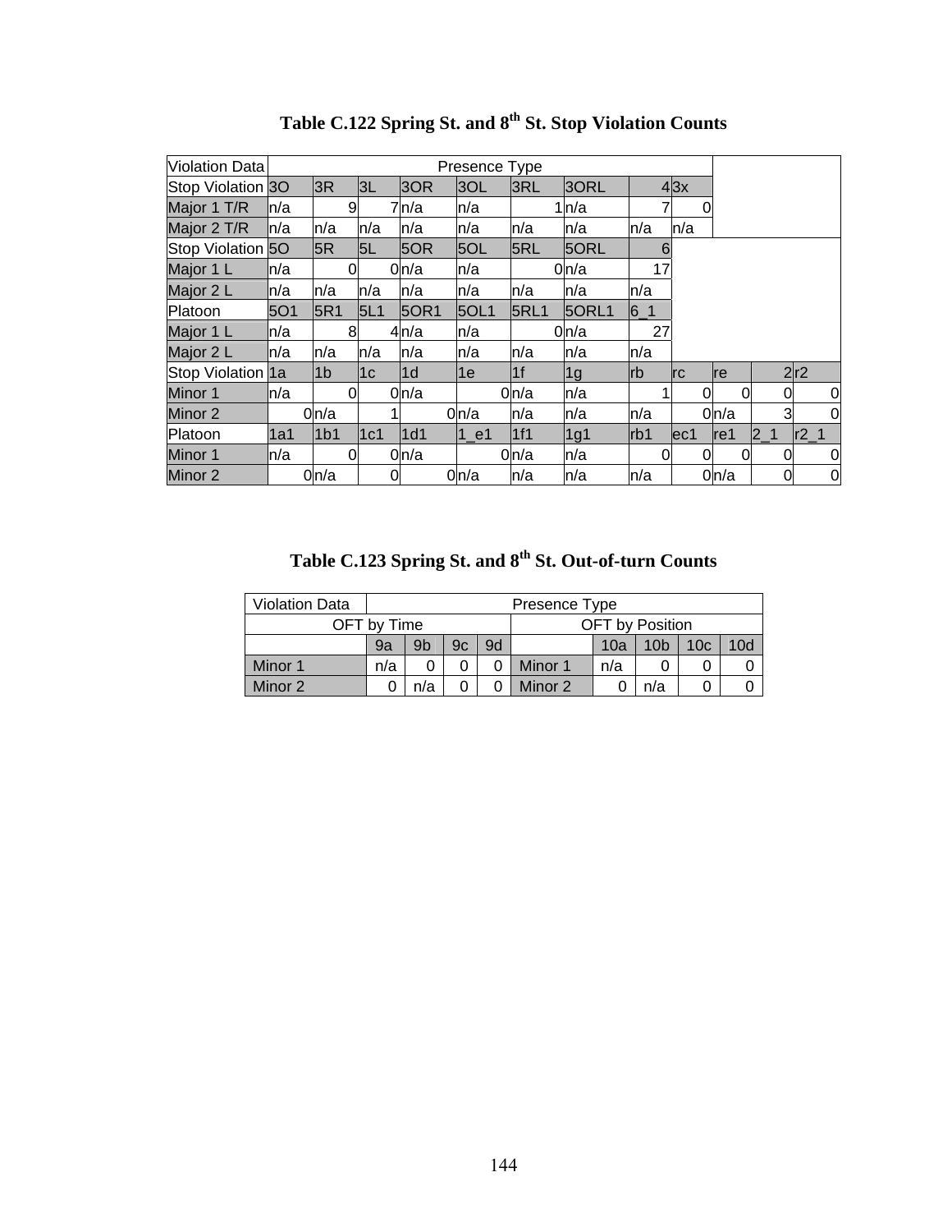## Table C.122 Spring St. and 8th St. Stop Violation Counts

| Violation Data | Presence Type | | | | | | | | | | | |
|---|---|---|---|---|---|---|---|---|---|---|---|---|
| Stop Violation | 3O | 3R | 3L | 3OR | 3OL | 3RL | 3ORL | 4 | 3x | | | |
| Major 1 T/R | n/a | 9 | 7 | n/a | n/a | 1 | n/a | 7 | 0 | | | |
| Major 2 T/R | n/a | n/a | n/a | n/a | n/a | n/a | n/a | n/a | n/a | | | |
| Stop Violation | 5O | 5R | 5L | 5OR | 5OL | 5RL | 5ORL | 6 | | | | |
| Major 1 L | n/a | 0 | 0 | n/a | n/a | 0 | n/a | 17 | | | | |
| Major 2 L | n/a | n/a | n/a | n/a | n/a | n/a | n/a | n/a | | | | |
| Platoon | 5O1 | 5R1 | 5L1 | 5OR1 | 5OL1 | 5RL1 | 5ORL1 | 6_1 | | | | |
| Major 1 L | n/a | 8 | 4 | n/a | n/a | 0 | n/a | 27 | | | | |
| Major 2 L | n/a | n/a | n/a | n/a | n/a | n/a | n/a | n/a | | | | |
| Stop Violation | 1a | 1b | 1c | 1d | 1e | 1f | 1g | rb | rc | re | 2 | r2 |
| Minor 1 | n/a | 0 | 0 | n/a | 0 | n/a | n/a | 1 | 0 | 0 | 0 | 0 |
| Minor 2 | 0 | n/a | 1 | 0 | n/a | n/a | n/a | n/a | 0 | n/a | 3 | 0 |
| Platoon | 1a1 | 1b1 | 1c1 | 1d1 | 1_e1 | 1f1 | 1g1 | rb1 | ec1 | re1 | 2_1 | r2_1 |
| Minor 1 | n/a | 0 | 0 | n/a | 0 | n/a | n/a | 0 | 0 | 0 | 0 | 0 |
| Minor 2 | 0 | n/a | 0 | 0 | n/a | n/a | n/a | n/a | 0 | n/a | 0 | 0 |

## Table C.123 Spring St. and 8th St. Out-of-turn Counts

| Violation Data | Presence Type | | | | | | | | |
|---|---|---|---|---|---|---|---|---|---|
| OFT by Time | | | | | OFT by Position | | | | |
| | 9a | 9b | 9c | 9d | | 10a | 10b | 10c | 10d |
| Minor 1 | n/a | 0 | 0 | 0 | Minor 1 | n/a | 0 | 0 | 0 |
| Minor 2 | 0 | n/a | 0 | 0 | Minor 2 | 0 | n/a | 0 | 0 |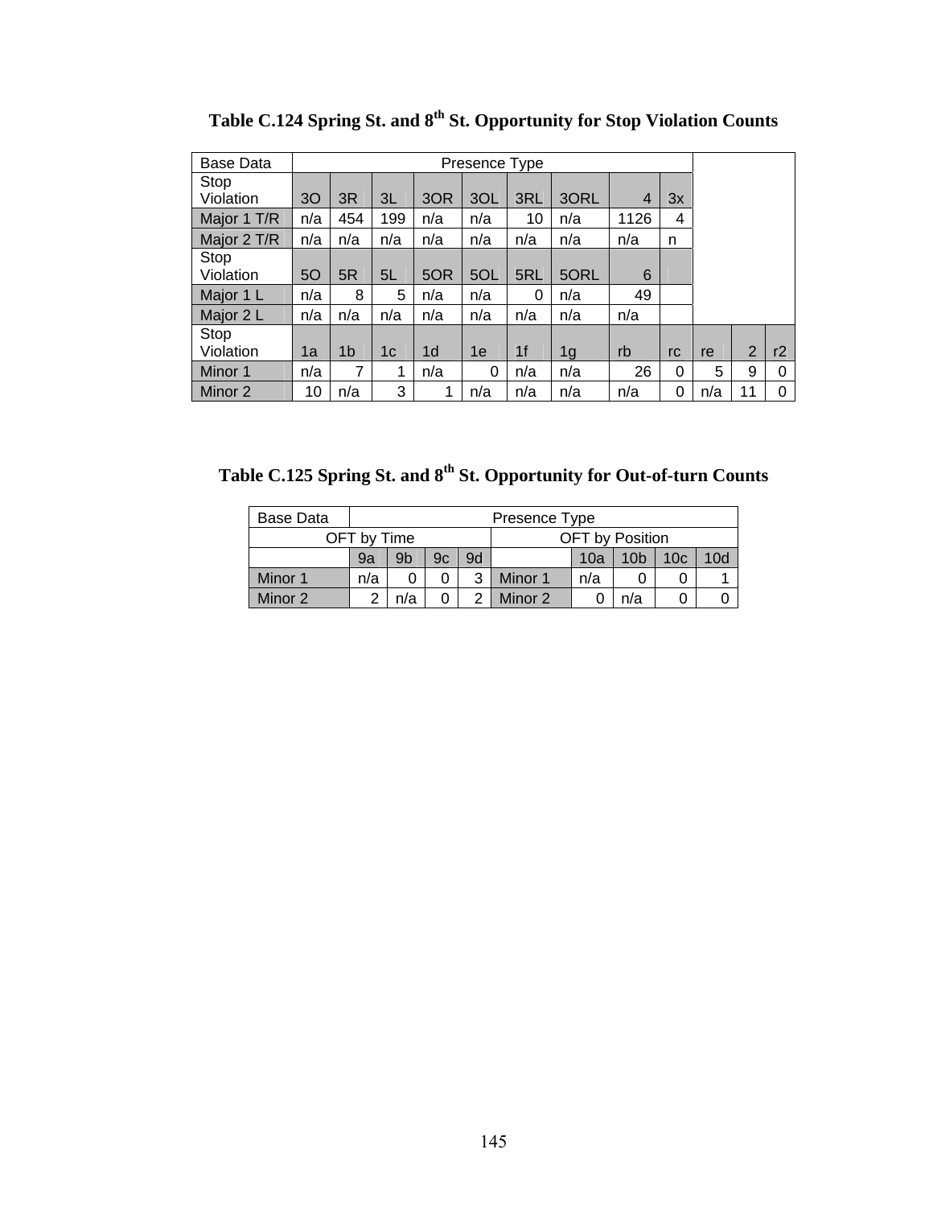**Table C.124 Spring St. and 8th St. Opportunity for Stop Violation Counts**

| Base Data | Presence Type | | | | | | | | | | | |
|---|---|---|---|---|---|---|---|---|---|---|---|---|
| Stop Violation | 3O | 3R | 3L | 3OR | 3OL | 3RL | 3ORL | 4 | 3x | | | |
| Major 1 T/R | n/a | 454 | 199 | n/a | n/a | 10 | n/a | 1126 | 4 | | | |
| Major 2 T/R | n/a | n/a | n/a | n/a | n/a | n/a | n/a | n/a | n | | | |
| Stop Violation | 5O | 5R | 5L | 5OR | 5OL | 5RL | 5ORL | 6 | | | | |
| Major 1 L | n/a | 8 | 5 | n/a | n/a | 0 | n/a | 49 | | | | |
| Major 2 L | n/a | n/a | n/a | n/a | n/a | n/a | n/a | n/a | | | | |
| Stop Violation | 1a | 1b | 1c | 1d | 1e | 1f | 1g | rb | rc | re | 2 | r2 |
| Minor 1 | n/a | 7 | 1 | n/a | 0 | n/a | n/a | 26 | 0 | 5 | 9 | 0 |
| Minor 2 | 10 | n/a | 3 | 1 | n/a | n/a | n/a | n/a | 0 | n/a | 11 | 0 |

**Table C.125 Spring St. and 8th St. Opportunity for Out-of-turn Counts**

| Base Data | Presence Type | | | | | | | | |
|---|---|---|---|---|---|---|---|---|---|
| OFT by Time | | | | | OFT by Position | | | | |
| | 9a | 9b | 9c | 9d | | 10a | 10b | 10c | 10d |
| Minor 1 | n/a | 0 | 0 | 3 | Minor 1 | n/a | 0 | 0 | 1 |
| Minor 2 | 2 | n/a | 0 | 2 | Minor 2 | 0 | n/a | 0 | 0 |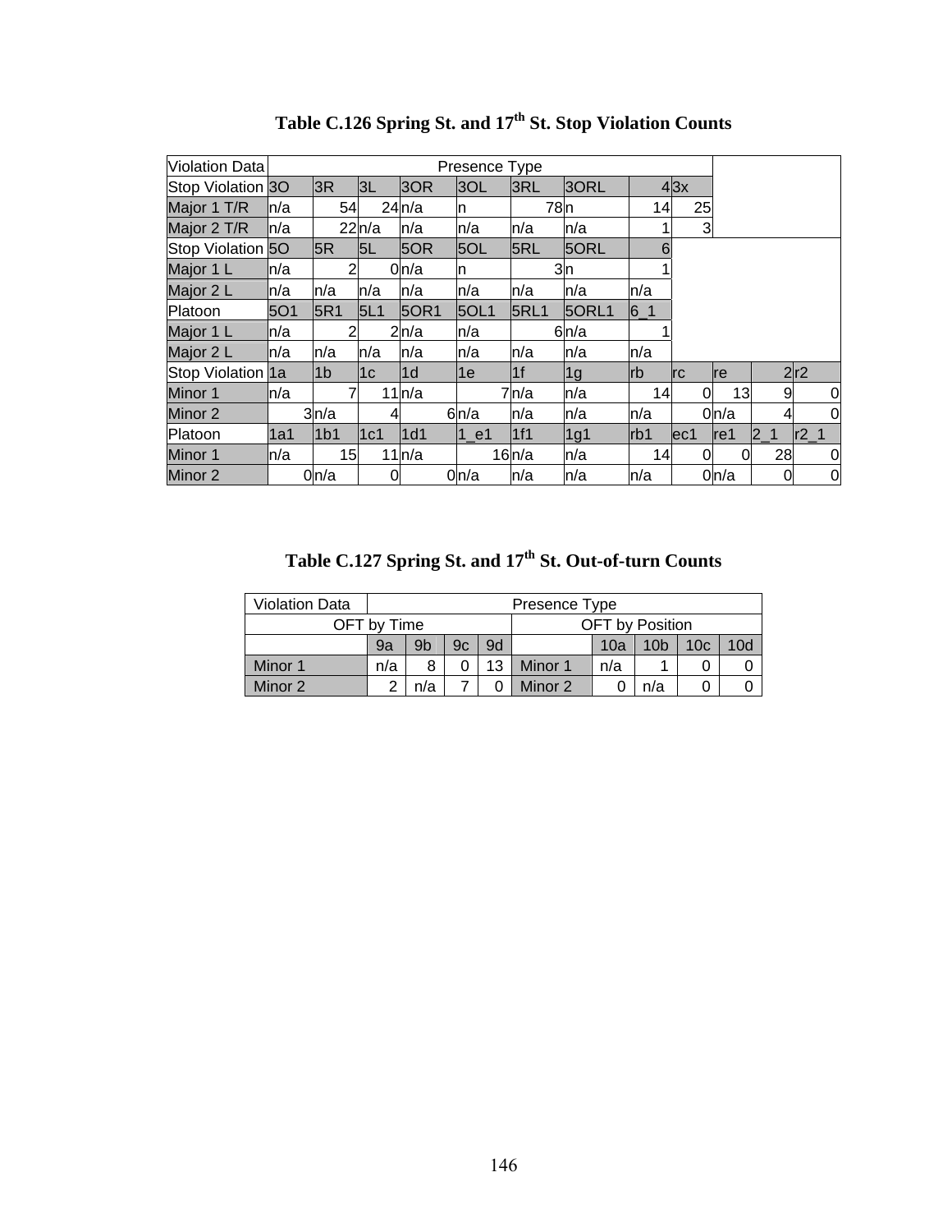**Table C.126 Spring St. and 17th St. Stop Violation Counts**

| Violation Data | Presence Type | | | | | | | | | | | |
|---|---|---|---|---|---|---|---|---|---|---|---|---|
| Stop Violation | 3O | 3R | 3L | 3OR | 3OL | 3RL | 3ORL | 4 | 3x | | | |
| Major 1 T/R | n/a | 54 | 24 | n/a | n | 78 | n | 14 | 25 | | | |
| Major 2 T/R | n/a | 22 | n/a | n/a | n/a | n/a | n/a | 1 | 3 | | | |
| Stop Violation | 5O | 5R | 5L | 5OR | 5OL | 5RL | 5ORL | 6 | | | | |
| Major 1 L | n/a | 2 | 0 | n/a | n | 3 | n | 1 | | | | |
| Major 2 L | n/a | n/a | n/a | n/a | n/a | n/a | n/a | n/a | | | | |
| Platoon | 5O1 | 5R1 | 5L1 | 5OR1 | 5OL1 | 5RL1 | 5ORL1 | 6_1 | | | | |
| Major 1 L | n/a | 2 | 2 | n/a | n/a | 6 | n/a | 1 | | | | |
| Major 2 L | n/a | n/a | n/a | n/a | n/a | n/a | n/a | n/a | | | | |
| Stop Violation | 1a | 1b | 1c | 1d | 1e | 1f | 1g | rb | rc | re | 2 | r2 |
| Minor 1 | n/a | 7 | 11 | n/a | 7 | n/a | n/a | 14 | 0 | 13 | 9 | 0 |
| Minor 2 | 3 | n/a | 4 | 6 | n/a | n/a | n/a | n/a | 0 | n/a | 4 | 0 |
| Platoon | 1a1 | 1b1 | 1c1 | 1d1 | 1_e1 | 1f1 | 1g1 | rb1 | ec1 | re1 | 2_1 | r2_1 |
| Minor 1 | n/a | 15 | 11 | n/a | 16 | n/a | n/a | 14 | 0 | 0 | 28 | 0 |
| Minor 2 | 0 | n/a | 0 | 0 | n/a | n/a | n/a | n/a | 0 | n/a | 0 | 0 |

**Table C.127 Spring St. and 17th St. Out-of-turn Counts**

| Violation Data | Presence Type | | | | | | | | |
|---|---|---|---|---|---|---|---|---|---|
| OFT by Time | | | | | OFT by Position | | | | |
| | 9a | 9b | 9c | 9d | | 10a | 10b | 10c | 10d |
| Minor 1 | n/a | 8 | 0 | 13 | Minor 1 | n/a | 1 | 0 | 0 |
| Minor 2 | 2 | n/a | 7 | 0 | Minor 2 | 0 | n/a | 0 | 0 |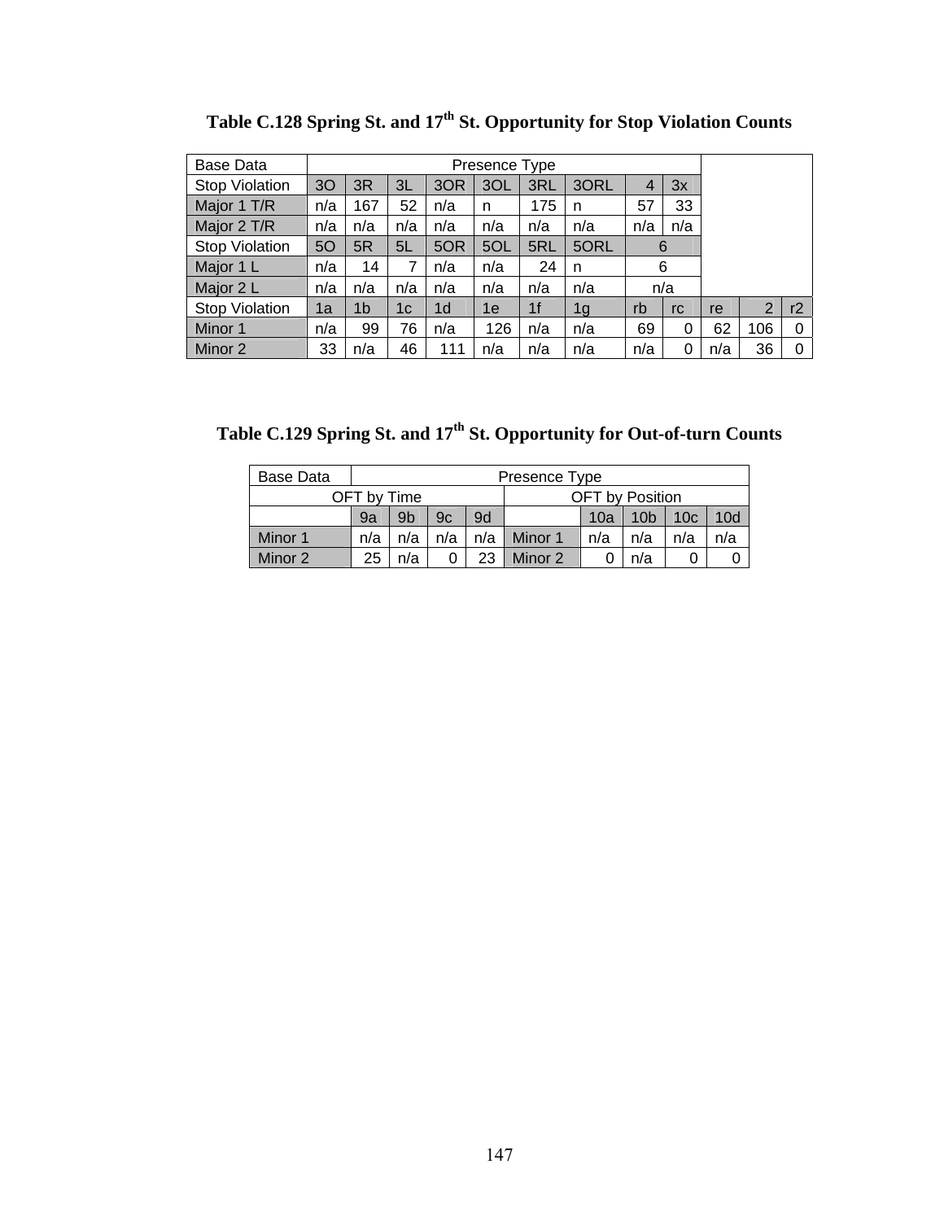**Table C.128 Spring St. and 17th St. Opportunity for Stop Violation Counts**

| Base Data | Presence Type | | | | | | | | | | | |
|---|---|---|---|---|---|---|---|---|---|---|---|---|
| Stop Violation | 3O | 3R | 3L | 3OR | 3OL | 3RL | 3ORL | 4 | 3x | | | |
| Major 1 T/R | n/a | 167 | 52 | n/a | n | 175 | n | 57 | 33 | | | |
| Major 2 T/R | n/a | n/a | n/a | n/a | n/a | n/a | n/a | n/a | n/a | | | |
| Stop Violation | 5O | 5R | 5L | 5OR | 5OL | 5RL | 5ORL | 6 | | | | |
| Major 1 L | n/a | 14 | 7 | n/a | n/a | 24 | n | 6 | | | | |
| Major 2 L | n/a | n/a | n/a | n/a | n/a | n/a | n/a | n/a | | | | |
| Stop Violation | 1a | 1b | 1c | 1d | 1e | 1f | 1g | rb | rc | re | 2 | r2 |
| Minor 1 | n/a | 99 | 76 | n/a | 126 | n/a | n/a | 69 | 0 | 62 | 106 | 0 |
| Minor 2 | 33 | n/a | 46 | 111 | n/a | n/a | n/a | n/a | 0 | n/a | 36 | 0 |

**Table C.129 Spring St. and 17th St. Opportunity for Out-of-turn Counts**

| Base Data | Presence Type | | | | | | | | |
|---|---|---|---|---|---|---|---|---|---|
| OFT by Time | | | | | OFT by Position | | | | |
| | 9a | 9b | 9c | 9d | | 10a | 10b | 10c | 10d |
| Minor 1 | n/a | n/a | n/a | n/a | Minor 1 | n/a | n/a | n/a | n/a |
| Minor 2 | 25 | n/a | 0 | 23 | Minor 2 | 0 | n/a | 0 | 0 |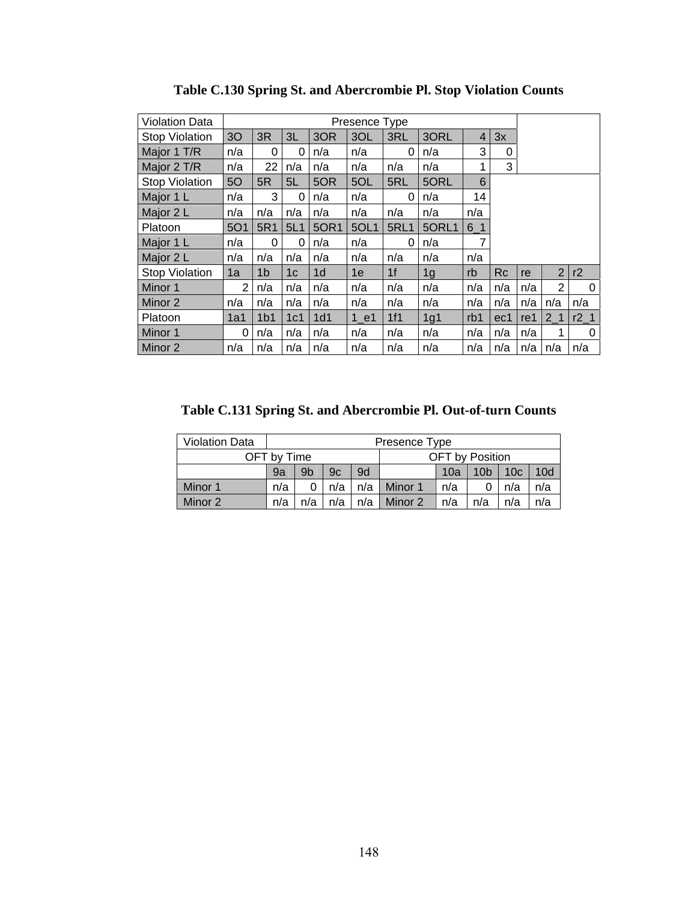**Table C.130 Spring St. and Abercrombie Pl. Stop Violation Counts**

| Violation Data | Presence Type | | | | | | | | | | | |
|---|---|---|---|---|---|---|---|---|---|---|---|---|
| Stop Violation | 3O | 3R | 3L | 3OR | 3OL | 3RL | 3ORL | 4 | 3x | | | |
| Major 1 T/R | n/a | 0 | 0 | n/a | n/a | 0 | n/a | 3 | 0 | | | |
| Major 2 T/R | n/a | 22 | n/a | n/a | n/a | n/a | n/a | 1 | 3 | | | |
| Stop Violation | 5O | 5R | 5L | 5OR | 5OL | 5RL | 5ORL | 6 | | | | |
| Major 1 L | n/a | 3 | 0 | n/a | n/a | 0 | n/a | 14 | | | | |
| Major 2 L | n/a | n/a | n/a | n/a | n/a | n/a | n/a | n/a | | | | |
| Platoon | 5O1 | 5R1 | 5L1 | 5OR1 | 5OL1 | 5RL1 | 5ORL1 | 6_1 | | | | |
| Major 1 L | n/a | 0 | 0 | n/a | n/a | 0 | n/a | 7 | | | | |
| Major 2 L | n/a | n/a | n/a | n/a | n/a | n/a | n/a | n/a | | | | |
| Stop Violation | 1a | 1b | 1c | 1d | 1e | 1f | 1g | rb | Rc | re | 2 | r2 |
| Minor 1 | 2 | n/a | n/a | n/a | n/a | n/a | n/a | n/a | n/a | n/a | 2 | 0 |
| Minor 2 | n/a | n/a | n/a | n/a | n/a | n/a | n/a | n/a | n/a | n/a | n/a | n/a |
| Platoon | 1a1 | 1b1 | 1c1 | 1d1 | 1_e1 | 1f1 | 1g1 | rb1 | ec1 | re1 | 2_1 | r2_1 |
| Minor 1 | 0 | n/a | n/a | n/a | n/a | n/a | n/a | n/a | n/a | n/a | 1 | 0 |
| Minor 2 | n/a | n/a | n/a | n/a | n/a | n/a | n/a | n/a | n/a | n/a | n/a | n/a |

**Table C.131 Spring St. and Abercrombie Pl. Out-of-turn Counts**

| Violation Data | Presence Type | | | | | | | | |
|---|---|---|---|---|---|---|---|---|---|
| OFT by Time | | | | | OFT by Position | | | | |
| | 9a | 9b | 9c | 9d | | 10a | 10b | 10c | 10d |
| Minor 1 | n/a | 0 | n/a | n/a | Minor 1 | n/a | 0 | n/a | n/a |
| Minor 2 | n/a | n/a | n/a | n/a | Minor 2 | n/a | n/a | n/a | n/a |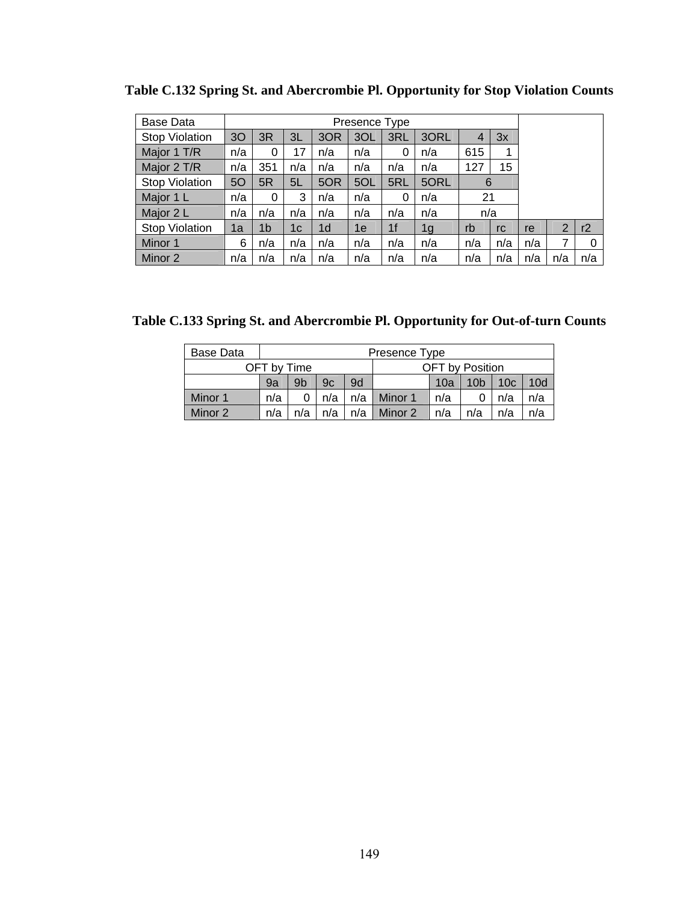**Table C.132 Spring St. and Abercrombie Pl. Opportunity for Stop Violation Counts**

| Base Data | Presence Type | | | | | | | | | | | |
|---|---|---|---|---|---|---|---|---|---|---|---|---|
| Stop Violation | 3O | 3R | 3L | 3OR | 3OL | 3RL | 3ORL | 4 | 3x | | | |
| Major 1 T/R | n/a | 0 | 17 | n/a | n/a | 0 | n/a | 615 | 1 | | | |
| Major 2 T/R | n/a | 351 | n/a | n/a | n/a | n/a | n/a | 127 | 15 | | | |
| Stop Violation | 5O | 5R | 5L | 5OR | 5OL | 5RL | 5ORL | 6 | | | | |
| Major 1 L | n/a | 0 | 3 | n/a | n/a | 0 | n/a | 21 | | | | |
| Major 2 L | n/a | n/a | n/a | n/a | n/a | n/a | n/a | n/a | | | | |
| Stop Violation | 1a | 1b | 1c | 1d | 1e | 1f | 1g | rb | rc | re | 2 | r2 |
| Minor 1 | 6 | n/a | n/a | n/a | n/a | n/a | n/a | n/a | n/a | n/a | 7 | 0 |
| Minor 2 | n/a | n/a | n/a | n/a | n/a | n/a | n/a | n/a | n/a | n/a | n/a | n/a |

**Table C.133 Spring St. and Abercrombie Pl. Opportunity for Out-of-turn Counts**

| Base Data | Presence Type | | | | | | | | |
|---|---|---|---|---|---|---|---|---|---|
| OFT by Time | | | | | OFT by Position | | | | |
| | 9a | 9b | 9c | 9d | | 10a | 10b | 10c | 10d |
| Minor 1 | n/a | 0 | n/a | n/a | Minor 1 | n/a | 0 | n/a | n/a |
| Minor 2 | n/a | n/a | n/a | n/a | Minor 2 | n/a | n/a | n/a | n/a |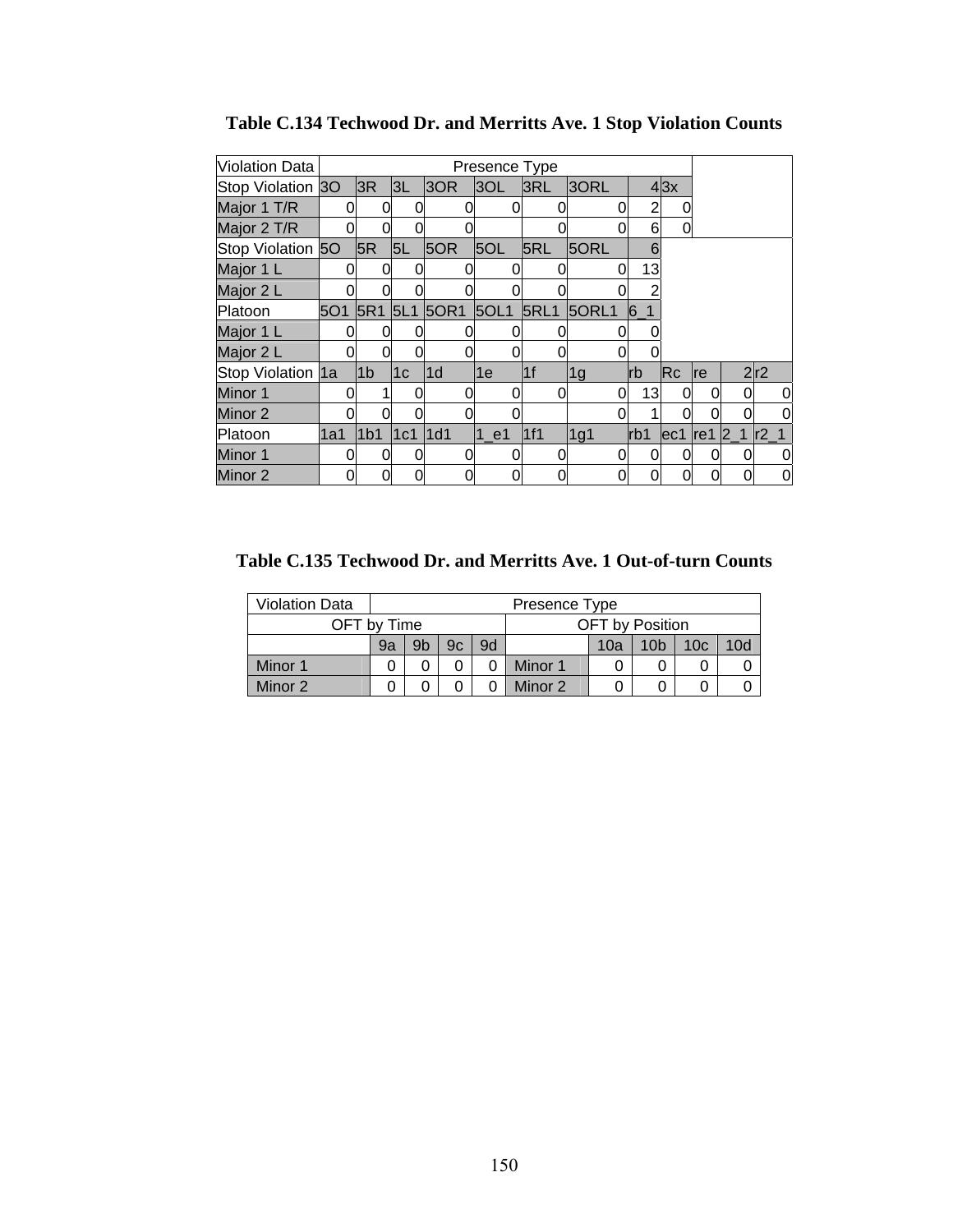**Table C.134 Techwood Dr. and Merritts Ave. 1 Stop Violation Counts**

| Violation Data | Presence Type | | | | | | | | | | | |
|---|---|---|---|---|---|---|---|---|---|---|---|---|
| Stop Violation | 3O | 3R | 3L | 3OR | 3OL | 3RL | 3ORL | 4 | 3x | | | |
| Major 1 T/R | 0 | 0 | 0 | 0 | 0 | 0 | 0 | 2 | 0 | | | |
| Major 2 T/R | 0 | 0 | 0 | 0 | | 0 | 0 | 6 | 0 | | | |
| Stop Violation | 5O | 5R | 5L | 5OR | 5OL | 5RL | 5ORL | 6 | | | | |
| Major 1 L | 0 | 0 | 0 | 0 | 0 | 0 | 0 | 13 | | | | |
| Major 2 L | 0 | 0 | 0 | 0 | 0 | 0 | 0 | 2 | | | | |
| Platoon | 5O1 | 5R1 | 5L1 | 5OR1 | 5OL1 | 5RL1 | 5ORL1 | 6_1 | | | | |
| Major 1 L | 0 | 0 | 0 | 0 | 0 | 0 | 0 | 0 | | | | |
| Major 2 L | 0 | 0 | 0 | 0 | 0 | 0 | 0 | 0 | | | | |
| Stop Violation | 1a | 1b | 1c | 1d | 1e | 1f | 1g | rb | Rc | re | 2 | r2 |
| Minor 1 | 0 | 1 | 0 | 0 | 0 | 0 | 0 | 13 | 0 | 0 | 0 | 0 |
| Minor 2 | 0 | 0 | 0 | 0 | 0 | | 0 | 1 | 0 | 0 | 0 | 0 |
| Platoon | 1a1 | 1b1 | 1c1 | 1d1 | 1_e1 | 1f1 | 1g1 | rb1 | ec1 | re1 | 2_1 | r2_1 |
| Minor 1 | 0 | 0 | 0 | 0 | 0 | 0 | 0 | 0 | 0 | 0 | 0 | 0 |
| Minor 2 | 0 | 0 | 0 | 0 | 0 | 0 | 0 | 0 | 0 | 0 | 0 | 0 |

**Table C.135 Techwood Dr. and Merritts Ave. 1 Out-of-turn Counts**

| Violation Data | Presence Type | | | | | | | | |
|---|---|---|---|---|---|---|---|---|---|
| OFT by Time | | | | | OFT by Position | | | | |
| | 9a | 9b | 9c | 9d | | 10a | 10b | 10c | 10d |
| Minor 1 | 0 | 0 | 0 | 0 | Minor 1 | 0 | 0 | 0 | 0 |
| Minor 2 | 0 | 0 | 0 | 0 | Minor 2 | 0 | 0 | 0 | 0 |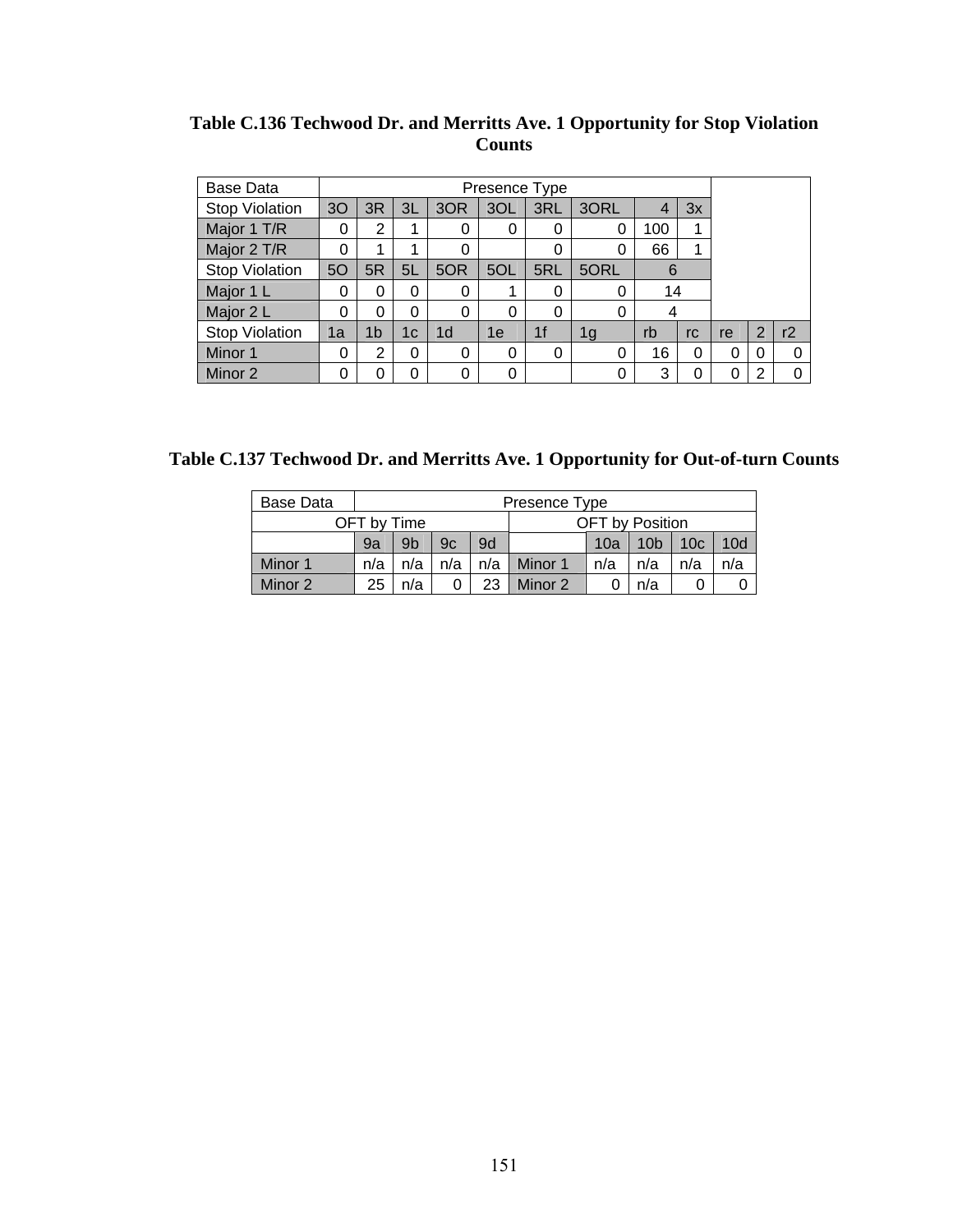**Table C.136 Techwood Dr. and Merritts Ave. 1 Opportunity for Stop Violation Counts**

| Base Data | Presence Type | | | | | | | | | | | |
|---|---|---|---|---|---|---|---|---|---|---|---|---|
| Stop Violation | 3O | 3R | 3L | 3OR | 3OL | 3RL | 3ORL | 4 | 3x | | | |
| Major 1 T/R | 0 | 2 | 1 | 0 | 0 | 0 | 0 | 100 | 1 | | | |
| Major 2 T/R | 0 | 1 | 1 | 0 | | 0 | 0 | 66 | 1 | | | |
| Stop Violation | 5O | 5R | 5L | 5OR | 5OL | 5RL | 5ORL | 6 | | | | |
| Major 1 L | 0 | 0 | 0 | 0 | 1 | 0 | 0 | 14 | | | | |
| Major 2 L | 0 | 0 | 0 | 0 | 0 | 0 | 0 | 4 | | | | |
| Stop Violation | 1a | 1b | 1c | 1d | 1e | 1f | 1g | rb | rc | re | 2 | r2 |
| Minor 1 | 0 | 2 | 0 | 0 | 0 | 0 | 0 | 16 | 0 | 0 | 0 | 0 |
| Minor 2 | 0 | 0 | 0 | 0 | 0 | | 0 | 3 | 0 | 0 | 2 | 0 |

**Table C.137 Techwood Dr. and Merritts Ave. 1 Opportunity for Out-of-turn Counts**

| Base Data | Presence Type | | | | | | | | |
|---|---|---|---|---|---|---|---|---|---|
| OFT by Time | | | | | OFT by Position | | | | |
| | 9a | 9b | 9c | 9d | | 10a | 10b | 10c | 10d |
| Minor 1 | n/a | n/a | n/a | n/a | Minor 1 | n/a | n/a | n/a | n/a |
| Minor 2 | 25 | n/a | 0 | 23 | Minor 2 | 0 | n/a | 0 | 0 |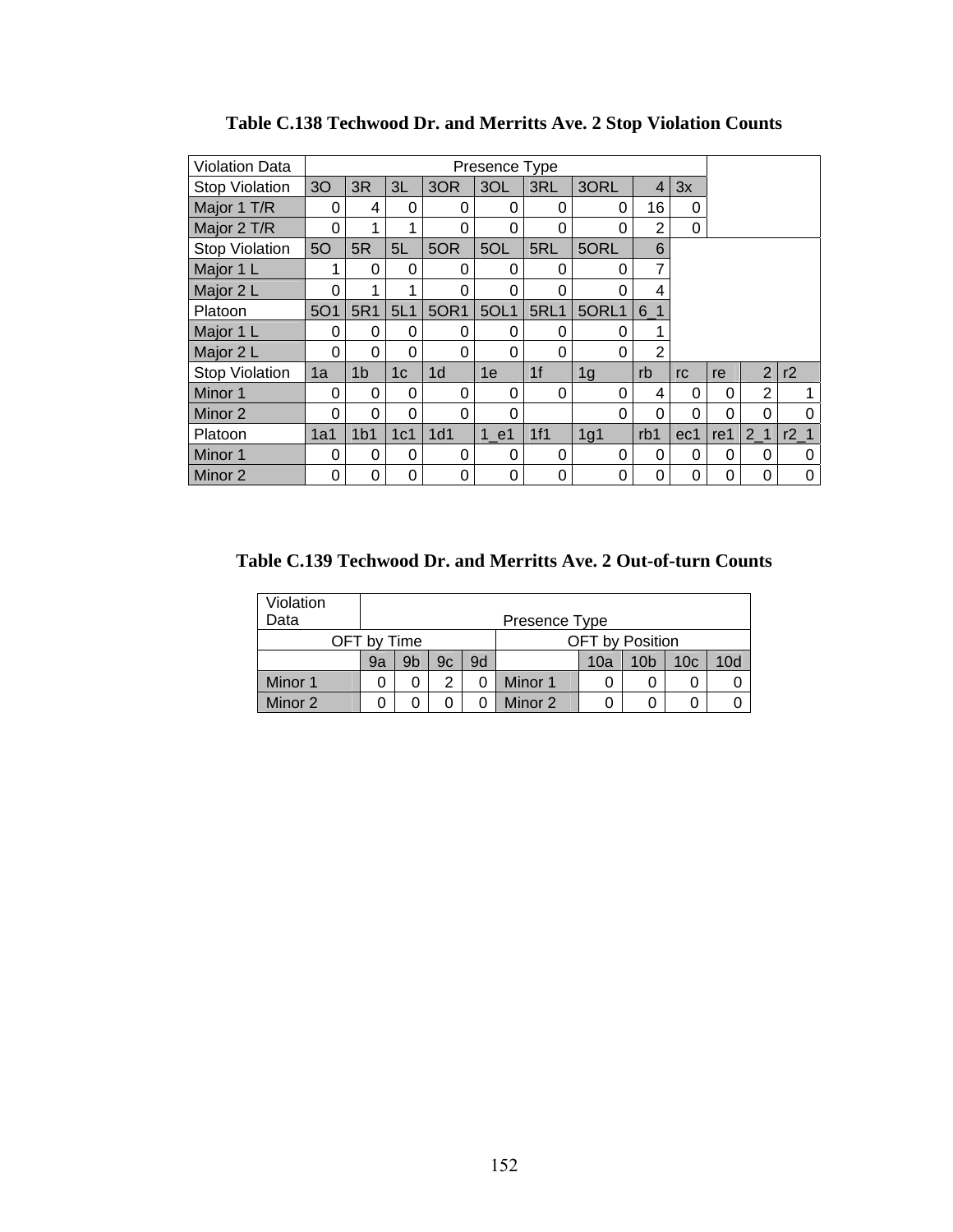**Table C.138 Techwood Dr. and Merritts Ave. 2 Stop Violation Counts**

| Violation Data | Presence Type | | | | | | | | | | | |
|---|---|---|---|---|---|---|---|---|---|---|---|---|
| Stop Violation | 3O | 3R | 3L | 3OR | 3OL | 3RL | 3ORL | 4 | 3x | | | |
| Major 1 T/R | 0 | 4 | 0 | 0 | 0 | 0 | 0 | 16 | 0 | | | |
| Major 2 T/R | 0 | 1 | 1 | 0 | 0 | 0 | 0 | 2 | 0 | | | |
| Stop Violation | 5O | 5R | 5L | 5OR | 5OL | 5RL | 5ORL | 6 | | | | |
| Major 1 L | 1 | 0 | 0 | 0 | 0 | 0 | 0 | 7 | | | | |
| Major 2 L | 0 | 1 | 1 | 0 | 0 | 0 | 0 | 4 | | | | |
| Platoon | 5O1 | 5R1 | 5L1 | 5OR1 | 5OL1 | 5RL1 | 5ORL1 | 6_1 | | | | |
| Major 1 L | 0 | 0 | 0 | 0 | 0 | 0 | 0 | 1 | | | | |
| Major 2 L | 0 | 0 | 0 | 0 | 0 | 0 | 0 | 2 | | | | |
| Stop Violation | 1a | 1b | 1c | 1d | 1e | 1f | 1g | rb | rc | re | 2 | r2 |
| Minor 1 | 0 | 0 | 0 | 0 | 0 | 0 | 0 | 4 | 0 | 0 | 2 | 1 |
| Minor 2 | 0 | 0 | 0 | 0 | 0 | | 0 | 0 | 0 | 0 | 0 | 0 |
| Platoon | 1a1 | 1b1 | 1c1 | 1d1 | 1_e1 | 1f1 | 1g1 | rb1 | ec1 | re1 | 2_1 | r2_1 |
| Minor 1 | 0 | 0 | 0 | 0 | 0 | 0 | 0 | 0 | 0 | 0 | 0 | 0 |
| Minor 2 | 0 | 0 | 0 | 0 | 0 | 0 | 0 | 0 | 0 | 0 | 0 | 0 |

**Table C.139 Techwood Dr. and Merritts Ave. 2 Out-of-turn Counts**

| Violation Data | Presence Type | | | | | | | | |
|---|---|---|---|---|---|---|---|---|---|
| OFT by Time | | | | | OFT by Position | | | | |
| | 9a | 9b | 9c | 9d | | 10a | 10b | 10c | 10d |
| Minor 1 | 0 | 0 | 2 | 0 | Minor 1 | 0 | 0 | 0 | 0 |
| Minor 2 | 0 | 0 | 0 | 0 | Minor 2 | 0 | 0 | 0 | 0 |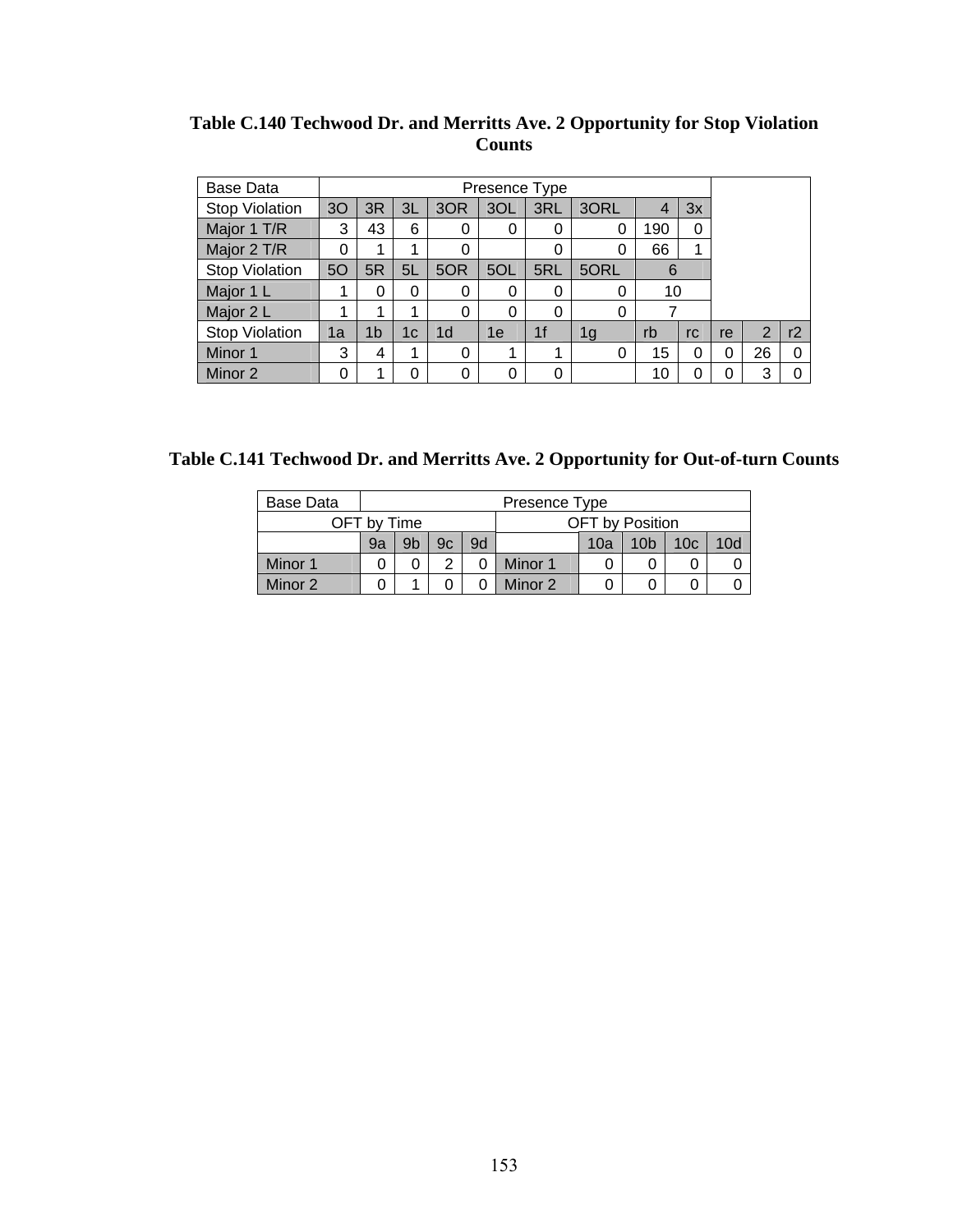**Table C.140 Techwood Dr. and Merritts Ave. 2 Opportunity for Stop Violation Counts**

| Base Data | Presence Type | | | | | | | | | | | |
|---|---|---|---|---|---|---|---|---|---|---|---|---|
| Stop Violation | 3O | 3R | 3L | 3OR | 3OL | 3RL | 3ORL | 4 | 3x | | | |
| Major 1 T/R | 3 | 43 | 6 | 0 | 0 | 0 | 0 | 190 | 0 | | | |
| Major 2 T/R | 0 | 1 | 1 | 0 | | 0 | 0 | 66 | 1 | | | |
| Stop Violation | 5O | 5R | 5L | 5OR | 5OL | 5RL | 5ORL | 6 | | | | |
| Major 1 L | 1 | 0 | 0 | 0 | 0 | 0 | 0 | 10 | | | | |
| Major 2 L | 1 | 1 | 1 | 0 | 0 | 0 | 0 | 7 | | | | |
| Stop Violation | 1a | 1b | 1c | 1d | 1e | 1f | 1g | rb | rc | re | 2 | r2 |
| Minor 1 | 3 | 4 | 1 | 0 | 1 | 1 | 0 | 15 | 0 | 0 | 26 | 0 |
| Minor 2 | 0 | 1 | 0 | 0 | 0 | 0 | | 10 | 0 | 0 | 3 | 0 |

**Table C.141 Techwood Dr. and Merritts Ave. 2 Opportunity for Out-of-turn Counts**

| Base Data | Presence Type | | | | | | | | |
|---|---|---|---|---|---|---|---|---|---|
| OFT by Time | | | | | OFT by Position | | | | |
| | 9a | 9b | 9c | 9d | | 10a | 10b | 10c | 10d |
| Minor 1 | 0 | 0 | 2 | 0 | Minor 1 | 0 | 0 | 0 | 0 |
| Minor 2 | 0 | 1 | 0 | 0 | Minor 2 | 0 | 0 | 0 | 0 |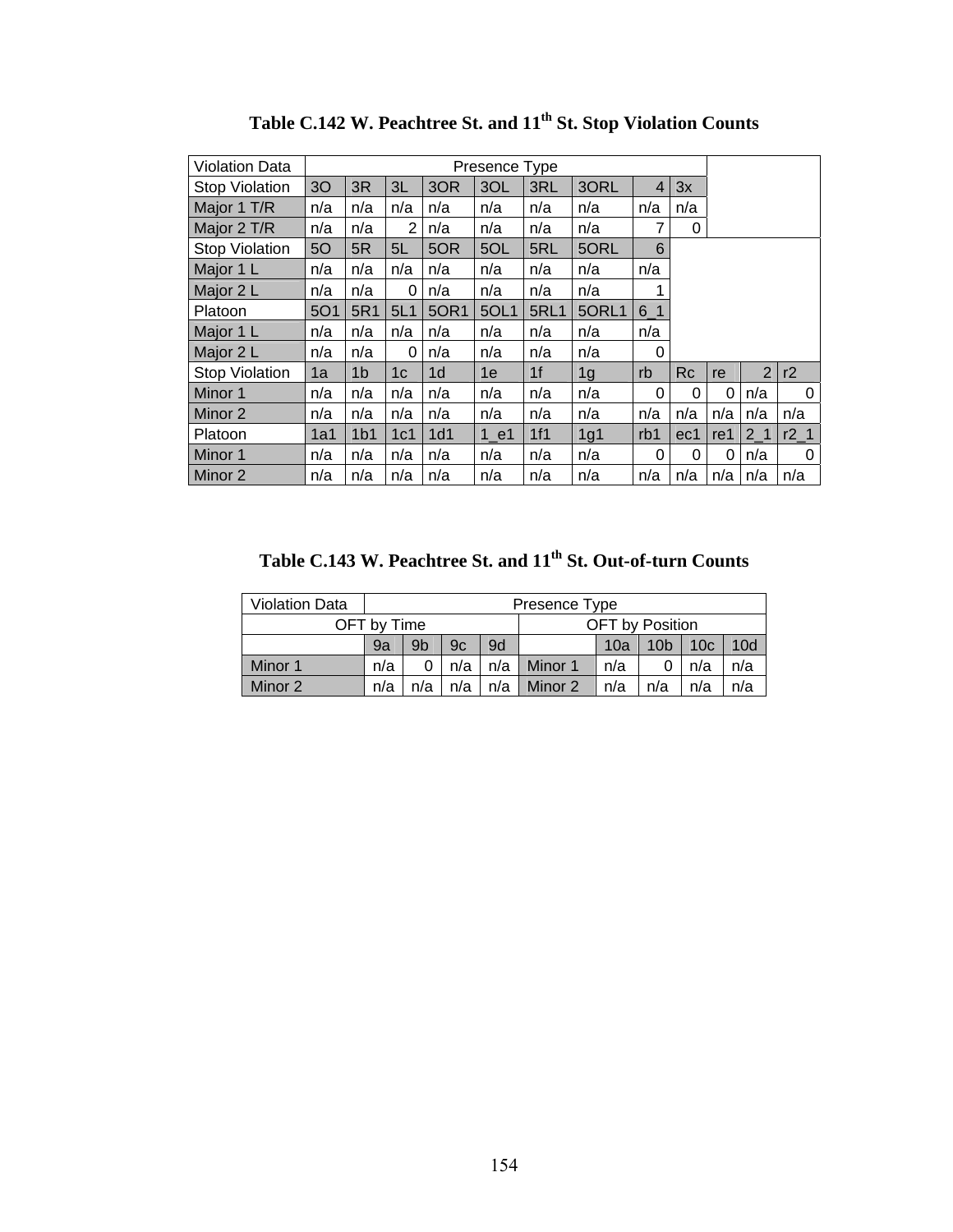**Table C.142 W. Peachtree St. and 11th St. Stop Violation Counts**

| Violation Data | Presence Type | | | | | | | | | | | |
|---|---|---|---|---|---|---|---|---|---|---|---|---|
| Stop Violation | 3O | 3R | 3L | 3OR | 3OL | 3RL | 3ORL | 4 | 3x | | | |
| Major 1 T/R | n/a | n/a | n/a | n/a | n/a | n/a | n/a | n/a | n/a | | | |
| Major 2 T/R | n/a | n/a | 2 | n/a | n/a | n/a | n/a | 7 | 0 | | | |
| Stop Violation | 5O | 5R | 5L | 5OR | 5OL | 5RL | 5ORL | 6 | | | | |
| Major 1 L | n/a | n/a | n/a | n/a | n/a | n/a | n/a | n/a | | | | |
| Major 2 L | n/a | n/a | 0 | n/a | n/a | n/a | n/a | 1 | | | | |
| Platoon | 5O1 | 5R1 | 5L1 | 5OR1 | 5OL1 | 5RL1 | 5ORL1 | 6_1 | | | | |
| Major 1 L | n/a | n/a | n/a | n/a | n/a | n/a | n/a | n/a | | | | |
| Major 2 L | n/a | n/a | 0 | n/a | n/a | n/a | n/a | 0 | | | | |
| Stop Violation | 1a | 1b | 1c | 1d | 1e | 1f | 1g | rb | Rc | re | 2 | r2 |
| Minor 1 | n/a | n/a | n/a | n/a | n/a | n/a | n/a | 0 | 0 | 0 | n/a | 0 |
| Minor 2 | n/a | n/a | n/a | n/a | n/a | n/a | n/a | n/a | n/a | n/a | n/a | n/a |
| Platoon | 1a1 | 1b1 | 1c1 | 1d1 | 1_e1 | 1f1 | 1g1 | rb1 | ec1 | re1 | 2_1 | r2_1 |
| Minor 1 | n/a | n/a | n/a | n/a | n/a | n/a | n/a | 0 | 0 | 0 | n/a | 0 |
| Minor 2 | n/a | n/a | n/a | n/a | n/a | n/a | n/a | n/a | n/a | n/a | n/a | n/a |

**Table C.143 W. Peachtree St. and 11th St. Out-of-turn Counts**

| Violation Data | Presence Type | | | | | | | | |
|---|---|---|---|---|---|---|---|---|---|
| OFT by Time | | | | | OFT by Position | | | | |
| | 9a | 9b | 9c | 9d | | 10a | 10b | 10c | 10d |
| Minor 1 | n/a | 0 | n/a | n/a | Minor 1 | n/a | 0 | n/a | n/a |
| Minor 2 | n/a | n/a | n/a | n/a | Minor 2 | n/a | n/a | n/a | n/a |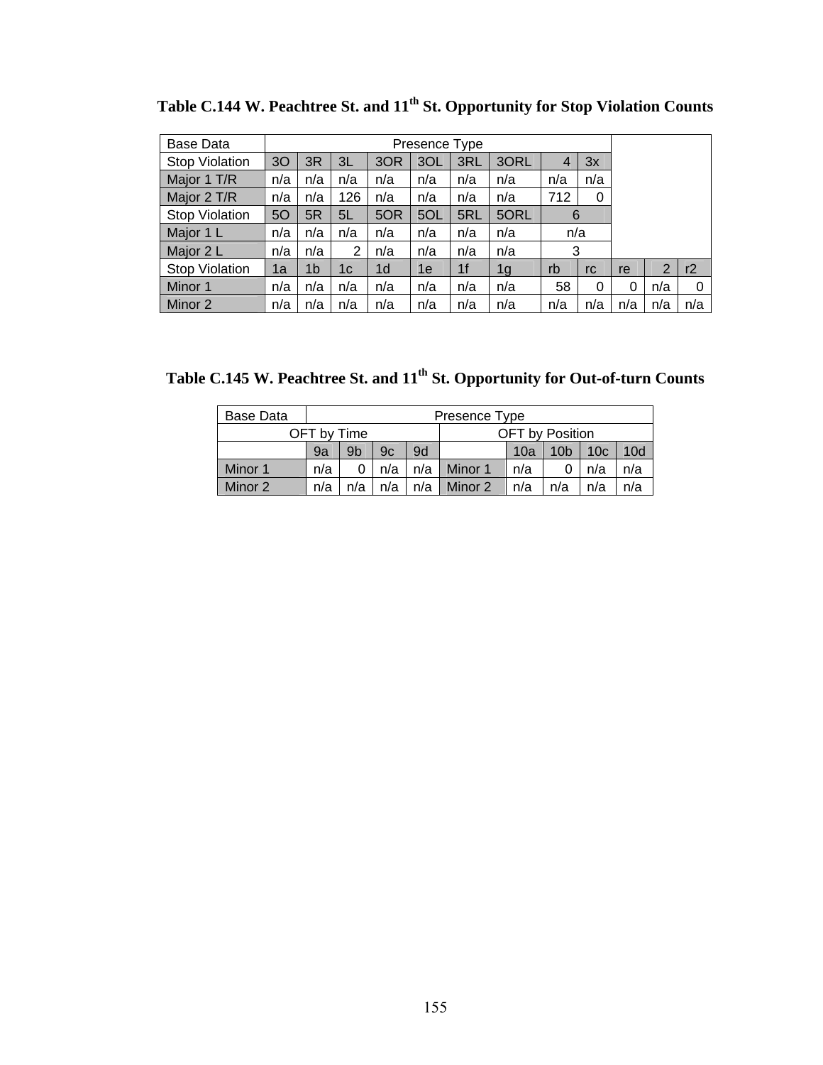**Table C.144 W. Peachtree St. and 11th St. Opportunity for Stop Violation Counts**

| Base Data | Presence Type | | | | | | | | | | | |
|---|---|---|---|---|---|---|---|---|---|---|---|---|
| Stop Violation | 3O | 3R | 3L | 3OR | 3OL | 3RL | 3ORL | 4 | 3x | | | |
| Major 1 T/R | n/a | n/a | n/a | n/a | n/a | n/a | n/a | n/a | n/a | | | |
| Major 2 T/R | n/a | n/a | 126 | n/a | n/a | n/a | n/a | 712 | 0 | | | |
| Stop Violation | 5O | 5R | 5L | 5OR | 5OL | 5RL | 5ORL | 6 | | | | |
| Major 1 L | n/a | n/a | n/a | n/a | n/a | n/a | n/a | n/a | | | | |
| Major 2 L | n/a | n/a | 2 | n/a | n/a | n/a | n/a | 3 | | | | |
| Stop Violation | 1a | 1b | 1c | 1d | 1e | 1f | 1g | rb | rc | re | 2 | r2 |
| Minor 1 | n/a | n/a | n/a | n/a | n/a | n/a | n/a | 58 | 0 | 0 | n/a | 0 |
| Minor 2 | n/a | n/a | n/a | n/a | n/a | n/a | n/a | n/a | n/a | n/a | n/a | n/a |

**Table C.145 W. Peachtree St. and 11th St. Opportunity for Out-of-turn Counts**

| Base Data | Presence Type | | | | | | | | |
|---|---|---|---|---|---|---|---|---|---|
| OFT by Time | | | | | OFT by Position | | | | |
| | 9a | 9b | 9c | 9d | | 10a | 10b | 10c | 10d |
| Minor 1 | n/a | 0 | n/a | n/a | Minor 1 | n/a | 0 | n/a | n/a |
| Minor 2 | n/a | n/a | n/a | n/a | Minor 2 | n/a | n/a | n/a | n/a |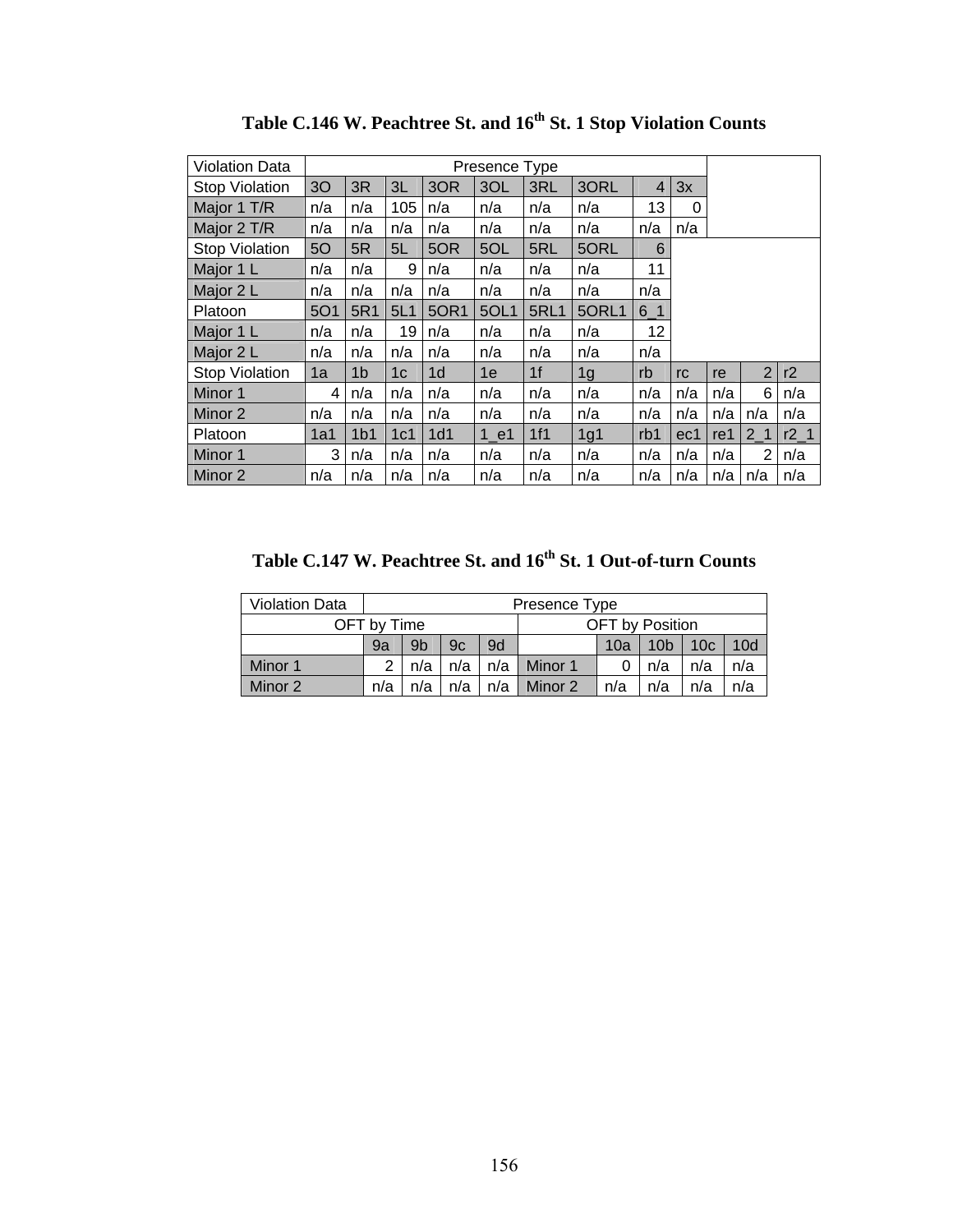**Table C.146 W. Peachtree St. and 16th St. 1 Stop Violation Counts**

| Violation Data | Presence Type | | | | | | | | | | | |
|---|---|---|---|---|---|---|---|---|---|---|---|---|
| Stop Violation | 3O | 3R | 3L | 3OR | 3OL | 3RL | 3ORL | 4 | 3x | | | |
| Major 1 T/R | n/a | n/a | 105 | n/a | n/a | n/a | n/a | 13 | 0 | | | |
| Major 2 T/R | n/a | n/a | n/a | n/a | n/a | n/a | n/a | n/a | n/a | | | |
| Stop Violation | 5O | 5R | 5L | 5OR | 5OL | 5RL | 5ORL | 6 | | | | |
| Major 1 L | n/a | n/a | 9 | n/a | n/a | n/a | n/a | 11 | | | | |
| Major 2 L | n/a | n/a | n/a | n/a | n/a | n/a | n/a | n/a | | | | |
| Platoon | 5O1 | 5R1 | 5L1 | 5OR1 | 5OL1 | 5RL1 | 5ORL1 | 6_1 | | | | |
| Major 1 L | n/a | n/a | 19 | n/a | n/a | n/a | n/a | 12 | | | | |
| Major 2 L | n/a | n/a | n/a | n/a | n/a | n/a | n/a | n/a | | | | |
| Stop Violation | 1a | 1b | 1c | 1d | 1e | 1f | 1g | rb | rc | re | 2 | r2 |
| Minor 1 | 4 | n/a | n/a | n/a | n/a | n/a | n/a | n/a | n/a | n/a | 6 | n/a |
| Minor 2 | n/a | n/a | n/a | n/a | n/a | n/a | n/a | n/a | n/a | n/a | n/a | n/a |
| Platoon | 1a1 | 1b1 | 1c1 | 1d1 | 1_e1 | 1f1 | 1g1 | rb1 | ec1 | re1 | 2_1 | r2_1 |
| Minor 1 | 3 | n/a | n/a | n/a | n/a | n/a | n/a | n/a | n/a | n/a | 2 | n/a |
| Minor 2 | n/a | n/a | n/a | n/a | n/a | n/a | n/a | n/a | n/a | n/a | n/a | n/a |

**Table C.147 W. Peachtree St. and 16th St. 1 Out-of-turn Counts**

| Violation Data | Presence Type | | | | | | | | |
|---|---|---|---|---|---|---|---|---|---|
| OFT by Time | | | | | OFT by Position | | | | |
| | 9a | 9b | 9c | 9d | | 10a | 10b | 10c | 10d |
| Minor 1 | 2 | n/a | n/a | n/a | Minor 1 | 0 | n/a | n/a | n/a |
| Minor 2 | n/a | n/a | n/a | n/a | Minor 2 | n/a | n/a | n/a | n/a |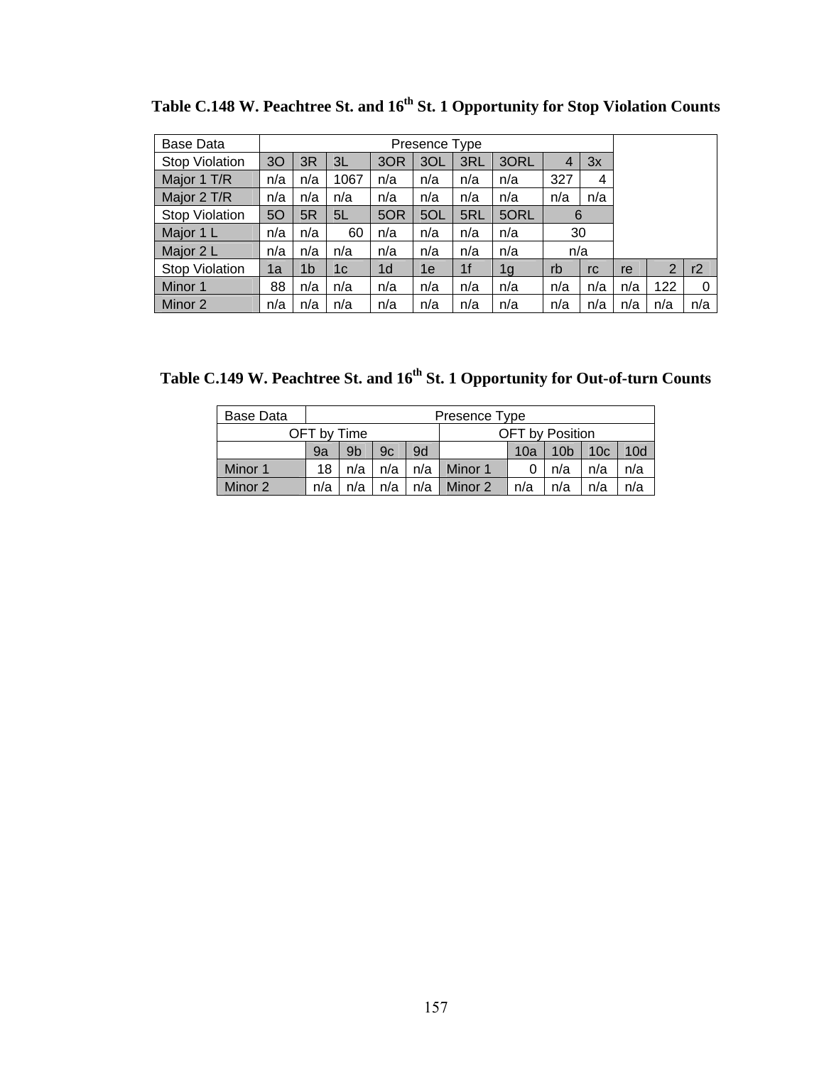**Table C.148 W. Peachtree St. and 16th St. 1 Opportunity for Stop Violation Counts**

| Base Data | Presence Type | | | | | | | | | | | |
|---|---|---|---|---|---|---|---|---|---|---|---|---|
| Stop Violation | 3O | 3R | 3L | 3OR | 3OL | 3RL | 3ORL | 4 | 3x | | | |
| Major 1 T/R | n/a | n/a | 1067 | n/a | n/a | n/a | n/a | 327 | 4 | | | |
| Major 2 T/R | n/a | n/a | n/a | n/a | n/a | n/a | n/a | n/a | n/a | | | |
| Stop Violation | 5O | 5R | 5L | 5OR | 5OL | 5RL | 5ORL | 6 | | | | |
| Major 1 L | n/a | n/a | 60 | n/a | n/a | n/a | n/a | 30 | | | | |
| Major 2 L | n/a | n/a | n/a | n/a | n/a | n/a | n/a | n/a | | | | |
| Stop Violation | 1a | 1b | 1c | 1d | 1e | 1f | 1g | rb | rc | re | 2 | r2 |
| Minor 1 | 88 | n/a | n/a | n/a | n/a | n/a | n/a | n/a | n/a | n/a | 122 | 0 |
| Minor 2 | n/a | n/a | n/a | n/a | n/a | n/a | n/a | n/a | n/a | n/a | n/a | n/a |

**Table C.149 W. Peachtree St. and 16th St. 1 Opportunity for Out-of-turn Counts**

| Base Data | Presence Type | | | | | | | | |
|---|---|---|---|---|---|---|---|---|---|
| OFT by Time | | | | | OFT by Position | | | | |
| | 9a | 9b | 9c | 9d | | 10a | 10b | 10c | 10d |
| Minor 1 | 18 | n/a | n/a | n/a | Minor 1 | 0 | n/a | n/a | n/a |
| Minor 2 | n/a | n/a | n/a | n/a | Minor 2 | n/a | n/a | n/a | n/a |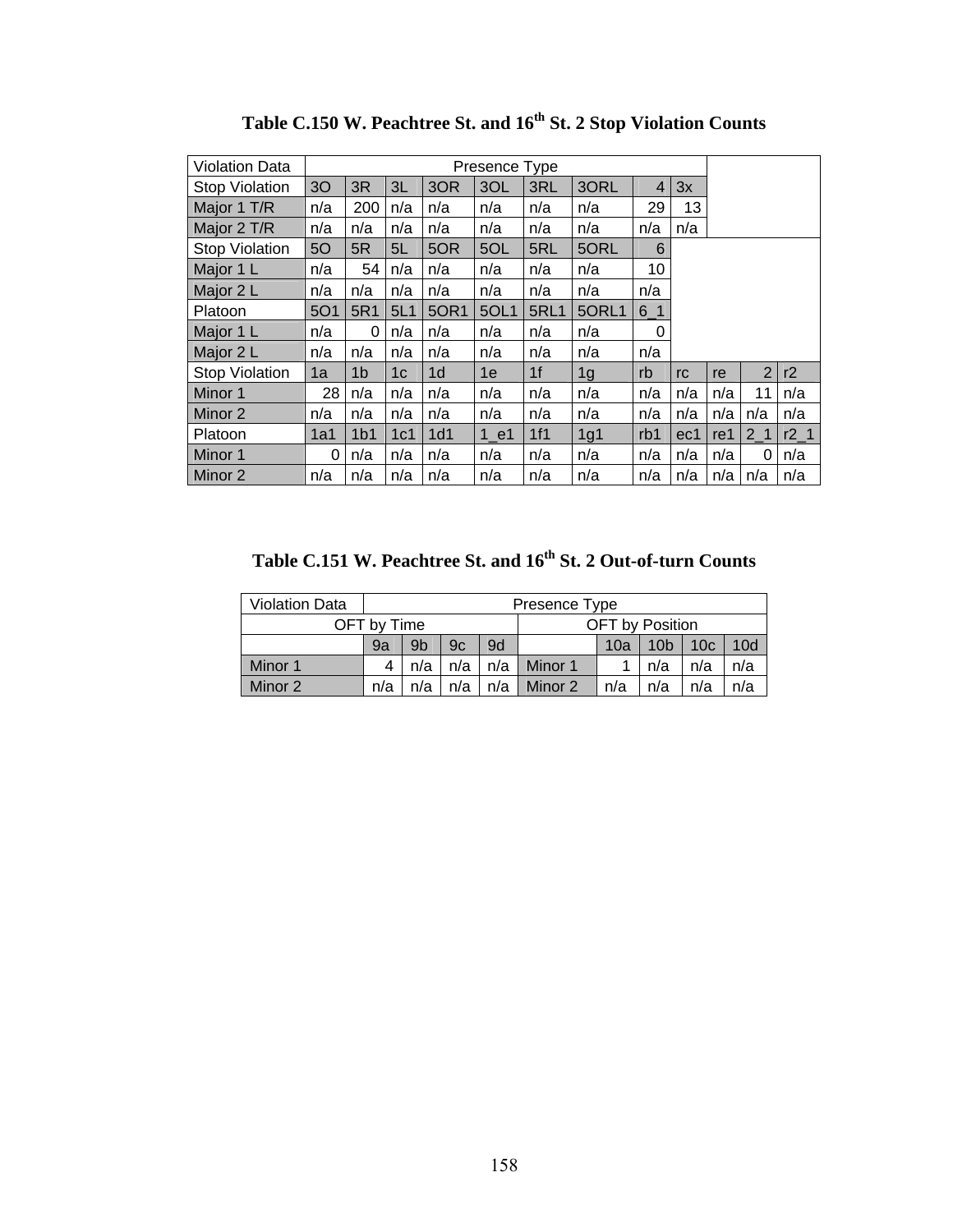**Table C.150 W. Peachtree St. and 16th St. 2 Stop Violation Counts**

| Violation Data | Presence Type | | | | | | | | | | | |
|---|---|---|---|---|---|---|---|---|---|---|---|---|
| Stop Violation | 3O | 3R | 3L | 3OR | 3OL | 3RL | 3ORL | 4 | 3x | | | |
| Major 1 T/R | n/a | 200 | n/a | n/a | n/a | n/a | n/a | 29 | 13 | | | |
| Major 2 T/R | n/a | n/a | n/a | n/a | n/a | n/a | n/a | n/a | n/a | | | |
| Stop Violation | 5O | 5R | 5L | 5OR | 5OL | 5RL | 5ORL | 6 | | | | |
| Major 1 L | n/a | 54 | n/a | n/a | n/a | n/a | n/a | 10 | | | | |
| Major 2 L | n/a | n/a | n/a | n/a | n/a | n/a | n/a | n/a | | | | |
| Platoon | 5O1 | 5R1 | 5L1 | 5OR1 | 5OL1 | 5RL1 | 5ORL1 | 6_1 | | | | |
| Major 1 L | n/a | 0 | n/a | n/a | n/a | n/a | n/a | 0 | | | | |
| Major 2 L | n/a | n/a | n/a | n/a | n/a | n/a | n/a | n/a | | | | |
| Stop Violation | 1a | 1b | 1c | 1d | 1e | 1f | 1g | rb | rc | re | 2 | r2 |
| Minor 1 | 28 | n/a | n/a | n/a | n/a | n/a | n/a | n/a | n/a | n/a | 11 | n/a |
| Minor 2 | n/a | n/a | n/a | n/a | n/a | n/a | n/a | n/a | n/a | n/a | n/a | n/a |
| Platoon | 1a1 | 1b1 | 1c1 | 1d1 | 1_e1 | 1f1 | 1g1 | rb1 | ec1 | re1 | 2_1 | r2_1 |
| Minor 1 | 0 | n/a | n/a | n/a | n/a | n/a | n/a | n/a | n/a | n/a | 0 | n/a |
| Minor 2 | n/a | n/a | n/a | n/a | n/a | n/a | n/a | n/a | n/a | n/a | n/a | n/a |

**Table C.151 W. Peachtree St. and 16th St. 2 Out-of-turn Counts**

| Violation Data | Presence Type | | | | | | | | |
|---|---|---|---|---|---|---|---|---|---|
| OFT by Time | | | | | OFT by Position | | | | |
| | 9a | 9b | 9c | 9d | | 10a | 10b | 10c | 10d |
| Minor 1 | 4 | n/a | n/a | n/a | Minor 1 | 1 | n/a | n/a | n/a |
| Minor 2 | n/a | n/a | n/a | n/a | Minor 2 | n/a | n/a | n/a | n/a |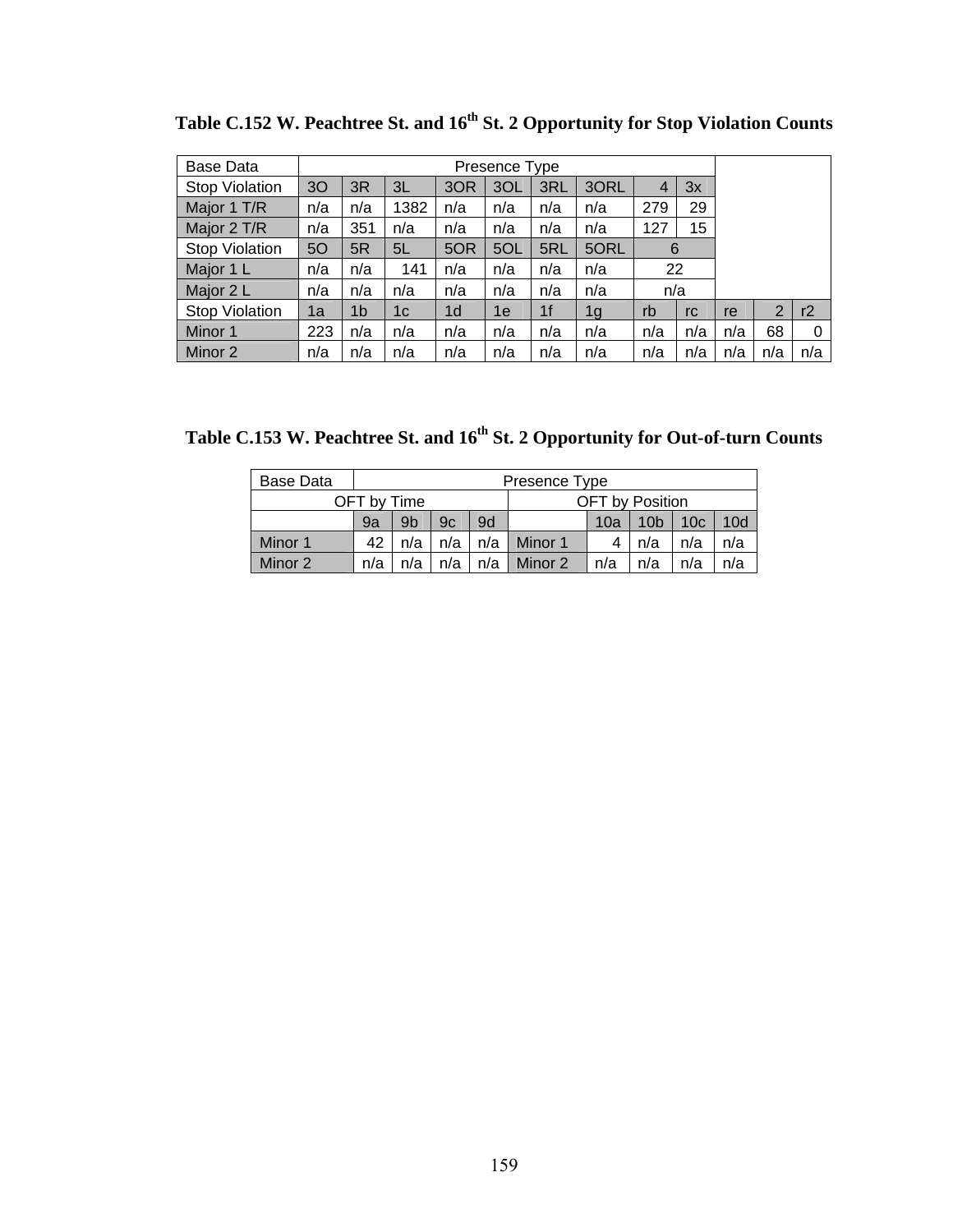**Table C.152 W. Peachtree St. and 16th St. 2 Opportunity for Stop Violation Counts**

| Base Data | Presence Type | | | | | | | | | | | |
|---|---|---|---|---|---|---|---|---|---|---|---|---|
| Stop Violation | 3O | 3R | 3L | 3OR | 3OL | 3RL | 3ORL | 4 | 3x | | | |
| Major 1 T/R | n/a | n/a | 1382 | n/a | n/a | n/a | n/a | 279 | 29 | | | |
| Major 2 T/R | n/a | 351 | n/a | n/a | n/a | n/a | n/a | 127 | 15 | | | |
| Stop Violation | 5O | 5R | 5L | 5OR | 5OL | 5RL | 5ORL | 6 | | | | |
| Major 1 L | n/a | n/a | 141 | n/a | n/a | n/a | n/a | 22 | | | | |
| Major 2 L | n/a | n/a | n/a | n/a | n/a | n/a | n/a | n/a | | | | |
| Stop Violation | 1a | 1b | 1c | 1d | 1e | 1f | 1g | rb | rc | re | 2 | r2 |
| Minor 1 | 223 | n/a | n/a | n/a | n/a | n/a | n/a | n/a | n/a | n/a | 68 | 0 |
| Minor 2 | n/a | n/a | n/a | n/a | n/a | n/a | n/a | n/a | n/a | n/a | n/a | n/a |

**Table C.153 W. Peachtree St. and 16th St. 2 Opportunity for Out-of-turn Counts**

| Base Data | Presence Type | | | | | | | | |
|---|---|---|---|---|---|---|---|---|---|
| OFT by Time | | | | | OFT by Position | | | | |
| | 9a | 9b | 9c | 9d | | 10a | 10b | 10c | 10d |
| Minor 1 | 42 | n/a | n/a | n/a | Minor 1 | 4 | n/a | n/a | n/a |
| Minor 2 | n/a | n/a | n/a | n/a | Minor 2 | n/a | n/a | n/a | n/a |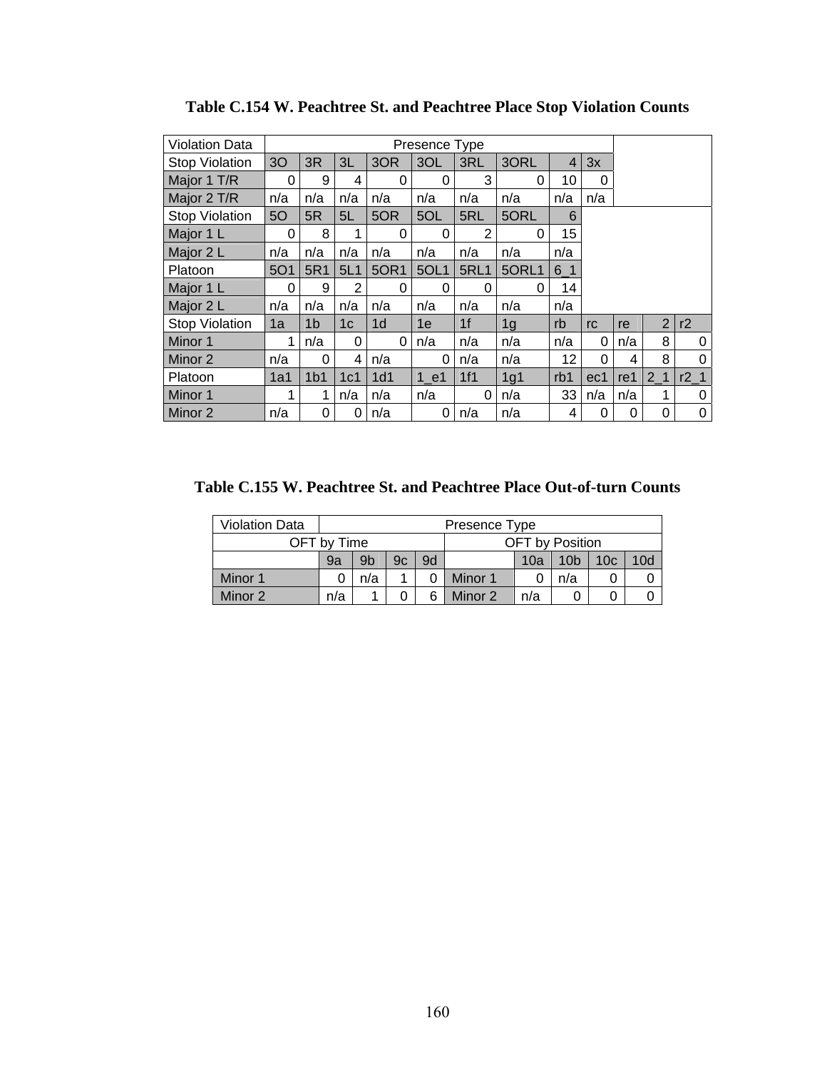**Table C.154 W. Peachtree St. and Peachtree Place Stop Violation Counts**

| Violation Data | Presence Type | | | | | | | | | | | |
|---|---|---|---|---|---|---|---|---|---|---|---|---|
| Stop Violation | 3O | 3R | 3L | 3OR | 3OL | 3RL | 3ORL | 4 | 3x | | | |
| Major 1 T/R | 0 | 9 | 4 | 0 | 0 | 3 | 0 | 10 | 0 | | | |
| Major 2 T/R | n/a | n/a | n/a | n/a | n/a | n/a | n/a | n/a | n/a | | | |
| Stop Violation | 5O | 5R | 5L | 5OR | 5OL | 5RL | 5ORL | 6 | | | | |
| Major 1 L | 0 | 8 | 1 | 0 | 0 | 2 | 0 | 15 | | | | |
| Major 2 L | n/a | n/a | n/a | n/a | n/a | n/a | n/a | n/a | | | | |
| Platoon | 5O1 | 5R1 | 5L1 | 5OR1 | 5OL1 | 5RL1 | 5ORL1 | 6_1 | | | | |
| Major 1 L | 0 | 9 | 2 | 0 | 0 | 0 | 0 | 14 | | | | |
| Major 2 L | n/a | n/a | n/a | n/a | n/a | n/a | n/a | n/a | | | | |
| Stop Violation | 1a | 1b | 1c | 1d | 1e | 1f | 1g | rb | rc | re | 2 | r2 |
| Minor 1 | 1 | n/a | 0 | 0 | n/a | n/a | n/a | n/a | 0 | n/a | 8 | 0 |
| Minor 2 | n/a | 0 | 4 | n/a | 0 | n/a | n/a | 12 | 0 | 4 | 8 | 0 |
| Platoon | 1a1 | 1b1 | 1c1 | 1d1 | 1_e1 | 1f1 | 1g1 | rb1 | ec1 | re1 | 2_1 | r2_1 |
| Minor 1 | 1 | 1 | n/a | n/a | n/a | 0 | n/a | 33 | n/a | n/a | 1 | 0 |
| Minor 2 | n/a | 0 | 0 | n/a | 0 | n/a | n/a | 4 | 0 | 0 | 0 | 0 |

**Table C.155 W. Peachtree St. and Peachtree Place Out-of-turn Counts**

| Violation Data | Presence Type | | | | | | | | |
|---|---|---|---|---|---|---|---|---|---|
| OFT by Time | | | | | OFT by Position | | | | |
| | 9a | 9b | 9c | 9d | | 10a | 10b | 10c | 10d |
| Minor 1 | 0 | n/a | 1 | 0 | Minor 1 | 0 | n/a | 0 | 0 |
| Minor 2 | n/a | 1 | 0 | 6 | Minor 2 | n/a | 0 | 0 | 0 |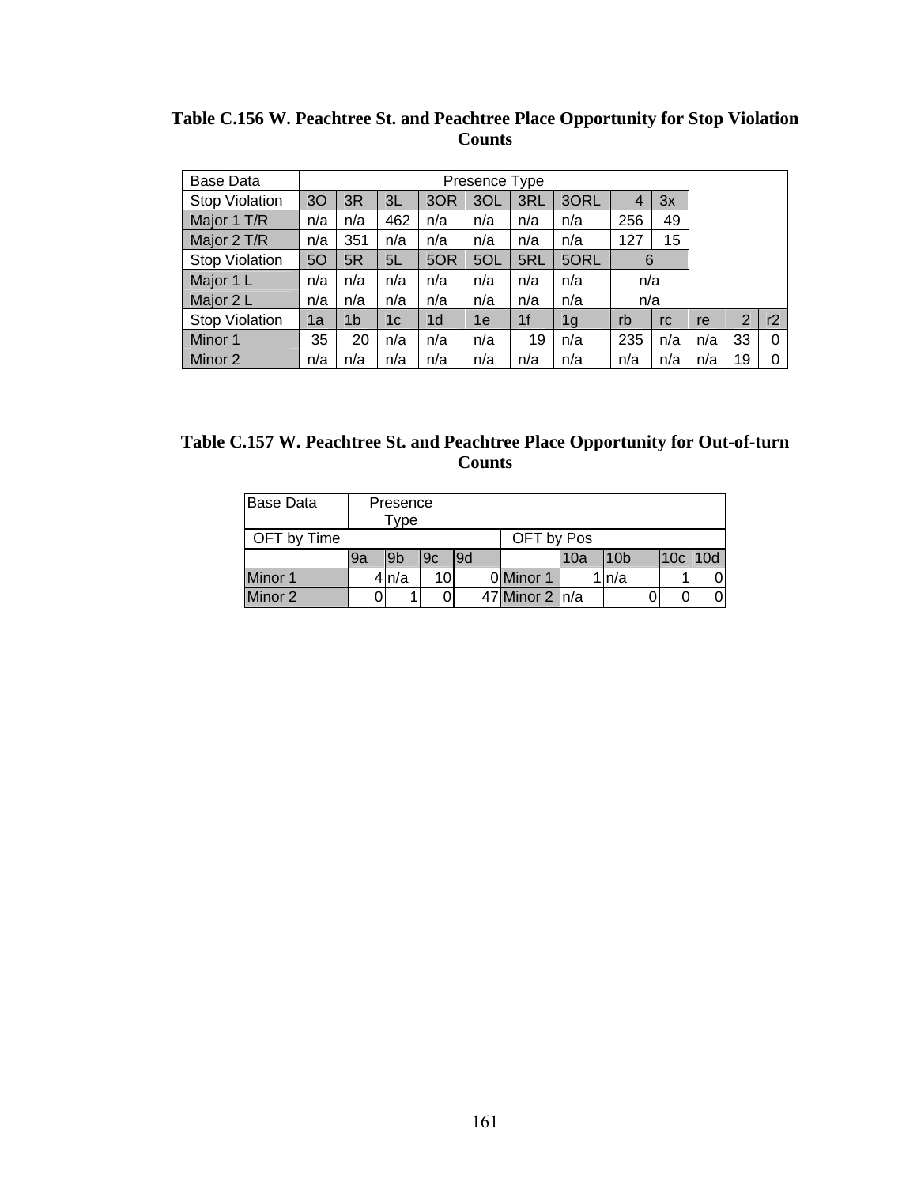**Table C.156 W. Peachtree St. and Peachtree Place Opportunity for Stop Violation Counts**

| Base Data | Presence Type | | | | | | | | | | | |
|---|---|---|---|---|---|---|---|---|---|---|---|---|
| Stop Violation | 3O | 3R | 3L | 3OR | 3OL | 3RL | 3ORL | 4 | 3x | | | |
| Major 1 T/R | n/a | n/a | 462 | n/a | n/a | n/a | n/a | 256 | 49 | | | |
| Major 2 T/R | n/a | 351 | n/a | n/a | n/a | n/a | n/a | 127 | 15 | | | |
| Stop Violation | 5O | 5R | 5L | 5OR | 5OL | 5RL | 5ORL | 6 | | | | |
| Major 1 L | n/a | n/a | n/a | n/a | n/a | n/a | n/a | n/a | | | | |
| Major 2 L | n/a | n/a | n/a | n/a | n/a | n/a | n/a | n/a | | | | |
| Stop Violation | 1a | 1b | 1c | 1d | 1e | 1f | 1g | rb | rc | re | 2 | r2 |
| Minor 1 | 35 | 20 | n/a | n/a | n/a | 19 | n/a | 235 | n/a | n/a | 33 | 0 |
| Minor 2 | n/a | n/a | n/a | n/a | n/a | n/a | n/a | n/a | n/a | n/a | 19 | 0 |

**Table C.157 W. Peachtree St. and Peachtree Place Opportunity for Out-of-turn Counts**

| Base Data | Presence Type | | | | | | | | |
|---|---|---|---|---|---|---|---|---|---|
| OFT by Time | | | | | OFT by Pos | | | | |
| | 9a | 9b | 9c | 9d | | 10a | 10b | 10c | 10d |
| Minor 1 | 4 | n/a | 10 | 0 | Minor 1 | 1 | n/a | 1 | 0 |
| Minor 2 | 0 | 1 | 0 | 47 | Minor 2 | n/a | 0 | 0 | 0 |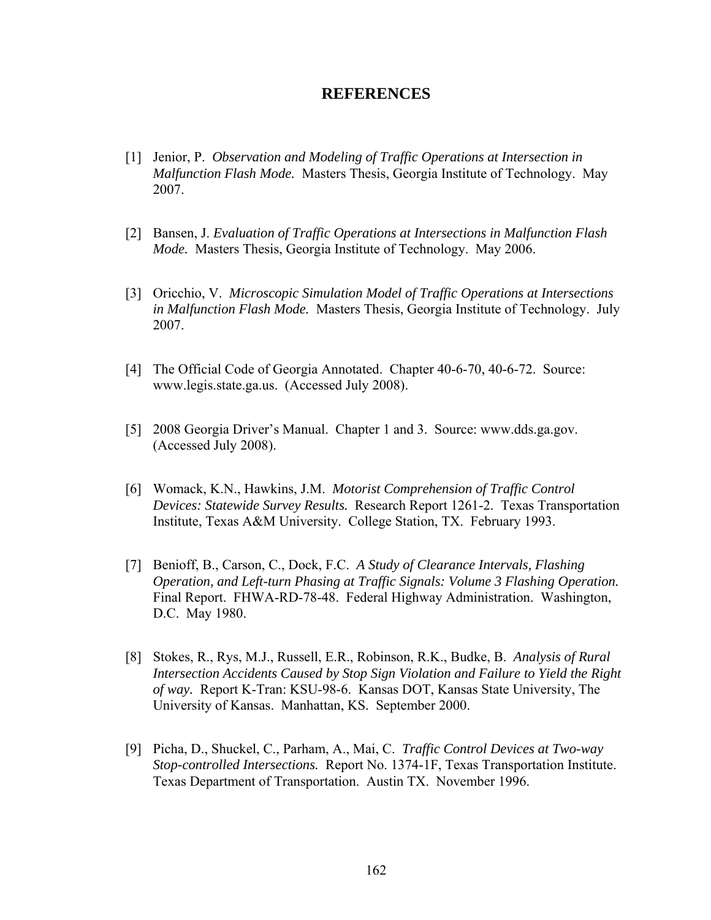# REFERENCES

[1] Jenior, P. *Observation and Modeling of Traffic Operations at Intersection in Malfunction Flash Mode.* Masters Thesis, Georgia Institute of Technology. May 2007.

[2] Bansen, J. *Evaluation of Traffic Operations at Intersections in Malfunction Flash Mode.* Masters Thesis, Georgia Institute of Technology. May 2006.

[3] Oricchio, V. *Microscopic Simulation Model of Traffic Operations at Intersections in Malfunction Flash Mode.* Masters Thesis, Georgia Institute of Technology. July 2007.

[4] The Official Code of Georgia Annotated. Chapter 40-6-70, 40-6-72. Source: www.legis.state.ga.us. (Accessed July 2008).

[5] 2008 Georgia Driver's Manual. Chapter 1 and 3. Source: www.dds.ga.gov. (Accessed July 2008).

[6] Womack, K.N., Hawkins, J.M. *Motorist Comprehension of Traffic Control Devices: Statewide Survey Results.* Research Report 1261-2. Texas Transportation Institute, Texas A&M University. College Station, TX. February 1993.

[7] Benioff, B., Carson, C., Dock, F.C. *A Study of Clearance Intervals, Flashing Operation, and Left-turn Phasing at Traffic Signals: Volume 3 Flashing Operation.* Final Report. FHWA-RD-78-48. Federal Highway Administration. Washington, D.C. May 1980.

[8] Stokes, R., Rys, M.J., Russell, E.R., Robinson, R.K., Budke, B. *Analysis of Rural Intersection Accidents Caused by Stop Sign Violation and Failure to Yield the Right of way.* Report K-Tran: KSU-98-6. Kansas DOT, Kansas State University, The University of Kansas. Manhattan, KS. September 2000.

[9] Picha, D., Shuckel, C., Parham, A., Mai, C. *Traffic Control Devices at Two-way Stop-controlled Intersections.* Report No. 1374-1F, Texas Transportation Institute. Texas Department of Transportation. Austin TX. November 1996.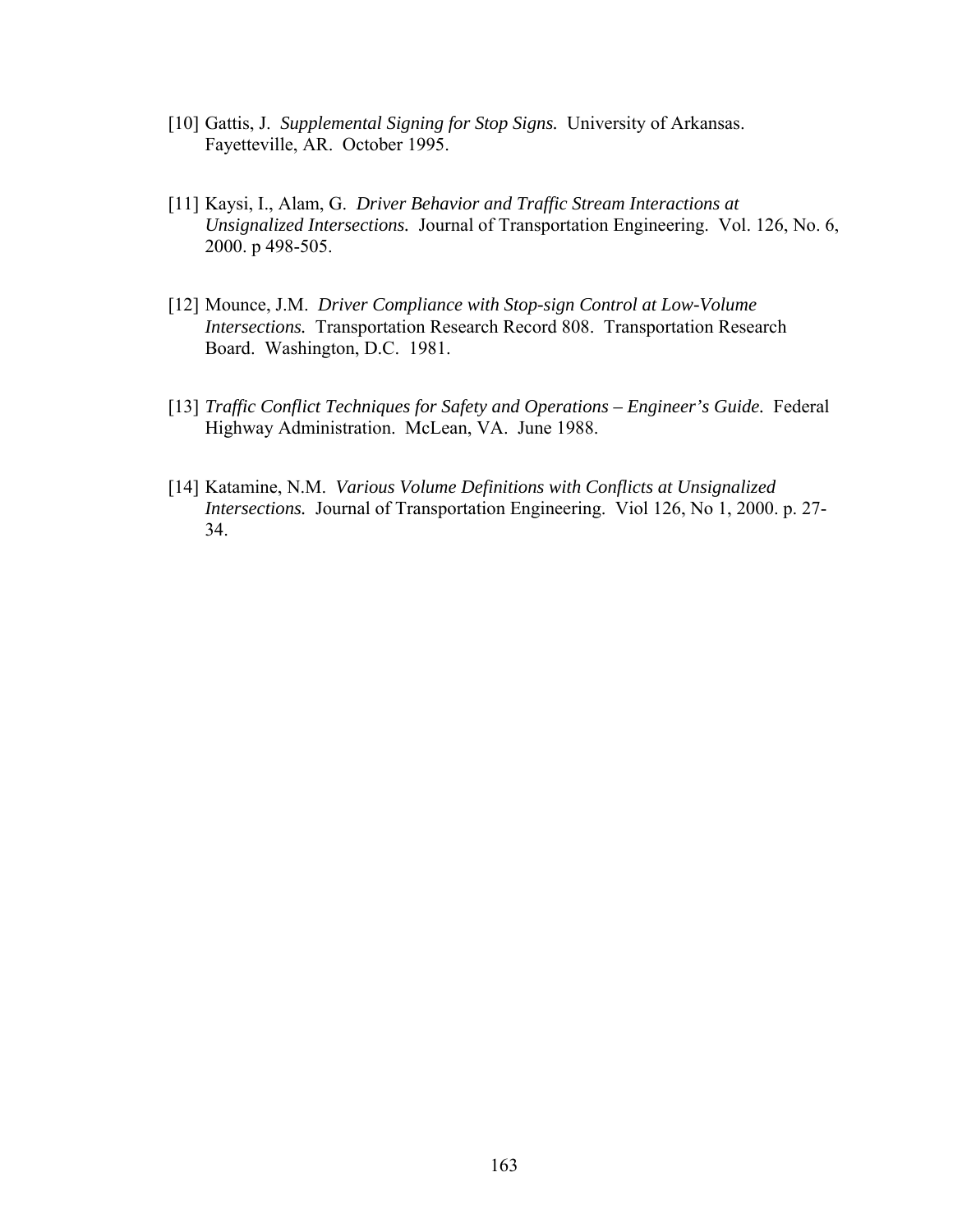[10] Gattis, J. *Supplemental Signing for Stop Signs.* University of Arkansas. Fayetteville, AR. October 1995.

[11] Kaysi, I., Alam, G. *Driver Behavior and Traffic Stream Interactions at Unsignalized Intersections.* Journal of Transportation Engineering. Vol. 126, No. 6, 2000. p 498-505.

[12] Mounce, J.M. *Driver Compliance with Stop-sign Control at Low-Volume Intersections.* Transportation Research Record 808. Transportation Research Board. Washington, D.C. 1981.

[13] *Traffic Conflict Techniques for Safety and Operations – Engineer's Guide.* Federal Highway Administration. McLean, VA. June 1988.

[14] Katamine, N.M. *Various Volume Definitions with Conflicts at Unsignalized Intersections.* Journal of Transportation Engineering. Viol 126, No 1, 2000. p. 27-34.